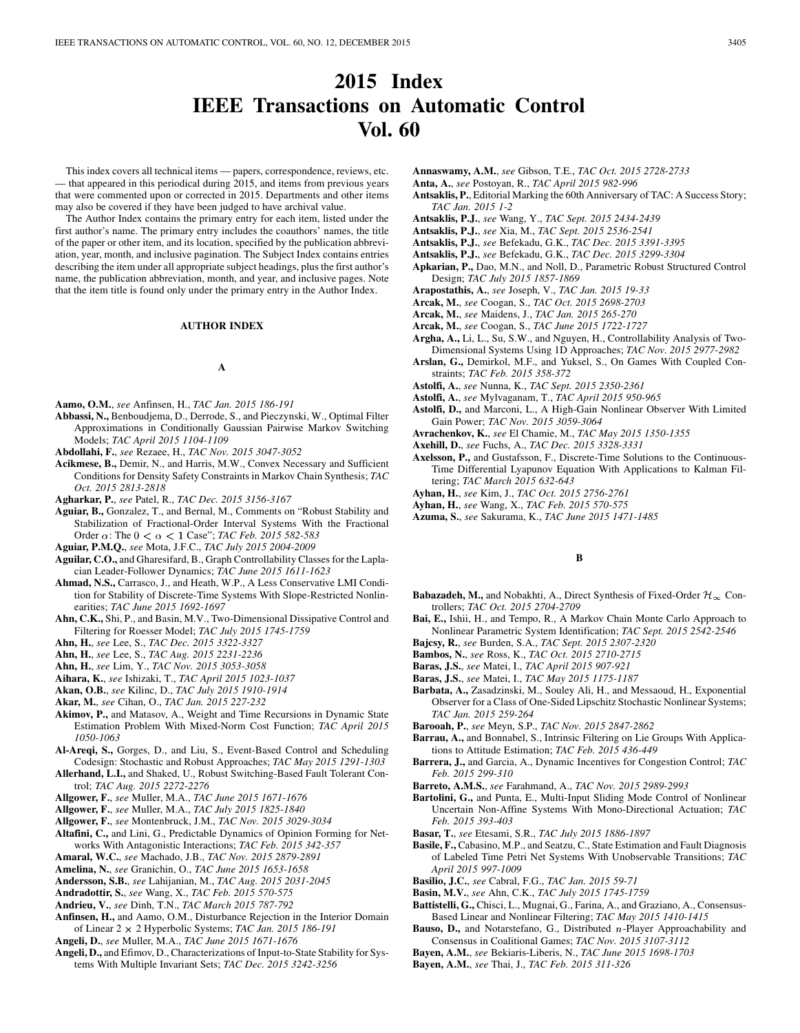# 2015 Index IEEE Transactions on Automatic Control Vol. 60

This index covers all technical items — papers, correspondence, reviews, etc. — that appeared in this periodical during 2015, and items from previous years that were commented upon or corrected in 2015. Departments and other items may also be covered if they have been judged to have archival value.

The Author Index contains the primary entry for each item, listed under the first author's name. The primary entry includes the coauthors' names, the title of the paper or other item, and its location, specified by the publication abbreviation, year, month, and inclusive pagination. The Subject Index contains entries describing the item under all appropriate subject headings, plus the first author's name, the publication abbreviation, month, and year, and inclusive pages. Note that the item title is found only under the primary entry in the Author Index.

## AUTHOR INDEX

### A

**Aamo, O.M.**, *see* Anfinsen, H., *TAC Jan. 2015 186-191*

**Abbassi, N.,** Benboudjema, D., Derrode, S., and Pieczynski, W., Optimal Filter Approximations in Conditionally Gaussian Pairwise Markov Switching Models; *TAC April 2015 1104-1109*

**Abdollahi, F.**, *see* Rezaee, H., *TAC Nov. 2015 3047-3052*

**Acikmese, B.,** Demir, N., and Harris, M.W., Convex Necessary and Sufficient Conditions for Density Safety Constraints in Markov Chain Synthesis; *TAC Oct. 2015 2813-2818*

**Agharkar, P.**, *see* Patel, R., *TAC Dec. 2015 3156-3167*

**Aguiar, B.,** Gonzalez, T., and Bernal, M., Comments on "Robust Stability and Stabilization of Fractional-Order Interval Systems With the Fractional Order $\alpha$: The $0 < \alpha < 1$ Case"; *TAC Feb. 2015 582-583*

**Aguiar, P.M.Q.**, *see* Mota, J.F.C., *TAC July 2015 2004-2009*

**Aguilar, C.O.,** and Gharesifard, B., Graph Controllability Classes for the Laplacian Leader-Follower Dynamics; *TAC June 2015 1611-1623*

**Ahmad, N.S.,** Carrasco, J., and Heath, W.P., A Less Conservative LMI Condition for Stability of Discrete-Time Systems With Slope-Restricted Nonlinearities; *TAC June 2015 1692-1697*

**Ahn, C.K.,** Shi, P., and Basin, M.V., Two-Dimensional Dissipative Control and Filtering for Roesser Model; *TAC July 2015 1745-1759*

**Ahn, H.**, *see* Lee, S., *TAC Dec. 2015 3322-3327*

**Ahn, H.**, *see* Lee, S., *TAC Aug. 2015 2231-2236*

**Ahn, H.**, *see* Lim, Y., *TAC Nov. 2015 3053-3058*

**Aihara, K.**, *see* Ishizaki, T., *TAC April 2015 1023-1037*

**Akan, O.B.**, *see* Kilinc, D., *TAC July 2015 1910-1914*

**Akar, M.**, *see* Cihan, O., *TAC Jan. 2015 227-232*

**Akimov, P.,** and Matasov, A., Weight and Time Recursions in Dynamic State Estimation Problem With Mixed-Norm Cost Function; *TAC April 2015 1050-1063*

**Al-Areqi, S.,** Gorges, D., and Liu, S., Event-Based Control and Scheduling Codesign: Stochastic and Robust Approaches; *TAC May 2015 1291-1303*

**Allerhand, L.I.,** and Shaked, U., Robust Switching-Based Fault Tolerant Control; *TAC Aug. 2015 2272-2276*

**Allgower, F.**, *see* Muller, M.A., *TAC June 2015 1671-1676*

**Allgower, F.**, *see* Muller, M.A., *TAC July 2015 1825-1840*

**Allgower, F.**, *see* Montenbruck, J.M., *TAC Nov. 2015 3029-3034*

**Altafini, C.,** and Lini, G., Predictable Dynamics of Opinion Forming for Networks With Antagonistic Interactions; *TAC Feb. 2015 342-357*

**Amaral, W.C.**, *see* Machado, J.B., *TAC Nov. 2015 2879-2891*

**Amelina, N.**, *see* Granichin, O., *TAC June 2015 1653-1658*

**Andersson, S.B.**, *see* Lahijanian, M., *TAC Aug. 2015 2031-2045*

**Andradottir, S.**, *see* Wang, X., *TAC Feb. 2015 570-575*

**Andrieu, V.**, *see* Dinh, T.N., *TAC March 2015 787-792*

**Anfinsen, H.,** and Aamo, O.M., Disturbance Rejection in the Interior Domain of Linear $2 \times 2$ Hyperbolic Systems; *TAC Jan. 2015 186-191*

**Angeli, D.**, *see* Muller, M.A., *TAC June 2015 1671-1676*

**Angeli, D.,** and Efimov, D., Characterizations of Input-to-State Stability for Systems With Multiple Invariant Sets; *TAC Dec. 2015 3242-3256*

**Annaswamy, A.M.**, *see* Gibson, T.E., *TAC Oct. 2015 2728-2733*

**Anta, A.**, *see* Postoyan, R., *TAC April 2015 982-996*

**Antsaklis, P.**, Editorial Marking the 60th Anniversary of TAC: A Success Story; *TAC Jan. 2015 1-2*

**Antsaklis, P.J.**, *see* Wang, Y., *TAC Sept. 2015 2434-2439*

**Antsaklis, P.J.**, *see* Xia, M., *TAC Sept. 2015 2536-2541*

**Antsaklis, P.J.**, *see* Befekadu, G.K., *TAC Dec. 2015 3391-3395*

**Antsaklis, P.J.**, *see* Befekadu, G.K., *TAC Dec. 2015 3299-3304*

**Apkarian, P.,** Dao, M.N., and Noll, D., Parametric Robust Structured Control Design; *TAC July 2015 1857-1869*

**Arapostathis, A.**, *see* Joseph, V., *TAC Jan. 2015 19-33*

**Arcak, M.**, *see* Coogan, S., *TAC Oct. 2015 2698-2703*

**Arcak, M.**, *see* Maidens, J., *TAC Jan. 2015 265-270*

**Arcak, M.**, *see* Coogan, S., *TAC June 2015 1722-1727*

**Argha, A.,** Li, L., Su, S.W., and Nguyen, H., Controllability Analysis of Two-Dimensional Systems Using 1D Approaches; *TAC Nov. 2015 2977-2982*

**Arslan, G.,** Demirkol, M.F., and Yuksel, S., On Games With Coupled Constraints; *TAC Feb. 2015 358-372*

**Astolfi, A.**, *see* Nunna, K., *TAC Sept. 2015 2350-2361*

**Astolfi, A.**, *see* Mylvaganam, T., *TAC April 2015 950-965*

**Astolfi, D.,** and Marconi, L., A High-Gain Nonlinear Observer With Limited Gain Power; *TAC Nov. 2015 3059-3064*

**Avrachenkov, K.**, *see* El Chamie, M., *TAC May 2015 1350-1355*

**Axehill, D.**, *see* Fuchs, A., *TAC Dec. 2015 3328-3331*

**Axelsson, P.,** and Gustafsson, F., Discrete-Time Solutions to the Continuous-Time Differential Lyapunov Equation With Applications to Kalman Filtering; *TAC March 2015 632-643*

**Ayhan, H.**, *see* Kim, J., *TAC Oct. 2015 2756-2761*

**Ayhan, H.**, *see* Wang, X., *TAC Feb. 2015 570-575*

**Azuma, S.**, *see* Sakurama, K., *TAC June 2015 1471-1485*

### B

**Babazadeh, M.,** and Nobakhti, A., Direct Synthesis of Fixed-Order $\mathcal{H}_\infty$ Controllers; *TAC Oct. 2015 2704-2709*

**Bai, E.,** Ishii, H., and Tempo, R., A Markov Chain Monte Carlo Approach to Nonlinear Parametric System Identification; *TAC Sept. 2015 2542-2546*

**Bajcsy, R.**, *see* Burden, S.A., *TAC Sept. 2015 2307-2320*

**Bambos, N.**, *see* Ross, K., *TAC Oct. 2015 2710-2715*

**Baras, J.S.**, *see* Matei, I., *TAC April 2015 907-921*

**Baras, J.S.**, *see* Matei, I., *TAC May 2015 1175-1187*

**Barbata, A.,** Zasadzinski, M., Souley Ali, H., and Messaoud, H., Exponential Observer for a Class of One-Sided Lipschitz Stochastic Nonlinear Systems; *TAC Jan. 2015 259-264*

**Barooah, P.**, *see* Meyn, S.P., *TAC Nov. 2015 2847-2862*

**Barrau, A.,** and Bonnabel, S., Intrinsic Filtering on Lie Groups With Applications to Attitude Estimation; *TAC Feb. 2015 436-449*

**Barrera, J.,** and Garcia, A., Dynamic Incentives for Congestion Control; *TAC Feb. 2015 299-310*

**Barreto, A.M.S.**, *see* Farahmand, A., *TAC Nov. 2015 2989-2993*

**Bartolini, G.,** and Punta, E., Multi-Input Sliding Mode Control of Nonlinear Uncertain Non-Affine Systems With Mono-Directional Actuation; *TAC Feb. 2015 393-403*

**Basar, T.**, *see* Etesami, S.R., *TAC July 2015 1886-1897*

**Basile, F.,** Cabasino, M.P., and Seatzu, C., State Estimation and Fault Diagnosis of Labeled Time Petri Net Systems With Unobservable Transitions; *TAC April 2015 997-1009*

**Basilio, J.C.**, *see* Cabral, F.G., *TAC Jan. 2015 59-71*

**Basin, M.V.**, *see* Ahn, C.K., *TAC July 2015 1745-1759*

**Battistelli, G.,** Chisci, L., Mugnai, G., Farina, A., and Graziano, A., Consensus-Based Linear and Nonlinear Filtering; *TAC May 2015 1410-1415*

**Bauso, D.,** and Notarstefano, G., Distributed $n$-Player Approachability and Consensus in Coalitional Games; *TAC Nov. 2015 3107-3112*

**Bayen, A.M.**, *see* Bekiaris-Liberis, N., *TAC June 2015 1698-1703*

**Bayen, A.M.**, *see* Thai, J., *TAC Feb. 2015 311-326*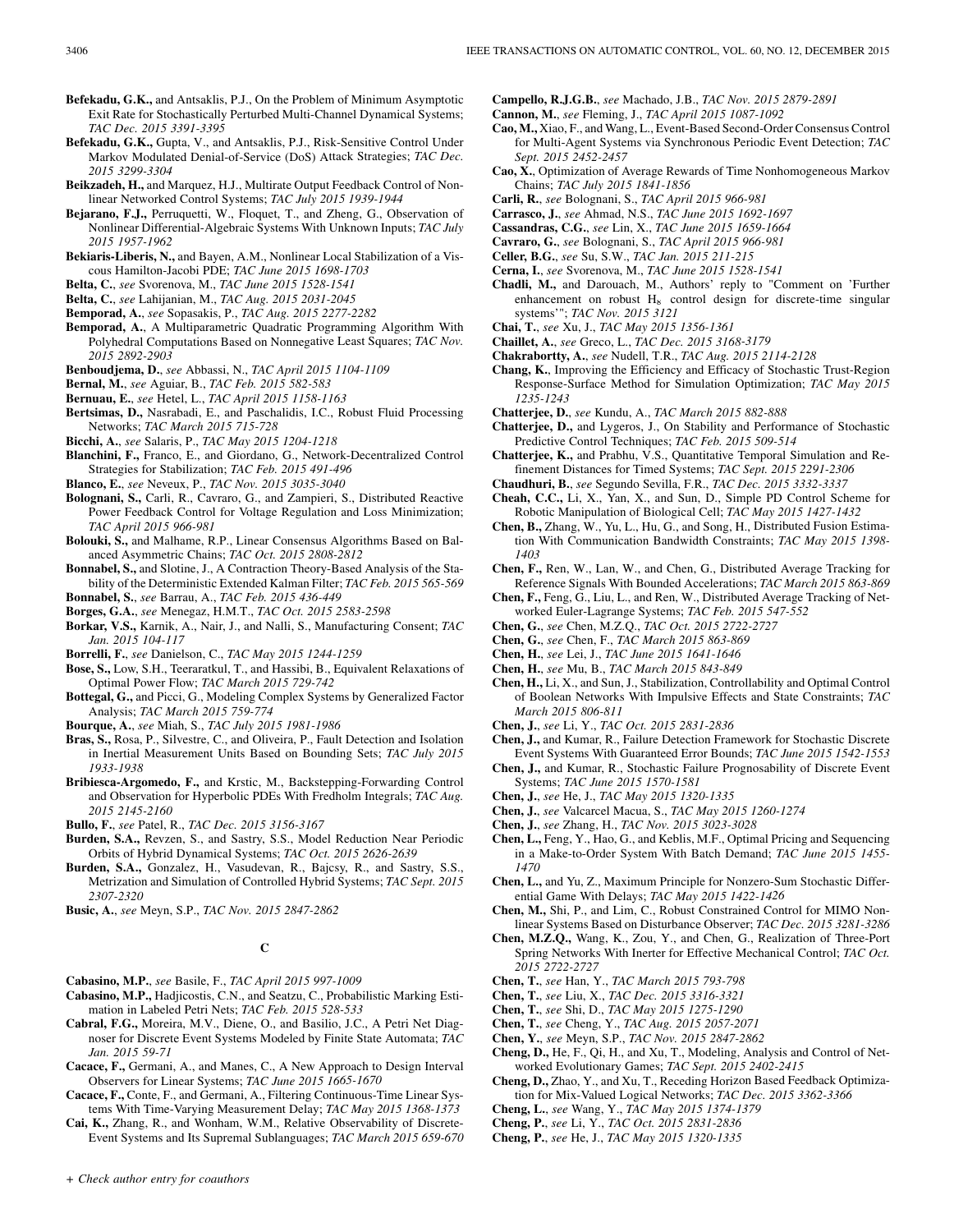**Befekadu, G.K.,** and Antsaklis, P.J., On the Problem of Minimum Asymptotic Exit Rate for Stochastically Perturbed Multi-Channel Dynamical Systems; *TAC Dec. 2015 3391-3395*

**Befekadu, G.K.,** Gupta, V., and Antsaklis, P.J., Risk-Sensitive Control Under Markov Modulated Denial-of-Service (DoS) Attack Strategies; *TAC Dec. 2015 3299-3304*

**Beikzadeh, H.,** and Marquez, H.J., Multirate Output Feedback Control of Nonlinear Networked Control Systems; *TAC July 2015 1939-1944*

**Bejarano, F.J.,** Perruquetti, W., Floquet, T., and Zheng, G., Observation of Nonlinear Differential-Algebraic Systems With Unknown Inputs; *TAC July 2015 1957-1962*

**Bekiaris-Liberis, N.,** and Bayen, A.M., Nonlinear Local Stabilization of a Viscous Hamilton-Jacobi PDE; *TAC June 2015 1698-1703*

**Belta, C.**, *see* Svorenova, M., *TAC June 2015 1528-1541*

**Belta, C.**, *see* Lahijanian, M., *TAC Aug. 2015 2031-2045*

**Bemporad, A.**, *see* Sopasakis, P., *TAC Aug. 2015 2277-2282*

**Bemporad, A.**, A Multiparametric Quadratic Programming Algorithm With Polyhedral Computations Based on Nonnegative Least Squares; *TAC Nov. 2015 2892-2903*

**Benboudjema, D.**, *see* Abbassi, N., *TAC April 2015 1104-1109*

**Bernal, M.**, *see* Aguiar, B., *TAC Feb. 2015 582-583*

**Bernuau, E.**, *see* Hetel, L., *TAC April 2015 1158-1163*

**Bertsimas, D.,** Nasrabadi, E., and Paschalidis, I.C., Robust Fluid Processing Networks; *TAC March 2015 715-728*

**Bicchi, A.**, *see* Salaris, P., *TAC May 2015 1204-1218*

**Blanchini, F.,** Franco, E., and Giordano, G., Network-Decentralized Control Strategies for Stabilization; *TAC Feb. 2015 491-496*

**Blanco, E.**, *see* Neveux, P., *TAC Nov. 2015 3035-3040*

**Bolognani, S.,** Carli, R., Cavraro, G., and Zampieri, S., Distributed Reactive Power Feedback Control for Voltage Regulation and Loss Minimization; *TAC April 2015 966-981*

**Bolouki, S.,** and Malhame, R.P., Linear Consensus Algorithms Based on Balanced Asymmetric Chains; *TAC Oct. 2015 2808-2812*

**Bonnabel, S.,** and Slotine, J., A Contraction Theory-Based Analysis of the Stability of the Deterministic Extended Kalman Filter; *TAC Feb. 2015 565-569*

**Bonnabel, S.**, *see* Barrau, A., *TAC Feb. 2015 436-449*

**Borges, G.A.**, *see* Menegaz, H.M.T., *TAC Oct. 2015 2583-2598*

**Borkar, V.S.,** Karnik, A., Nair, J., and Nalli, S., Manufacturing Consent; *TAC Jan. 2015 104-117*

**Borrelli, F.**, *see* Danielson, C., *TAC May 2015 1244-1259*

**Bose, S.,** Low, S.H., Teeraratkul, T., and Hassibi, B., Equivalent Relaxations of Optimal Power Flow; *TAC March 2015 729-742*

**Bottegal, G.,** and Picci, G., Modeling Complex Systems by Generalized Factor Analysis; *TAC March 2015 759-774*

**Bourque, A.**, *see* Miah, S., *TAC July 2015 1981-1986*

**Bras, S.,** Rosa, P., Silvestre, C., and Oliveira, P., Fault Detection and Isolation in Inertial Measurement Units Based on Bounding Sets; *TAC July 2015 1933-1938*

**Bribiesca-Argomedo, F.,** and Krstic, M., Backstepping-Forwarding Control and Observation for Hyperbolic PDEs With Fredholm Integrals; *TAC Aug. 2015 2145-2160*

**Bullo, F.**, *see* Patel, R., *TAC Dec. 2015 3156-3167*

**Burden, S.A.,** Revzen, S., and Sastry, S.S., Model Reduction Near Periodic Orbits of Hybrid Dynamical Systems; *TAC Oct. 2015 2626-2639*

**Burden, S.A.,** Gonzalez, H., Vasudevan, R., Bajcsy, R., and Sastry, S.S., Metrization and Simulation of Controlled Hybrid Systems; *TAC Sept. 2015 2307-2320*

**Busic, A.**, *see* Meyn, S.P., *TAC Nov. 2015 2847-2862*

## C

**Cabasino, M.P.**, *see* Basile, F., *TAC April 2015 997-1009*

**Cabasino, M.P.,** Hadjicostis, C.N., and Seatzu, C., Probabilistic Marking Estimation in Labeled Petri Nets; *TAC Feb. 2015 528-533*

**Cabral, F.G.,** Moreira, M.V., Diene, O., and Basilio, J.C., A Petri Net Diagnoser for Discrete Event Systems Modeled by Finite State Automata; *TAC Jan. 2015 59-71*

**Cacace, F.,** Germani, A., and Manes, C., A New Approach to Design Interval Observers for Linear Systems; *TAC June 2015 1665-1670*

**Cacace, F.,** Conte, F., and Germani, A., Filtering Continuous-Time Linear Systems With Time-Varying Measurement Delay; *TAC May 2015 1368-1373*

**Cai, K.,** Zhang, R., and Wonham, W.M., Relative Observability of Discrete-Event Systems and Its Supremal Sublanguages; *TAC March 2015 659-670*

**Campello, R.J.G.B.**, *see* Machado, J.B., *TAC Nov. 2015 2879-2891*

**Cannon, M.**, *see* Fleming, J., *TAC April 2015 1087-1092*

**Cao, M.,** Xiao, F., and Wang, L., Event-Based Second-Order Consensus Control for Multi-Agent Systems via Synchronous Periodic Event Detection; *TAC Sept. 2015 2452-2457*

**Cao, X.**, Optimization of Average Rewards of Time Nonhomogeneous Markov Chains; *TAC July 2015 1841-1856*

**Carli, R.**, *see* Bolognani, S., *TAC April 2015 966-981*

**Carrasco, J.**, *see* Ahmad, N.S., *TAC June 2015 1692-1697*

**Cassandras, C.G.**, *see* Lin, X., *TAC June 2015 1659-1664*

**Cavraro, G.**, *see* Bolognani, S., *TAC April 2015 966-981*

**Celler, B.G.**, *see* Su, S.W., *TAC Jan. 2015 211-215*

**Cerna, I.**, *see* Svorenova, M., *TAC June 2015 1528-1541*

**Chadli, M.,** and Darouach, M., Authors' reply to "Comment on 'Further enhancement on robust $H_8$ control design for discrete-time singular systems'"; *TAC Nov. 2015 3121*

**Chai, T.**, *see* Xu, J., *TAC May 2015 1356-1361*

**Chaillet, A.**, *see* Greco, L., *TAC Dec. 2015 3168-3179*

**Chakrabortty, A.**, *see* Nudell, T.R., *TAC Aug. 2015 2114-2128*

**Chang, K.**, Improving the Efficiency and Efficacy of Stochastic Trust-Region Response-Surface Method for Simulation Optimization; *TAC May 2015 1235-1243*

**Chatterjee, D.**, *see* Kundu, A., *TAC March 2015 882-888*

**Chatterjee, D.,** and Lygeros, J., On Stability and Performance of Stochastic Predictive Control Techniques; *TAC Feb. 2015 509-514*

**Chatterjee, K.,** and Prabhu, V.S., Quantitative Temporal Simulation and Refinement Distances for Timed Systems; *TAC Sept. 2015 2291-2306*

**Chaudhuri, B.**, *see* Segundo Sevilla, F.R., *TAC Dec. 2015 3332-3337*

**Cheah, C.C.,** Li, X., Yan, X., and Sun, D., Simple PD Control Scheme for Robotic Manipulation of Biological Cell; *TAC May 2015 1427-1432*

**Chen, B.,** Zhang, W., Yu, L., Hu, G., and Song, H., Distributed Fusion Estimation With Communication Bandwidth Constraints; *TAC May 2015 1398-1403*

**Chen, F.,** Ren, W., Lan, W., and Chen, G., Distributed Average Tracking for Reference Signals With Bounded Accelerations; *TAC March 2015 863-869*

**Chen, F.,** Feng, G., Liu, L., and Ren, W., Distributed Average Tracking of Networked Euler-Lagrange Systems; *TAC Feb. 2015 547-552*

**Chen, G.**, *see* Chen, M.Z.Q., *TAC Oct. 2015 2722-2727*

**Chen, G.**, *see* Chen, F., *TAC March 2015 863-869*

**Chen, H.**, *see* Lei, J., *TAC June 2015 1641-1646*

**Chen, H.**, *see* Mu, B., *TAC March 2015 843-849*

**Chen, H.,** Li, X., and Sun, J., Stabilization, Controllability and Optimal Control of Boolean Networks With Impulsive Effects and State Constraints; *TAC March 2015 806-811*

**Chen, J.**, *see* Li, Y., *TAC Oct. 2015 2831-2836*

**Chen, J.,** and Kumar, R., Failure Detection Framework for Stochastic Discrete Event Systems With Guaranteed Error Bounds; *TAC June 2015 1542-1553*

**Chen, J.,** and Kumar, R., Stochastic Failure Prognosability of Discrete Event Systems; *TAC June 2015 1570-1581*

**Chen, J.**, *see* He, J., *TAC May 2015 1320-1335*

**Chen, J.**, *see* Valcarcel Macua, S., *TAC May 2015 1260-1274*

**Chen, J.**, *see* Zhang, H., *TAC Nov. 2015 3023-3028*

**Chen, L.,** Feng, Y., Hao, G., and Keblis, M.F., Optimal Pricing and Sequencing in a Make-to-Order System With Batch Demand; *TAC June 2015 1455-1470*

**Chen, L.,** and Yu, Z., Maximum Principle for Nonzero-Sum Stochastic Differential Game With Delays; *TAC May 2015 1422-1426*

**Chen, M.,** Shi, P., and Lim, C., Robust Constrained Control for MIMO Nonlinear Systems Based on Disturbance Observer; *TAC Dec. 2015 3281-3286*

**Chen, M.Z.Q.,** Wang, K., Zou, Y., and Chen, G., Realization of Three-Port Spring Networks With Inerter for Effective Mechanical Control; *TAC Oct. 2015 2722-2727*

**Chen, T.**, *see* Han, Y., *TAC March 2015 793-798*

**Chen, T.**, *see* Liu, X., *TAC Dec. 2015 3316-3321*

**Chen, T.**, *see* Shi, D., *TAC May 2015 1275-1290*

**Chen, T.**, *see* Cheng, Y., *TAC Aug. 2015 2057-2071*

**Chen, Y.**, *see* Meyn, S.P., *TAC Nov. 2015 2847-2862*

**Cheng, D.,** He, F., Qi, H., and Xu, T., Modeling, Analysis and Control of Networked Evolutionary Games; *TAC Sept. 2015 2402-2415*

**Cheng, D.,** Zhao, Y., and Xu, T., Receding Horizon Based Feedback Optimization for Mix-Valued Logical Networks; *TAC Dec. 2015 3362-3366*

**Cheng, L.**, *see* Wang, Y., *TAC May 2015 1374-1379*

**Cheng, P.**, *see* Li, Y., *TAC Oct. 2015 2831-2836*

**Cheng, P.**, *see* He, J., *TAC May 2015 1320-1335*

+ *Check author entry for coauthors*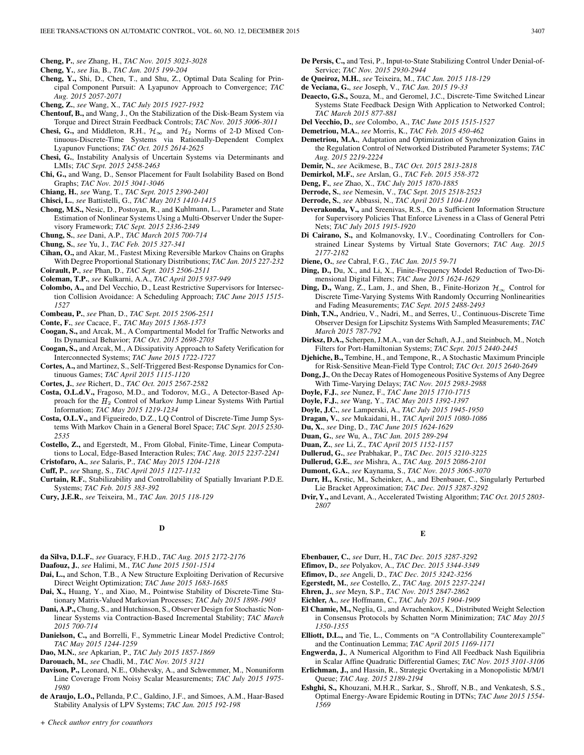**Cheng, P.**, *see* Zhang, H., *TAC Nov. 2015 3023-3028*

**Cheng, Y.**, *see* Jia, B., *TAC Jan. 2015 199-204*

**Cheng, Y.,** Shi, D., Chen, T., and Shu, Z., Optimal Data Scaling for Principal Component Pursuit: A Lyapunov Approach to Convergence; *TAC Aug. 2015 2057-2071*

**Cheng, Z.**, *see* Wang, X., *TAC July 2015 1927-1932*

**Chentouf, B.,** and Wang, J., On the Stabilization of the Disk-Beam System via Torque and Direct Strain Feedback Controls; *TAC Nov. 2015 3006-3011*

**Chesi, G.,** and Middleton, R.H., $\mathcal{H}_\infty$ and $\mathcal{H}_2$ Norms of 2-D Mixed Continuous-Discrete-Time Systems via Rationally-Dependent Complex Lyapunov Functions; *TAC Oct. 2015 2614-2625*

**Chesi, G.**, Instability Analysis of Uncertain Systems via Determinants and LMIs; *TAC Sept. 2015 2458-2463*

**Chi, G.,** and Wang, D., Sensor Placement for Fault Isolability Based on Bond Graphs; *TAC Nov. 2015 3041-3046*

**Chiang, H.**, *see* Wang, T., *TAC Sept. 2015 2390-2401*

**Chisci, L.**, *see* Battistelli, G., *TAC May 2015 1410-1415*

**Chong, M.S.,** Nesic, D., Postoyan, R., and Kuhlmann, L., Parameter and State Estimation of Nonlinear Systems Using a Multi-Observer Under the Supervisory Framework; *TAC Sept. 2015 2336-2349*

**Chung, S.**, *see* Dani, A.P., *TAC March 2015 700-714*

**Chung, S.**, *see* Yu, J., *TAC Feb. 2015 327-341*

**Cihan, O.,** and Akar, M., Fastest Mixing Reversible Markov Chains on Graphs With Degree Proportional Stationary Distributions; *TAC Jan. 2015 227-232*

**Coirault, P.**, *see* Phan, D., *TAC Sept. 2015 2506-2511*

**Coleman, T.P.**, *see* Kulkarni, A.A., *TAC April 2015 937-949*

**Colombo, A.,** and Del Vecchio, D., Least Restrictive Supervisors for Intersection Collision Avoidance: A Scheduling Approach; *TAC June 2015 1515-1527*

**Combeau, P.**, *see* Phan, D., *TAC Sept. 2015 2506-2511*

**Conte, F.**, *see* Cacace, F., *TAC May 2015 1368-1373*

**Coogan, S.,** and Arcak, M., A Compartmental Model for Traffic Networks and Its Dynamical Behavior; *TAC Oct. 2015 2698-2703*

**Coogan, S.,** and Arcak, M., A Dissipativity Approach to Safety Verification for Interconnected Systems; *TAC June 2015 1722-1727*

**Cortes, A.,** and Martinez, S., Self-Triggered Best-Response Dynamics for Continuous Games; *TAC April 2015 1115-1120*

**Cortes, J.**, *see* Richert, D., *TAC Oct. 2015 2567-2582*

**Costa, O.L.d.V.,** Fragoso, M.D., and Todorov, M.G., A Detector-Based Approach for the $H_2$ Control of Markov Jump Linear Systems With Partial Information; *TAC May 2015 1219-1234*

**Costa, O.L.V.,** and Figueiredo, D.Z., LQ Control of Discrete-Time Jump Systems With Markov Chain in a General Borel Space; *TAC Sept. 2015 2530-2535*

**Costello, Z.,** and Egerstedt, M., From Global, Finite-Time, Linear Computations to Local, Edge-Based Interaction Rules; *TAC Aug. 2015 2237-2241*

**Cristofaro, A.**, *see* Salaris, P., *TAC May 2015 1204-1218*

**Cuff, P.**, *see* Shang, S., *TAC April 2015 1127-1132*

**Curtain, R.F.**, Stabilizability and Controllability of Spatially Invariant P.D.E. Systems; *TAC Feb. 2015 383-392*

**Cury, J.E.R.**, *see* Teixeira, M., *TAC Jan. 2015 118-129*

**De Persis, C.,** and Tesi, P., Input-to-State Stabilizing Control Under Denial-of-Service; *TAC Nov. 2015 2930-2944*

**de Queiroz, M.H.**, *see* Teixeira, M., *TAC Jan. 2015 118-129*

**de Veciana, G.**, *see* Joseph, V., *TAC Jan. 2015 19-33*

**Deaecto, G.S.,** Souza, M., and Geromel, J.C., Discrete-Time Switched Linear Systems State Feedback Design With Application to Networked Control; *TAC March 2015 877-881*

**Del Vecchio, D.**, *see* Colombo, A., *TAC June 2015 1515-1527*

**Demetriou, M.A.**, *see* Morris, K., *TAC Feb. 2015 450-462*

**Demetriou, M.A.**, Adaptation and Optimization of Synchronization Gains in the Regulation Control of Networked Distributed Parameter Systems; *TAC Aug. 2015 2219-2224*

**Demir, N.**, *see* Acikmese, B., *TAC Oct. 2015 2813-2818*

**Demirkol, M.F.**, *see* Arslan, G., *TAC Feb. 2015 358-372*

**Deng, F.**, *see* Zhao, X., *TAC July 2015 1870-1885*

**Derrode, S.**, *see* Nemesin, V., *TAC Sept. 2015 2518-2523*

**Derrode, S.**, *see* Abbassi, N., *TAC April 2015 1104-1109*

**Deverakonda, V.,** and Sreenivas, R.S., On a Sufficient Information Structure for Supervisory Policies That Enforce Liveness in a Class of General Petri Nets; *TAC July 2015 1915-1920*

**Di Cairano, S.,** and Kolmanovsky, I.V., Coordinating Controllers for Constrained Linear Systems by Virtual State Governors; *TAC Aug. 2015 2177-2182*

**Diene, O.**, *see* Cabral, F.G., *TAC Jan. 2015 59-71*

**Ding, D.,** Du, X., and Li, X., Finite-Frequency Model Reduction of Two-Dimensional Digital Filters; *TAC June 2015 1624-1629*

**Ding, D.,** Wang, Z., Lam, J., and Shen, B., Finite-Horizon $\mathcal{H}_\infty$ Control for Discrete Time-Varying Systems With Randomly Occurring Nonlinearities and Fading Measurements; *TAC Sept. 2015 2488-2493*

**Dinh, T.N.,** Andrieu, V., Nadri, M., and Serres, U., Continuous-Discrete Time Observer Design for Lipschitz Systems With Sampled Measurements; *TAC March 2015 787-792*

**Dirksz, D.A.,** Scherpen, J.M.A., van der Schaft, A.J., and Steinbuch, M., Notch Filters for Port-Hamiltonian Systems; *TAC Sept. 2015 2440-2445*

**Djehiche, B.,** Tembine, H., and Tempone, R., A Stochastic Maximum Principle for Risk-Sensitive Mean-Field Type Control; *TAC Oct. 2015 2640-2649*

**Dong, J.**, On the Decay Rates of Homogeneous Positive Systems of Any Degree With Time-Varying Delays; *TAC Nov. 2015 2983-2988*

**Doyle, F.J.**, *see* Nunez, F., *TAC June 2015 1710-1715*

**Doyle, F.J.**, *see* Wang, Y., *TAC May 2015 1392-1397*

**Doyle, J.C.**, *see* Lamperski, A., *TAC July 2015 1945-1950*

**Dragan, V.**, *see* Mukaidani, H., *TAC April 2015 1080-1086*

**Du, X.**, *see* Ding, D., *TAC June 2015 1624-1629*

**Duan, G.**, *see* Wu, A., *TAC Jan. 2015 289-294*

**Duan, Z.**, *see* Li, Z., *TAC April 2015 1152-1157*

**Dullerud, G.**, *see* Prabhakar, P., *TAC Dec. 2015 3210-3225*

**Dullerud, G.E.**, *see* Mishra, A., *TAC Aug. 2015 2086-2101*

**Dumont, G.A.**, *see* Kaynama, S., *TAC Nov. 2015 3065-3070*

**Durr, H.,** Krstic, M., Scheinker, A., and Ebenbauer, C., Singularly Perturbed Lie Bracket Approximation; *TAC Dec. 2015 3287-3292*

**Dvir, Y.,** and Levant, A., Accelerated Twisting Algorithm; *TAC Oct. 2015 2803-2807*

## D

**da Silva, D.L.F.**, *see* Guaracy, F.H.D., *TAC Aug. 2015 2172-2176*

**Daafouz, J.**, *see* Halimi, M., *TAC June 2015 1501-1514*

**Dai, L.,** and Schon, T.B., A New Structure Exploiting Derivation of Recursive Direct Weight Optimization; *TAC June 2015 1683-1685*

**Dai, X.,** Huang, Y., and Xiao, M., Pointwise Stability of Discrete-Time Stationary Matrix-Valued Markovian Processes; *TAC July 2015 1898-1903*

**Dani, A.P.,** Chung, S., and Hutchinson, S., Observer Design for Stochastic Nonlinear Systems via Contraction-Based Incremental Stability; *TAC March 2015 700-714*

**Danielson, C.,** and Borrelli, F., Symmetric Linear Model Predictive Control; *TAC May 2015 1244-1259*

**Dao, M.N.**, *see* Apkarian, P., *TAC July 2015 1857-1869*

**Darouach, M.**, *see* Chadli, M., *TAC Nov. 2015 3121*

**Davison, P.,** Leonard, N.E., Olshevsky, A., and Schwemmer, M., Nonuniform Line Coverage From Noisy Scalar Measurements; *TAC July 2015 1975-1980*

**de Araujo, L.O.,** Pellanda, P.C., Galdino, J.F., and Simoes, A.M., Haar-Based Stability Analysis of LPV Systems; *TAC Jan. 2015 192-198*

## E

**Ebenbauer, C.**, *see* Durr, H., *TAC Dec. 2015 3287-3292*

**Efimov, D.**, *see* Polyakov, A., *TAC Dec. 2015 3344-3349*

**Efimov, D.**, *see* Angeli, D., *TAC Dec. 2015 3242-3256*

**Egerstedt, M.**, *see* Costello, Z., *TAC Aug. 2015 2237-2241*

**Ehren, J.**, *see* Meyn, S.P., *TAC Nov. 2015 2847-2862*

**Eichler, A.**, *see* Hoffmann, C., *TAC July 2015 1904-1909*

**El Chamie, M.,** Neglia, G., and Avrachenkov, K., Distributed Weight Selection in Consensus Protocols by Schatten Norm Minimization; *TAC May 2015 1350-1355*

**Elliott, D.L.,** and Tie, L., Comments on "A Controllability Counterexample" and the Continuation Lemma; *TAC April 2015 1169-1171*

**Engwerda, J.**, A Numerical Algorithm to Find All Feedback Nash Equilibria in Scalar Affine Quadratic Differential Games; *TAC Nov. 2015 3101-3106*

**Erlichman, J.,** and Hassin, R., Strategic Overtaking in a Monopolistic M/M/1 Queue; *TAC Aug. 2015 2189-2194*

**Eshghi, S.,** Khouzani, M.H.R., Sarkar, S., Shroff, N.B., and Venkatesh, S.S., Optimal Energy-Aware Epidemic Routing in DTNs; *TAC June 2015 1554-1569*

*+ Check author entry for coauthors*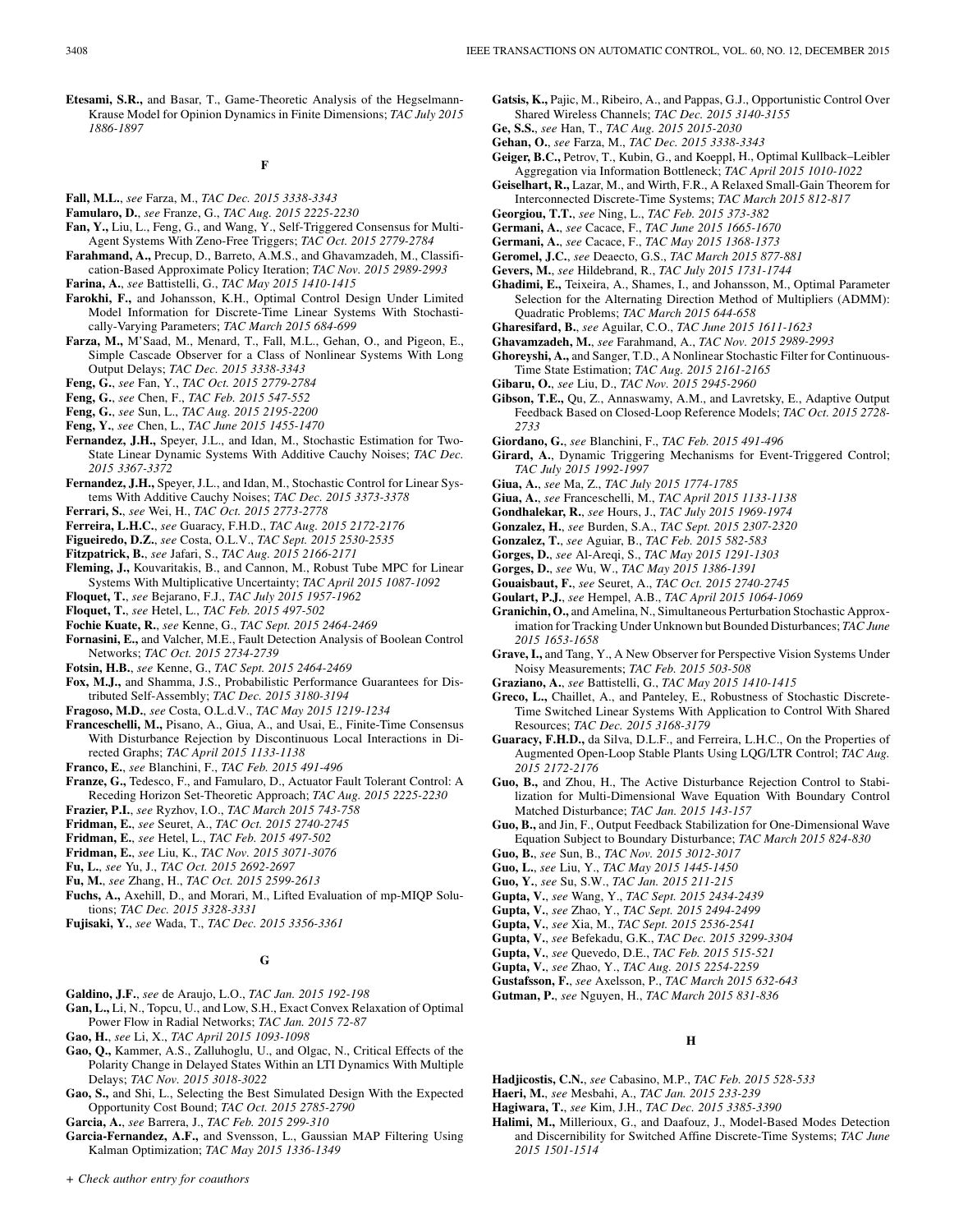**Etesami, S.R.,** and Basar, T., Game-Theoretic Analysis of the Hegselmann-Krause Model for Opinion Dynamics in Finite Dimensions; *TAC July 2015 1886-1897*

## F

**Fall, M.L.**, *see* Farza, M., *TAC Dec. 2015 3338-3343*

**Famularo, D.**, *see* Franze, G., *TAC Aug. 2015 2225-2230*

**Fan, Y.,** Liu, L., Feng, G., and Wang, Y., Self-Triggered Consensus for Multi-Agent Systems With Zeno-Free Triggers; *TAC Oct. 2015 2779-2784*

**Farahmand, A.,** Precup, D., Barreto, A.M.S., and Ghavamzadeh, M., Classification-Based Approximate Policy Iteration; *TAC Nov. 2015 2989-2993*

**Farina, A.**, *see* Battistelli, G., *TAC May 2015 1410-1415*

**Farokhi, F.,** and Johansson, K.H., Optimal Control Design Under Limited Model Information for Discrete-Time Linear Systems With Stochastically-Varying Parameters; *TAC March 2015 684-699*

**Farza, M.,** M'Saad, M., Menard, T., Fall, M.L., Gehan, O., and Pigeon, E., Simple Cascade Observer for a Class of Nonlinear Systems With Long Output Delays; *TAC Dec. 2015 3338-3343*

**Feng, G.**, *see* Fan, Y., *TAC Oct. 2015 2779-2784*

**Feng, G.**, *see* Chen, F., *TAC Feb. 2015 547-552*

**Feng, G.**, *see* Sun, L., *TAC Aug. 2015 2195-2200*

**Feng, Y.**, *see* Chen, L., *TAC June 2015 1455-1470*

**Fernandez, J.H.,** Speyer, J.L., and Idan, M., Stochastic Estimation for Two-State Linear Dynamic Systems With Additive Cauchy Noises; *TAC Dec. 2015 3367-3372*

**Fernandez, J.H.,** Speyer, J.L., and Idan, M., Stochastic Control for Linear Systems With Additive Cauchy Noises; *TAC Dec. 2015 3373-3378*

**Ferrari, S.**, *see* Wei, H., *TAC Oct. 2015 2773-2778*

**Ferreira, L.H.C.**, *see* Guaracy, F.H.D., *TAC Aug. 2015 2172-2176*

**Figueiredo, D.Z.**, *see* Costa, O.L.V., *TAC Sept. 2015 2530-2535*

**Fitzpatrick, B.**, *see* Jafari, S., *TAC Aug. 2015 2166-2171*

**Fleming, J.,** Kouvaritakis, B., and Cannon, M., Robust Tube MPC for Linear Systems With Multiplicative Uncertainty; *TAC April 2015 1087-1092*

**Floquet, T.**, *see* Bejarano, F.J., *TAC July 2015 1957-1962*

**Floquet, T.**, *see* Hetel, L., *TAC Feb. 2015 497-502*

**Fochie Kuate, R.**, *see* Kenne, G., *TAC Sept. 2015 2464-2469*

**Fornasini, E.,** and Valcher, M.E., Fault Detection Analysis of Boolean Control Networks; *TAC Oct. 2015 2734-2739*

**Fotsin, H.B.**, *see* Kenne, G., *TAC Sept. 2015 2464-2469*

**Fox, M.J.,** and Shamma, J.S., Probabilistic Performance Guarantees for Distributed Self-Assembly; *TAC Dec. 2015 3180-3194*

**Fragoso, M.D.**, *see* Costa, O.L.d.V., *TAC May 2015 1219-1234*

**Franceschelli, M.,** Pisano, A., Giua, A., and Usai, E., Finite-Time Consensus With Disturbance Rejection by Discontinuous Local Interactions in Directed Graphs; *TAC April 2015 1133-1138*

**Franco, E.**, *see* Blanchini, F., *TAC Feb. 2015 491-496*

**Franze, G.,** Tedesco, F., and Famularo, D., Actuator Fault Tolerant Control: A Receding Horizon Set-Theoretic Approach; *TAC Aug. 2015 2225-2230*

**Frazier, P.I.**, *see* Ryzhov, I.O., *TAC March 2015 743-758*

**Fridman, E.**, *see* Seuret, A., *TAC Oct. 2015 2740-2745*

**Fridman, E.**, *see* Hetel, L., *TAC Feb. 2015 497-502*

**Fridman, E.**, *see* Liu, K., *TAC Nov. 2015 3071-3076*

**Fu, L.**, *see* Yu, J., *TAC Oct. 2015 2692-2697*

**Fu, M.**, *see* Zhang, H., *TAC Oct. 2015 2599-2613*

**Fuchs, A.,** Axehill, D., and Morari, M., Lifted Evaluation of mp-MIQP Solutions; *TAC Dec. 2015 3328-3331*

**Fujisaki, Y.**, *see* Wada, T., *TAC Dec. 2015 3356-3361*

## G

**Galdino, J.F.**, *see* de Araujo, L.O., *TAC Jan. 2015 192-198*

**Gan, L.,** Li, N., Topcu, U., and Low, S.H., Exact Convex Relaxation of Optimal Power Flow in Radial Networks; *TAC Jan. 2015 72-87*

**Gao, H.**, *see* Li, X., *TAC April 2015 1093-1098*

**Gao, Q.,** Kammer, A.S., Zalluhoglu, U., and Olgac, N., Critical Effects of the Polarity Change in Delayed States Within an LTI Dynamics With Multiple Delays; *TAC Nov. 2015 3018-3022*

**Gao, S.,** and Shi, L., Selecting the Best Simulated Design With the Expected Opportunity Cost Bound; *TAC Oct. 2015 2785-2790*

**Garcia, A.**, *see* Barrera, J., *TAC Feb. 2015 299-310*

**Garcia-Fernandez, A.F.,** and Svensson, L., Gaussian MAP Filtering Using Kalman Optimization; *TAC May 2015 1336-1349*

**Gatsis, K.,** Pajic, M., Ribeiro, A., and Pappas, G.J., Opportunistic Control Over Shared Wireless Channels; *TAC Dec. 2015 3140-3155*

**Ge, S.S.**, *see* Han, T., *TAC Aug. 2015 2015-2030*

**Gehan, O.**, *see* Farza, M., *TAC Dec. 2015 3338-3343*

**Geiger, B.C.,** Petrov, T., Kubin, G., and Koeppl, H., Optimal Kullback–Leibler Aggregation via Information Bottleneck; *TAC April 2015 1010-1022*

**Geiselhart, R.,** Lazar, M., and Wirth, F.R., A Relaxed Small-Gain Theorem for Interconnected Discrete-Time Systems; *TAC March 2015 812-817*

**Georgiou, T.T.**, *see* Ning, L., *TAC Feb. 2015 373-382*

**Germani, A.**, *see* Cacace, F., *TAC June 2015 1665-1670*

**Germani, A.**, *see* Cacace, F., *TAC May 2015 1368-1373*

**Geromel, J.C.**, *see* Deaecto, G.S., *TAC March 2015 877-881*

**Gevers, M.**, *see* Hildebrand, R., *TAC July 2015 1731-1744*

**Ghadimi, E.,** Teixeira, A., Shames, I., and Johansson, M., Optimal Parameter Selection for the Alternating Direction Method of Multipliers (ADMM): Quadratic Problems; *TAC March 2015 644-658*

**Gharesifard, B.**, *see* Aguilar, C.O., *TAC June 2015 1611-1623*

**Ghavamzadeh, M.**, *see* Farahmand, A., *TAC Nov. 2015 2989-2993*

**Ghoreyshi, A.,** and Sanger, T.D., A Nonlinear Stochastic Filter for Continuous-Time State Estimation; *TAC Aug. 2015 2161-2165*

**Gibaru, O.**, *see* Liu, D., *TAC Nov. 2015 2945-2960*

**Gibson, T.E.,** Qu, Z., Annaswamy, A.M., and Lavretsky, E., Adaptive Output Feedback Based on Closed-Loop Reference Models; *TAC Oct. 2015 2728-2733*

**Giordano, G.**, *see* Blanchini, F., *TAC Feb. 2015 491-496*

**Girard, A.**, Dynamic Triggering Mechanisms for Event-Triggered Control; *TAC July 2015 1992-1997*

**Giua, A.**, *see* Ma, Z., *TAC July 2015 1774-1785*

**Giua, A.**, *see* Franceschelli, M., *TAC April 2015 1133-1138*

**Gondhalekar, R.**, *see* Hours, J., *TAC July 2015 1969-1974*

**Gonzalez, H.**, *see* Burden, S.A., *TAC Sept. 2015 2307-2320*

**Gonzalez, T.**, *see* Aguiar, B., *TAC Feb. 2015 582-583*

**Gorges, D.**, *see* Al-Areqi, S., *TAC May 2015 1291-1303*

**Gorges, D.**, *see* Wu, W., *TAC May 2015 1386-1391*

**Gouaisbaut, F.**, *see* Seuret, A., *TAC Oct. 2015 2740-2745*

**Goulart, P.J.**, *see* Hempel, A.B., *TAC April 2015 1064-1069*

**Granichin, O.,** and Amelina, N., Simultaneous Perturbation Stochastic Approximation for Tracking Under Unknown but Bounded Disturbances; *TAC June 2015 1653-1658*

**Grave, I.,** and Tang, Y., A New Observer for Perspective Vision Systems Under Noisy Measurements; *TAC Feb. 2015 503-508*

**Graziano, A.**, *see* Battistelli, G., *TAC May 2015 1410-1415*

**Greco, L.,** Chaillet, A., and Panteley, E., Robustness of Stochastic Discrete-Time Switched Linear Systems With Application to Control With Shared Resources; *TAC Dec. 2015 3168-3179*

**Guaracy, F.H.D.,** da Silva, D.L.F., and Ferreira, L.H.C., On the Properties of Augmented Open-Loop Stable Plants Using LQG/LTR Control; *TAC Aug. 2015 2172-2176*

**Guo, B.,** and Zhou, H., The Active Disturbance Rejection Control to Stabilization for Multi-Dimensional Wave Equation With Boundary Control Matched Disturbance; *TAC Jan. 2015 143-157*

**Guo, B.,** and Jin, F., Output Feedback Stabilization for One-Dimensional Wave Equation Subject to Boundary Disturbance; *TAC March 2015 824-830*

**Guo, B.**, *see* Sun, B., *TAC Nov. 2015 3012-3017*

**Guo, L.**, *see* Liu, Y., *TAC May 2015 1445-1450*

**Guo, Y.**, *see* Su, S.W., *TAC Jan. 2015 211-215*

**Gupta, V.**, *see* Wang, Y., *TAC Sept. 2015 2434-2439*

**Gupta, V.**, *see* Zhao, Y., *TAC Sept. 2015 2494-2499*

**Gupta, V.**, *see* Xia, M., *TAC Sept. 2015 2536-2541*

**Gupta, V.**, *see* Befekadu, G.K., *TAC Dec. 2015 3299-3304*

**Gupta, V.**, *see* Quevedo, D.E., *TAC Feb. 2015 515-521*

**Gupta, V.**, *see* Zhao, Y., *TAC Aug. 2015 2254-2259*

**Gustafsson, F.**, *see* Axelsson, P., *TAC March 2015 632-643*

**Gutman, P.**, *see* Nguyen, H., *TAC March 2015 831-836*

## H

**Hadjicostis, C.N.**, *see* Cabasino, M.P., *TAC Feb. 2015 528-533*

**Haeri, M.**, *see* Mesbahi, A., *TAC Jan. 2015 233-239*

**Hagiwara, T.**, *see* Kim, J.H., *TAC Dec. 2015 3385-3390*

**Halimi, M.,** Millerioux, G., and Daafouz, J., Model-Based Modes Detection and Discernibility for Switched Affine Discrete-Time Systems; *TAC June 2015 1501-1514*

*+ Check author entry for coauthors*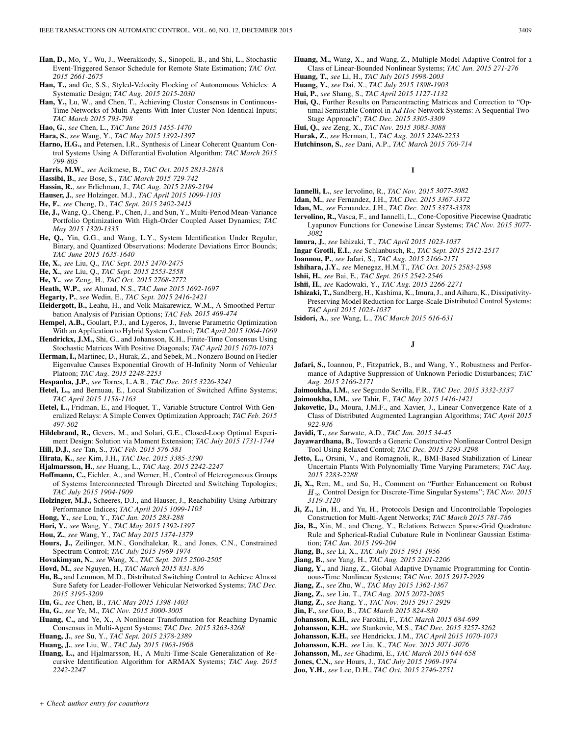**Han, D.,** Mo, Y., Wu, J., Weerakkody, S., Sinopoli, B., and Shi, L., Stochastic Event-Triggered Sensor Schedule for Remote State Estimation; *TAC Oct. 2015 2661-2675*

**Han, T.,** and Ge, S.S., Styled-Velocity Flocking of Autonomous Vehicles: A Systematic Design; *TAC Aug. 2015 2015-2030*

**Han, Y.,** Lu, W., and Chen, T., Achieving Cluster Consensus in Continuous-Time Networks of Multi-Agents With Inter-Cluster Non-Identical Inputs; *TAC March 2015 793-798*

**Hao, G.**, *see* Chen, L., *TAC June 2015 1455-1470*

**Hara, S.**, *see* Wang, Y., *TAC May 2015 1392-1397*

**Harno, H.G.,** and Petersen, I.R., Synthesis of Linear Coherent Quantum Control Systems Using A Differential Evolution Algorithm; *TAC March 2015 799-805*

**Harris, M.W.**, *see* Acikmese, B., *TAC Oct. 2015 2813-2818*

**Hassibi, B.**, *see* Bose, S., *TAC March 2015 729-742*

**Hassin, R.**, *see* Erlichman, J., *TAC Aug. 2015 2189-2194*

**Hauser, J.**, *see* Holzinger, M.J., *TAC April 2015 1099-1103*

**He, F.**, *see* Cheng, D., *TAC Sept. 2015 2402-2415*

**He, J.,** Wang, Q., Cheng, P., Chen, J., and Sun, Y., Multi-Period Mean-Variance Portfolio Optimization With High-Order Coupled Asset Dynamics; *TAC May 2015 1320-1335*

**He, Q.,** Yin, G.G., and Wang, L.Y., System Identification Under Regular, Binary, and Quantized Observations: Moderate Deviations Error Bounds; *TAC June 2015 1635-1640*

**He, X.**, *see* Liu, Q., *TAC Sept. 2015 2470-2475*

**He, X.**, *see* Liu, Q., *TAC Sept. 2015 2553-2558*

**He, Y.**, *see* Zeng, H., *TAC Oct. 2015 2768-2772*

**Heath, W.P.**, *see* Ahmad, N.S., *TAC June 2015 1692-1697*

**Hegarty, P.**, *see* Wedin, E., *TAC Sept. 2015 2416-2421*

**Heidergott, B.,** Leahu, H., and Volk-Makarewicz, W.M., A Smoothed Perturbation Analysis of Parisian Options; *TAC Feb. 2015 469-474*

**Hempel, A.B.,** Goulart, P.J., and Lygeros, J., Inverse Parametric Optimization With an Application to Hybrid System Control; *TAC April 2015 1064-1069*

**Hendrickx, J.M.,** Shi, G., and Johansson, K.H., Finite-Time Consensus Using Stochastic Matrices With Positive Diagonals; *TAC April 2015 1070-1073*

**Herman, I.,** Martinec, D., Hurak, Z., and Sebek, M., Nonzero Bound on Fiedler Eigenvalue Causes Exponential Growth of H-Infinity Norm of Vehicular Platoon; *TAC Aug. 2015 2248-2253*

**Hespanha, J.P.**, *see* Torres, L.A.B., *TAC Dec. 2015 3226-3241*

**Hetel, L.,** and Bernuau, E., Local Stabilization of Switched Affine Systems; *TAC April 2015 1158-1163*

**Hetel, L.,** Fridman, E., and Floquet, T., Variable Structure Control With Generalized Relays: A Simple Convex Optimization Approach; *TAC Feb. 2015 497-502*

**Hildebrand, R.,** Gevers, M., and Solari, G.E., Closed-Loop Optimal Experiment Design: Solution via Moment Extension; *TAC July 2015 1731-1744*

**Hill, D.J.**, *see* Tan, S., *TAC Feb. 2015 576-581*

**Hirata, K.**, *see* Kim, J.H., *TAC Dec. 2015 3385-3390*

**Hjalmarsson, H.**, *see* Huang, L., *TAC Aug. 2015 2242-2247*

**Hoffmann, C.,** Eichler, A., and Werner, H., Control of Heterogeneous Groups of Systems Interconnected Through Directed and Switching Topologies; *TAC July 2015 1904-1909*

**Holzinger, M.J.,** Scheeres, D.J., and Hauser, J., Reachability Using Arbitrary Performance Indices; *TAC April 2015 1099-1103*

**Hong, Y.**, *see* Lou, Y., *TAC Jan. 2015 283-288*

**Hori, Y.**, *see* Wang, Y., *TAC May 2015 1392-1397*

**Hou, Z.**, *see* Wang, Y., *TAC May 2015 1374-1379*

**Hours, J.,** Zeilinger, M.N., Gondhalekar, R., and Jones, C.N., Constrained Spectrum Control; *TAC July 2015 1969-1974*

**Hovakimyan, N.**, *see* Wang, X., *TAC Sept. 2015 2500-2505*

**Hovd, M.**, *see* Nguyen, H., *TAC March 2015 831-836*

**Hu, B.,** and Lemmon, M.D., Distributed Switching Control to Achieve Almost Sure Safety for Leader-Follower Vehicular Networked Systems; *TAC Dec. 2015 3195-3209*

**Hu, G.**, *see* Chen, B., *TAC May 2015 1398-1403*

**Hu, G.**, *see* Ye, M., *TAC Nov. 2015 3000-3005*

**Huang, C.,** and Ye, X., A Nonlinear Transformation for Reaching Dynamic Consensus in Multi-Agent Systems; *TAC Dec. 2015 3263-3268*

**Huang, J.**, *see* Su, Y., *TAC Sept. 2015 2378-2389*

**Huang, J.**, *see* Liu, W., *TAC July 2015 1963-1968*

**Huang, L.,** and Hjalmarsson, H., A Multi-Time-Scale Generalization of Recursive Identification Algorithm for ARMAX Systems; *TAC Aug. 2015 2242-2247*

**Huang, M.,** Wang, X., and Wang, Z., Multiple Model Adaptive Control for a Class of Linear-Bounded Nonlinear Systems; *TAC Jan. 2015 271-276*

**Huang, T.**, *see* Li, H., *TAC July 2015 1998-2003*

**Huang, Y.**, *see* Dai, X., *TAC July 2015 1898-1903*

**Hui, P.**, *see* Shang, S., *TAC April 2015 1127-1132*

**Hui, Q.**, Further Results on Paracontracting Matrices and Correction to "Optimal Semistable Control in A*d Hoc* Network Systems: A Sequential Two-Stage Approach"; *TAC Dec. 2015 3305-3309*

**Hui, Q.**, *see* Zeng, X., *TAC Nov. 2015 3083-3088*

**Hurak, Z.**, *see* Herman, I., *TAC Aug. 2015 2248-2253*

**Hutchinson, S.**, *see* Dani, A.P., *TAC March 2015 700-714*

## I

**Iannelli, L.**, *see* Iervolino, R., *TAC Nov. 2015 3077-3082*

**Idan, M.**, *see* Fernandez, J.H., *TAC Dec. 2015 3367-3372*

**Idan, M.**, *see* Fernandez, J.H., *TAC Dec. 2015 3373-3378*

**Iervolino, R.,** Vasca, F., and Iannelli, L., Cone-Copositive Piecewise Quadratic Lyapunov Functions for Conewise Linear Systems; *TAC Nov. 2015 3077-3082*

**Imura, J.**, *see* Ishizaki, T., *TAC April 2015 1023-1037*

**Ingar Grotli, E.I.**, *see* Schlanbusch, R., *TAC Sept. 2015 2512-2517*

**Ioannou, P.**, *see* Jafari, S., *TAC Aug. 2015 2166-2171*

**Ishihara, J.Y.**, *see* Menegaz, H.M.T., *TAC Oct. 2015 2583-2598*

**Ishii, H.**, *see* Bai, E., *TAC Sept. 2015 2542-2546*

**Ishii, H.**, *see* Kadowaki, Y., *TAC Aug. 2015 2266-2271*

**Ishizaki, T.,** Sandberg, H., Kashima, K., Imura, J., and Aihara, K., Dissipativity-Preserving Model Reduction for Large-Scale Distributed Control Systems; *TAC April 2015 1023-1037*

**Isidori, A.**, *see* Wang, L., *TAC March 2015 616-631*

## J

**Jafari, S.,** Ioannou, P., Fitzpatrick, B., and Wang, Y., Robustness and Performance of Adaptive Suppression of Unknown Periodic Disturbances; *TAC Aug. 2015 2166-2171*

**Jaimoukha, I.M.**, *see* Segundo Sevilla, F.R., *TAC Dec. 2015 3332-3337*

**Jaimoukha, I.M.**, *see* Tahir, F., *TAC May 2015 1416-1421*

**Jakovetic, D.,** Moura, J.M.F., and Xavier, J., Linear Convergence Rate of a Class of Distributed Augmented Lagrangian Algorithms; *TAC April 2015 922-936*

**Javidi, T.**, *see* Sarwate, A.D., *TAC Jan. 2015 34-45*

**Jayawardhana, B.**, Towards a Generic Constructive Nonlinear Control Design Tool Using Relaxed Control; *TAC Dec. 2015 3293-3298*

**Jetto, L.,** Orsini, V., and Romagnoli, R., BMI-Based Stabilization of Linear Uncertain Plants With Polynomially Time Varying Parameters; *TAC Aug. 2015 2283-2288*

**Ji, X.,** Ren, M., and Su, H., Comment on "Further Enhancement on Robust $H_\infty$ Control Design for Discrete-Time Singular Systems"; *TAC Nov. 2015 3119-3120*

**Ji, Z.,** Lin, H., and Yu, H., Protocols Design and Uncontrollable Topologies Construction for Multi-Agent Networks; *TAC March 2015 781-786*

**Jia, B.,** Xin, M., and Cheng, Y., Relations Between Sparse-Grid Quadrature Rule and Spherical-Radial Cubature Rule in Nonlinear Gaussian Estimation; *TAC Jan. 2015 199-204*

**Jiang, B.**, *see* Li, X., *TAC July 2015 1951-1956*

**Jiang, B.**, *see* Yang, H., *TAC Aug. 2015 2201-2206*

**Jiang, Y.,** and Jiang, Z., Global Adaptive Dynamic Programming for Continuous-Time Nonlinear Systems; *TAC Nov. 2015 2917-2929*

**Jiang, Z.**, *see* Zhu, W., *TAC May 2015 1362-1367*

**Jiang, Z.**, *see* Liu, T., *TAC Aug. 2015 2072-2085*

**Jiang, Z.**, *see* Jiang, Y., *TAC Nov. 2015 2917-2929*

**Jin, F.**, *see* Guo, B., *TAC March 2015 824-830*

**Johansson, K.H.**, *see* Farokhi, F., *TAC March 2015 684-699*

**Johansson, K.H.**, *see* Stankovic, M.S., *TAC Dec. 2015 3257-3262*

**Johansson, K.H.**, *see* Hendrickx, J.M., *TAC April 2015 1070-1073*

**Johansson, K.H.**, *see* Liu, K., *TAC Nov. 2015 3071-3076*

**Johansson, M.**, *see* Ghadimi, E., *TAC March 2015 644-658*

**Jones, C.N.**, *see* Hours, J., *TAC July 2015 1969-1974*

**Joo, Y.H.**, *see* Lee, D.H., *TAC Oct. 2015 2746-2751*

+ *Check author entry for coauthors*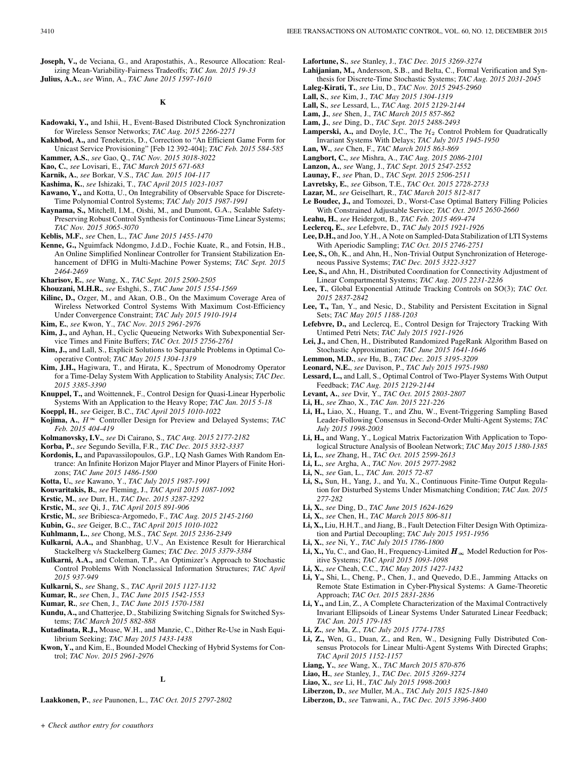**Joseph, V.,** de Veciana, G., and Arapostathis, A., Resource Allocation: Realizing Mean-Variability-Fairness Tradeoffs; *TAC Jan. 2015 19-33*

**Julius, A.A.**, *see* Winn, A., *TAC June 2015 1597-1610*

## K

**Kadowaki, Y.,** and Ishii, H., Event-Based Distributed Clock Synchronization for Wireless Sensor Networks; *TAC Aug. 2015 2266-2271*

**Kakhbod, A.,** and Teneketzis, D., Correction to "An Efficient Game Form for Unicast Service Provisioning" [Feb 12 392-404]; *TAC Feb. 2015 584-585*

**Kammer, A.S.**, *see* Gao, Q., *TAC Nov. 2015 3018-3022*

**Kao, C.**, *see* Lovisari, E., *TAC March 2015 671-683*

**Karnik, A.**, *see* Borkar, V.S., *TAC Jan. 2015 104-117*

**Kashima, K.**, *see* Ishizaki, T., *TAC April 2015 1023-1037*

**Kawano, Y.,** and Kotta, U., On Integrability of Observable Space for Discrete-Time Polynomial Control Systems; *TAC July 2015 1987-1991*

**Kaynama, S.,** Mitchell, I.M., Oishi, M., and Dumont, G.A., Scalable Safety-Preserving Robust Control Synthesis for Continuous-Time Linear Systems; *TAC Nov. 2015 3065-3070*

**Keblis, M.F.**, *see* Chen, L., *TAC June 2015 1455-1470*

**Kenne, G.,** Nguimfack Ndongmo, J.d.D., Fochie Kuate, R., and Fotsin, H.B., An Online Simplified Nonlinear Controller for Transient Stabilization Enhancement of DFIG in Multi-Machine Power Systems; *TAC Sept. 2015 2464-2469*

**Kharisov, E.**, *see* Wang, X., *TAC Sept. 2015 2500-2505*

**Khouzani, M.H.R.**, *see* Eshghi, S., *TAC June 2015 1554-1569*

**Kilinc, D.,** Ozger, M., and Akan, O.B., On the Maximum Coverage Area of Wireless Networked Control Systems With Maximum Cost-Efficiency Under Convergence Constraint; *TAC July 2015 1910-1914*

**Kim, E.**, *see* Kwon, Y., *TAC Nov. 2015 2961-2976*

**Kim, J.,** and Ayhan, H., Cyclic Queueing Networks With Subexponential Service Times and Finite Buffers; *TAC Oct. 2015 2756-2761*

**Kim, J.,** and Lall, S., Explicit Solutions to Separable Problems in Optimal Cooperative Control; *TAC May 2015 1304-1319*

**Kim, J.H.,** Hagiwara, T., and Hirata, K., Spectrum of Monodromy Operator for a Time-Delay System With Application to Stability Analysis; *TAC Dec. 2015 3385-3390*

**Knuppel, T.,** and Woittennek, F., Control Design for Quasi-Linear Hyperbolic Systems With an Application to the Heavy Rope; *TAC Jan. 2015 5-18*

**Koeppl, H.**, *see* Geiger, B.C., *TAC April 2015 1010-1022*

**Kojima, A.**, $H^\infty$ Controller Design for Preview and Delayed Systems; *TAC Feb. 2015 404-419*

**Kolmanovsky, I.V.**, *see* Di Cairano, S., *TAC Aug. 2015 2177-2182*

**Korba, P.**, *see* Segundo Sevilla, F.R., *TAC Dec. 2015 3332-3337*

**Kordonis, I.,** and Papavassilopoulos, G.P., LQ Nash Games With Random Entrance: An Infinite Horizon Major Player and Minor Players of Finite Horizons; *TAC June 2015 1486-1500*

**Kotta, U.**, *see* Kawano, Y., *TAC July 2015 1987-1991*

**Kouvaritakis, B.**, *see* Fleming, J., *TAC April 2015 1087-1092*

**Krstic, M.**, *see* Durr, H., *TAC Dec. 2015 3287-3292*

**Krstic, M.**, *see* Qi, J., *TAC April 2015 891-906*

**Krstic, M.**, *see* Bribiesca-Argomedo, F., *TAC Aug. 2015 2145-2160*

**Kubin, G.**, *see* Geiger, B.C., *TAC April 2015 1010-1022*

**Kuhlmann, L.**, *see* Chong, M.S., *TAC Sept. 2015 2336-2349*

**Kulkarni, A.A.,** and Shanbhag, U.V., An Existence Result for Hierarchical Stackelberg v/s Stackelberg Games; *TAC Dec. 2015 3379-3384*

**Kulkarni, A.A.,** and Coleman, T.P., An Optimizer's Approach to Stochastic Control Problems With Nonclassical Information Structures; *TAC April 2015 937-949*

**Kulkarni, S.**, *see* Shang, S., *TAC April 2015 1127-1132*

**Kumar, R.**, *see* Chen, J., *TAC June 2015 1542-1553*

**Kumar, R.**, *see* Chen, J., *TAC June 2015 1570-1581*

**Kundu, A.,** and Chatterjee, D., Stabilizing Switching Signals for Switched Systems; *TAC March 2015 882-888*

**Kutadinata, R.J.,** Moase, W.H., and Manzie, C., Dither Re-Use in Nash Equilibrium Seeking; *TAC May 2015 1433-1438*

**Kwon, Y.,** and Kim, E., Bounded Model Checking of Hybrid Systems for Control; *TAC Nov. 2015 2961-2976*

## L

**Laakkonen, P.**, *see* Paunonen, L., *TAC Oct. 2015 2797-2802*

**Lafortune, S.**, *see* Stanley, J., *TAC Dec. 2015 3269-3274*

**Lahijanian, M.,** Andersson, S.B., and Belta, C., Formal Verification and Synthesis for Discrete-Time Stochastic Systems; *TAC Aug. 2015 2031-2045*

**Laleg-Kirati, T.**, *see* Liu, D., *TAC Nov. 2015 2945-2960*

**Lall, S.**, *see* Kim, J., *TAC May 2015 1304-1319*

**Lall, S.**, *see* Lessard, L., *TAC Aug. 2015 2129-2144*

**Lam, J.**, *see* Shen, J., *TAC March 2015 857-862*

**Lam, J.**, *see* Ding, D., *TAC Sept. 2015 2488-2493*

**Lamperski, A.,** and Doyle, J.C., The $\mathcal{H}_2$ Control Problem for Quadratically Invariant Systems With Delays; *TAC July 2015 1945-1950*

**Lan, W.**, *see* Chen, F., *TAC March 2015 863-869*

**Langbort, C.**, *see* Mishra, A., *TAC Aug. 2015 2086-2101*

**Lanzon, A.**, *see* Wang, J., *TAC Sept. 2015 2547-2552*

**Launay, F.**, *see* Phan, D., *TAC Sept. 2015 2506-2511*

**Lavretsky, E.**, *see* Gibson, T.E., *TAC Oct. 2015 2728-2733*

**Lazar, M.**, *see* Geiselhart, R., *TAC March 2015 812-817*

**Le Boudec, J.,** and Tomozei, D., Worst-Case Optimal Battery Filling Policies With Constrained Adjustable Service; *TAC Oct. 2015 2650-2660*

**Leahu, H.**, *see* Heidergott, B., *TAC Feb. 2015 469-474*

**Leclercq, E.**, *see* Lefebvre, D., *TAC July 2015 1921-1926*

**Lee, D.H.,** and Joo, Y.H., A Note on Sampled-Data Stabilization of LTI Systems With Aperiodic Sampling; *TAC Oct. 2015 2746-2751*

**Lee, S.,** Oh, K., and Ahn, H., Non-Trivial Output Synchronization of Heterogeneous Passive Systems; *TAC Dec. 2015 3322-3327*

**Lee, S.,** and Ahn, H., Distributed Coordination for Connectivity Adjustment of Linear Compartmental Systems; *TAC Aug. 2015 2231-2236*

**Lee, T.**, Global Exponential Attitude Tracking Controls on SO(3); *TAC Oct. 2015 2837-2842*

**Lee, T.,** Tan, Y., and Nesic, D., Stability and Persistent Excitation in Signal Sets; *TAC May 2015 1188-1203*

**Lefebvre, D.,** and Leclercq, E., Control Design for Trajectory Tracking With Untimed Petri Nets; *TAC July 2015 1921-1926*

**Lei, J.,** and Chen, H., Distributed Randomized PageRank Algorithm Based on Stochastic Approximation; *TAC June 2015 1641-1646*

**Lemmon, M.D.**, *see* Hu, B., *TAC Dec. 2015 3195-3209*

**Leonard, N.E.**, *see* Davison, P., *TAC July 2015 1975-1980*

**Lessard, L.,** and Lall, S., Optimal Control of Two-Player Systems With Output Feedback; *TAC Aug. 2015 2129-2144*

**Levant, A.**, *see* Dvir, Y., *TAC Oct. 2015 2803-2807*

**Li, H.**, *see* Zhao, X., *TAC Jan. 2015 221-226*

**Li, H.,** Liao, X., Huang, T., and Zhu, W., Event-Triggering Sampling Based Leader-Following Consensus in Second-Order Multi-Agent Systems; *TAC July 2015 1998-2003*

**Li, H.,** and Wang, Y., Logical Matrix Factorization With Application to Topological Structure Analysis of Boolean Network; *TAC May 2015 1380-1385*

**Li, L.**, *see* Zhang, H., *TAC Oct. 2015 2599-2613*

**Li, L.**, *see* Argha, A., *TAC Nov. 2015 2977-2982*

**Li, N.**, *see* Gan, L., *TAC Jan. 2015 72-87*

**Li, S.,** Sun, H., Yang, J., and Yu, X., Continuous Finite-Time Output Regulation for Disturbed Systems Under Mismatching Condition; *TAC Jan. 2015 277-282*

**Li, X.**, *see* Ding, D., *TAC June 2015 1624-1629*

**Li, X.**, *see* Chen, H., *TAC March 2015 806-811*

**Li, X.,** Liu, H.H.T., and Jiang, B., Fault Detection Filter Design With Optimization and Partial Decoupling; *TAC July 2015 1951-1956*

**Li, X.**, *see* Ni, Y., *TAC July 2015 1786-1800*

**Li, X.,** Yu, C., and Gao, H., Frequency-Limited $\boldsymbol{H}_\infty$ Model Reduction for Positive Systems; *TAC April 2015 1093-1098*

**Li, X.**, *see* Cheah, C.C., *TAC May 2015 1427-1432*

**Li, Y.,** Shi, L., Cheng, P., Chen, J., and Quevedo, D.E., Jamming Attacks on Remote State Estimation in Cyber-Physical Systems: A Game-Theoretic Approach; *TAC Oct. 2015 2831-2836*

**Li, Y.,** and Lin, Z., A Complete Characterization of the Maximal Contractively Invariant Ellipsoids of Linear Systems Under Saturated Linear Feedback; *TAC Jan. 2015 179-185*

**Li, Z.**, *see* Ma, Z., *TAC July 2015 1774-1785*

**Li, Z.,** Wen, G., Duan, Z., and Ren, W., Designing Fully Distributed Consensus Protocols for Linear Multi-Agent Systems With Directed Graphs; *TAC April 2015 1152-1157*

**Liang, Y.**, *see* Wang, X., *TAC March 2015 870-876*

**Liao, H.**, *see* Stanley, J., *TAC Dec. 2015 3269-3274*

**Liao, X.**, *see* Li, H., *TAC July 2015 1998-2003*

**Liberzon, D.**, *see* Muller, M.A., *TAC July 2015 1825-1840*

**Liberzon, D.**, *see* Tanwani, A., *TAC Dec. 2015 3396-3400*

+ *Check author entry for coauthors*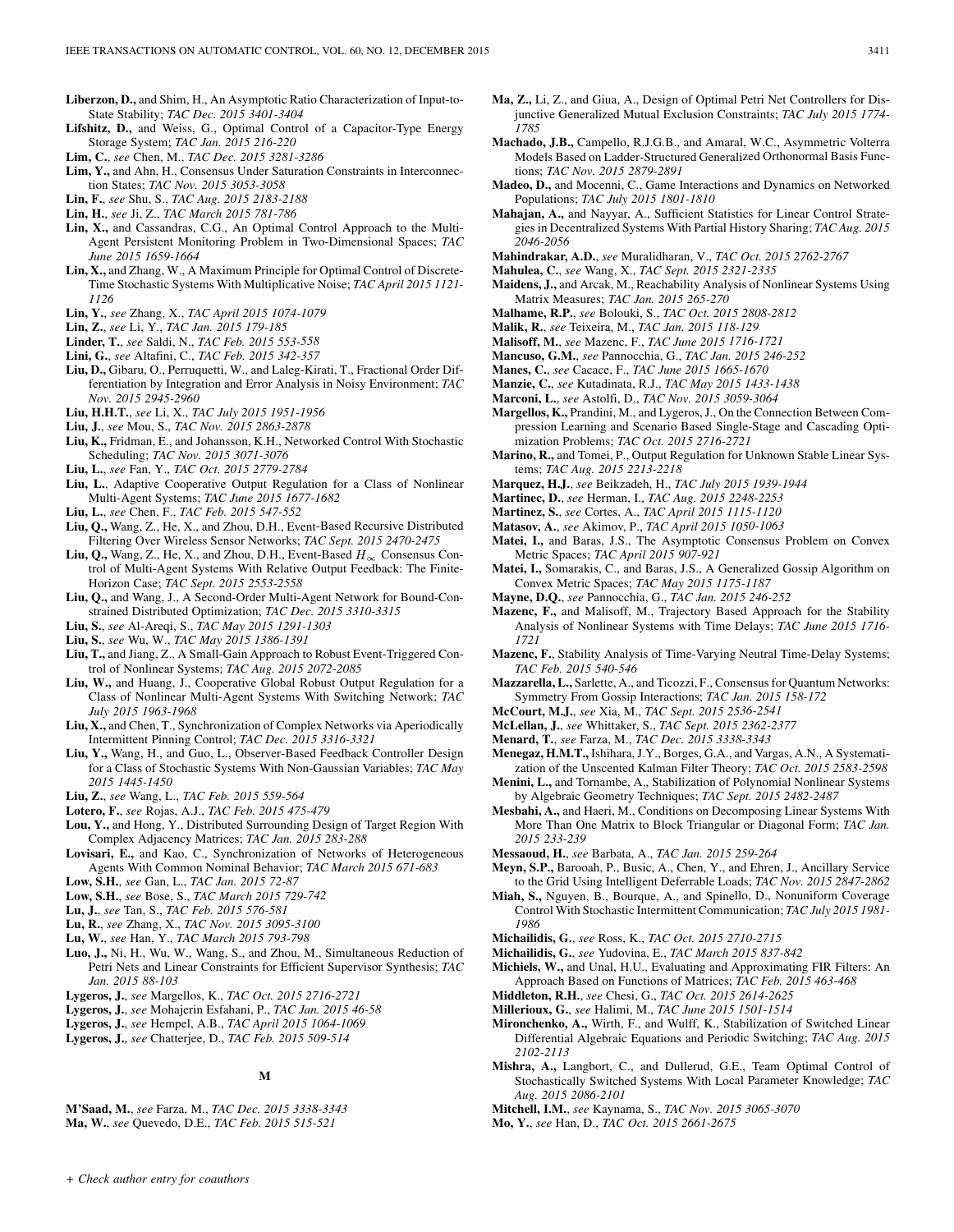**Liberzon, D.,** and Shim, H., An Asymptotic Ratio Characterization of Input-to-State Stability; *TAC Dec. 2015 3401-3404*

**Lifshitz, D.,** and Weiss, G., Optimal Control of a Capacitor-Type Energy Storage System; *TAC Jan. 2015 216-220*

**Lim, C.**, *see* Chen, M., *TAC Dec. 2015 3281-3286*

**Lim, Y.,** and Ahn, H., Consensus Under Saturation Constraints in Interconnection States; *TAC Nov. 2015 3053-3058*

**Lin, F.**, *see* Shu, S., *TAC Aug. 2015 2183-2188*

**Lin, H.**, *see* Ji, Z., *TAC March 2015 781-786*

**Lin, X.,** and Cassandras, C.G., An Optimal Control Approach to the Multi-Agent Persistent Monitoring Problem in Two-Dimensional Spaces; *TAC June 2015 1659-1664*

**Lin, X.,** and Zhang, W., A Maximum Principle for Optimal Control of Discrete-Time Stochastic Systems With Multiplicative Noise; *TAC April 2015 1121-1126*

**Lin, Y.**, *see* Zhang, X., *TAC April 2015 1074-1079*

**Lin, Z.**, *see* Li, Y., *TAC Jan. 2015 179-185*

**Linder, T.**, *see* Saldi, N., *TAC Feb. 2015 553-558*

**Lini, G.**, *see* Altafini, C., *TAC Feb. 2015 342-357*

**Liu, D.,** Gibaru, O., Perruquetti, W., and Laleg-Kirati, T., Fractional Order Differentiation by Integration and Error Analysis in Noisy Environment; *TAC Nov. 2015 2945-2960*

**Liu, H.H.T.**, *see* Li, X., *TAC July 2015 1951-1956*

**Liu, J.**, *see* Mou, S., *TAC Nov. 2015 2863-2878*

**Liu, K.,** Fridman, E., and Johansson, K.H., Networked Control With Stochastic Scheduling; *TAC Nov. 2015 3071-3076*

**Liu, L.**, *see* Fan, Y., *TAC Oct. 2015 2779-2784*

**Liu, L.**, Adaptive Cooperative Output Regulation for a Class of Nonlinear Multi-Agent Systems; *TAC June 2015 1677-1682*

**Liu, L.**, *see* Chen, F., *TAC Feb. 2015 547-552*

**Liu, Q.,** Wang, Z., He, X., and Zhou, D.H., Event-Based Recursive Distributed Filtering Over Wireless Sensor Networks; *TAC Sept. 2015 2470-2475*

**Liu, Q.,** Wang, Z., He, X., and Zhou, D.H., Event-Based $H_\infty$ Consensus Control of Multi-Agent Systems With Relative Output Feedback: The Finite-Horizon Case; *TAC Sept. 2015 2553-2558*

**Liu, Q.,** and Wang, J., A Second-Order Multi-Agent Network for Bound-Constrained Distributed Optimization; *TAC Dec. 2015 3310-3315*

**Liu, S.**, *see* Al-Areqi, S., *TAC May 2015 1291-1303*

**Liu, S.**, *see* Wu, W., *TAC May 2015 1386-1391*

**Liu, T.,** and Jiang, Z., A Small-Gain Approach to Robust Event-Triggered Control of Nonlinear Systems; *TAC Aug. 2015 2072-2085*

**Liu, W.,** and Huang, J., Cooperative Global Robust Output Regulation for a Class of Nonlinear Multi-Agent Systems With Switching Network; *TAC July 2015 1963-1968*

**Liu, X.,** and Chen, T., Synchronization of Complex Networks via Aperiodically Intermittent Pinning Control; *TAC Dec. 2015 3316-3321*

**Liu, Y.,** Wang, H., and Guo, L., Observer-Based Feedback Controller Design for a Class of Stochastic Systems With Non-Gaussian Variables; *TAC May 2015 1445-1450*

**Liu, Z.**, *see* Wang, L., *TAC Feb. 2015 559-564*

**Lotero, F.**, *see* Rojas, A.J., *TAC Feb. 2015 475-479*

**Lou, Y.,** and Hong, Y., Distributed Surrounding Design of Target Region With Complex Adjacency Matrices; *TAC Jan. 2015 283-288*

**Lovisari, E.,** and Kao, C., Synchronization of Networks of Heterogeneous Agents With Common Nominal Behavior; *TAC March 2015 671-683*

**Low, S.H.**, *see* Gan, L., *TAC Jan. 2015 72-87*

**Low, S.H.**, *see* Bose, S., *TAC March 2015 729-742*

**Lu, J.**, *see* Tan, S., *TAC Feb. 2015 576-581*

**Lu, R.**, *see* Zhang, X., *TAC Nov. 2015 3095-3100*

**Lu, W.**, *see* Han, Y., *TAC March 2015 793-798*

**Luo, J.,** Ni, H., Wu, W., Wang, S., and Zhou, M., Simultaneous Reduction of Petri Nets and Linear Constraints for Efficient Supervisor Synthesis; *TAC Jan. 2015 88-103*

**Lygeros, J.**, *see* Margellos, K., *TAC Oct. 2015 2716-2721*

**Lygeros, J.**, *see* Mohajerin Esfahani, P., *TAC Jan. 2015 46-58*

**Lygeros, J.**, *see* Hempel, A.B., *TAC April 2015 1064-1069*

**Lygeros, J.**, *see* Chatterjee, D., *TAC Feb. 2015 509-514*

## M

**M'Saad, M.**, *see* Farza, M., *TAC Dec. 2015 3338-3343*

**Ma, W.**, *see* Quevedo, D.E., *TAC Feb. 2015 515-521*

**Ma, Z.,** Li, Z., and Giua, A., Design of Optimal Petri Net Controllers for Disjunctive Generalized Mutual Exclusion Constraints; *TAC July 2015 1774-1785*

**Machado, J.B.,** Campello, R.J.G.B., and Amaral, W.C., Asymmetric Volterra Models Based on Ladder-Structured Generalized Orthonormal Basis Functions; *TAC Nov. 2015 2879-2891*

**Madeo, D.,** and Mocenni, C., Game Interactions and Dynamics on Networked Populations; *TAC July 2015 1801-1810*

**Mahajan, A.,** and Nayyar, A., Sufficient Statistics for Linear Control Strategies in Decentralized Systems With Partial History Sharing; *TAC Aug. 2015 2046-2056*

**Mahindrakar, A.D.**, *see* Muralidharan, V., *TAC Oct. 2015 2762-2767*

**Mahulea, C.**, *see* Wang, X., *TAC Sept. 2015 2321-2335*

**Maidens, J.,** and Arcak, M., Reachability Analysis of Nonlinear Systems Using Matrix Measures; *TAC Jan. 2015 265-270*

**Malhame, R.P.**, *see* Bolouki, S., *TAC Oct. 2015 2808-2812*

**Malik, R.**, *see* Teixeira, M., *TAC Jan. 2015 118-129*

**Malisoff, M.**, *see* Mazenc, F., *TAC June 2015 1716-1721*

**Mancuso, G.M.**, *see* Pannocchia, G., *TAC Jan. 2015 246-252*

**Manes, C.**, *see* Cacace, F., *TAC June 2015 1665-1670*

**Manzie, C.**, *see* Kutadinata, R.J., *TAC May 2015 1433-1438*

**Marconi, L.**, *see* Astolfi, D., *TAC Nov. 2015 3059-3064*

**Margellos, K.,** Prandini, M., and Lygeros, J., On the Connection Between Compression Learning and Scenario Based Single-Stage and Cascading Optimization Problems; *TAC Oct. 2015 2716-2721*

**Marino, R.,** and Tomei, P., Output Regulation for Unknown Stable Linear Systems; *TAC Aug. 2015 2213-2218*

**Marquez, H.J.**, *see* Beikzadeh, H., *TAC July 2015 1939-1944*

**Martinec, D.**, *see* Herman, I., *TAC Aug. 2015 2248-2253*

**Martinez, S.**, *see* Cortes, A., *TAC April 2015 1115-1120*

**Matasov, A.**, *see* Akimov, P., *TAC April 2015 1050-1063*

**Matei, I.,** and Baras, J.S., The Asymptotic Consensus Problem on Convex Metric Spaces; *TAC April 2015 907-921*

**Matei, I.,** Somarakis, C., and Baras, J.S., A Generalized Gossip Algorithm on Convex Metric Spaces; *TAC May 2015 1175-1187*

**Mayne, D.Q.**, *see* Pannocchia, G., *TAC Jan. 2015 246-252*

**Mazenc, F.,** and Malisoff, M., Trajectory Based Approach for the Stability Analysis of Nonlinear Systems with Time Delays; *TAC June 2015 1716-1721*

**Mazenc, F.**, Stability Analysis of Time-Varying Neutral Time-Delay Systems; *TAC Feb. 2015 540-546*

**Mazzarella, L.,** Sarlette, A., and Ticozzi, F., Consensus for Quantum Networks: Symmetry From Gossip Interactions; *TAC Jan. 2015 158-172*

**McCourt, M.J.**, *see* Xia, M., *TAC Sept. 2015 2536-2541*

**McLellan, J.**, *see* Whittaker, S., *TAC Sept. 2015 2362-2377*

**Menard, T.**, *see* Farza, M., *TAC Dec. 2015 3338-3343*

**Menegaz, H.M.T.,** Ishihara, J.Y., Borges, G.A., and Vargas, A.N., A Systematization of the Unscented Kalman Filter Theory; *TAC Oct. 2015 2583-2598*

**Menini, L.,** and Tornambe, A., Stabilization of Polynomial Nonlinear Systems by Algebraic Geometry Techniques; *TAC Sept. 2015 2482-2487*

**Mesbahi, A.,** and Haeri, M., Conditions on Decomposing Linear Systems With More Than One Matrix to Block Triangular or Diagonal Form; *TAC Jan. 2015 233-239*

**Messaoud, H.**, *see* Barbata, A., *TAC Jan. 2015 259-264*

**Meyn, S.P.,** Barooah, P., Busic, A., Chen, Y., and Ehren, J., Ancillary Service to the Grid Using Intelligent Deferrable Loads; *TAC Nov. 2015 2847-2862*

**Miah, S.,** Nguyen, B., Bourque, A., and Spinello, D., Nonuniform Coverage Control With Stochastic Intermittent Communication; *TAC July 2015 1981-1986*

**Michailidis, G.**, *see* Ross, K., *TAC Oct. 2015 2710-2715*

**Michailidis, G.**, *see* Yudovina, E., *TAC March 2015 837-842*

**Michiels, W.,** and Unal, H.U., Evaluating and Approximating FIR Filters: An Approach Based on Functions of Matrices; *TAC Feb. 2015 463-468*

**Middleton, R.H.**, *see* Chesi, G., *TAC Oct. 2015 2614-2625*

**Millerioux, G.**, *see* Halimi, M., *TAC June 2015 1501-1514*

**Mironchenko, A.,** Wirth, F., and Wulff, K., Stabilization of Switched Linear Differential Algebraic Equations and Periodic Switching; *TAC Aug. 2015 2102-2113*

**Mishra, A.,** Langbort, C., and Dullerud, G.E., Team Optimal Control of Stochastically Switched Systems With Local Parameter Knowledge; *TAC Aug. 2015 2086-2101*

**Mitchell, I.M.**, *see* Kaynama, S., *TAC Nov. 2015 3065-3070*

**Mo, Y.**, *see* Han, D., *TAC Oct. 2015 2661-2675*

*+ Check author entry for coauthors*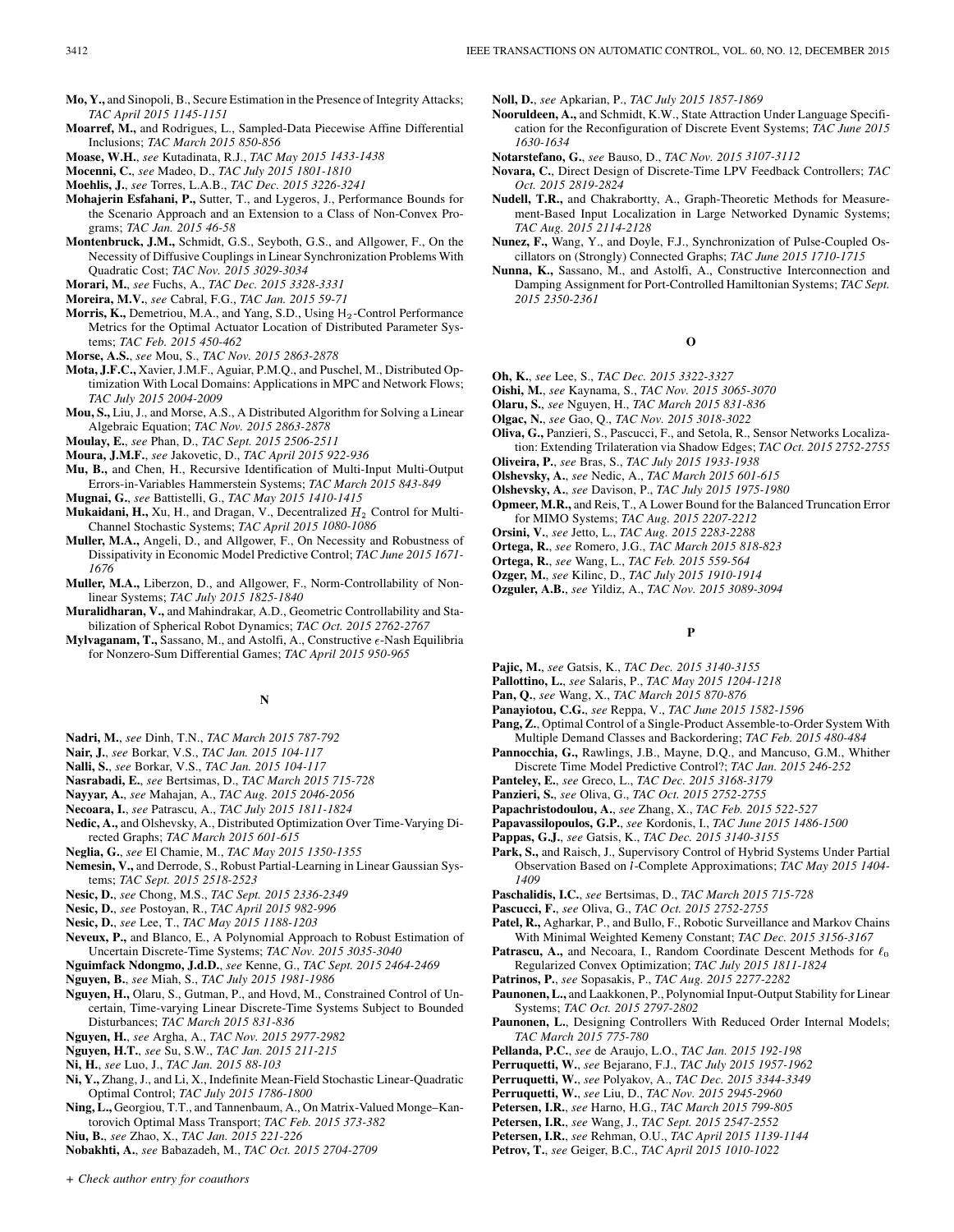**Mo, Y.,** and Sinopoli, B., Secure Estimation in the Presence of Integrity Attacks; *TAC April 2015 1145-1151*

**Moarref, M.,** and Rodrigues, L., Sampled-Data Piecewise Affine Differential Inclusions; *TAC March 2015 850-856*

**Moase, W.H.**, *see* Kutadinata, R.J., *TAC May 2015 1433-1438*

**Mocenni, C.**, *see* Madeo, D., *TAC July 2015 1801-1810*

**Moehlis, J.**, *see* Torres, L.A.B., *TAC Dec. 2015 3226-3241*

**Mohajerin Esfahani, P.,** Sutter, T., and Lygeros, J., Performance Bounds for the Scenario Approach and an Extension to a Class of Non-Convex Programs; *TAC Jan. 2015 46-58*

**Montenbruck, J.M.,** Schmidt, G.S., Seyboth, G.S., and Allgower, F., On the Necessity of Diffusive Couplings in Linear Synchronization Problems With Quadratic Cost; *TAC Nov. 2015 3029-3034*

**Morari, M.**, *see* Fuchs, A., *TAC Dec. 2015 3328-3331*

**Moreira, M.V.**, *see* Cabral, F.G., *TAC Jan. 2015 59-71*

**Morris, K.,** Demetriou, M.A., and Yang, S.D., Using $H_2$-Control Performance Metrics for the Optimal Actuator Location of Distributed Parameter Systems; *TAC Feb. 2015 450-462*

**Morse, A.S.**, *see* Mou, S., *TAC Nov. 2015 2863-2878*

**Mota, J.F.C.,** Xavier, J.M.F., Aguiar, P.M.Q., and Puschel, M., Distributed Optimization With Local Domains: Applications in MPC and Network Flows; *TAC July 2015 2004-2009*

**Mou, S.,** Liu, J., and Morse, A.S., A Distributed Algorithm for Solving a Linear Algebraic Equation; *TAC Nov. 2015 2863-2878*

**Moulay, E.**, *see* Phan, D., *TAC Sept. 2015 2506-2511*

**Moura, J.M.F.**, *see* Jakovetic, D., *TAC April 2015 922-936*

**Mu, B.,** and Chen, H., Recursive Identification of Multi-Input Multi-Output Errors-in-Variables Hammerstein Systems; *TAC March 2015 843-849*

**Mugnai, G.**, *see* Battistelli, G., *TAC May 2015 1410-1415*

**Mukaidani, H.,** Xu, H., and Dragan, V., Decentralized $H_2$ Control for Multi-Channel Stochastic Systems; *TAC April 2015 1080-1086*

**Muller, M.A.,** Angeli, D., and Allgower, F., On Necessity and Robustness of Dissipativity in Economic Model Predictive Control; *TAC June 2015 1671-1676*

**Muller, M.A.,** Liberzon, D., and Allgower, F., Norm-Controllability of Nonlinear Systems; *TAC July 2015 1825-1840*

**Muralidharan, V.,** and Mahindrakar, A.D., Geometric Controllability and Stabilization of Spherical Robot Dynamics; *TAC Oct. 2015 2762-2767*

**Mylvaganam, T.,** Sassano, M., and Astolfi, A., Constructive $\epsilon$-Nash Equilibria for Nonzero-Sum Differential Games; *TAC April 2015 950-965*

## N

**Nadri, M.**, *see* Dinh, T.N., *TAC March 2015 787-792*

**Nair, J.**, *see* Borkar, V.S., *TAC Jan. 2015 104-117*

**Nalli, S.**, *see* Borkar, V.S., *TAC Jan. 2015 104-117*

**Nasrabadi, E.**, *see* Bertsimas, D., *TAC March 2015 715-728*

**Nayyar, A.**, *see* Mahajan, A., *TAC Aug. 2015 2046-2056*

**Necoara, I.**, *see* Patrascu, A., *TAC July 2015 1811-1824*

**Nedic, A.,** and Olshevsky, A., Distributed Optimization Over Time-Varying Directed Graphs; *TAC March 2015 601-615*

**Neglia, G.**, *see* El Chamie, M., *TAC May 2015 1350-1355*

**Nemesin, V.,** and Derrode, S., Robust Partial-Learning in Linear Gaussian Systems; *TAC Sept. 2015 2518-2523*

**Nesic, D.**, *see* Chong, M.S., *TAC Sept. 2015 2336-2349*

**Nesic, D.**, *see* Postoyan, R., *TAC April 2015 982-996*

**Nesic, D.**, *see* Lee, T., *TAC May 2015 1188-1203*

**Neveux, P.,** and Blanco, E., A Polynomial Approach to Robust Estimation of Uncertain Discrete-Time Systems; *TAC Nov. 2015 3035-3040*

**Nguimfack Ndongmo, J.d.D.**, *see* Kenne, G., *TAC Sept. 2015 2464-2469*

**Nguyen, B.**, *see* Miah, S., *TAC July 2015 1981-1986*

**Nguyen, H.,** Olaru, S., Gutman, P., and Hovd, M., Constrained Control of Uncertain, Time-varying Linear Discrete-Time Systems Subject to Bounded Disturbances; *TAC March 2015 831-836*

**Nguyen, H.**, *see* Argha, A., *TAC Nov. 2015 2977-2982*

**Nguyen, H.T.**, *see* Su, S.W., *TAC Jan. 2015 211-215*

**Ni, H.**, *see* Luo, J., *TAC Jan. 2015 88-103*

**Ni, Y.,** Zhang, J., and Li, X., Indefinite Mean-Field Stochastic Linear-Quadratic Optimal Control; *TAC July 2015 1786-1800*

**Ning, L.,** Georgiou, T.T., and Tannenbaum, A., On Matrix-Valued Monge–Kantorovich Optimal Mass Transport; *TAC Feb. 2015 373-382*

**Niu, B.**, *see* Zhao, X., *TAC Jan. 2015 221-226*

**Nobakhti, A.**, *see* Babazadeh, M., *TAC Oct. 2015 2704-2709*

**Noll, D.**, *see* Apkarian, P., *TAC July 2015 1857-1869*

**Nooruldeen, A.,** and Schmidt, K.W., State Attraction Under Language Specification for the Reconfiguration of Discrete Event Systems; *TAC June 2015 1630-1634*

**Notarstefano, G.**, *see* Bauso, D., *TAC Nov. 2015 3107-3112*

**Novara, C.**, Direct Design of Discrete-Time LPV Feedback Controllers; *TAC Oct. 2015 2819-2824*

**Nudell, T.R.,** and Chakrabortty, A., Graph-Theoretic Methods for Measurement-Based Input Localization in Large Networked Dynamic Systems; *TAC Aug. 2015 2114-2128*

**Nunez, F.,** Wang, Y., and Doyle, F.J., Synchronization of Pulse-Coupled Oscillators on (Strongly) Connected Graphs; *TAC June 2015 1710-1715*

**Nunna, K.,** Sassano, M., and Astolfi, A., Constructive Interconnection and Damping Assignment for Port-Controlled Hamiltonian Systems; *TAC Sept. 2015 2350-2361*

## O

**Oh, K.**, *see* Lee, S., *TAC Dec. 2015 3322-3327*

**Oishi, M.**, *see* Kaynama, S., *TAC Nov. 2015 3065-3070*

**Olaru, S.**, *see* Nguyen, H., *TAC March 2015 831-836*

**Olgac, N.**, *see* Gao, Q., *TAC Nov. 2015 3018-3022*

**Oliva, G.,** Panzieri, S., Pascucci, F., and Setola, R., Sensor Networks Localization: Extending Trilateration via Shadow Edges; *TAC Oct. 2015 2752-2755*

**Oliveira, P.**, *see* Bras, S., *TAC July 2015 1933-1938*

**Olshevsky, A.**, *see* Nedic, A., *TAC March 2015 601-615*

**Olshevsky, A.**, *see* Davison, P., *TAC July 2015 1975-1980*

**Opmeer, M.R.,** and Reis, T., A Lower Bound for the Balanced Truncation Error for MIMO Systems; *TAC Aug. 2015 2207-2212*

**Orsini, V.**, *see* Jetto, L., *TAC Aug. 2015 2283-2288*

**Ortega, R.**, *see* Romero, J.G., *TAC March 2015 818-823*

**Ortega, R.**, *see* Wang, L., *TAC Feb. 2015 559-564*

**Ozger, M.**, *see* Kilinc, D., *TAC July 2015 1910-1914*

**Ozguler, A.B.**, *see* Yildiz, A., *TAC Nov. 2015 3089-3094*

## P

**Pajic, M.**, *see* Gatsis, K., *TAC Dec. 2015 3140-3155*

**Pallottino, L.**, *see* Salaris, P., *TAC May 2015 1204-1218*

**Pan, Q.**, *see* Wang, X., *TAC March 2015 870-876*

**Panayiotou, C.G.**, *see* Reppa, V., *TAC June 2015 1582-1596*

**Pang, Z.**, Optimal Control of a Single-Product Assemble-to-Order System With Multiple Demand Classes and Backordering; *TAC Feb. 2015 480-484*

**Pannocchia, G.,** Rawlings, J.B., Mayne, D.Q., and Mancuso, G.M., Whither Discrete Time Model Predictive Control?; *TAC Jan. 2015 246-252*

**Panteley, E.**, *see* Greco, L., *TAC Dec. 2015 3168-3179*

**Panzieri, S.**, *see* Oliva, G., *TAC Oct. 2015 2752-2755*

**Papachristodoulou, A.**, *see* Zhang, X., *TAC Feb. 2015 522-527*

**Papavassilopoulos, G.P.**, *see* Kordonis, I., *TAC June 2015 1486-1500*

**Pappas, G.J.**, *see* Gatsis, K., *TAC Dec. 2015 3140-3155*

**Park, S.,** and Raisch, J., Supervisory Control of Hybrid Systems Under Partial Observation Based on $l$-Complete Approximations; *TAC May 2015 1404-1409*

**Paschalidis, I.C.**, *see* Bertsimas, D., *TAC March 2015 715-728*

**Pascucci, F.**, *see* Oliva, G., *TAC Oct. 2015 2752-2755*

**Patel, R.,** Agharkar, P., and Bullo, F., Robotic Surveillance and Markov Chains With Minimal Weighted Kemeny Constant; *TAC Dec. 2015 3156-3167*

**Patrascu, A.,** and Necoara, I., Random Coordinate Descent Methods for $\ell_0$ Regularized Convex Optimization; *TAC July 2015 1811-1824*

**Patrinos, P.**, *see* Sopasakis, P., *TAC Aug. 2015 2277-2282*

**Paunonen, L.,** and Laakkonen, P., Polynomial Input-Output Stability for Linear Systems; *TAC Oct. 2015 2797-2802*

**Paunonen, L.**, Designing Controllers With Reduced Order Internal Models; *TAC March 2015 775-780*

**Pellanda, P.C.**, *see* de Araujo, L.O., *TAC Jan. 2015 192-198*

**Perruquetti, W.**, *see* Bejarano, F.J., *TAC July 2015 1957-1962*

**Perruquetti, W.**, *see* Polyakov, A., *TAC Dec. 2015 3344-3349*

**Perruquetti, W.**, *see* Liu, D., *TAC Nov. 2015 2945-2960*

**Petersen, I.R.**, *see* Harno, H.G., *TAC March 2015 799-805*

**Petersen, I.R.**, *see* Wang, J., *TAC Sept. 2015 2547-2552*

**Petersen, I.R.**, *see* Rehman, O.U., *TAC April 2015 1139-1144*

**Petrov, T.**, *see* Geiger, B.C., *TAC April 2015 1010-1022*

+ *Check author entry for coauthors*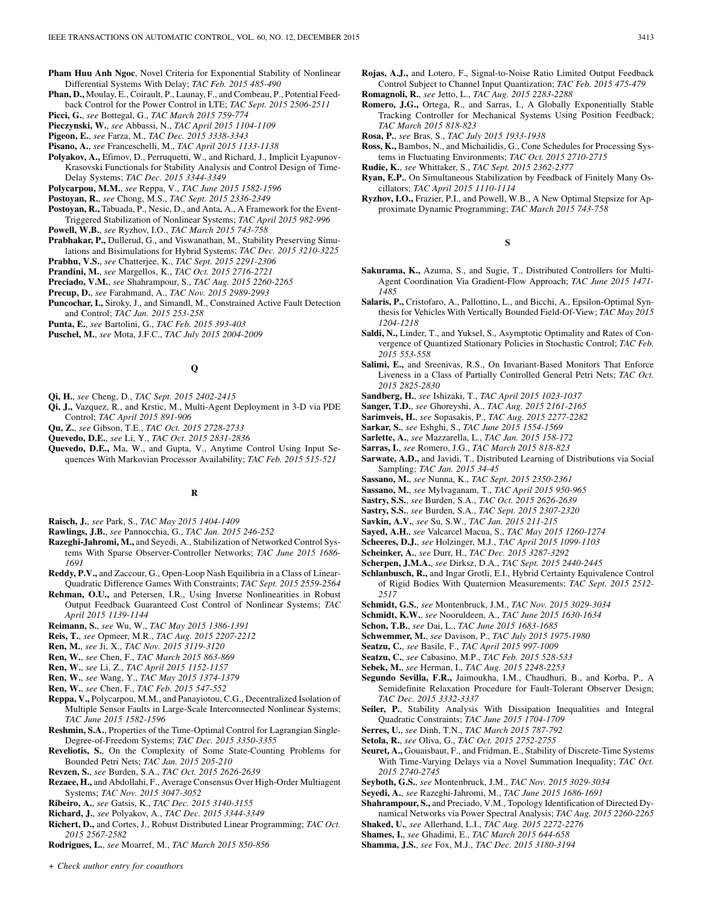**Pham Huu Anh Ngoc**, Novel Criteria for Exponential Stability of Nonlinear Differential Systems With Delay; *TAC Feb. 2015 485-490*

**Phan, D.,** Moulay, E., Coirault, P., Launay, F., and Combeau, P., Potential Feedback Control for the Power Control in LTE; *TAC Sept. 2015 2506-2511*

**Picci, G.**, *see* Bottegal, G., *TAC March 2015 759-774*

**Pieczynski, W.**, *see* Abbassi, N., *TAC April 2015 1104-1109*

**Pigeon, E.**, *see* Farza, M., *TAC Dec. 2015 3338-3343*

**Pisano, A.**, *see* Franceschelli, M., *TAC April 2015 1133-1138*

**Polyakov, A.,** Efimov, D., Perruquetti, W., and Richard, J., Implicit Lyapunov-Krasovski Functionals for Stability Analysis and Control Design of Time-Delay Systems; *TAC Dec. 2015 3344-3349*

**Polycarpou, M.M.**, *see* Reppa, V., *TAC June 2015 1582-1596*

**Postoyan, R.**, *see* Chong, M.S., *TAC Sept. 2015 2336-2349*

**Postoyan, R.,** Tabuada, P., Nesic, D., and Anta, A., A Framework for the Event-Triggered Stabilization of Nonlinear Systems; *TAC April 2015 982-996*

**Powell, W.B.**, *see* Ryzhov, I.O., *TAC March 2015 743-758*

**Prabhakar, P.,** Dullerud, G., and Viswanathan, M., Stability Preserving Simulations and Bisimulations for Hybrid Systems; *TAC Dec. 2015 3210-3225*

**Prabhu, V.S.**, *see* Chatterjee, K., *TAC Sept. 2015 2291-2306*

**Prandini, M.**, *see* Margellos, K., *TAC Oct. 2015 2716-2721*

**Preciado, V.M.**, *see* Shahrampour, S., *TAC Aug. 2015 2260-2265*

**Precup, D.**, *see* Farahmand, A., *TAC Nov. 2015 2989-2993*

**Puncochar, I.,** Siroky, J., and Simandl, M., Constrained Active Fault Detection and Control; *TAC Jan. 2015 253-258*

**Punta, E.**, *see* Bartolini, G., *TAC Feb. 2015 393-403*

**Puschel, M.**, *see* Mota, J.F.C., *TAC July 2015 2004-2009*

## Q

**Qi, H.**, *see* Cheng, D., *TAC Sept. 2015 2402-2415*

**Qi, J.,** Vazquez, R., and Krstic, M., Multi-Agent Deployment in 3-D via PDE Control; *TAC April 2015 891-906*

**Qu, Z.**, *see* Gibson, T.E., *TAC Oct. 2015 2728-2733*

**Quevedo, D.E.**, *see* Li, Y., *TAC Oct. 2015 2831-2836*

**Quevedo, D.E.,** Ma, W., and Gupta, V., Anytime Control Using Input Sequences With Markovian Processor Availability; *TAC Feb. 2015 515-521*

## R

**Raisch, J.**, *see* Park, S., *TAC May 2015 1404-1409*

**Rawlings, J.B.**, *see* Pannocchia, G., *TAC Jan. 2015 246-252*

**Razeghi-Jahromi, M.,** and Seyedi, A., Stabilization of Networked Control Systems With Sparse Observer-Controller Networks; *TAC June 2015 1686-1691*

**Reddy, P.V.,** and Zaccour, G., Open-Loop Nash Equilibria in a Class of Linear-Quadratic Difference Games With Constraints; *TAC Sept. 2015 2559-2564*

**Rehman, O.U.,** and Petersen, I.R., Using Inverse Nonlinearities in Robust Output Feedback Guaranteed Cost Control of Nonlinear Systems; *TAC April 2015 1139-1144*

**Reimann, S.**, *see* Wu, W., *TAC May 2015 1386-1391*

**Reis, T.**, *see* Opmeer, M.R., *TAC Aug. 2015 2207-2212*

**Ren, M.**, *see* Ji, X., *TAC Nov. 2015 3119-3120*

**Ren, W.**, *see* Chen, F., *TAC March 2015 863-869*

**Ren, W.**, *see* Li, Z., *TAC April 2015 1152-1157*

**Ren, W.**, *see* Wang, Y., *TAC May 2015 1374-1379*

**Ren, W.**, *see* Chen, F., *TAC Feb. 2015 547-552*

**Reppa, V.,** Polycarpou, M.M., and Panayiotou, C.G., Decentralized Isolation of Multiple Sensor Faults in Large-Scale Interconnected Nonlinear Systems; *TAC June 2015 1582-1596*

**Reshmin, S.A.**, Properties of the Time-Optimal Control for Lagrangian Single-Degree-of-Freedom Systems; *TAC Dec. 2015 3350-3355*

**Reveliotis, S.**, On the Complexity of Some State-Counting Problems for Bounded Petri Nets; *TAC Jan. 2015 205-210*

**Revzen, S.**, *see* Burden, S.A., *TAC Oct. 2015 2626-2639*

**Rezaee, H.,** and Abdollahi, F., Average Consensus Over High-Order Multiagent Systems; *TAC Nov. 2015 3047-3052*

**Ribeiro, A.**, *see* Gatsis, K., *TAC Dec. 2015 3140-3155*

**Richard, J.**, *see* Polyakov, A., *TAC Dec. 2015 3344-3349*

**Richert, D.,** and Cortes, J., Robust Distributed Linear Programming; *TAC Oct. 2015 2567-2582*

**Rodrigues, L.**, *see* Moarref, M., *TAC March 2015 850-856*

+ *Check author entry for coauthors*

**Rojas, A.J.,** and Lotero, F., Signal-to-Noise Ratio Limited Output Feedback Control Subject to Channel Input Quantization; *TAC Feb. 2015 475-479*

**Romagnoli, R.**, *see* Jetto, L., *TAC Aug. 2015 2283-2288*

**Romero, J.G.,** Ortega, R., and Sarras, I., A Globally Exponentially Stable Tracking Controller for Mechanical Systems Using Position Feedback; *TAC March 2015 818-823*

**Rosa, P.**, *see* Bras, S., *TAC July 2015 1933-1938*

**Ross, K.,** Bambos, N., and Michailidis, G., Cone Schedules for Processing Systems in Fluctuating Environments; *TAC Oct. 2015 2710-2715*

**Rudie, K.**, *see* Whittaker, S., *TAC Sept. 2015 2362-2377*

**Ryan, E.P.**, On Simultaneous Stabilization by Feedback of Finitely Many Oscillators; *TAC April 2015 1110-1114*

**Ryzhov, I.O.,** Frazier, P.I., and Powell, W.B., A New Optimal Stepsize for Approximate Dynamic Programming; *TAC March 2015 743-758*

## S

**Sakurama, K.,** Azuma, S., and Sugie, T., Distributed Controllers for Multi-Agent Coordination Via Gradient-Flow Approach; *TAC June 2015 1471-1485*

**Salaris, P.,** Cristofaro, A., Pallottino, L., and Bicchi, A., Epsilon-Optimal Synthesis for Vehicles With Vertically Bounded Field-Of-View; *TAC May 2015 1204-1218*

**Saldi, N.,** Linder, T., and Yuksel, S., Asymptotic Optimality and Rates of Convergence of Quantized Stationary Policies in Stochastic Control; *TAC Feb. 2015 553-558*

**Salimi, E.,** and Sreenivas, R.S., On Invariant-Based Monitors That Enforce Liveness in a Class of Partially Controlled General Petri Nets; *TAC Oct. 2015 2825-2830*

**Sandberg, H.**, *see* Ishizaki, T., *TAC April 2015 1023-1037*

**Sanger, T.D.**, *see* Ghoreyshi, A., *TAC Aug. 2015 2161-2165*

**Sarimveis, H.**, *see* Sopasakis, P., *TAC Aug. 2015 2277-2282*

**Sarkar, S.**, *see* Eshghi, S., *TAC June 2015 1554-1569*

**Sarlette, A.**, *see* Mazzarella, L., *TAC Jan. 2015 158-172*

**Sarras, I.**, *see* Romero, J.G., *TAC March 2015 818-823*

**Sarwate, A.D.,** and Javidi, T., Distributed Learning of Distributions via Social Sampling; *TAC Jan. 2015 34-45*

**Sassano, M.**, *see* Nunna, K., *TAC Sept. 2015 2350-2361*

**Sassano, M.**, *see* Mylvaganam, T., *TAC April 2015 950-965*

**Sastry, S.S.**, *see* Burden, S.A., *TAC Oct. 2015 2626-2639*

**Sastry, S.S.**, *see* Burden, S.A., *TAC Sept. 2015 2307-2320*

**Savkin, A.V.**, *see* Su, S.W., *TAC Jan. 2015 211-215*

**Sayed, A.H.**, *see* Valcarcel Macua, S., *TAC May 2015 1260-1274*

**Scheeres, D.J.**, *see* Holzinger, M.J., *TAC April 2015 1099-1103*

**Scheinker, A.**, *see* Durr, H., *TAC Dec. 2015 3287-3292*

**Scherpen, J.M.A.**, *see* Dirksz, D.A., *TAC Sept. 2015 2440-2445*

**Schlanbusch, R.,** and Ingar Grotli, E.I., Hybrid Certainty Equivalence Control of Rigid Bodies With Quaternion Measurements; *TAC Sept. 2015 2512-2517*

**Schmidt, G.S.**, *see* Montenbruck, J.M., *TAC Nov. 2015 3029-3034*

**Schmidt, K.W.**, *see* Nooruldeen, A., *TAC June 2015 1630-1634*

**Schon, T.B.**, *see* Dai, L., *TAC June 2015 1683-1685*

**Schwemmer, M.**, *see* Davison, P., *TAC July 2015 1975-1980*

**Seatzu, C.**, *see* Basile, F., *TAC April 2015 997-1009*

**Seatzu, C.**, *see* Cabasino, M.P., *TAC Feb. 2015 528-533*

**Sebek, M.**, *see* Herman, I., *TAC Aug. 2015 2248-2253*

**Segundo Sevilla, F.R.,** Jaimoukha, I.M., Chaudhuri, B., and Korba, P., A Semidefinite Relaxation Procedure for Fault-Tolerant Observer Design; *TAC Dec. 2015 3332-3337*

**Seiler, P.**, Stability Analysis With Dissipation Inequalities and Integral Quadratic Constraints; *TAC June 2015 1704-1709*

**Serres, U.**, *see* Dinh, T.N., *TAC March 2015 787-792*

**Setola, R.**, *see* Oliva, G., *TAC Oct. 2015 2752-2755*

**Seuret, A.,** Gouaisbaut, F., and Fridman, E., Stability of Discrete-Time Systems With Time-Varying Delays via a Novel Summation Inequality; *TAC Oct. 2015 2740-2745*

**Seyboth, G.S.**, *see* Montenbruck, J.M., *TAC Nov. 2015 3029-3034*

**Seyedi, A.**, *see* Razeghi-Jahromi, M., *TAC June 2015 1686-1691*

**Shahrampour, S.,** and Preciado, V.M., Topology Identification of Directed Dynamical Networks via Power Spectral Analysis; *TAC Aug. 2015 2260-2265*

**Shaked, U.**, *see* Allerhand, L.I., *TAC Aug. 2015 2272-2276*

**Shames, I.**, *see* Ghadimi, E., *TAC March 2015 644-658*

**Shamma, J.S.**, *see* Fox, M.J., *TAC Dec. 2015 3180-3194*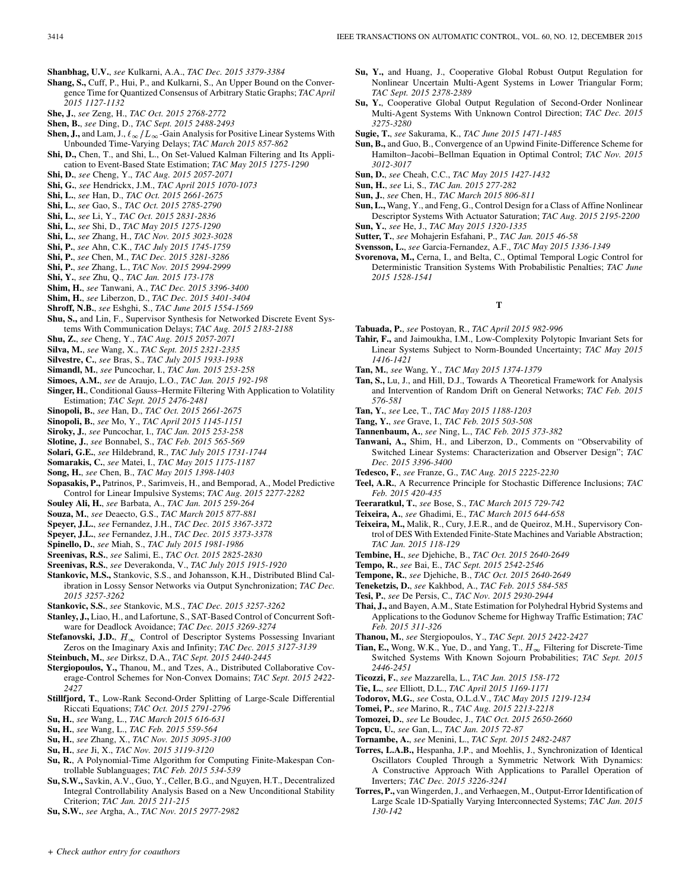**Shanbhag, U.V.**, *see* Kulkarni, A.A., *TAC Dec. 2015 3379-3384*

**Shang, S.,** Cuff, P., Hui, P., and Kulkarni, S., An Upper Bound on the Convergence Time for Quantized Consensus of Arbitrary Static Graphs; *TAC April 2015 1127-1132*

**She, J.**, *see* Zeng, H., *TAC Oct. 2015 2768-2772*

**Shen, B.**, *see* Ding, D., *TAC Sept. 2015 2488-2493*

**Shen, J.,** and Lam, J., $\ell_\infty/L_\infty$-Gain Analysis for Positive Linear Systems With Unbounded Time-Varying Delays; *TAC March 2015 857-862*

**Shi, D.,** Chen, T., and Shi, L., On Set-Valued Kalman Filtering and Its Application to Event-Based State Estimation; *TAC May 2015 1275-1290*

**Shi, D.**, *see* Cheng, Y., *TAC Aug. 2015 2057-2071*

**Shi, G.**, *see* Hendrickx, J.M., *TAC April 2015 1070-1073*

**Shi, L.**, *see* Han, D., *TAC Oct. 2015 2661-2675*

**Shi, L.**, *see* Gao, S., *TAC Oct. 2015 2785-2790*

**Shi, L.**, *see* Li, Y., *TAC Oct. 2015 2831-2836*

**Shi, L.**, *see* Shi, D., *TAC May 2015 1275-1290*

**Shi, L.**, *see* Zhang, H., *TAC Nov. 2015 3023-3028*

**Shi, P.**, *see* Ahn, C.K., *TAC July 2015 1745-1759*

**Shi, P.**, *see* Chen, M., *TAC Dec. 2015 3281-3286*

**Shi, P.**, *see* Zhang, L., *TAC Nov. 2015 2994-2999*

**Shi, Y.**, *see* Zhu, Q., *TAC Jan. 2015 173-178*

**Shim, H.**, *see* Tanwani, A., *TAC Dec. 2015 3396-3400*

**Shim, H.**, *see* Liberzon, D., *TAC Dec. 2015 3401-3404*

**Shroff, N.B.**, *see* Eshghi, S., *TAC June 2015 1554-1569*

**Shu, S.,** and Lin, F., Supervisor Synthesis for Networked Discrete Event Systems With Communication Delays; *TAC Aug. 2015 2183-2188*

**Shu, Z.**, *see* Cheng, Y., *TAC Aug. 2015 2057-2071*

**Silva, M.**, *see* Wang, X., *TAC Sept. 2015 2321-2335*

**Silvestre, C.**, *see* Bras, S., *TAC July 2015 1933-1938*

**Simandl, M.**, *see* Puncochar, I., *TAC Jan. 2015 253-258*

**Simoes, A.M.**, *see* de Araujo, L.O., *TAC Jan. 2015 192-198*

**Singer, H.**, Conditional Gauss–Hermite Filtering With Application to Volatility Estimation; *TAC Sept. 2015 2476-2481*

**Sinopoli, B.**, *see* Han, D., *TAC Oct. 2015 2661-2675*

**Sinopoli, B.**, *see* Mo, Y., *TAC April 2015 1145-1151*

**Siroky, J.**, *see* Puncochar, I., *TAC Jan. 2015 253-258*

**Slotine, J.**, *see* Bonnabel, S., *TAC Feb. 2015 565-569*

**Solari, G.E.**, *see* Hildebrand, R., *TAC July 2015 1731-1744*

**Somarakis, C.**, *see* Matei, I., *TAC May 2015 1175-1187*

**Song, H.**, *see* Chen, B., *TAC May 2015 1398-1403*

**Sopasakis, P.,** Patrinos, P., Sarimveis, H., and Bemporad, A., Model Predictive Control for Linear Impulsive Systems; *TAC Aug. 2015 2277-2282*

**Souley Ali, H.**, *see* Barbata, A., *TAC Jan. 2015 259-264*

**Souza, M.**, *see* Deaecto, G.S., *TAC March 2015 877-881*

**Speyer, J.L.**, *see* Fernandez, J.H., *TAC Dec. 2015 3367-3372*

**Speyer, J.L.**, *see* Fernandez, J.H., *TAC Dec. 2015 3373-3378*

**Spinello, D.**, *see* Miah, S., *TAC July 2015 1981-1986*

**Sreenivas, R.S.**, *see* Salimi, E., *TAC Oct. 2015 2825-2830*

**Sreenivas, R.S.**, *see* Deverakonda, V., *TAC July 2015 1915-1920*

**Stankovic, M.S.,** Stankovic, S.S., and Johansson, K.H., Distributed Blind Calibration in Lossy Sensor Networks via Output Synchronization; *TAC Dec. 2015 3257-3262*

**Stankovic, S.S.**, *see* Stankovic, M.S., *TAC Dec. 2015 3257-3262*

**Stanley, J.,** Liao, H., and Lafortune, S., SAT-Based Control of Concurrent Software for Deadlock Avoidance; *TAC Dec. 2015 3269-3274*

**Stefanovski, J.D.**, $H_\infty$ Control of Descriptor Systems Possessing Invariant Zeros on the Imaginary Axis and Infinity; *TAC Dec. 2015 3127-3139*

**Steinbuch, M.**, *see* Dirkz, D.A., *TAC Sept. 2015 2440-2445*

**Stergiopoulos, Y.,** Thanou, M., and Tzes, A., Distributed Collaborative Coverage-Control Schemes for Non-Convex Domains; *TAC Sept. 2015 2422-2427*

**Stillfjord, T.**, Low-Rank Second-Order Splitting of Large-Scale Differential Riccati Equations; *TAC Oct. 2015 2791-2796*

**Su, H.**, *see* Wang, L., *TAC March 2015 616-631*

**Su, H.**, *see* Wang, L., *TAC Feb. 2015 559-564*

**Su, H.**, *see* Zhang, X., *TAC Nov. 2015 3095-3100*

**Su, H.**, *see* Ji, X., *TAC Nov. 2015 3119-3120*

**Su, R.**, A Polynomial-Time Algorithm for Computing Finite-Makespan Controllable Sublanguages; *TAC Feb. 2015 534-539*

**Su, S.W.,** Savkin, A.V., Guo, Y., Celler, B.G., and Nguyen, H.T., Decentralized Integral Controllability Analysis Based on a New Unconditional Stability Criterion; *TAC Jan. 2015 211-215*

**Su, S.W.**, *see* Argha, A., *TAC Nov. 2015 2977-2982*

**Su, Y.,** and Huang, J., Cooperative Global Robust Output Regulation for Nonlinear Uncertain Multi-Agent Systems in Lower Triangular Form; *TAC Sept. 2015 2378-2389*

**Su, Y.**, Cooperative Global Output Regulation of Second-Order Nonlinear Multi-Agent Systems With Unknown Control Direction; *TAC Dec. 2015 3275-3280*

**Sugie, T.**, *see* Sakurama, K., *TAC June 2015 1471-1485*

**Sun, B.,** and Guo, B., Convergence of an Upwind Finite-Difference Scheme for Hamilton–Jacobi–Bellman Equation in Optimal Control; *TAC Nov. 2015 3012-3017*

**Sun, D.**, *see* Cheah, C.C., *TAC May 2015 1427-1432*

**Sun, H.**, *see* Li, S., *TAC Jan. 2015 277-282*

**Sun, J.**, *see* Chen, H., *TAC March 2015 806-811*

**Sun, L.,** Wang, Y., and Feng, G., Control Design for a Class of Affine Nonlinear Descriptor Systems With Actuator Saturation; *TAC Aug. 2015 2195-2200*

**Sun, Y.**, *see* He, J., *TAC May 2015 1320-1335*

**Sutter, T.**, *see* Mohajerin Esfahani, P., *TAC Jan. 2015 46-58*

**Svensson, L.**, *see* Garcia-Fernandez, A.F., *TAC May 2015 1336-1349*

**Svorenova, M.,** Cerna, I., and Belta, C., Optimal Temporal Logic Control for Deterministic Transition Systems With Probabilistic Penalties; *TAC June 2015 1528-1541*

## T

**Tabuada, P.**, *see* Postoyan, R., *TAC April 2015 982-996*

**Tahir, F.,** and Jaimoukha, I.M., Low-Complexity Polytopic Invariant Sets for Linear Systems Subject to Norm-Bounded Uncertainty; *TAC May 2015 1416-1421*

**Tan, M.**, *see* Wang, Y., *TAC May 2015 1374-1379*

**Tan, S.,** Lu, J., and Hill, D.J., Towards A Theoretical Framework for Analysis and Intervention of Random Drift on General Networks; *TAC Feb. 2015 576-581*

**Tan, Y.**, *see* Lee, T., *TAC May 2015 1188-1203*

**Tang, Y.**, *see* Grave, I., *TAC Feb. 2015 503-508*

**Tannenbaum, A.**, *see* Ning, L., *TAC Feb. 2015 373-382*

**Tanwani, A.,** Shim, H., and Liberzon, D., Comments on "Observability of Switched Linear Systems: Characterization and Observer Design"; *TAC Dec. 2015 3396-3400*

**Tedesco, F.**, *see* Franze, G., *TAC Aug. 2015 2225-2230*

**Teel, A.R.**, A Recurrence Principle for Stochastic Difference Inclusions; *TAC Feb. 2015 420-435*

**Teeraratkul, T.**, *see* Bose, S., *TAC March 2015 729-742*

**Teixeira, A.**, *see* Ghadimi, E., *TAC March 2015 644-658*

**Teixeira, M.,** Malik, R., Cury, J.E.R., and de Queiroz, M.H., Supervisory Control of DES With Extended Finite-State Machines and Variable Abstraction; *TAC Jan. 2015 118-129*

**Tembine, H.**, *see* Djehiche, B., *TAC Oct. 2015 2640-2649*

**Tempo, R.**, *see* Bai, E., *TAC Sept. 2015 2542-2546*

**Tempone, R.**, *see* Djehiche, B., *TAC Oct. 2015 2640-2649*

**Teneketzis, D.**, *see* Kakhbod, A., *TAC Feb. 2015 584-585*

**Tesi, P.**, *see* De Persis, C., *TAC Nov. 2015 2930-2944*

**Thai, J.,** and Bayen, A.M., State Estimation for Polyhedral Hybrid Systems and Applications to the Godunov Scheme for Highway Traffic Estimation; *TAC Feb. 2015 311-326*

**Thanou, M.**, *see* Stergiopoulos, Y., *TAC Sept. 2015 2422-2427*

**Tian, E.,** Wong, W.K., Yue, D., and Yang, T., $H_\infty$ Filtering for Discrete-Time Switched Systems With Known Sojourn Probabilities; *TAC Sept. 2015 2446-2451*

**Ticozzi, F.**, *see* Mazzarella, L., *TAC Jan. 2015 158-172*

**Tie, L.**, *see* Elliott, D.L., *TAC April 2015 1169-1171*

**Todorov, M.G.**, *see* Costa, O.L.d.V., *TAC May 2015 1219-1234*

**Tomei, P.**, *see* Marino, R., *TAC Aug. 2015 2213-2218*

**Tomozei, D.**, *see* Le Boudec, J., *TAC Oct. 2015 2650-2660*

**Topcu, U.**, *see* Gan, L., *TAC Jan. 2015 72-87*

**Tornambe, A.**, *see* Menini, L., *TAC Sept. 2015 2482-2487*

**Torres, L.A.B.,** Hespanha, J.P., and Moehlis, J., Synchronization of Identical Oscillators Coupled Through a Symmetric Network With Dynamics: A Constructive Approach With Applications to Parallel Operation of Inverters; *TAC Dec. 2015 3226-3241*

**Torres, P.,** van Wingerden, J., and Verhaegen, M., Output-Error Identification of Large Scale 1D-Spatially Varying Interconnected Systems; *TAC Jan. 2015 130-142*

*+ Check author entry for coauthors*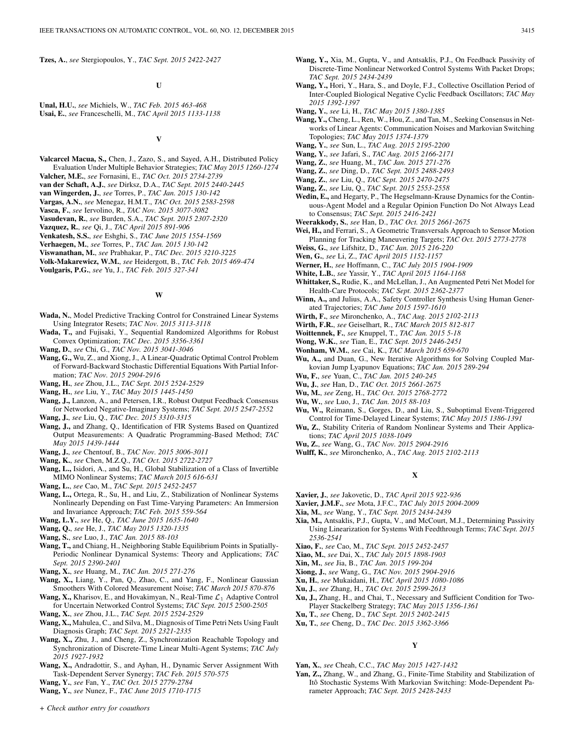**Tzes, A.**, *see* Stergiopoulos, Y., *TAC Sept. 2015 2422-2427*

## U

**Unal, H.U.**, *see* Michiels, W., *TAC Feb. 2015 463-468*
**Usai, E.**, *see* Franceschelli, M., *TAC April 2015 1133-1138*

## V

**Valcarcel Macua, S.**, Chen, J., Zazo, S., and Sayed, A.H., Distributed Policy Evaluation Under Multiple Behavior Strategies; *TAC May 2015 1260-1274*
**Valcher, M.E.**, *see* Fornasini, E., *TAC Oct. 2015 2734-2739*
**van der Schaft, A.J.**, *see* Dirksz, D.A., *TAC Sept. 2015 2440-2445*
**van Wingerden, J.**, *see* Torres, P., *TAC Jan. 2015 130-142*
**Vargas, A.N.**, *see* Menegaz, H.M.T., *TAC Oct. 2015 2583-2598*
**Vasca, F.**, *see* Iervolino, R., *TAC Nov. 2015 3077-3082*
**Vasudevan, R.**, *see* Burden, S.A., *TAC Sept. 2015 2307-2320*
**Vazquez, R.**, *see* Qi, J., *TAC April 2015 891-906*
**Venkatesh, S.S.**, *see* Eshghi, S., *TAC June 2015 1554-1569*
**Verhaegen, M.**, *see* Torres, P., *TAC Jan. 2015 130-142*
**Viswanathan, M.**, *see* Prabhakar, P., *TAC Dec. 2015 3210-3225*
**Volk-Makarewicz, W.M.**, *see* Heidergott, B., *TAC Feb. 2015 469-474*
**Voulgaris, P.G.**, *see* Yu, J., *TAC Feb. 2015 327-341*

## W

**Wada, N.**, Model Predictive Tracking Control for Constrained Linear Systems Using Integrator Resets; *TAC Nov. 2015 3113-3118*
**Wada, T.,** and Fujisaki, Y., Sequential Randomized Algorithms for Robust Convex Optimization; *TAC Dec. 2015 3356-3361*
**Wang, D.**, *see* Chi, G., *TAC Nov. 2015 3041-3046*
**Wang, G.,** Wu, Z., and Xiong, J., A Linear-Quadratic Optimal Control Problem of Forward-Backward Stochastic Differential Equations With Partial Information; *TAC Nov. 2015 2904-2916*
**Wang, H.**, *see* Zhou, J.L., *TAC Sept. 2015 2524-2529*
**Wang, H.**, *see* Liu, Y., *TAC May 2015 1445-1450*
**Wang, J.,** Lanzon, A., and Petersen, I.R., Robust Output Feedback Consensus for Networked Negative-Imaginary Systems; *TAC Sept. 2015 2547-2552*
**Wang, J.**, *see* Liu, Q., *TAC Dec. 2015 3310-3315*
**Wang, J.,** and Zhang, Q., Identification of FIR Systems Based on Quantized Output Measurements: A Quadratic Programming-Based Method; *TAC May 2015 1439-1444*
**Wang, J.**, *see* Chentouf, B., *TAC Nov. 2015 3006-3011*
**Wang, K.**, *see* Chen, M.Z.Q., *TAC Oct. 2015 2722-2727*
**Wang, L.,** Isidori, A., and Su, H., Global Stabilization of a Class of Invertible MIMO Nonlinear Systems; *TAC March 2015 616-631*
**Wang, L.**, *see* Cao, M., *TAC Sept. 2015 2452-2457*
**Wang, L.,** Ortega, R., Su, H., and Liu, Z., Stabilization of Nonlinear Systems Nonlinearly Depending on Fast Time-Varying Parameters: An Immersion and Invariance Approach; *TAC Feb. 2015 559-564*
**Wang, L.Y.**, *see* He, Q., *TAC June 2015 1635-1640*
**Wang, Q.**, *see* He, J., *TAC May 2015 1320-1335*
**Wang, S.**, *see* Luo, J., *TAC Jan. 2015 88-103*
**Wang, T.,** and Chiang, H., Neighboring Stable Equilibrium Points in Spatially-Periodic Nonlinear Dynamical Systems: Theory and Applications; *TAC Sept. 2015 2390-2401*
**Wang, X.**, *see* Huang, M., *TAC Jan. 2015 271-276*
**Wang, X.,** Liang, Y., Pan, Q., Zhao, C., and Yang, F., Nonlinear Gaussian Smoothers With Colored Measurement Noise; *TAC March 2015 870-876*
**Wang, X.,** Kharisov, E., and Hovakimyan, N., Real-Time $\mathcal{L}_1$ Adaptive Control for Uncertain Networked Control Systems; *TAC Sept. 2015 2500-2505*
**Wang, X.**, *see* Zhou, J.L., *TAC Sept. 2015 2524-2529*
**Wang, X.,** Mahulea, C., and Silva, M., Diagnosis of Time Petri Nets Using Fault Diagnosis Graph; *TAC Sept. 2015 2321-2335*
**Wang, X.,** Zhu, J., and Cheng, Z., Synchronization Reachable Topology and Synchronization of Discrete-Time Linear Multi-Agent Systems; *TAC July 2015 1927-1932*
**Wang, X.,** Andradottir, S., and Ayhan, H., Dynamic Server Assignment With Task-Dependent Server Synergy; *TAC Feb. 2015 570-575*
**Wang, Y.**, *see* Fan, Y., *TAC Oct. 2015 2779-2784*
**Wang, Y.**, *see* Nunez, F., *TAC June 2015 1710-1715*
**Wang, Y.,** Xia, M., Gupta, V., and Antsaklis, P.J., On Feedback Passivity of Discrete-Time Nonlinear Networked Control Systems With Packet Drops; *TAC Sept. 2015 2434-2439*
**Wang, Y.,** Hori, Y., Hara, S., and Doyle, F.J., Collective Oscillation Period of Inter-Coupled Biological Negative Cyclic Feedback Oscillators; *TAC May 2015 1392-1397*
**Wang, Y.**, *see* Li, H., *TAC May 2015 1380-1385*
**Wang, Y.,** Cheng, L., Ren, W., Hou, Z., and Tan, M., Seeking Consensus in Networks of Linear Agents: Communication Noises and Markovian Switching Topologies; *TAC May 2015 1374-1379*
**Wang, Y.**, *see* Sun, L., *TAC Aug. 2015 2195-2200*
**Wang, Y.**, *see* Jafari, S., *TAC Aug. 2015 2166-2171*
**Wang, Z.**, *see* Huang, M., *TAC Jan. 2015 271-276*
**Wang, Z.**, *see* Ding, D., *TAC Sept. 2015 2488-2493*
**Wang, Z.**, *see* Liu, Q., *TAC Sept. 2015 2470-2475*
**Wang, Z.**, *see* Liu, Q., *TAC Sept. 2015 2553-2558*
**Wedin, E.,** and Hegarty, P., The Hegselmann-Krause Dynamics for the Continuous-Agent Model and a Regular Opinion Function Do Not Always Lead to Consensus; *TAC Sept. 2015 2416-2421*
**Weerakkody, S.**, *see* Han, D., *TAC Oct. 2015 2661-2675*
**Wei, H.,** and Ferrari, S., A Geometric Transversals Approach to Sensor Motion Planning for Tracking Maneuvering Targets; *TAC Oct. 2015 2773-2778*
**Weiss, G.**, *see* Lifshitz, D., *TAC Jan. 2015 216-220*
**Wen, G.**, *see* Li, Z., *TAC April 2015 1152-1157*
**Werner, H.**, *see* Hoffmann, C., *TAC July 2015 1904-1909*
**White, L.B.**, *see* Yassir, Y., *TAC April 2015 1164-1168*
**Whittaker, S.,** Rudie, K., and McLellan, J., An Augmented Petri Net Model for Health-Care Protocols; *TAC Sept. 2015 2362-2377*
**Winn, A.,** and Julius, A.A., Safety Controller Synthesis Using Human Generated Trajectories; *TAC June 2015 1597-1610*
**Wirth, F.**, *see* Mironchenko, A., *TAC Aug. 2015 2102-2113*
**Wirth, F.R.**, *see* Geiselhart, R., *TAC March 2015 812-817*
**Woittennek, F.**, *see* Knuppel, T., *TAC Jan. 2015 5-18*
**Wong, W.K.**, *see* Tian, E., *TAC Sept. 2015 2446-2451*
**Wonham, W.M.**, *see* Cai, K., *TAC March 2015 659-670*
**Wu, A.,** and Duan, G., New Iterative Algorithms for Solving Coupled Markovian Jump Lyapunov Equations; *TAC Jan. 2015 289-294*
**Wu, F.**, *see* Yuan, C., *TAC Jan. 2015 240-245*
**Wu, J.**, *see* Han, D., *TAC Oct. 2015 2661-2675*
**Wu, M.**, *see* Zeng, H., *TAC Oct. 2015 2768-2772*
**Wu, W.**, *see* Luo, J., *TAC Jan. 2015 88-103*
**Wu, W.,** Reimann, S., Gorges, D., and Liu, S., Suboptimal Event-Triggered Control for Time-Delayed Linear Systems; *TAC May 2015 1386-1391*
**Wu, Z.**, Stability Criteria of Random Nonlinear Systems and Their Applications; *TAC April 2015 1038-1049*
**Wu, Z.**, *see* Wang, G., *TAC Nov. 2015 2904-2916*
**Wulff, K.**, *see* Mironchenko, A., *TAC Aug. 2015 2102-2113*

## X

**Xavier, J.**, *see* Jakovetic, D., *TAC April 2015 922-936*
**Xavier, J.M.F.**, *see* Mota, J.F.C., *TAC July 2015 2004-2009*
**Xia, M.**, *see* Wang, Y., *TAC Sept. 2015 2434-2439*
**Xia, M.,** Antsaklis, P.J., Gupta, V., and McCourt, M.J., Determining Passivity Using Linearization for Systems With Feedthrough Terms; *TAC Sept. 2015 2536-2541*
**Xiao, F.**, *see* Cao, M., *TAC Sept. 2015 2452-2457*
**Xiao, M.**, *see* Dai, X., *TAC July 2015 1898-1903*
**Xin, M.**, *see* Jia, B., *TAC Jan. 2015 199-204*
**Xiong, J.**, *see* Wang, G., *TAC Nov. 2015 2904-2916*
**Xu, H.**, *see* Mukaidani, H., *TAC April 2015 1080-1086*
**Xu, J.**, *see* Zhang, H., *TAC Oct. 2015 2599-2613*
**Xu, J.,** Zhang, H., and Chai, T., Necessary and Sufficient Condition for Two-Player Stackelberg Strategy; *TAC May 2015 1356-1361*
**Xu, T.**, *see* Cheng, D., *TAC Sept. 2015 2402-2415*
**Xu, T.**, *see* Cheng, D., *TAC Dec. 2015 3362-3366*

## Y

**Yan, X.**, *see* Cheah, C.C., *TAC May 2015 1427-1432*
**Yan, Z.,** Zhang, W., and Zhang, G., Finite-Time Stability and Stabilization of Itô Stochastic Systems With Markovian Switching: Mode-Dependent Parameter Approach; *TAC Sept. 2015 2428-2433*

*+ Check author entry for coauthors*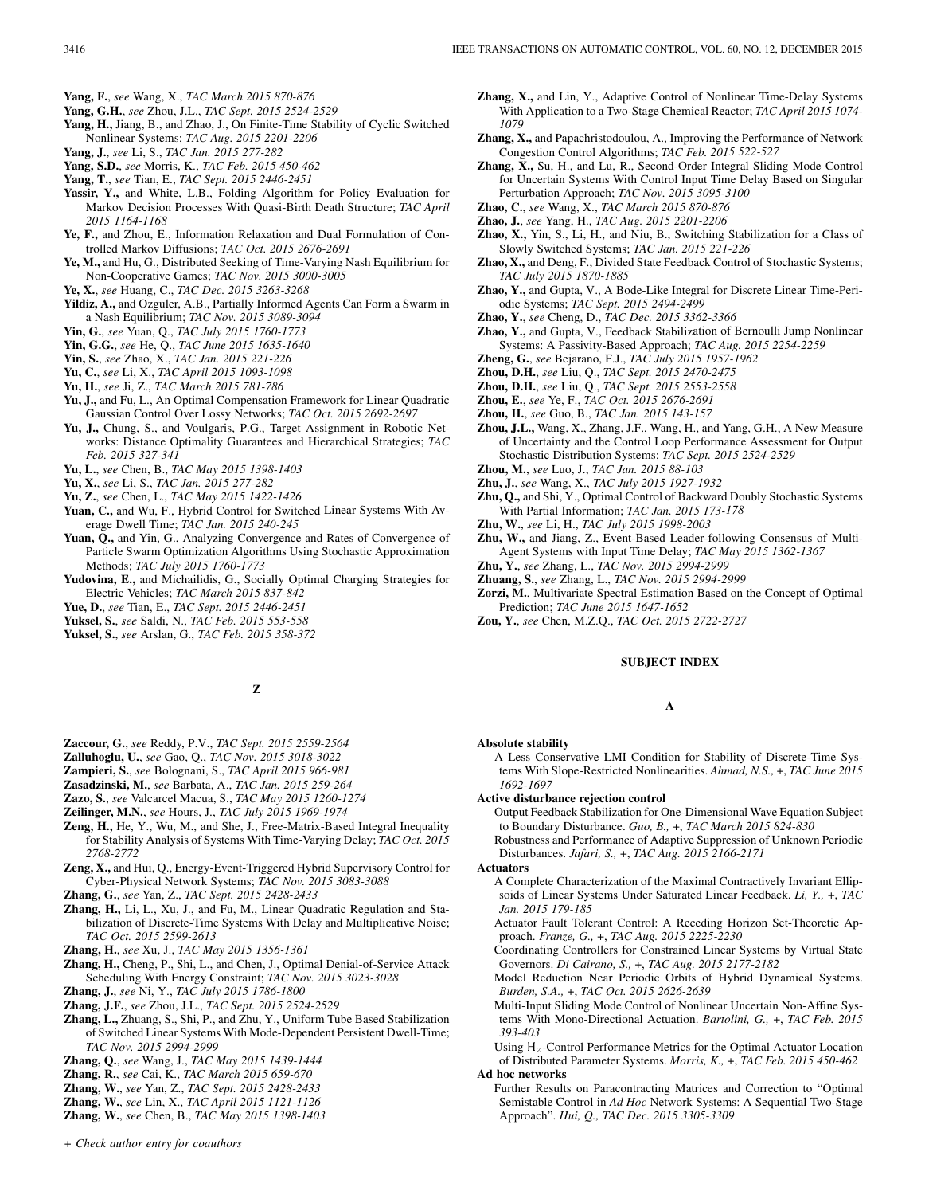**Yang, F.**, *see* Wang, X., *TAC March 2015 870-876*

**Yang, G.H.**, *see* Zhou, J.L., *TAC Sept. 2015 2524-2529*

**Yang, H.,** Jiang, B., and Zhao, J., On Finite-Time Stability of Cyclic Switched Nonlinear Systems; *TAC Aug. 2015 2201-2206*

**Yang, J.**, *see* Li, S., *TAC Jan. 2015 277-282*

**Yang, S.D.**, *see* Morris, K., *TAC Feb. 2015 450-462*

**Yang, T.**, *see* Tian, E., *TAC Sept. 2015 2446-2451*

**Yassir, Y.,** and White, L.B., Folding Algorithm for Policy Evaluation for Markov Decision Processes With Quasi-Birth Death Structure; *TAC April 2015 1164-1168*

**Ye, F.,** and Zhou, E., Information Relaxation and Dual Formulation of Controlled Markov Diffusions; *TAC Oct. 2015 2676-2691*

**Ye, M.,** and Hu, G., Distributed Seeking of Time-Varying Nash Equilibrium for Non-Cooperative Games; *TAC Nov. 2015 3000-3005*

**Ye, X.**, *see* Huang, C., *TAC Dec. 2015 3263-3268*

**Yildiz, A.,** and Ozguler, A.B., Partially Informed Agents Can Form a Swarm in a Nash Equilibrium; *TAC Nov. 2015 3089-3094*

**Yin, G.**, *see* Yuan, Q., *TAC July 2015 1760-1773*

**Yin, G.G.**, *see* He, Q., *TAC June 2015 1635-1640*

**Yin, S.**, *see* Zhao, X., *TAC Jan. 2015 221-226*

**Yu, C.**, *see* Li, X., *TAC April 2015 1093-1098*

**Yu, H.**, *see* Ji, Z., *TAC March 2015 781-786*

**Yu, J.,** and Fu, L., An Optimal Compensation Framework for Linear Quadratic Gaussian Control Over Lossy Networks; *TAC Oct. 2015 2692-2697*

**Yu, J.,** Chung, S., and Voulgaris, P.G., Target Assignment in Robotic Networks: Distance Optimality Guarantees and Hierarchical Strategies; *TAC Feb. 2015 327-341*

**Yu, L.**, *see* Chen, B., *TAC May 2015 1398-1403*

**Yu, X.**, *see* Li, S., *TAC Jan. 2015 277-282*

**Yu, Z.**, *see* Chen, L., *TAC May 2015 1422-1426*

**Yuan, C.,** and Wu, F., Hybrid Control for Switched Linear Systems With Average Dwell Time; *TAC Jan. 2015 240-245*

**Yuan, Q.,** and Yin, G., Analyzing Convergence and Rates of Convergence of Particle Swarm Optimization Algorithms Using Stochastic Approximation Methods; *TAC July 2015 1760-1773*

**Yudovina, E.,** and Michailidis, G., Socially Optimal Charging Strategies for Electric Vehicles; *TAC March 2015 837-842*

**Yue, D.**, *see* Tian, E., *TAC Sept. 2015 2446-2451*

**Yuksel, S.**, *see* Saldi, N., *TAC Feb. 2015 553-558*

**Yuksel, S.**, *see* Arslan, G., *TAC Feb. 2015 358-372*

### Z

**Zaccour, G.**, *see* Reddy, P.V., *TAC Sept. 2015 2559-2564*

**Zalluhoglu, U.**, *see* Gao, Q., *TAC Nov. 2015 3018-3022*

**Zampieri, S.**, *see* Bolognani, S., *TAC April 2015 966-981*

**Zasadzinski, M.**, *see* Barbata, A., *TAC Jan. 2015 259-264*

**Zazo, S.**, *see* Valcarcel Macua, S., *TAC May 2015 1260-1274*

**Zeilinger, M.N.**, *see* Hours, J., *TAC July 2015 1969-1974*

**Zeng, H.,** He, Y., Wu, M., and She, J., Free-Matrix-Based Integral Inequality for Stability Analysis of Systems With Time-Varying Delay; *TAC Oct. 2015 2768-2772*

**Zeng, X.,** and Hui, Q., Energy-Event-Triggered Hybrid Supervisory Control for Cyber-Physical Network Systems; *TAC Nov. 2015 3083-3088*

**Zhang, G.**, *see* Yan, Z., *TAC Sept. 2015 2428-2433*

**Zhang, H.,** Li, L., Xu, J., and Fu, M., Linear Quadratic Regulation and Stabilization of Discrete-Time Systems With Delay and Multiplicative Noise; *TAC Oct. 2015 2599-2613*

**Zhang, H.**, *see* Xu, J., *TAC May 2015 1356-1361*

**Zhang, H.,** Cheng, P., Shi, L., and Chen, J., Optimal Denial-of-Service Attack Scheduling With Energy Constraint; *TAC Nov. 2015 3023-3028*

**Zhang, J.**, *see* Ni, Y., *TAC July 2015 1786-1800*

**Zhang, J.F.**, *see* Zhou, J.L., *TAC Sept. 2015 2524-2529*

**Zhang, L.,** Zhuang, S., Shi, P., and Zhu, Y., Uniform Tube Based Stabilization of Switched Linear Systems With Mode-Dependent Persistent Dwell-Time; *TAC Nov. 2015 2994-2999*

**Zhang, Q.**, *see* Wang, J., *TAC May 2015 1439-1444*

**Zhang, R.**, *see* Cai, K., *TAC March 2015 659-670*

**Zhang, W.**, *see* Yan, Z., *TAC Sept. 2015 2428-2433*

**Zhang, W.**, *see* Lin, X., *TAC April 2015 1121-1126*

**Zhang, W.**, *see* Chen, B., *TAC May 2015 1398-1403*

**Zhang, X.,** and Lin, Y., Adaptive Control of Nonlinear Time-Delay Systems With Application to a Two-Stage Chemical Reactor; *TAC April 2015 1074-1079*

**Zhang, X.,** and Papachristodoulou, A., Improving the Performance of Network Congestion Control Algorithms; *TAC Feb. 2015 522-527*

**Zhang, X.,** Su, H., and Lu, R., Second-Order Integral Sliding Mode Control for Uncertain Systems With Control Input Time Delay Based on Singular Perturbation Approach; *TAC Nov. 2015 3095-3100*

**Zhao, C.**, *see* Wang, X., *TAC March 2015 870-876*

**Zhao, J.**, *see* Yang, H., *TAC Aug. 2015 2201-2206*

**Zhao, X.,** Yin, S., Li, H., and Niu, B., Switching Stabilization for a Class of Slowly Switched Systems; *TAC Jan. 2015 221-226*

**Zhao, X.,** and Deng, F., Divided State Feedback Control of Stochastic Systems; *TAC July 2015 1870-1885*

**Zhao, Y.,** and Gupta, V., A Bode-Like Integral for Discrete Linear Time-Periodic Systems; *TAC Sept. 2015 2494-2499*

**Zhao, Y.**, *see* Cheng, D., *TAC Dec. 2015 3362-3366*

**Zhao, Y.,** and Gupta, V., Feedback Stabilization of Bernoulli Jump Nonlinear Systems: A Passivity-Based Approach; *TAC Aug. 2015 2254-2259*

**Zheng, G.**, *see* Bejarano, F.J., *TAC July 2015 1957-1962*

**Zhou, D.H.**, *see* Liu, Q., *TAC Sept. 2015 2470-2475*

**Zhou, D.H.**, *see* Liu, Q., *TAC Sept. 2015 2553-2558*

**Zhou, E.**, *see* Ye, F., *TAC Oct. 2015 2676-2691*

**Zhou, H.**, *see* Guo, B., *TAC Jan. 2015 143-157*

**Zhou, J.L.,** Wang, X., Zhang, J.F., Wang, H., and Yang, G.H., A New Measure of Uncertainty and the Control Loop Performance Assessment for Output Stochastic Distribution Systems; *TAC Sept. 2015 2524-2529*

**Zhou, M.**, *see* Luo, J., *TAC Jan. 2015 88-103*

**Zhu, J.**, *see* Wang, X., *TAC July 2015 1927-1932*

**Zhu, Q.,** and Shi, Y., Optimal Control of Backward Doubly Stochastic Systems With Partial Information; *TAC Jan. 2015 173-178*

**Zhu, W.**, *see* Li, H., *TAC July 2015 1998-2003*

**Zhu, W.,** and Jiang, Z., Event-Based Leader-following Consensus of Multi-Agent Systems with Input Time Delay; *TAC May 2015 1362-1367*

**Zhu, Y.**, *see* Zhang, L., *TAC Nov. 2015 2994-2999*

**Zhuang, S.**, *see* Zhang, L., *TAC Nov. 2015 2994-2999*

**Zorzi, M.**, Multivariate Spectral Estimation Based on the Concept of Optimal Prediction; *TAC June 2015 1647-1652*

**Zou, Y.**, *see* Chen, M.Z.Q., *TAC Oct. 2015 2722-2727*

## SUBJECT INDEX

### A

**Absolute stability**

A Less Conservative LMI Condition for Stability of Discrete-Time Systems With Slope-Restricted Nonlinearities. *Ahmad, N.S., +, TAC June 2015 1692-1697*

**Active disturbance rejection control**

Output Feedback Stabilization for One-Dimensional Wave Equation Subject to Boundary Disturbance. *Guo, B., +, TAC March 2015 824-830*

Robustness and Performance of Adaptive Suppression of Unknown Periodic Disturbances. *Jafari, S., +, TAC Aug. 2015 2166-2171*

**Actuators**

A Complete Characterization of the Maximal Contractively Invariant Ellipsoids of Linear Systems Under Saturated Linear Feedback. *Li, Y., +, TAC Jan. 2015 179-185*

Actuator Fault Tolerant Control: A Receding Horizon Set-Theoretic Approach. *Franze, G., +, TAC Aug. 2015 2225-2230*

Coordinating Controllers for Constrained Linear Systems by Virtual State Governors. *Di Cairano, S., +, TAC Aug. 2015 2177-2182*

Model Reduction Near Periodic Orbits of Hybrid Dynamical Systems. *Burden, S.A., +, TAC Oct. 2015 2626-2639*

Multi-Input Sliding Mode Control of Nonlinear Uncertain Non-Affine Systems With Mono-Directional Actuation. *Bartolini, G., +, TAC Feb. 2015 393-403*

Using $H_2$-Control Performance Metrics for the Optimal Actuator Location of Distributed Parameter Systems. *Morris, K., +, TAC Feb. 2015 450-462*

**Ad hoc networks**

Further Results on Paracontracting Matrices and Correction to "Optimal Semistable Control in *Ad Hoc* Network Systems: A Sequential Two-Stage Approach". *Hui, Q., TAC Dec. 2015 3305-3309*

+ *Check author entry for coauthors*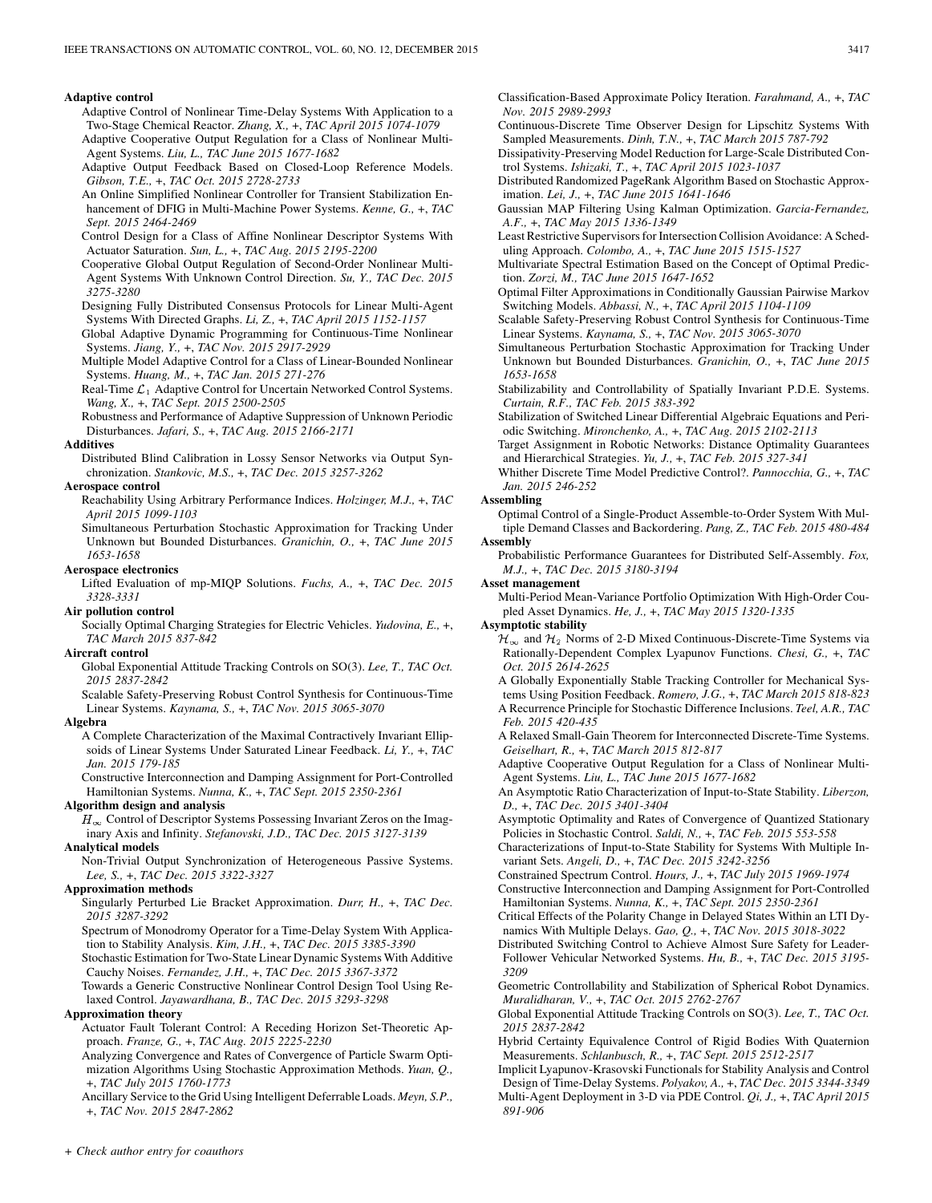**Adaptive control**

Adaptive Control of Nonlinear Time-Delay Systems With Application to a Two-Stage Chemical Reactor. *Zhang, X.,* +, *TAC April 2015 1074-1079*

Adaptive Cooperative Output Regulation for a Class of Nonlinear Multi-Agent Systems. *Liu, L., TAC June 2015 1677-1682*

Adaptive Output Feedback Based on Closed-Loop Reference Models. *Gibson, T.E.,* +, *TAC Oct. 2015 2728-2733*

An Online Simplified Nonlinear Controller for Transient Stabilization Enhancement of DFIG in Multi-Machine Power Systems. *Kenne, G.,* +, *TAC Sept. 2015 2464-2469*

Control Design for a Class of Affine Nonlinear Descriptor Systems With Actuator Saturation. *Sun, L.,* +, *TAC Aug. 2015 2195-2200*

Cooperative Global Output Regulation of Second-Order Nonlinear Multi-Agent Systems With Unknown Control Direction. *Su, Y., TAC Dec. 2015 3275-3280*

Designing Fully Distributed Consensus Protocols for Linear Multi-Agent Systems With Directed Graphs. *Li, Z.,* +, *TAC April 2015 1152-1157*

Global Adaptive Dynamic Programming for Continuous-Time Nonlinear Systems. *Jiang, Y.,* +, *TAC Nov. 2015 2917-2929*

Multiple Model Adaptive Control for a Class of Linear-Bounded Nonlinear Systems. *Huang, M.,* +, *TAC Jan. 2015 271-276*

Real-Time $\mathcal{L}_1$ Adaptive Control for Uncertain Networked Control Systems. *Wang, X.,* +, *TAC Sept. 2015 2500-2505*

Robustness and Performance of Adaptive Suppression of Unknown Periodic Disturbances. *Jafari, S.,* +, *TAC Aug. 2015 2166-2171*

**Additives**

Distributed Blind Calibration in Lossy Sensor Networks via Output Synchronization. *Stankovic, M.S.,* +, *TAC Dec. 2015 3257-3262*

**Aerospace control**

Reachability Using Arbitrary Performance Indices. *Holzinger, M.J.,* +, *TAC April 2015 1099-1103*

Simultaneous Perturbation Stochastic Approximation for Tracking Under Unknown but Bounded Disturbances. *Granichin, O.,* +, *TAC June 2015 1653-1658*

**Aerospace electronics**

Lifted Evaluation of mp-MIQP Solutions. *Fuchs, A.,* +, *TAC Dec. 2015 3328-3331*

**Air pollution control**

Socially Optimal Charging Strategies for Electric Vehicles. *Yudovina, E.,* +, *TAC March 2015 837-842*

**Aircraft control**

Global Exponential Attitude Tracking Controls on SO(3). *Lee, T., TAC Oct. 2015 2837-2842*

Scalable Safety-Preserving Robust Control Synthesis for Continuous-Time Linear Systems. *Kaynama, S.,* +, *TAC Nov. 2015 3065-3070*

**Algebra**

A Complete Characterization of the Maximal Contractively Invariant Ellipsoids of Linear Systems Under Saturated Linear Feedback. *Li, Y.,* +, *TAC Jan. 2015 179-185*

Constructive Interconnection and Damping Assignment for Port-Controlled Hamiltonian Systems. *Nunna, K.,* +, *TAC Sept. 2015 2350-2361*

**Algorithm design and analysis**

$H_\infty$ Control of Descriptor Systems Possessing Invariant Zeros on the Imaginary Axis and Infinity. *Stefanovski, J.D., TAC Dec. 2015 3127-3139*

**Analytical models**

Non-Trivial Output Synchronization of Heterogeneous Passive Systems. *Lee, S.,* +, *TAC Dec. 2015 3322-3327*

**Approximation methods**

Singularly Perturbed Lie Bracket Approximation. *Durr, H.,* +, *TAC Dec. 2015 3287-3292*

Spectrum of Monodromy Operator for a Time-Delay System With Application to Stability Analysis. *Kim, J.H.,* +, *TAC Dec. 2015 3385-3390*

Stochastic Estimation for Two-State Linear Dynamic Systems With Additive Cauchy Noises. *Fernandez, J.H.,* +, *TAC Dec. 2015 3367-3372*

Towards a Generic Constructive Nonlinear Control Design Tool Using Relaxed Control. *Jayawardhana, B., TAC Dec. 2015 3293-3298*

**Approximation theory**

Actuator Fault Tolerant Control: A Receding Horizon Set-Theoretic Approach. *Franze, G.,* +, *TAC Aug. 2015 2225-2230*

Analyzing Convergence and Rates of Convergence of Particle Swarm Optimization Algorithms Using Stochastic Approximation Methods. *Yuan, Q.,* +, *TAC July 2015 1760-1773*

Ancillary Service to the Grid Using Intelligent Deferrable Loads. *Meyn, S.P.,* +, *TAC Nov. 2015 2847-2862*

Classification-Based Approximate Policy Iteration. *Farahmand, A.,* +, *TAC Nov. 2015 2989-2993*

Continuous-Discrete Time Observer Design for Lipschitz Systems With Sampled Measurements. *Dinh, T.N.,* +, *TAC March 2015 787-792*

Dissipativity-Preserving Model Reduction for Large-Scale Distributed Control Systems. *Ishizaki, T.,* +, *TAC April 2015 1023-1037*

Distributed Randomized PageRank Algorithm Based on Stochastic Approximation. *Lei, J.,* +, *TAC June 2015 1641-1646*

Gaussian MAP Filtering Using Kalman Optimization. *Garcia-Fernandez, A.F.,* +, *TAC May 2015 1336-1349*

Least Restrictive Supervisors for Intersection Collision Avoidance: A Scheduling Approach. *Colombo, A.,* +, *TAC June 2015 1515-1527*

Multivariate Spectral Estimation Based on the Concept of Optimal Prediction. *Zorzi, M., TAC June 2015 1647-1652*

Optimal Filter Approximations in Conditionally Gaussian Pairwise Markov Switching Models. *Abbassi, N.,* +, *TAC April 2015 1104-1109*

Scalable Safety-Preserving Robust Control Synthesis for Continuous-Time Linear Systems. *Kaynama, S.,* +, *TAC Nov. 2015 3065-3070*

Simultaneous Perturbation Stochastic Approximation for Tracking Under Unknown but Bounded Disturbances. *Granichin, O.,* +, *TAC June 2015 1653-1658*

Stabilizability and Controllability of Spatially Invariant P.D.E. Systems. *Curtain, R.F., TAC Feb. 2015 383-392*

Stabilization of Switched Linear Differential Algebraic Equations and Periodic Switching. *Mironchenko, A.,* +, *TAC Aug. 2015 2102-2113*

Target Assignment in Robotic Networks: Distance Optimality Guarantees and Hierarchical Strategies. *Yu, J.,* +, *TAC Feb. 2015 327-341*

Whither Discrete Time Model Predictive Control?. *Pannocchia, G.,* +, *TAC Jan. 2015 246-252*

**Assembling**

Optimal Control of a Single-Product Assemble-to-Order System With Multiple Demand Classes and Backordering. *Pang, Z., TAC Feb. 2015 480-484*

**Assembly**

Probabilistic Performance Guarantees for Distributed Self-Assembly. *Fox, M.J.,* +, *TAC Dec. 2015 3180-3194*

**Asset management**

Multi-Period Mean-Variance Portfolio Optimization With High-Order Coupled Asset Dynamics. *He, J.,* +, *TAC May 2015 1320-1335*

**Asymptotic stability**

$\mathcal{H}_\infty$ and $\mathcal{H}_2$ Norms of 2-D Mixed Continuous-Discrete-Time Systems via Rationally-Dependent Complex Lyapunov Functions. *Chesi, G.,* +, *TAC Oct. 2015 2614-2625*

A Globally Exponentially Stable Tracking Controller for Mechanical Systems Using Position Feedback. *Romero, J.G.,* +, *TAC March 2015 818-823*

A Recurrence Principle for Stochastic Difference Inclusions. *Teel, A.R., TAC Feb. 2015 420-435*

A Relaxed Small-Gain Theorem for Interconnected Discrete-Time Systems. *Geiselhart, R.,* +, *TAC March 2015 812-817*

Adaptive Cooperative Output Regulation for a Class of Nonlinear Multi-Agent Systems. *Liu, L., TAC June 2015 1677-1682*

An Asymptotic Ratio Characterization of Input-to-State Stability. *Liberzon, D.,* +, *TAC Dec. 2015 3401-3404*

Asymptotic Optimality and Rates of Convergence of Quantized Stationary Policies in Stochastic Control. *Saldi, N.,* +, *TAC Feb. 2015 553-558*

Characterizations of Input-to-State Stability for Systems With Multiple Invariant Sets. *Angeli, D.,* +, *TAC Dec. 2015 3242-3256*

Constrained Spectrum Control. *Hours, J.,* +, *TAC July 2015 1969-1974*

Constructive Interconnection and Damping Assignment for Port-Controlled Hamiltonian Systems. *Nunna, K.,* +, *TAC Sept. 2015 2350-2361*

Critical Effects of the Polarity Change in Delayed States Within an LTI Dynamics With Multiple Delays. *Gao, Q.,* +, *TAC Nov. 2015 3018-3022*

Distributed Switching Control to Achieve Almost Sure Safety for Leader-Follower Vehicular Networked Systems. *Hu, B.,* +, *TAC Dec. 2015 3195-3209*

Geometric Controllability and Stabilization of Spherical Robot Dynamics. *Muralidharan, V.,* +, *TAC Oct. 2015 2762-2767*

Global Exponential Attitude Tracking Controls on SO(3). *Lee, T., TAC Oct. 2015 2837-2842*

Hybrid Certainty Equivalence Control of Rigid Bodies With Quaternion Measurements. *Schlanbusch, R.,* +, *TAC Sept. 2015 2512-2517*

Implicit Lyapunov-Krasovski Functionals for Stability Analysis and Control Design of Time-Delay Systems. *Polyakov, A.,* +, *TAC Dec. 2015 3344-3349*

Multi-Agent Deployment in 3-D via PDE Control. *Qi, J.,* +, *TAC April 2015 891-906*

+ *Check author entry for coauthors*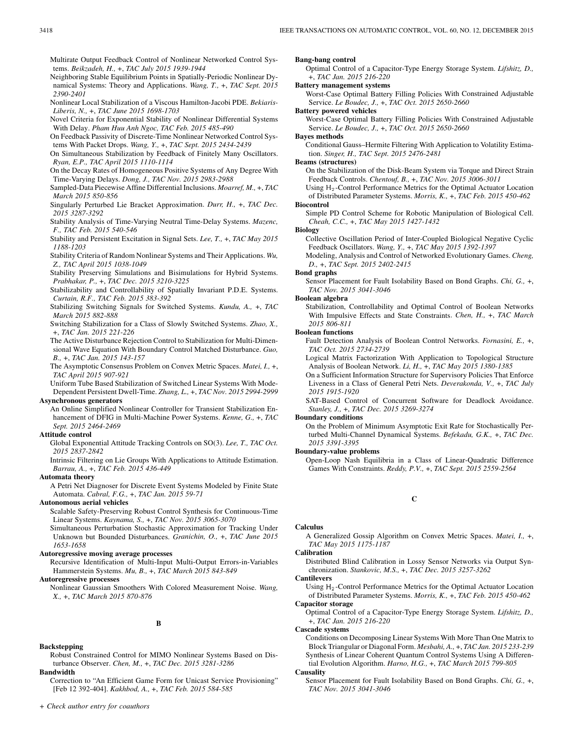Multirate Output Feedback Control of Nonlinear Networked Control Systems. *Beikzadeh, H.,* +, *TAC July 2015 1939-1944*

Neighboring Stable Equilibrium Points in Spatially-Periodic Nonlinear Dynamical Systems: Theory and Applications. *Wang, T.,* +, *TAC Sept. 2015 2390-2401*

Nonlinear Local Stabilization of a Viscous Hamilton-Jacobi PDE. *Bekiaris-Liberis, N.,* +, *TAC June 2015 1698-1703*

Novel Criteria for Exponential Stability of Nonlinear Differential Systems With Delay. *Pham Huu Anh Ngoc, TAC Feb. 2015 485-490*

On Feedback Passivity of Discrete-Time Nonlinear Networked Control Systems With Packet Drops. *Wang, Y.,* +, *TAC Sept. 2015 2434-2439*

On Simultaneous Stabilization by Feedback of Finitely Many Oscillators. *Ryan, E.P., TAC April 2015 1110-1114*

On the Decay Rates of Homogeneous Positive Systems of Any Degree With Time-Varying Delays. *Dong, J., TAC Nov. 2015 2983-2988*

Sampled-Data Piecewise Affine Differential Inclusions. *Moarref, M.,* +, *TAC March 2015 850-856*

Singularly Perturbed Lie Bracket Approximation. *Durr, H.,* +, *TAC Dec. 2015 3287-3292*

Stability Analysis of Time-Varying Neutral Time-Delay Systems. *Mazenc, F., TAC Feb. 2015 540-546*

Stability and Persistent Excitation in Signal Sets. *Lee, T.,* +, *TAC May 2015 1188-1203*

Stability Criteria of Random Nonlinear Systems and Their Applications. *Wu, Z., TAC April 2015 1038-1049*

Stability Preserving Simulations and Bisimulations for Hybrid Systems. *Prabhakar, P.,* +, *TAC Dec. 2015 3210-3225*

Stabilizability and Controllability of Spatially Invariant P.D.E. Systems. *Curtain, R.F., TAC Feb. 2015 383-392*

Stabilizing Switching Signals for Switched Systems. *Kundu, A.,* +, *TAC March 2015 882-888*

Switching Stabilization for a Class of Slowly Switched Systems. *Zhao, X.,* +, *TAC Jan. 2015 221-226*

The Active Disturbance Rejection Control to Stabilization for Multi-Dimensional Wave Equation With Boundary Control Matched Disturbance. *Guo, B.,* +, *TAC Jan. 2015 143-157*

The Asymptotic Consensus Problem on Convex Metric Spaces. *Matei, I.,* +, *TAC April 2015 907-921*

Uniform Tube Based Stabilization of Switched Linear Systems With Mode-Dependent Persistent Dwell-Time. *Zhang, L.,* +, *TAC Nov. 2015 2994-2999*

**Asynchronous generators**

An Online Simplified Nonlinear Controller for Transient Stabilization Enhancement of DFIG in Multi-Machine Power Systems. *Kenne, G.,* +, *TAC Sept. 2015 2464-2469*

**Attitude control**

Global Exponential Attitude Tracking Controls on SO(3). *Lee, T., TAC Oct. 2015 2837-2842*

Intrinsic Filtering on Lie Groups With Applications to Attitude Estimation. *Barrau, A.,* +, *TAC Feb. 2015 436-449*

**Automata theory**

A Petri Net Diagnoser for Discrete Event Systems Modeled by Finite State Automata. *Cabral, F.G.,* +, *TAC Jan. 2015 59-71*

**Autonomous aerial vehicles**

Scalable Safety-Preserving Robust Control Synthesis for Continuous-Time Linear Systems. *Kaynama, S.,* +, *TAC Nov. 2015 3065-3070*

Simultaneous Perturbation Stochastic Approximation for Tracking Under Unknown but Bounded Disturbances. *Granichin, O.,* +, *TAC June 2015 1653-1658*

**Autoregressive moving average processes**

Recursive Identification of Multi-Input Multi-Output Errors-in-Variables Hammerstein Systems. *Mu, B.,* +, *TAC March 2015 843-849*

**Autoregressive processes**

Nonlinear Gaussian Smoothers With Colored Measurement Noise. *Wang, X.,* +, *TAC March 2015 870-876*

## B

**Backstepping**

Robust Constrained Control for MIMO Nonlinear Systems Based on Disturbance Observer. *Chen, M.,* +, *TAC Dec. 2015 3281-3286*

**Bandwidth**

Correction to "An Efficient Game Form for Unicast Service Provisioning" [Feb 12 392-404]. *Kakhbod, A.,* +, *TAC Feb. 2015 584-585*

**Bang-bang control**

Optimal Control of a Capacitor-Type Energy Storage System. *Lifshitz, D.,* +, *TAC Jan. 2015 216-220*

**Battery management systems**

Worst-Case Optimal Battery Filling Policies With Constrained Adjustable Service. *Le Boudec, J.,* +, *TAC Oct. 2015 2650-2660*

**Battery powered vehicles**

Worst-Case Optimal Battery Filling Policies With Constrained Adjustable Service. *Le Boudec, J.,* +, *TAC Oct. 2015 2650-2660*

**Bayes methods**

Conditional Gauss–Hermite Filtering With Application to Volatility Estimation. *Singer, H., TAC Sept. 2015 2476-2481*

**Beams (structures)**

On the Stabilization of the Disk-Beam System via Torque and Direct Strain Feedback Controls. *Chentouf, B.,* +, *TAC Nov. 2015 3006-3011*

Using $H_2$-Control Performance Metrics for the Optimal Actuator Location of Distributed Parameter Systems. *Morris, K.,* +, *TAC Feb. 2015 450-462*

**Biocontrol**

Simple PD Control Scheme for Robotic Manipulation of Biological Cell. *Cheah, C.C.,* +, *TAC May 2015 1427-1432*

**Biology**

Collective Oscillation Period of Inter-Coupled Biological Negative Cyclic Feedback Oscillators. *Wang, Y.,* +, *TAC May 2015 1392-1397*

Modeling, Analysis and Control of Networked Evolutionary Games. *Cheng, D.,* +, *TAC Sept. 2015 2402-2415*

**Bond graphs**

Sensor Placement for Fault Isolability Based on Bond Graphs. *Chi, G.,* +, *TAC Nov. 2015 3041-3046*

**Boolean algebra**

Stabilization, Controllability and Optimal Control of Boolean Networks With Impulsive Effects and State Constraints. *Chen, H.,* +, *TAC March 2015 806-811*

**Boolean functions**

Fault Detection Analysis of Boolean Control Networks. *Fornasini, E.,* +, *TAC Oct. 2015 2734-2739*

Logical Matrix Factorization With Application to Topological Structure Analysis of Boolean Network. *Li, H.,* +, *TAC May 2015 1380-1385*

On a Sufficient Information Structure for Supervisory Policies That Enforce Liveness in a Class of General Petri Nets. *Deverakonda, V.,* +, *TAC July 2015 1915-1920*

SAT-Based Control of Concurrent Software for Deadlock Avoidance. *Stanley, J.,* +, *TAC Dec. 2015 3269-3274*

**Boundary conditions**

On the Problem of Minimum Asymptotic Exit Rate for Stochastically Perturbed Multi-Channel Dynamical Systems. *Befekadu, G.K.,* +, *TAC Dec. 2015 3391-3395*

**Boundary-value problems**

Open-Loop Nash Equilibria in a Class of Linear-Quadratic Difference Games With Constraints. *Reddy, P.V.,* +, *TAC Sept. 2015 2559-2564*

## C

**Calculus**

A Generalized Gossip Algorithm on Convex Metric Spaces. *Matei, I.,* +, *TAC May 2015 1175-1187*

**Calibration**

Distributed Blind Calibration in Lossy Sensor Networks via Output Synchronization. *Stankovic, M.S.,* +, *TAC Dec. 2015 3257-3262*

**Cantilevers**

Using $H_2$-Control Performance Metrics for the Optimal Actuator Location of Distributed Parameter Systems. *Morris, K.,* +, *TAC Feb. 2015 450-462*

**Capacitor storage**

Optimal Control of a Capacitor-Type Energy Storage System. *Lifshitz, D.,* +, *TAC Jan. 2015 216-220*

**Cascade systems**

Conditions on Decomposing Linear Systems With More Than One Matrix to Block Triangular or Diagonal Form. *Mesbahi, A.,* +, *TAC Jan. 2015 233-239*

Synthesis of Linear Coherent Quantum Control Systems Using A Differential Evolution Algorithm. *Harno, H.G.,* +, *TAC March 2015 799-805*

**Causality**

Sensor Placement for Fault Isolability Based on Bond Graphs. *Chi, G.,* +, *TAC Nov. 2015 3041-3046*

+ Check author entry for coauthors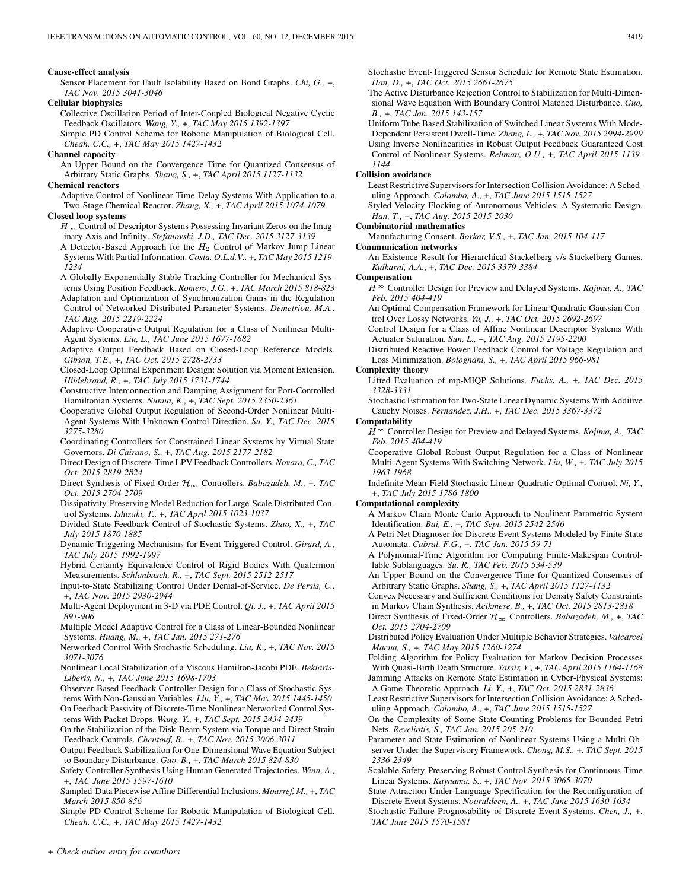**Cause-effect analysis**

Sensor Placement for Fault Isolability Based on Bond Graphs. *Chi, G., +, TAC Nov. 2015 3041-3046*

**Cellular biophysics**

Collective Oscillation Period of Inter-Coupled Biological Negative Cyclic Feedback Oscillators. *Wang, Y., +, TAC May 2015 1392-1397*

Simple PD Control Scheme for Robotic Manipulation of Biological Cell. *Cheah, C.C., +, TAC May 2015 1427-1432*

**Channel capacity**

An Upper Bound on the Convergence Time for Quantized Consensus of Arbitrary Static Graphs. *Shang, S., +, TAC April 2015 1127-1132*

**Chemical reactors**

Adaptive Control of Nonlinear Time-Delay Systems With Application to a Two-Stage Chemical Reactor. *Zhang, X., +, TAC April 2015 1074-1079*

**Closed loop systems**

$H_\infty$ Control of Descriptor Systems Possessing Invariant Zeros on the Imaginary Axis and Infinity. *Stefanovski, J.D., TAC Dec. 2015 3127-3139*

A Detector-Based Approach for the $H_2$ Control of Markov Jump Linear Systems With Partial Information. *Costa, O.L.d.V., +, TAC May 2015 1219-1234*

A Globally Exponentially Stable Tracking Controller for Mechanical Systems Using Position Feedback. *Romero, J.G., +, TAC March 2015 818-823*

Adaptation and Optimization of Synchronization Gains in the Regulation Control of Networked Distributed Parameter Systems. *Demetriou, M.A., TAC Aug. 2015 2219-2224*

Adaptive Cooperative Output Regulation for a Class of Nonlinear Multi-Agent Systems. *Liu, L., TAC June 2015 1677-1682*

Adaptive Output Feedback Based on Closed-Loop Reference Models. *Gibson, T.E., +, TAC Oct. 2015 2728-2733*

Closed-Loop Optimal Experiment Design: Solution via Moment Extension. *Hildebrand, R., +, TAC July 2015 1731-1744*

Constructive Interconnection and Damping Assignment for Port-Controlled Hamiltonian Systems. *Nunna, K., +, TAC Sept. 2015 2350-2361*

Cooperative Global Output Regulation of Second-Order Nonlinear Multi-Agent Systems With Unknown Control Direction. *Su, Y., TAC Dec. 2015 3275-3280*

Coordinating Controllers for Constrained Linear Systems by Virtual State Governors. *Di Cairano, S., +, TAC Aug. 2015 2177-2182*

Direct Design of Discrete-Time LPV Feedback Controllers. *Novara, C., TAC Oct. 2015 2819-2824*

Direct Synthesis of Fixed-Order $\mathcal{H}_\infty$ Controllers. *Babazadeh, M., +, TAC Oct. 2015 2704-2709*

Dissipativity-Preserving Model Reduction for Large-Scale Distributed Control Systems. *Ishizaki, T., +, TAC April 2015 1023-1037*

Divided State Feedback Control of Stochastic Systems. *Zhao, X., +, TAC July 2015 1870-1885*

Dynamic Triggering Mechanisms for Event-Triggered Control. *Girard, A., TAC July 2015 1992-1997*

Hybrid Certainty Equivalence Control of Rigid Bodies With Quaternion Measurements. *Schlanbusch, R., +, TAC Sept. 2015 2512-2517*

Input-to-State Stabilizing Control Under Denial-of-Service. *De Persis, C., +, TAC Nov. 2015 2930-2944*

Multi-Agent Deployment in 3-D via PDE Control. *Qi, J., +, TAC April 2015 891-906*

Multiple Model Adaptive Control for a Class of Linear-Bounded Nonlinear Systems. *Huang, M., +, TAC Jan. 2015 271-276*

Networked Control With Stochastic Scheduling. *Liu, K., +, TAC Nov. 2015 3071-3076*

Nonlinear Local Stabilization of a Viscous Hamilton-Jacobi PDE. *Bekiaris-Liberis, N., +, TAC June 2015 1698-1703*

Observer-Based Feedback Controller Design for a Class of Stochastic Systems With Non-Gaussian Variables. *Liu, Y., +, TAC May 2015 1445-1450*

On Feedback Passivity of Discrete-Time Nonlinear Networked Control Systems With Packet Drops. *Wang, Y., +, TAC Sept. 2015 2434-2439*

On the Stabilization of the Disk-Beam System via Torque and Direct Strain Feedback Controls. *Chentouf, B., +, TAC Nov. 2015 3006-3011*

Output Feedback Stabilization for One-Dimensional Wave Equation Subject to Boundary Disturbance. *Guo, B., +, TAC March 2015 824-830*

Safety Controller Synthesis Using Human Generated Trajectories. *Winn, A., +, TAC June 2015 1597-1610*

Sampled-Data Piecewise Affine Differential Inclusions. *Moarref, M., +, TAC March 2015 850-856*

Simple PD Control Scheme for Robotic Manipulation of Biological Cell. *Cheah, C.C., +, TAC May 2015 1427-1432*

Stochastic Event-Triggered Sensor Schedule for Remote State Estimation. *Han, D., +, TAC Oct. 2015 2661-2675*

The Active Disturbance Rejection Control to Stabilization for Multi-Dimensional Wave Equation With Boundary Control Matched Disturbance. *Guo, B., +, TAC Jan. 2015 143-157*

Uniform Tube Based Stabilization of Switched Linear Systems With Mode-Dependent Persistent Dwell-Time. *Zhang, L., +, TAC Nov. 2015 2994-2999*

Using Inverse Nonlinearities in Robust Output Feedback Guaranteed Cost Control of Nonlinear Systems. *Rehman, O.U., +, TAC April 2015 1139-1144*

**Collision avoidance**

Least Restrictive Supervisors for Intersection Collision Avoidance: A Scheduling Approach. *Colombo, A., +, TAC June 2015 1515-1527*

Styled-Velocity Flocking of Autonomous Vehicles: A Systematic Design. *Han, T., +, TAC Aug. 2015 2015-2030*

**Combinatorial mathematics**

Manufacturing Consent. *Borkar, V.S., +, TAC Jan. 2015 104-117*

**Communication networks**

An Existence Result for Hierarchical Stackelberg v/s Stackelberg Games. *Kulkarni, A.A., +, TAC Dec. 2015 3379-3384*

**Compensation**

$H^\infty$ Controller Design for Preview and Delayed Systems. *Kojima, A., TAC Feb. 2015 404-419*

An Optimal Compensation Framework for Linear Quadratic Gaussian Control Over Lossy Networks. *Yu, J., +, TAC Oct. 2015 2692-2697*

Control Design for a Class of Affine Nonlinear Descriptor Systems With Actuator Saturation. *Sun, L., +, TAC Aug. 2015 2195-2200*

Distributed Reactive Power Feedback Control for Voltage Regulation and Loss Minimization. *Bolognani, S., +, TAC April 2015 966-981*

**Complexity theory**

Lifted Evaluation of mp-MIQP Solutions. *Fuchs, A., +, TAC Dec. 2015 3328-3331*

Stochastic Estimation for Two-State Linear Dynamic Systems With Additive Cauchy Noises. *Fernandez, J.H., +, TAC Dec. 2015 3367-3372*

**Computability**

$H^\infty$ Controller Design for Preview and Delayed Systems. *Kojima, A., TAC Feb. 2015 404-419*

Cooperative Global Robust Output Regulation for a Class of Nonlinear Multi-Agent Systems With Switching Network. *Liu, W., +, TAC July 2015 1963-1968*

Indefinite Mean-Field Stochastic Linear-Quadratic Optimal Control. *Ni, Y., +, TAC July 2015 1786-1800*

**Computational complexity**

A Markov Chain Monte Carlo Approach to Nonlinear Parametric System Identification. *Bai, E., +, TAC Sept. 2015 2542-2546*

A Petri Net Diagnoser for Discrete Event Systems Modeled by Finite State Automata. *Cabral, F.G., +, TAC Jan. 2015 59-71*

A Polynomial-Time Algorithm for Computing Finite-Makespan Controllable Sublanguages. *Su, R., TAC Feb. 2015 534-539*

An Upper Bound on the Convergence Time for Quantized Consensus of Arbitrary Static Graphs. *Shang, S., +, TAC April 2015 1127-1132*

Convex Necessary and Sufficient Conditions for Density Safety Constraints in Markov Chain Synthesis. *Acikmese, B., +, TAC Oct. 2015 2813-2818*

Direct Synthesis of Fixed-Order $\mathcal{H}_\infty$ Controllers. *Babazadeh, M., +, TAC Oct. 2015 2704-2709*

Distributed Policy Evaluation Under Multiple Behavior Strategies. *Valcarcel Macua, S., +, TAC May 2015 1260-1274*

Folding Algorithm for Policy Evaluation for Markov Decision Processes With Quasi-Birth Death Structure. *Yassir, Y., +, TAC April 2015 1164-1168*

Jamming Attacks on Remote State Estimation in Cyber-Physical Systems: A Game-Theoretic Approach. *Li, Y., +, TAC Oct. 2015 2831-2836*

Least Restrictive Supervisors for Intersection Collision Avoidance: A Scheduling Approach. *Colombo, A., +, TAC June 2015 1515-1527*

On the Complexity of Some State-Counting Problems for Bounded Petri Nets. *Reveliotis, S., TAC Jan. 2015 205-210*

Parameter and State Estimation of Nonlinear Systems Using a Multi-Observer Under the Supervisory Framework. *Chong, M.S., +, TAC Sept. 2015 2336-2349*

Scalable Safety-Preserving Robust Control Synthesis for Continuous-Time Linear Systems. *Kaynama, S., +, TAC Nov. 2015 3065-3070*

State Attraction Under Language Specification for the Reconfiguration of Discrete Event Systems. *Nooruldeen, A., +, TAC June 2015 1630-1634*

Stochastic Failure Prognosability of Discrete Event Systems. *Chen, J., +, TAC June 2015 1570-1581*

+ *Check author entry for coauthors*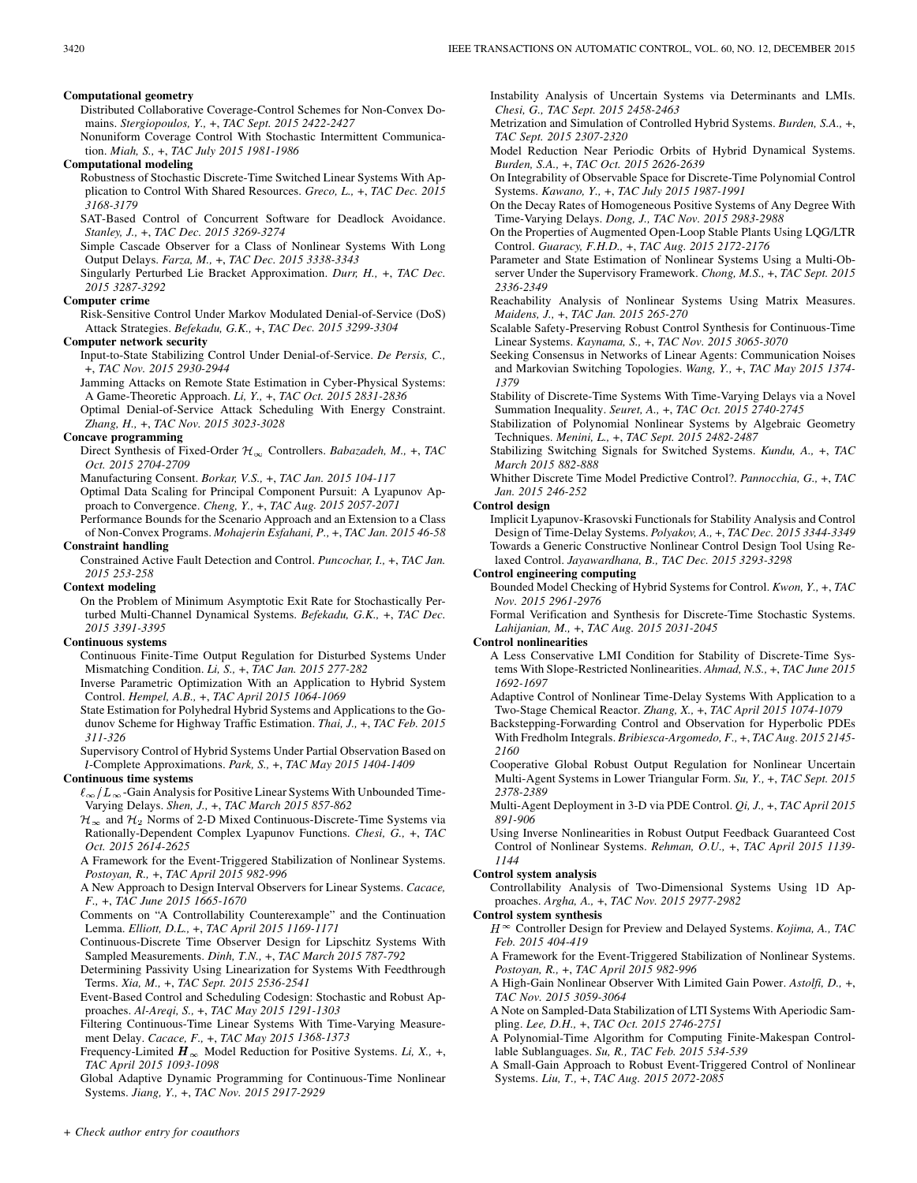**Computational geometry**

Distributed Collaborative Coverage-Control Schemes for Non-Convex Domains. *Stergiopoulos, Y.,* +, *TAC Sept. 2015 2422-2427*

Nonuniform Coverage Control With Stochastic Intermittent Communication. *Miah, S.,* +, *TAC July 2015 1981-1986*

**Computational modeling**

Robustness of Stochastic Discrete-Time Switched Linear Systems With Application to Control With Shared Resources. *Greco, L.,* +, *TAC Dec. 2015 3168-3179*

SAT-Based Control of Concurrent Software for Deadlock Avoidance. *Stanley, J.,* +, *TAC Dec. 2015 3269-3274*

Simple Cascade Observer for a Class of Nonlinear Systems With Long Output Delays. *Farza, M.,* +, *TAC Dec. 2015 3338-3343*

Singularly Perturbed Lie Bracket Approximation. *Durr, H.,* +, *TAC Dec. 2015 3287-3292*

**Computer crime**

Risk-Sensitive Control Under Markov Modulated Denial-of-Service (DoS) Attack Strategies. *Befekadu, G.K.,* +, *TAC Dec. 2015 3299-3304*

**Computer network security**

Input-to-State Stabilizing Control Under Denial-of-Service. *De Persis, C.,* +, *TAC Nov. 2015 2930-2944*

Jamming Attacks on Remote State Estimation in Cyber-Physical Systems: A Game-Theoretic Approach. *Li, Y.,* +, *TAC Oct. 2015 2831-2836*

Optimal Denial-of-Service Attack Scheduling With Energy Constraint. *Zhang, H.,* +, *TAC Nov. 2015 3023-3028*

**Concave programming**

Direct Synthesis of Fixed-Order $\mathcal{H}_\infty$ Controllers. *Babazadeh, M.,* +, *TAC Oct. 2015 2704-2709*

Manufacturing Consent. *Borkar, V.S.,* +, *TAC Jan. 2015 104-117*

Optimal Data Scaling for Principal Component Pursuit: A Lyapunov Approach to Convergence. *Cheng, Y.,* +, *TAC Aug. 2015 2057-2071*

Performance Bounds for the Scenario Approach and an Extension to a Class of Non-Convex Programs. *Mohajerin Esfahani, P.,* +, *TAC Jan. 2015 46-58*

**Constraint handling**

Constrained Active Fault Detection and Control. *Puncochar, I.,* +, *TAC Jan. 2015 253-258*

**Context modeling**

On the Problem of Minimum Asymptotic Exit Rate for Stochastically Perturbed Multi-Channel Dynamical Systems. *Befekadu, G.K.,* +, *TAC Dec. 2015 3391-3395*

**Continuous systems**

Continuous Finite-Time Output Regulation for Disturbed Systems Under Mismatching Condition. *Li, S.,* +, *TAC Jan. 2015 277-282*

Inverse Parametric Optimization With an Application to Hybrid System Control. *Hempel, A.B.,* +, *TAC April 2015 1064-1069*

State Estimation for Polyhedral Hybrid Systems and Applications to the Godunov Scheme for Highway Traffic Estimation. *Thai, J.,* +, *TAC Feb. 2015 311-326*

Supervisory Control of Hybrid Systems Under Partial Observation Based on $l$-Complete Approximations. *Park, S.,* +, *TAC May 2015 1404-1409*

**Continuous time systems**

$\ell_\infty/L_\infty$-Gain Analysis for Positive Linear Systems With Unbounded Time-Varying Delays. *Shen, J.,* +, *TAC March 2015 857-862*

$\mathcal{H}_\infty$ and $\mathcal{H}_2$ Norms of 2-D Mixed Continuous-Discrete-Time Systems via Rationally-Dependent Complex Lyapunov Functions. *Chesi, G.,* +, *TAC Oct. 2015 2614-2625*

A Framework for the Event-Triggered Stabilization of Nonlinear Systems. *Postoyan, R.,* +, *TAC April 2015 982-996*

A New Approach to Design Interval Observers for Linear Systems. *Cacace, F.,* +, *TAC June 2015 1665-1670*

Comments on "A Controllability Counterexample" and the Continuation Lemma. *Elliott, D.L.,* +, *TAC April 2015 1169-1171*

Continuous-Discrete Time Observer Design for Lipschitz Systems With Sampled Measurements. *Dinh, T.N.,* +, *TAC March 2015 787-792*

Determining Passivity Using Linearization for Systems With Feedthrough Terms. *Xia, M.,* +, *TAC Sept. 2015 2536-2541*

Event-Based Control and Scheduling Codesign: Stochastic and Robust Approaches. *Al-Areqi, S.,* +, *TAC May 2015 1291-1303*

Filtering Continuous-Time Linear Systems With Time-Varying Measurement Delay. *Cacace, F.,* +, *TAC May 2015 1368-1373*

Frequency-Limited $\boldsymbol{H}_\infty$ Model Reduction for Positive Systems. *Li, X.,* +, *TAC April 2015 1093-1098*

Global Adaptive Dynamic Programming for Continuous-Time Nonlinear Systems. *Jiang, Y.,* +, *TAC Nov. 2015 2917-2929*

Instability Analysis of Uncertain Systems via Determinants and LMIs. *Chesi, G., TAC Sept. 2015 2458-2463*

Metrization and Simulation of Controlled Hybrid Systems. *Burden, S.A.,* +, *TAC Sept. 2015 2307-2320*

Model Reduction Near Periodic Orbits of Hybrid Dynamical Systems. *Burden, S.A.,* +, *TAC Oct. 2015 2626-2639*

On Integrability of Observable Space for Discrete-Time Polynomial Control Systems. *Kawano, Y.,* +, *TAC July 2015 1987-1991*

On the Decay Rates of Homogeneous Positive Systems of Any Degree With Time-Varying Delays. *Dong, J., TAC Nov. 2015 2983-2988*

On the Properties of Augmented Open-Loop Stable Plants Using LQG/LTR Control. *Guaracy, F.H.D.,* +, *TAC Aug. 2015 2172-2176*

Parameter and State Estimation of Nonlinear Systems Using a Multi-Observer Under the Supervisory Framework. *Chong, M.S.,* +, *TAC Sept. 2015 2336-2349*

Reachability Analysis of Nonlinear Systems Using Matrix Measures. *Maidens, J.,* +, *TAC Jan. 2015 265-270*

Scalable Safety-Preserving Robust Control Synthesis for Continuous-Time Linear Systems. *Kaynama, S.,* +, *TAC Nov. 2015 3065-3070*

Seeking Consensus in Networks of Linear Agents: Communication Noises and Markovian Switching Topologies. *Wang, Y.,* +, *TAC May 2015 1374-1379*

Stability of Discrete-Time Systems With Time-Varying Delays via a Novel Summation Inequality. *Seuret, A.,* +, *TAC Oct. 2015 2740-2745*

Stabilization of Polynomial Nonlinear Systems by Algebraic Geometry Techniques. *Menini, L.,* +, *TAC Sept. 2015 2482-2487*

Stabilizing Switching Signals for Switched Systems. *Kundu, A.,* +, *TAC March 2015 882-888*

Whither Discrete Time Model Predictive Control?. *Pannocchia, G.,* +, *TAC Jan. 2015 246-252*

**Control design**

Implicit Lyapunov-Krasovski Functionals for Stability Analysis and Control Design of Time-Delay Systems. *Polyakov, A.,* +, *TAC Dec. 2015 3344-3349*

Towards a Generic Constructive Nonlinear Control Design Tool Using Relaxed Control. *Jayawardhana, B., TAC Dec. 2015 3293-3298*

**Control engineering computing**

Bounded Model Checking of Hybrid Systems for Control. *Kwon, Y.,* +, *TAC Nov. 2015 2961-2976*

Formal Verification and Synthesis for Discrete-Time Stochastic Systems. *Lahijanian, M.,* +, *TAC Aug. 2015 2031-2045*

**Control nonlinearities**

A Less Conservative LMI Condition for Stability of Discrete-Time Systems With Slope-Restricted Nonlinearities. *Ahmad, N.S.,* +, *TAC June 2015 1692-1697*

Adaptive Control of Nonlinear Time-Delay Systems With Application to a Two-Stage Chemical Reactor. *Zhang, X.,* +, *TAC April 2015 1074-1079*

Backstepping-Forwarding Control and Observation for Hyperbolic PDEs With Fredholm Integrals. *Bribiesca-Argomedo, F.,* +, *TAC Aug. 2015 2145-2160*

Cooperative Global Robust Output Regulation for Nonlinear Uncertain Multi-Agent Systems in Lower Triangular Form. *Su, Y.,* +, *TAC Sept. 2015 2378-2389*

Multi-Agent Deployment in 3-D via PDE Control. *Qi, J.,* +, *TAC April 2015 891-906*

Using Inverse Nonlinearities in Robust Output Feedback Guaranteed Cost Control of Nonlinear Systems. *Rehman, O.U.,* +, *TAC April 2015 1139-1144*

**Control system analysis**

Controllability Analysis of Two-Dimensional Systems Using 1D Approaches. *Argha, A.,* +, *TAC Nov. 2015 2977-2982*

**Control system synthesis**

$H^\infty$ Controller Design for Preview and Delayed Systems. *Kojima, A., TAC Feb. 2015 404-419*

A Framework for the Event-Triggered Stabilization of Nonlinear Systems. *Postoyan, R.,* +, *TAC April 2015 982-996*

A High-Gain Nonlinear Observer With Limited Gain Power. *Astolfi, D.,* +, *TAC Nov. 2015 3059-3064*

A Note on Sampled-Data Stabilization of LTI Systems With Aperiodic Sampling. *Lee, D.H.,* +, *TAC Oct. 2015 2746-2751*

A Polynomial-Time Algorithm for Computing Finite-Makespan Controllable Sublanguages. *Su, R., TAC Feb. 2015 534-539*

A Small-Gain Approach to Robust Event-Triggered Control of Nonlinear Systems. *Liu, T.,* +, *TAC Aug. 2015 2072-2085*

+ *Check author entry for coauthors*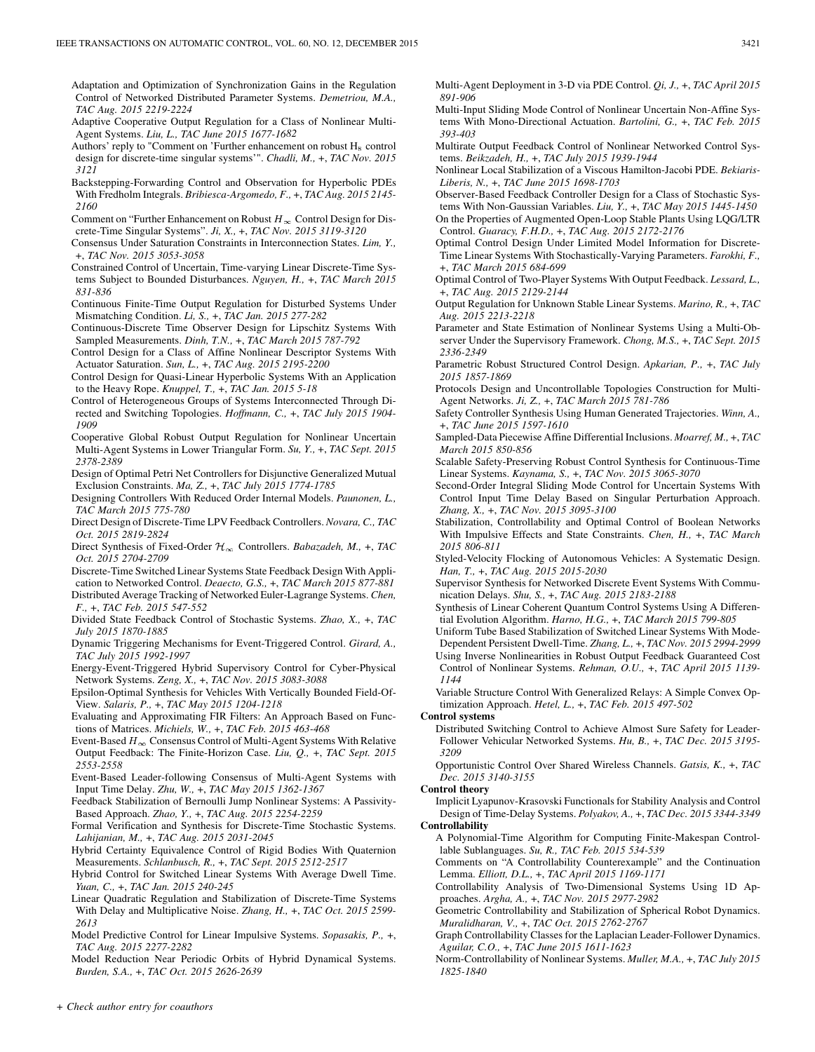Adaptation and Optimization of Synchronization Gains in the Regulation Control of Networked Distributed Parameter Systems. *Demetriou, M.A., TAC Aug. 2015 2219-2224*

Adaptive Cooperative Output Regulation for a Class of Nonlinear Multi-Agent Systems. *Liu, L., TAC June 2015 1677-1682*

Authors' reply to "Comment on 'Further enhancement on robust $H_\infty$ control design for discrete-time singular systems'". *Chadli, M., +, TAC Nov. 2015 3121*

Backstepping-Forwarding Control and Observation for Hyperbolic PDEs With Fredholm Integrals. *Bribiesca-Argomedo, F., +, TAC Aug. 2015 2145-2160*

Comment on "Further Enhancement on Robust $H_\infty$ Control Design for Discrete-Time Singular Systems". *Ji, X., +, TAC Nov. 2015 3119-3120*

Consensus Under Saturation Constraints in Interconnection States. *Lim, Y., +, TAC Nov. 2015 3053-3058*

Constrained Control of Uncertain, Time-varying Linear Discrete-Time Systems Subject to Bounded Disturbances. *Nguyen, H., +, TAC March 2015 831-836*

Continuous Finite-Time Output Regulation for Disturbed Systems Under Mismatching Condition. *Li, S., +, TAC Jan. 2015 277-282*

Continuous-Discrete Time Observer Design for Lipschitz Systems With Sampled Measurements. *Dinh, T.N., +, TAC March 2015 787-792*

Control Design for a Class of Affine Nonlinear Descriptor Systems With Actuator Saturation. *Sun, L., +, TAC Aug. 2015 2195-2200*

Control Design for Quasi-Linear Hyperbolic Systems With an Application to the Heavy Rope. *Knuppel, T., +, TAC Jan. 2015 5-18*

Control of Heterogeneous Groups of Systems Interconnected Through Directed and Switching Topologies. *Hoffmann, C., +, TAC July 2015 1904-1909*

Cooperative Global Robust Output Regulation for Nonlinear Uncertain Multi-Agent Systems in Lower Triangular Form. *Su, Y., +, TAC Sept. 2015 2378-2389*

Design of Optimal Petri Net Controllers for Disjunctive Generalized Mutual Exclusion Constraints. *Ma, Z., +, TAC July 2015 1774-1785*

Designing Controllers With Reduced Order Internal Models. *Paunonen, L., TAC March 2015 775-780*

Direct Design of Discrete-Time LPV Feedback Controllers. *Novara, C., TAC Oct. 2015 2819-2824*

Direct Synthesis of Fixed-Order $\mathcal{H}_\infty$ Controllers. *Babazadeh, M., +, TAC Oct. 2015 2704-2709*

Discrete-Time Switched Linear Systems State Feedback Design With Application to Networked Control. *Deaecto, G.S., +, TAC March 2015 877-881*

Distributed Average Tracking of Networked Euler-Lagrange Systems. *Chen, F., +, TAC Feb. 2015 547-552*

Divided State Feedback Control of Stochastic Systems. *Zhao, X., +, TAC July 2015 1870-1885*

Dynamic Triggering Mechanisms for Event-Triggered Control. *Girard, A., TAC July 2015 1992-1997*

Energy-Event-Triggered Hybrid Supervisory Control for Cyber-Physical Network Systems. *Zeng, X., +, TAC Nov. 2015 3083-3088*

Epsilon-Optimal Synthesis for Vehicles With Vertically Bounded Field-Of-View. *Salaris, P., +, TAC May 2015 1204-1218*

Evaluating and Approximating FIR Filters: An Approach Based on Functions of Matrices. *Michiels, W., +, TAC Feb. 2015 463-468*

Event-Based $H_\infty$ Consensus Control of Multi-Agent Systems With Relative Output Feedback: The Finite-Horizon Case. *Liu, Q., +, TAC Sept. 2015 2553-2558*

Event-Based Leader-following Consensus of Multi-Agent Systems with Input Time Delay. *Zhu, W., +, TAC May 2015 1362-1367*

Feedback Stabilization of Bernoulli Jump Nonlinear Systems: A Passivity-Based Approach. *Zhao, Y., +, TAC Aug. 2015 2254-2259*

Formal Verification and Synthesis for Discrete-Time Stochastic Systems. *Lahijanian, M., +, TAC Aug. 2015 2031-2045*

Hybrid Certainty Equivalence Control of Rigid Bodies With Quaternion Measurements. *Schlanbusch, R., +, TAC Sept. 2015 2512-2517*

Hybrid Control for Switched Linear Systems With Average Dwell Time. *Yuan, C., +, TAC Jan. 2015 240-245*

Linear Quadratic Regulation and Stabilization of Discrete-Time Systems With Delay and Multiplicative Noise. *Zhang, H., +, TAC Oct. 2015 2599-2613*

Model Predictive Control for Linear Impulsive Systems. *Sopasakis, P., +, TAC Aug. 2015 2277-2282*

Model Reduction Near Periodic Orbits of Hybrid Dynamical Systems. *Burden, S.A., +, TAC Oct. 2015 2626-2639*

Multi-Agent Deployment in 3-D via PDE Control. *Qi, J., +, TAC April 2015 891-906*

Multi-Input Sliding Mode Control of Nonlinear Uncertain Non-Affine Systems With Mono-Directional Actuation. *Bartolini, G., +, TAC Feb. 2015 393-403*

Multirate Output Feedback Control of Nonlinear Networked Control Systems. *Beikzadeh, H., +, TAC July 2015 1939-1944*

Nonlinear Local Stabilization of a Viscous Hamilton-Jacobi PDE. *Bekiaris-Liberis, N., +, TAC June 2015 1698-1703*

Observer-Based Feedback Controller Design for a Class of Stochastic Systems With Non-Gaussian Variables. *Liu, Y., +, TAC May 2015 1445-1450*

On the Properties of Augmented Open-Loop Stable Plants Using LQG/LTR Control. *Guaracy, F.H.D., +, TAC Aug. 2015 2172-2176*

Optimal Control Design Under Limited Model Information for Discrete-Time Linear Systems With Stochastically-Varying Parameters. *Farokhi, F., +, TAC March 2015 684-699*

Optimal Control of Two-Player Systems With Output Feedback. *Lessard, L., +, TAC Aug. 2015 2129-2144*

Output Regulation for Unknown Stable Linear Systems. *Marino, R., +, TAC Aug. 2015 2213-2218*

Parameter and State Estimation of Nonlinear Systems Using a Multi-Observer Under the Supervisory Framework. *Chong, M.S., +, TAC Sept. 2015 2336-2349*

Parametric Robust Structured Control Design. *Apkarian, P., +, TAC July 2015 1857-1869*

Protocols Design and Uncontrollable Topologies Construction for Multi-Agent Networks. *Ji, Z., +, TAC March 2015 781-786*

Safety Controller Synthesis Using Human Generated Trajectories. *Winn, A., +, TAC June 2015 1597-1610*

Sampled-Data Piecewise Affine Differential Inclusions. *Moarref, M., +, TAC March 2015 850-856*

Scalable Safety-Preserving Robust Control Synthesis for Continuous-Time Linear Systems. *Kaynama, S., +, TAC Nov. 2015 3065-3070*

Second-Order Integral Sliding Mode Control for Uncertain Systems With Control Input Time Delay Based on Singular Perturbation Approach. *Zhang, X., +, TAC Nov. 2015 3095-3100*

Stabilization, Controllability and Optimal Control of Boolean Networks With Impulsive Effects and State Constraints. *Chen, H., +, TAC March 2015 806-811*

Styled-Velocity Flocking of Autonomous Vehicles: A Systematic Design. *Han, T., +, TAC Aug. 2015 2015-2030*

Supervisor Synthesis for Networked Discrete Event Systems With Communication Delays. *Shu, S., +, TAC Aug. 2015 2183-2188*

Synthesis of Linear Coherent Quantum Control Systems Using A Differential Evolution Algorithm. *Harno, H.G., +, TAC March 2015 799-805*

Uniform Tube Based Stabilization of Switched Linear Systems With Mode-Dependent Persistent Dwell-Time. *Zhang, L., +, TAC Nov. 2015 2994-2999*

Using Inverse Nonlinearities in Robust Output Feedback Guaranteed Cost Control of Nonlinear Systems. *Rehman, O.U., +, TAC April 2015 1139-1144*

Variable Structure Control With Generalized Relays: A Simple Convex Optimization Approach. *Hetel, L., +, TAC Feb. 2015 497-502*

**Control systems**

Distributed Switching Control to Achieve Almost Sure Safety for Leader-Follower Vehicular Networked Systems. *Hu, B., +, TAC Dec. 2015 3195-3209*

Opportunistic Control Over Shared Wireless Channels. *Gatsis, K., +, TAC Dec. 2015 3140-3155*

**Control theory**

Implicit Lyapunov-Krasovski Functionals for Stability Analysis and Control Design of Time-Delay Systems. *Polyakov, A., +, TAC Dec. 2015 3344-3349*

**Controllability**

A Polynomial-Time Algorithm for Computing Finite-Makespan Controllable Sublanguages. *Su, R., TAC Feb. 2015 534-539*

Comments on "A Controllability Counterexample" and the Continuation Lemma. *Elliott, D.L., +, TAC April 2015 1169-1171*

Controllability Analysis of Two-Dimensional Systems Using 1D Approaches. *Argha, A., +, TAC Nov. 2015 2977-2982*

Geometric Controllability and Stabilization of Spherical Robot Dynamics. *Muralidharan, V., +, TAC Oct. 2015 2762-2767*

Graph Controllability Classes for the Laplacian Leader-Follower Dynamics. *Aguilar, C.O., +, TAC June 2015 1611-1623*

Norm-Controllability of Nonlinear Systems. *Muller, M.A., +, TAC July 2015 1825-1840*

+ *Check author entry for coauthors*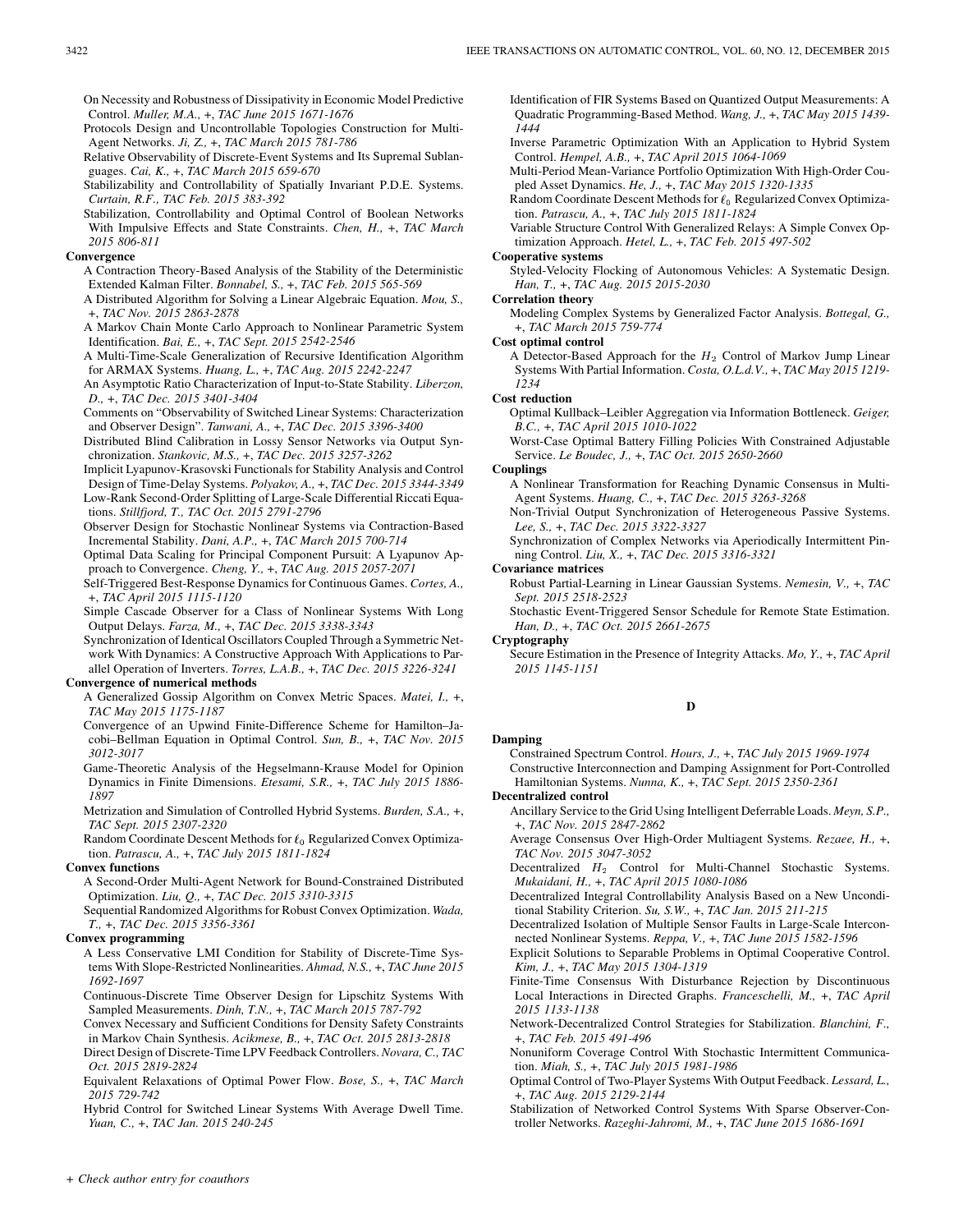On Necessity and Robustness of Dissipativity in Economic Model Predictive Control. *Muller, M.A., +, TAC June 2015 1671-1676*

Protocols Design and Uncontrollable Topologies Construction for Multi-Agent Networks. *Ji, Z., +, TAC March 2015 781-786*

Relative Observability of Discrete-Event Systems and Its Supremal Sublanguages. *Cai, K., +, TAC March 2015 659-670*

Stabilizability and Controllability of Spatially Invariant P.D.E. Systems. *Curtain, R.F., TAC Feb. 2015 383-392*

Stabilization, Controllability and Optimal Control of Boolean Networks With Impulsive Effects and State Constraints. *Chen, H., +, TAC March 2015 806-811*

**Convergence**

A Contraction Theory-Based Analysis of the Stability of the Deterministic Extended Kalman Filter. *Bonnabel, S., +, TAC Feb. 2015 565-569*

A Distributed Algorithm for Solving a Linear Algebraic Equation. *Mou, S., +, TAC Nov. 2015 2863-2878*

A Markov Chain Monte Carlo Approach to Nonlinear Parametric System Identification. *Bai, E., +, TAC Sept. 2015 2542-2546*

A Multi-Time-Scale Generalization of Recursive Identification Algorithm for ARMAX Systems. *Huang, L., +, TAC Aug. 2015 2242-2247*

An Asymptotic Ratio Characterization of Input-to-State Stability. *Liberzon, D., +, TAC Dec. 2015 3401-3404*

Comments on "Observability of Switched Linear Systems: Characterization and Observer Design". *Tanwani, A., +, TAC Dec. 2015 3396-3400*

Distributed Blind Calibration in Lossy Sensor Networks via Output Synchronization. *Stankovic, M.S., +, TAC Dec. 2015 3257-3262*

Implicit Lyapunov-Krasovski Functionals for Stability Analysis and Control Design of Time-Delay Systems. *Polyakov, A., +, TAC Dec. 2015 3344-3349*

Low-Rank Second-Order Splitting of Large-Scale Differential Riccati Equations. *Stillfjord, T., TAC Oct. 2015 2791-2796*

Observer Design for Stochastic Nonlinear Systems via Contraction-Based Incremental Stability. *Dani, A.P., +, TAC March 2015 700-714*

Optimal Data Scaling for Principal Component Pursuit: A Lyapunov Approach to Convergence. *Cheng, Y., +, TAC Aug. 2015 2057-2071*

Self-Triggered Best-Response Dynamics for Continuous Games. *Cortes, A., +, TAC April 2015 1115-1120*

Simple Cascade Observer for a Class of Nonlinear Systems With Long Output Delays. *Farza, M., +, TAC Dec. 2015 3338-3343*

Synchronization of Identical Oscillators Coupled Through a Symmetric Network With Dynamics: A Constructive Approach With Applications to Parallel Operation of Inverters. *Torres, L.A.B., +, TAC Dec. 2015 3226-3241*

**Convergence of numerical methods**

A Generalized Gossip Algorithm on Convex Metric Spaces. *Matei, I., +, TAC May 2015 1175-1187*

Convergence of an Upwind Finite-Difference Scheme for Hamilton–Jacobi–Bellman Equation in Optimal Control. *Sun, B., +, TAC Nov. 2015 3012-3017*

Game-Theoretic Analysis of the Hegselmann-Krause Model for Opinion Dynamics in Finite Dimensions. *Etesami, S.R., +, TAC July 2015 1886-1897*

Metrization and Simulation of Controlled Hybrid Systems. *Burden, S.A., +, TAC Sept. 2015 2307-2320*

Random Coordinate Descent Methods for $\ell_0$ Regularized Convex Optimization. *Patrascu, A., +, TAC July 2015 1811-1824*

**Convex functions**

A Second-Order Multi-Agent Network for Bound-Constrained Distributed Optimization. *Liu, Q., +, TAC Dec. 2015 3310-3315*

Sequential Randomized Algorithms for Robust Convex Optimization. *Wada, T., +, TAC Dec. 2015 3356-3361*

**Convex programming**

A Less Conservative LMI Condition for Stability of Discrete-Time Systems With Slope-Restricted Nonlinearities. *Ahmad, N.S., +, TAC June 2015 1692-1697*

Continuous-Discrete Time Observer Design for Lipschitz Systems With Sampled Measurements. *Dinh, T.N., +, TAC March 2015 787-792*

Convex Necessary and Sufficient Conditions for Density Safety Constraints in Markov Chain Synthesis. *Acikmese, B., +, TAC Oct. 2015 2813-2818*

Direct Design of Discrete-Time LPV Feedback Controllers. *Novara, C., TAC Oct. 2015 2819-2824*

Equivalent Relaxations of Optimal Power Flow. *Bose, S., +, TAC March 2015 729-742*

Hybrid Control for Switched Linear Systems With Average Dwell Time. *Yuan, C., +, TAC Jan. 2015 240-245*

Identification of FIR Systems Based on Quantized Output Measurements: A Quadratic Programming-Based Method. *Wang, J., +, TAC May 2015 1439-1444*

Inverse Parametric Optimization With an Application to Hybrid System Control. *Hempel, A.B., +, TAC April 2015 1064-1069*

Multi-Period Mean-Variance Portfolio Optimization With High-Order Coupled Asset Dynamics. *He, J., +, TAC May 2015 1320-1335*

Random Coordinate Descent Methods for $\ell_0$ Regularized Convex Optimization. *Patrascu, A., +, TAC July 2015 1811-1824*

Variable Structure Control With Generalized Relays: A Simple Convex Optimization Approach. *Hetel, L., +, TAC Feb. 2015 497-502*

**Cooperative systems**

Styled-Velocity Flocking of Autonomous Vehicles: A Systematic Design. *Han, T., +, TAC Aug. 2015 2015-2030*

**Correlation theory**

Modeling Complex Systems by Generalized Factor Analysis. *Bottegal, G., +, TAC March 2015 759-774*

**Cost optimal control**

A Detector-Based Approach for the $H_2$ Control of Markov Jump Linear Systems With Partial Information. *Costa, O.L.d.V., +, TAC May 2015 1219-1234*

**Cost reduction**

Optimal Kullback–Leibler Aggregation via Information Bottleneck. *Geiger, B.C., +, TAC April 2015 1010-1022*

Worst-Case Optimal Battery Filling Policies With Constrained Adjustable Service. *Le Boudec, J., +, TAC Oct. 2015 2650-2660*

**Couplings**

A Nonlinear Transformation for Reaching Dynamic Consensus in Multi-Agent Systems. *Huang, C., +, TAC Dec. 2015 3263-3268*

Non-Trivial Output Synchronization of Heterogeneous Passive Systems. *Lee, S., +, TAC Dec. 2015 3322-3327*

Synchronization of Complex Networks via Aperiodically Intermittent Pinning Control. *Liu, X., +, TAC Dec. 2015 3316-3321*

**Covariance matrices**

Robust Partial-Learning in Linear Gaussian Systems. *Nemesin, V., +, TAC Sept. 2015 2518-2523*

Stochastic Event-Triggered Sensor Schedule for Remote State Estimation. *Han, D., +, TAC Oct. 2015 2661-2675*

**Cryptography**

Secure Estimation in the Presence of Integrity Attacks. *Mo, Y., +, TAC April 2015 1145-1151*

## D

**Damping**

Constrained Spectrum Control. *Hours, J., +, TAC July 2015 1969-1974*

Constructive Interconnection and Damping Assignment for Port-Controlled Hamiltonian Systems. *Nunna, K., +, TAC Sept. 2015 2350-2361*

**Decentralized control**

Ancillary Service to the Grid Using Intelligent Deferrable Loads. *Meyn, S.P., +, TAC Nov. 2015 2847-2862*

Average Consensus Over High-Order Multiagent Systems. *Rezaee, H., +, TAC Nov. 2015 3047-3052*

Decentralized $H_2$ Control for Multi-Channel Stochastic Systems. *Mukaidani, H., +, TAC April 2015 1080-1086*

Decentralized Integral Controllability Analysis Based on a New Unconditional Stability Criterion. *Su, S.W., +, TAC Jan. 2015 211-215*

Decentralized Isolation of Multiple Sensor Faults in Large-Scale Interconnected Nonlinear Systems. *Reppa, V., +, TAC June 2015 1582-1596*

Explicit Solutions to Separable Problems in Optimal Cooperative Control. *Kim, J., +, TAC May 2015 1304-1319*

Finite-Time Consensus With Disturbance Rejection by Discontinuous Local Interactions in Directed Graphs. *Franceschelli, M., +, TAC April 2015 1133-1138*

Network-Decentralized Control Strategies for Stabilization. *Blanchini, F., +, TAC Feb. 2015 491-496*

Nonuniform Coverage Control With Stochastic Intermittent Communication. *Miah, S., +, TAC July 2015 1981-1986*

Optimal Control of Two-Player Systems With Output Feedback. *Lessard, L., +, TAC Aug. 2015 2129-2144*

Stabilization of Networked Control Systems With Sparse Observer-Controller Networks. *Razeghi-Jahromi, M., +, TAC June 2015 1686-1691*

+ *Check author entry for coauthors*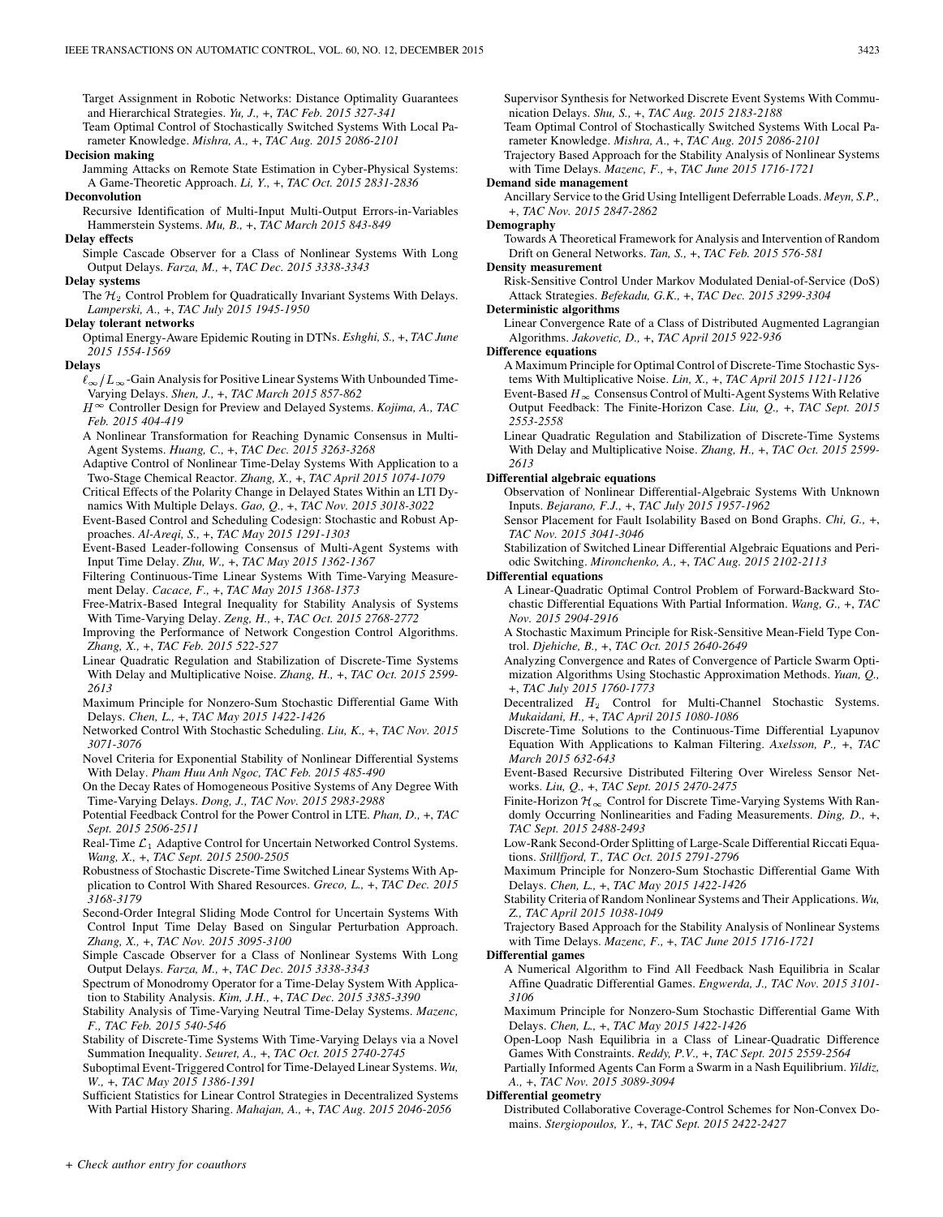Target Assignment in Robotic Networks: Distance Optimality Guarantees and Hierarchical Strategies. *Yu, J.*, +, *TAC Feb. 2015 327-341*

Team Optimal Control of Stochastically Switched Systems With Local Parameter Knowledge. *Mishra, A.*, +, *TAC Aug. 2015 2086-2101*

**Decision making**

Jamming Attacks on Remote State Estimation in Cyber-Physical Systems: A Game-Theoretic Approach. *Li, Y.*, +, *TAC Oct. 2015 2831-2836*

**Deconvolution**

Recursive Identification of Multi-Input Multi-Output Errors-in-Variables Hammerstein Systems. *Mu, B.*, +, *TAC March 2015 843-849*

**Delay effects**

Simple Cascade Observer for a Class of Nonlinear Systems With Long Output Delays. *Farza, M.*, +, *TAC Dec. 2015 3338-3343*

**Delay systems**

The $\mathcal{H}_2$ Control Problem for Quadratically Invariant Systems With Delays. *Lamperski, A.*, +, *TAC July 2015 1945-1950*

**Delay tolerant networks**

Optimal Energy-Aware Epidemic Routing in DTNs. *Eshghi, S.*, +, *TAC June 2015 1554-1569*

**Delays**

$\ell_\infty/L_\infty$-Gain Analysis for Positive Linear Systems With Unbounded Time-Varying Delays. *Shen, J.*, +, *TAC March 2015 857-862*

$H^\infty$ Controller Design for Preview and Delayed Systems. *Kojima, A.*, *TAC Feb. 2015 404-419*

A Nonlinear Transformation for Reaching Dynamic Consensus in Multi-Agent Systems. *Huang, C.*, +, *TAC Dec. 2015 3263-3268*

Adaptive Control of Nonlinear Time-Delay Systems With Application to a Two-Stage Chemical Reactor. *Zhang, X.*, +, *TAC April 2015 1074-1079*

Critical Effects of the Polarity Change in Delayed States Within an LTI Dynamics With Multiple Delays. *Gao, Q.*, +, *TAC Nov. 2015 3018-3022*

Event-Based Control and Scheduling Codesign: Stochastic and Robust Approaches. *Al-Areqi, S.*, +, *TAC May 2015 1291-1303*

Event-Based Leader-following Consensus of Multi-Agent Systems with Input Time Delay. *Zhu, W.*, +, *TAC May 2015 1362-1367*

Filtering Continuous-Time Linear Systems With Time-Varying Measurement Delay. *Cacace, F.*, +, *TAC May 2015 1368-1373*

Free-Matrix-Based Integral Inequality for Stability Analysis of Systems With Time-Varying Delay. *Zeng, H.*, +, *TAC Oct. 2015 2768-2772*

Improving the Performance of Network Congestion Control Algorithms. *Zhang, X.*, +, *TAC Feb. 2015 522-527*

Linear Quadratic Regulation and Stabilization of Discrete-Time Systems With Delay and Multiplicative Noise. *Zhang, H.*, +, *TAC Oct. 2015 2599-2613*

Maximum Principle for Nonzero-Sum Stochastic Differential Game With Delays. *Chen, L.*, +, *TAC May 2015 1422-1426*

Networked Control With Stochastic Scheduling. *Liu, K.*, +, *TAC Nov. 2015 3071-3076*

Novel Criteria for Exponential Stability of Nonlinear Differential Systems With Delay. *Pham Huu Anh Ngoc*, *TAC Feb. 2015 485-490*

On the Decay Rates of Homogeneous Positive Systems of Any Degree With Time-Varying Delays. *Dong, J.*, *TAC Nov. 2015 2983-2988*

Potential Feedback Control for the Power Control in LTE. *Phan, D.*, +, *TAC Sept. 2015 2506-2511*

Real-Time $\mathcal{L}_1$ Adaptive Control for Uncertain Networked Control Systems. *Wang, X.*, +, *TAC Sept. 2015 2500-2505*

Robustness of Stochastic Discrete-Time Switched Linear Systems With Application to Control With Shared Resources. *Greco, L.*, +, *TAC Dec. 2015 3168-3179*

Second-Order Integral Sliding Mode Control for Uncertain Systems With Control Input Time Delay Based on Singular Perturbation Approach. *Zhang, X.*, +, *TAC Nov. 2015 3095-3100*

Simple Cascade Observer for a Class of Nonlinear Systems With Long Output Delays. *Farza, M.*, +, *TAC Dec. 2015 3338-3343*

Spectrum of Monodromy Operator for a Time-Delay System With Application to Stability Analysis. *Kim, J.H.*, +, *TAC Dec. 2015 3385-3390*

Stability Analysis of Time-Varying Neutral Time-Delay Systems. *Mazenc, F.*, *TAC Feb. 2015 540-546*

Stability of Discrete-Time Systems With Time-Varying Delays via a Novel Summation Inequality. *Seuret, A.*, +, *TAC Oct. 2015 2740-2745*

Suboptimal Event-Triggered Control for Time-Delayed Linear Systems. *Wu, W.*, +, *TAC May 2015 1386-1391*

Sufficient Statistics for Linear Control Strategies in Decentralized Systems With Partial History Sharing. *Mahajan, A.*, +, *TAC Aug. 2015 2046-2056*

Supervisor Synthesis for Networked Discrete Event Systems With Communication Delays. *Shu, S.*, +, *TAC Aug. 2015 2183-2188*

Team Optimal Control of Stochastically Switched Systems With Local Parameter Knowledge. *Mishra, A.*, +, *TAC Aug. 2015 2086-2101*

Trajectory Based Approach for the Stability Analysis of Nonlinear Systems with Time Delays. *Mazenc, F.*, +, *TAC June 2015 1716-1721*

**Demand side management**

Ancillary Service to the Grid Using Intelligent Deferrable Loads. *Meyn, S.P.*, +, *TAC Nov. 2015 2847-2862*

**Demography**

Towards A Theoretical Framework for Analysis and Intervention of Random Drift on General Networks. *Tan, S.*, +, *TAC Feb. 2015 576-581*

**Density measurement**

Risk-Sensitive Control Under Markov Modulated Denial-of-Service (DoS) Attack Strategies. *Befekadu, G.K.*, +, *TAC Dec. 2015 3299-3304*

**Deterministic algorithms**

Linear Convergence Rate of a Class of Distributed Augmented Lagrangian Algorithms. *Jakovetic, D.*, +, *TAC April 2015 922-936*

**Difference equations**

A Maximum Principle for Optimal Control of Discrete-Time Stochastic Systems With Multiplicative Noise. *Lin, X.*, +, *TAC April 2015 1121-1126*

Event-Based $H_\infty$ Consensus Control of Multi-Agent Systems With Relative Output Feedback: The Finite-Horizon Case. *Liu, Q.*, +, *TAC Sept. 2015 2553-2558*

Linear Quadratic Regulation and Stabilization of Discrete-Time Systems With Delay and Multiplicative Noise. *Zhang, H.*, +, *TAC Oct. 2015 2599-2613*

**Differential algebraic equations**

Observation of Nonlinear Differential-Algebraic Systems With Unknown Inputs. *Bejarano, F.J.*, +, *TAC July 2015 1957-1962*

Sensor Placement for Fault Isolability Based on Bond Graphs. *Chi, G.*, +, *TAC Nov. 2015 3041-3046*

Stabilization of Switched Linear Differential Algebraic Equations and Periodic Switching. *Mironchenko, A.*, +, *TAC Aug. 2015 2102-2113*

**Differential equations**

A Linear-Quadratic Optimal Control Problem of Forward-Backward Stochastic Differential Equations With Partial Information. *Wang, G.*, +, *TAC Nov. 2015 2904-2916*

A Stochastic Maximum Principle for Risk-Sensitive Mean-Field Type Control. *Djehiche, B.*, +, *TAC Oct. 2015 2640-2649*

Analyzing Convergence and Rates of Convergence of Particle Swarm Optimization Algorithms Using Stochastic Approximation Methods. *Yuan, Q.*, +, *TAC July 2015 1760-1773*

Decentralized $H_2$ Control for Multi-Channel Stochastic Systems. *Mukaidani, H.*, +, *TAC April 2015 1080-1086*

Discrete-Time Solutions to the Continuous-Time Differential Lyapunov Equation With Applications to Kalman Filtering. *Axelsson, P.*, +, *TAC March 2015 632-643*

Event-Based Recursive Distributed Filtering Over Wireless Sensor Networks. *Liu, Q.*, +, *TAC Sept. 2015 2470-2475*

Finite-Horizon $\mathcal{H}_\infty$ Control for Discrete Time-Varying Systems With Randomly Occurring Nonlinearities and Fading Measurements. *Ding, D.*, +, *TAC Sept. 2015 2488-2493*

Low-Rank Second-Order Splitting of Large-Scale Differential Riccati Equations. *Stillfjord, T.*, *TAC Oct. 2015 2791-2796*

Maximum Principle for Nonzero-Sum Stochastic Differential Game With Delays. *Chen, L.*, +, *TAC May 2015 1422-1426*

Stability Criteria of Random Nonlinear Systems and Their Applications. *Wu, Z.*, *TAC April 2015 1038-1049*

Trajectory Based Approach for the Stability Analysis of Nonlinear Systems with Time Delays. *Mazenc, F.*, +, *TAC June 2015 1716-1721*

**Differential games**

A Numerical Algorithm to Find All Feedback Nash Equilibria in Scalar Affine Quadratic Differential Games. *Engwerda, J.*, *TAC Nov. 2015 3101-3106*

Maximum Principle for Nonzero-Sum Stochastic Differential Game With Delays. *Chen, L.*, +, *TAC May 2015 1422-1426*

Open-Loop Nash Equilibria in a Class of Linear-Quadratic Difference Games With Constraints. *Reddy, P.V.*, +, *TAC Sept. 2015 2559-2564*

Partially Informed Agents Can Form a Swarm in a Nash Equilibrium. *Yildiz, A.*, +, *TAC Nov. 2015 3089-3094*

**Differential geometry**

Distributed Collaborative Coverage-Control Schemes for Non-Convex Domains. *Stergiopoulos, Y.*, +, *TAC Sept. 2015 2422-2427*

+ *Check author entry for coauthors*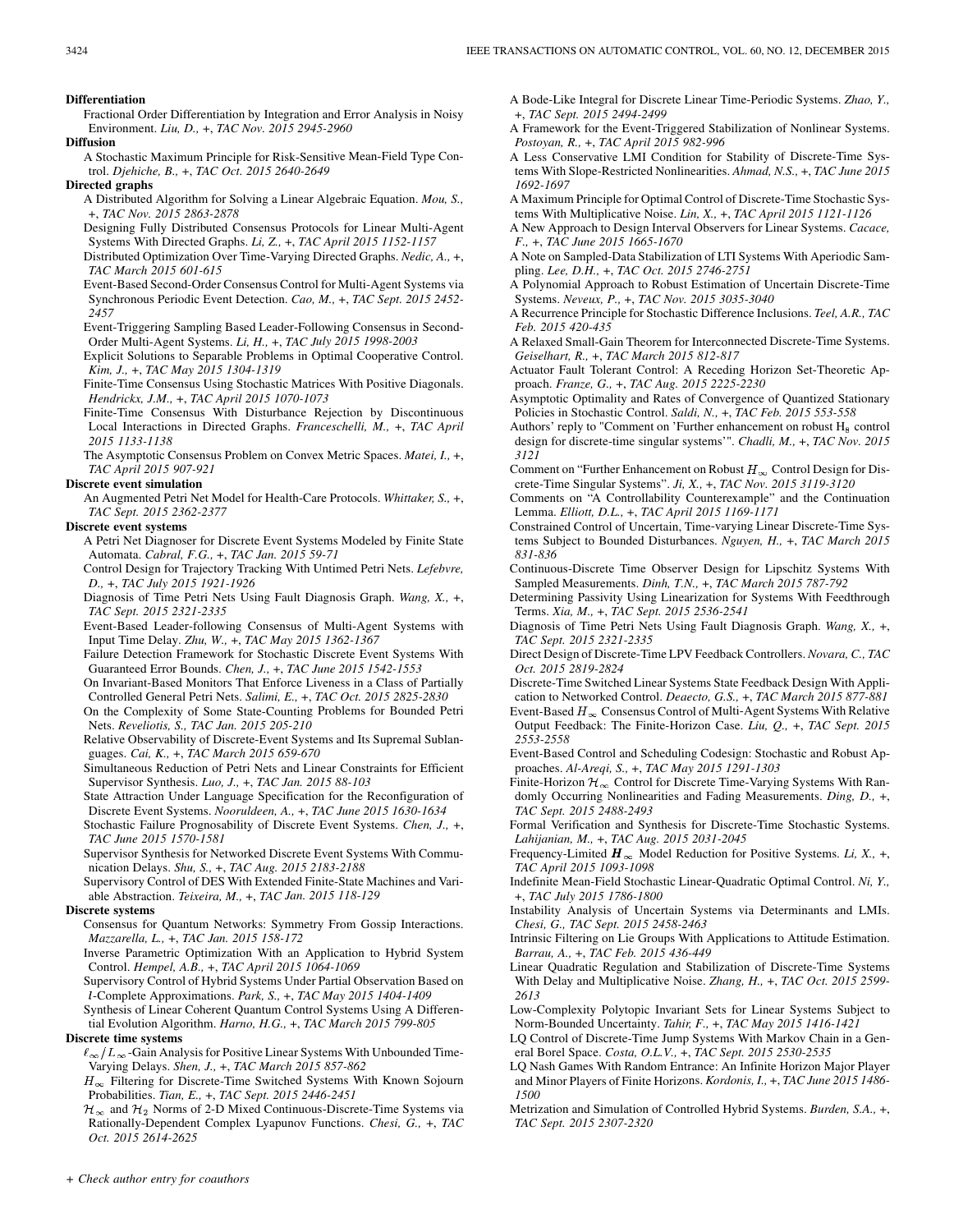**Differentiation**

Fractional Order Differentiation by Integration and Error Analysis in Noisy Environment. *Liu, D.*, +, *TAC Nov. 2015 2945-2960*

**Diffusion**

A Stochastic Maximum Principle for Risk-Sensitive Mean-Field Type Control. *Djehiche, B.*, +, *TAC Oct. 2015 2640-2649*

**Directed graphs**

A Distributed Algorithm for Solving a Linear Algebraic Equation. *Mou, S.*, +, *TAC Nov. 2015 2863-2878*

Designing Fully Distributed Consensus Protocols for Linear Multi-Agent Systems With Directed Graphs. *Li, Z.*, +, *TAC April 2015 1152-1157*

Distributed Optimization Over Time-Varying Directed Graphs. *Nedic, A.*, +, *TAC March 2015 601-615*

Event-Based Second-Order Consensus Control for Multi-Agent Systems via Synchronous Periodic Event Detection. *Cao, M.*, +, *TAC Sept. 2015 2452-2457*

Event-Triggering Sampling Based Leader-Following Consensus in Second-Order Multi-Agent Systems. *Li, H.*, +, *TAC July 2015 1998-2003*

Explicit Solutions to Separable Problems in Optimal Cooperative Control. *Kim, J.*, +, *TAC May 2015 1304-1319*

Finite-Time Consensus Using Stochastic Matrices With Positive Diagonals. *Hendrickx, J.M.*, +, *TAC April 2015 1070-1073*

Finite-Time Consensus With Disturbance Rejection by Discontinuous Local Interactions in Directed Graphs. *Franceschelli, M.*, +, *TAC April 2015 1133-1138*

The Asymptotic Consensus Problem on Convex Metric Spaces. *Matei, I.*, +, *TAC April 2015 907-921*

**Discrete event simulation**

An Augmented Petri Net Model for Health-Care Protocols. *Whittaker, S.*, +, *TAC Sept. 2015 2362-2377*

**Discrete event systems**

A Petri Net Diagnoser for Discrete Event Systems Modeled by Finite State Automata. *Cabral, F.G.*, +, *TAC Jan. 2015 59-71*

Control Design for Trajectory Tracking With Untimed Petri Nets. *Lefebvre, D.*, +, *TAC July 2015 1921-1926*

Diagnosis of Time Petri Nets Using Fault Diagnosis Graph. *Wang, X.*, +, *TAC Sept. 2015 2321-2335*

Event-Based Leader-following Consensus of Multi-Agent Systems with Input Time Delay. *Zhu, W.*, +, *TAC May 2015 1362-1367*

Failure Detection Framework for Stochastic Discrete Event Systems With Guaranteed Error Bounds. *Chen, J.*, +, *TAC June 2015 1542-1553*

On Invariant-Based Monitors That Enforce Liveness in a Class of Partially Controlled General Petri Nets. *Salimi, E.*, +, *TAC Oct. 2015 2825-2830*

On the Complexity of Some State-Counting Problems for Bounded Petri Nets. *Reveliotis, S.*, *TAC Jan. 2015 205-210*

Relative Observability of Discrete-Event Systems and Its Supremal Sublanguages. *Cai, K.*, +, *TAC March 2015 659-670*

Simultaneous Reduction of Petri Nets and Linear Constraints for Efficient Supervisor Synthesis. *Luo, J.*, +, *TAC Jan. 2015 88-103*

State Attraction Under Language Specification for the Reconfiguration of Discrete Event Systems. *Nooruldeen, A.*, +, *TAC June 2015 1630-1634*

Stochastic Failure Prognosability of Discrete Event Systems. *Chen, J.*, +, *TAC June 2015 1570-1581*

Supervisor Synthesis for Networked Discrete Event Systems With Communication Delays. *Shu, S.*, +, *TAC Aug. 2015 2183-2188*

Supervisory Control of DES With Extended Finite-State Machines and Variable Abstraction. *Teixeira, M.*, +, *TAC Jan. 2015 118-129*

**Discrete systems**

Consensus for Quantum Networks: Symmetry From Gossip Interactions. *Mazzarella, L.*, +, *TAC Jan. 2015 158-172*

Inverse Parametric Optimization With an Application to Hybrid System Control. *Hempel, A.B.*, +, *TAC April 2015 1064-1069*

Supervisory Control of Hybrid Systems Under Partial Observation Based on $l$-Complete Approximations. *Park, S.*, +, *TAC May 2015 1404-1409*

Synthesis of Linear Coherent Quantum Control Systems Using A Differential Evolution Algorithm. *Harno, H.G.*, +, *TAC March 2015 799-805*

**Discrete time systems**

$\ell_\infty/L_\infty$-Gain Analysis for Positive Linear Systems With Unbounded Time-Varying Delays. *Shen, J.*, +, *TAC March 2015 857-862*

$H_\infty$ Filtering for Discrete-Time Switched Systems With Known Sojourn Probabilities. *Tian, E.*, +, *TAC Sept. 2015 2446-2451*

$\mathcal{H}_\infty$ and $\mathcal{H}_2$ Norms of 2-D Mixed Continuous-Discrete-Time Systems via Rationally-Dependent Complex Lyapunov Functions. *Chesi, G.*, +, *TAC Oct. 2015 2614-2625*

A Bode-Like Integral for Discrete Linear Time-Periodic Systems. *Zhao, Y.*, +, *TAC Sept. 2015 2494-2499*

A Framework for the Event-Triggered Stabilization of Nonlinear Systems. *Postoyan, R.*, +, *TAC April 2015 982-996*

A Less Conservative LMI Condition for Stability of Discrete-Time Systems With Slope-Restricted Nonlinearities. *Ahmad, N.S.*, +, *TAC June 2015 1692-1697*

A Maximum Principle for Optimal Control of Discrete-Time Stochastic Systems With Multiplicative Noise. *Lin, X.*, +, *TAC April 2015 1121-1126*

A New Approach to Design Interval Observers for Linear Systems. *Cacace, F.*, +, *TAC June 2015 1665-1670*

A Note on Sampled-Data Stabilization of LTI Systems With Aperiodic Sampling. *Lee, D.H.*, +, *TAC Oct. 2015 2746-2751*

A Polynomial Approach to Robust Estimation of Uncertain Discrete-Time Systems. *Neveux, P.*, +, *TAC Nov. 2015 3035-3040*

A Recurrence Principle for Stochastic Difference Inclusions. *Teel, A.R.*, *TAC Feb. 2015 420-435*

A Relaxed Small-Gain Theorem for Interconnected Discrete-Time Systems. *Geiselhart, R.*, +, *TAC March 2015 812-817*

Actuator Fault Tolerant Control: A Receding Horizon Set-Theoretic Approach. *Franze, G.*, +, *TAC Aug. 2015 2225-2230*

Asymptotic Optimality and Rates of Convergence of Quantized Stationary Policies in Stochastic Control. *Saldi, N.*, +, *TAC Feb. 2015 553-558*

Authors' reply to "Comment on 'Further enhancement on robust $H_8$ control design for discrete-time singular systems'". *Chadli, M.*, +, *TAC Nov. 2015 3121*

Comment on "Further Enhancement on Robust $H_\infty$ Control Design for Discrete-Time Singular Systems". *Ji, X.*, +, *TAC Nov. 2015 3119-3120*

Comments on "A Controllability Counterexample" and the Continuation Lemma. *Elliott, D.L.*, +, *TAC April 2015 1169-1171*

Constrained Control of Uncertain, Time-varying Linear Discrete-Time Systems Subject to Bounded Disturbances. *Nguyen, H.*, +, *TAC March 2015 831-836*

Continuous-Discrete Time Observer Design for Lipschitz Systems With Sampled Measurements. *Dinh, T.N.*, +, *TAC March 2015 787-792*

Determining Passivity Using Linearization for Systems With Feedthrough Terms. *Xia, M.*, +, *TAC Sept. 2015 2536-2541*

Diagnosis of Time Petri Nets Using Fault Diagnosis Graph. *Wang, X.*, +, *TAC Sept. 2015 2321-2335*

Direct Design of Discrete-Time LPV Feedback Controllers. *Novara, C.*, *TAC Oct. 2015 2819-2824*

Discrete-Time Switched Linear Systems State Feedback Design With Application to Networked Control. *Deaecto, G.S.*, +, *TAC March 2015 877-881*

Event-Based $H_\infty$ Consensus Control of Multi-Agent Systems With Relative Output Feedback: The Finite-Horizon Case. *Liu, Q.*, +, *TAC Sept. 2015 2553-2558*

Event-Based Control and Scheduling Codesign: Stochastic and Robust Approaches. *Al-Areqi, S.*, +, *TAC May 2015 1291-1303*

Finite-Horizon $\mathcal{H}_\infty$ Control for Discrete Time-Varying Systems With Randomly Occurring Nonlinearities and Fading Measurements. *Ding, D.*, +, *TAC Sept. 2015 2488-2493*

Formal Verification and Synthesis for Discrete-Time Stochastic Systems. *Lahijanian, M.*, +, *TAC Aug. 2015 2031-2045*

Frequency-Limited $\boldsymbol{H}_\infty$ Model Reduction for Positive Systems. *Li, X.*, +, *TAC April 2015 1093-1098*

Indefinite Mean-Field Stochastic Linear-Quadratic Optimal Control. *Ni, Y.*, +, *TAC July 2015 1786-1800*

Instability Analysis of Uncertain Systems via Determinants and LMIs. *Chesi, G.*, *TAC Sept. 2015 2458-2463*

Intrinsic Filtering on Lie Groups With Applications to Attitude Estimation. *Barrau, A.*, +, *TAC Feb. 2015 436-449*

Linear Quadratic Regulation and Stabilization of Discrete-Time Systems With Delay and Multiplicative Noise. *Zhang, H.*, +, *TAC Oct. 2015 2599-2613*

Low-Complexity Polytopic Invariant Sets for Linear Systems Subject to Norm-Bounded Uncertainty. *Tahir, F.*, +, *TAC May 2015 1416-1421*

LQ Control of Discrete-Time Jump Systems With Markov Chain in a General Borel Space. *Costa, O.L.V.*, +, *TAC Sept. 2015 2530-2535*

LQ Nash Games With Random Entrance: An Infinite Horizon Major Player and Minor Players of Finite Horizons. *Kordonis, I.*, +, *TAC June 2015 1486-1500*

Metrization and Simulation of Controlled Hybrid Systems. *Burden, S.A.*, +, *TAC Sept. 2015 2307-2320*

+ Check author entry for coauthors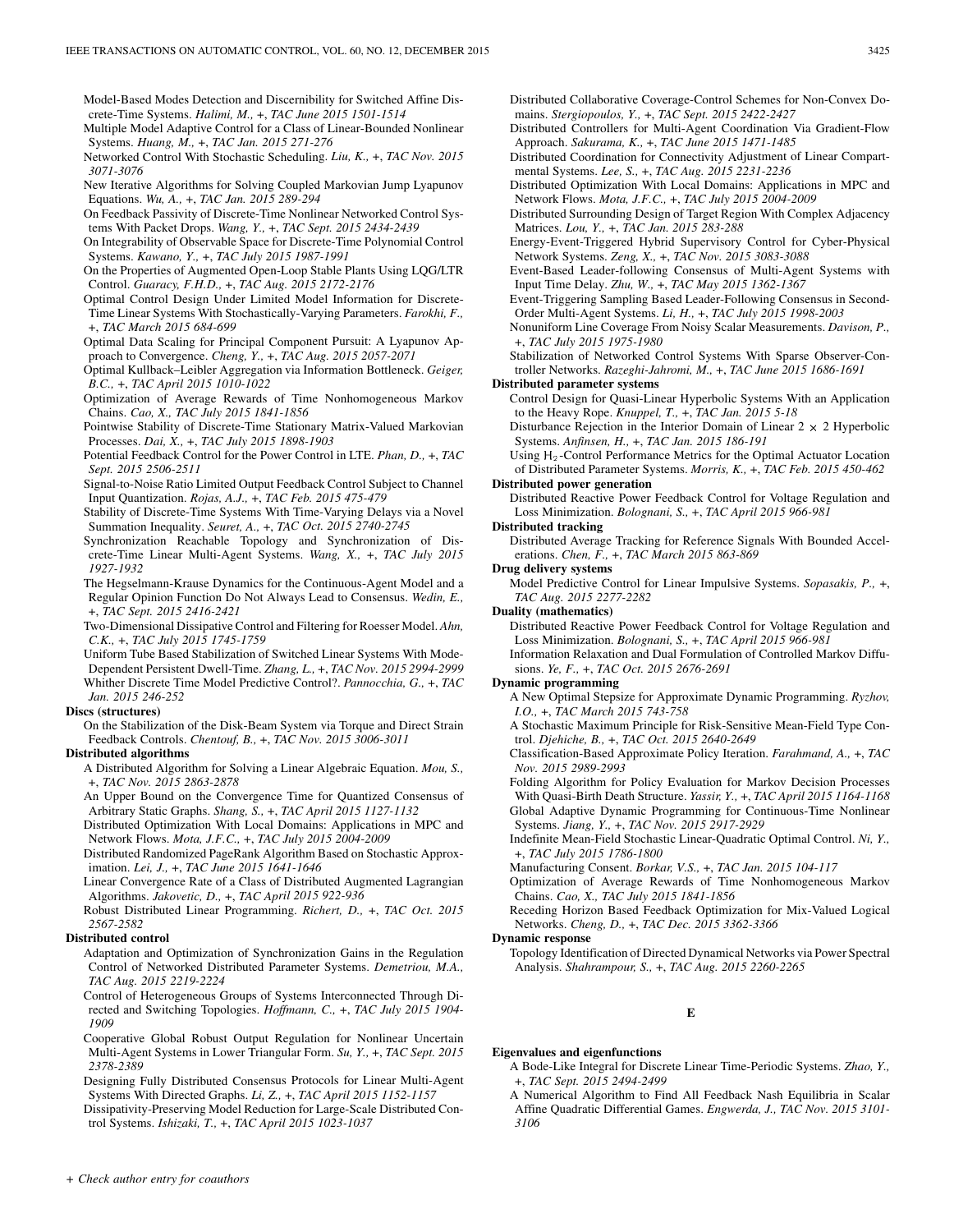Model-Based Modes Detection and Discernibility for Switched Affine Discrete-Time Systems. *Halimi, M.,* +, *TAC June 2015 1501-1514*

Multiple Model Adaptive Control for a Class of Linear-Bounded Nonlinear Systems. *Huang, M.,* +, *TAC Jan. 2015 271-276*

Networked Control With Stochastic Scheduling. *Liu, K.,* +, *TAC Nov. 2015 3071-3076*

New Iterative Algorithms for Solving Coupled Markovian Jump Lyapunov Equations. *Wu, A.,* +, *TAC Jan. 2015 289-294*

On Feedback Passivity of Discrete-Time Nonlinear Networked Control Systems With Packet Drops. *Wang, Y.,* +, *TAC Sept. 2015 2434-2439*

On Integrability of Observable Space for Discrete-Time Polynomial Control Systems. *Kawano, Y.,* +, *TAC July 2015 1987-1991*

On the Properties of Augmented Open-Loop Stable Plants Using LQG/LTR Control. *Guaracy, F.H.D.,* +, *TAC Aug. 2015 2172-2176*

Optimal Control Design Under Limited Model Information for Discrete-Time Linear Systems With Stochastically-Varying Parameters. *Farokhi, F.,* +, *TAC March 2015 684-699*

Optimal Data Scaling for Principal Component Pursuit: A Lyapunov Approach to Convergence. *Cheng, Y.,* +, *TAC Aug. 2015 2057-2071*

Optimal Kullback–Leibler Aggregation via Information Bottleneck. *Geiger, B.C.,* +, *TAC April 2015 1010-1022*

Optimization of Average Rewards of Time Nonhomogeneous Markov Chains. *Cao, X., TAC July 2015 1841-1856*

Pointwise Stability of Discrete-Time Stationary Matrix-Valued Markovian Processes. *Dai, X.,* +, *TAC July 2015 1898-1903*

Potential Feedback Control for the Power Control in LTE. *Phan, D.,* +, *TAC Sept. 2015 2506-2511*

Signal-to-Noise Ratio Limited Output Feedback Control Subject to Channel Input Quantization. *Rojas, A.J.,* +, *TAC Feb. 2015 475-479*

Stability of Discrete-Time Systems With Time-Varying Delays via a Novel Summation Inequality. *Seuret, A.,* +, *TAC Oct. 2015 2740-2745*

Synchronization Reachable Topology and Synchronization of Discrete-Time Linear Multi-Agent Systems. *Wang, X.,* +, *TAC July 2015 1927-1932*

The Hegselmann-Krause Dynamics for the Continuous-Agent Model and a Regular Opinion Function Do Not Always Lead to Consensus. *Wedin, E.,* +, *TAC Sept. 2015 2416-2421*

Two-Dimensional Dissipative Control and Filtering for Roesser Model. *Ahn, C.K.,* +, *TAC July 2015 1745-1759*

Uniform Tube Based Stabilization of Switched Linear Systems With Mode-Dependent Persistent Dwell-Time. *Zhang, L.,* +, *TAC Nov. 2015 2994-2999*

Whither Discrete Time Model Predictive Control?. *Pannocchia, G.,* +, *TAC Jan. 2015 246-252*

**Discs (structures)**

On the Stabilization of the Disk-Beam System via Torque and Direct Strain Feedback Controls. *Chentouf, B.,* +, *TAC Nov. 2015 3006-3011*

**Distributed algorithms**

A Distributed Algorithm for Solving a Linear Algebraic Equation. *Mou, S.,* +, *TAC Nov. 2015 2863-2878*

An Upper Bound on the Convergence Time for Quantized Consensus of Arbitrary Static Graphs. *Shang, S.,* +, *TAC April 2015 1127-1132*

Distributed Optimization With Local Domains: Applications in MPC and Network Flows. *Mota, J.F.C.,* +, *TAC July 2015 2004-2009*

Distributed Randomized PageRank Algorithm Based on Stochastic Approximation. *Lei, J.,* +, *TAC June 2015 1641-1646*

Linear Convergence Rate of a Class of Distributed Augmented Lagrangian Algorithms. *Jakovetic, D.,* +, *TAC April 2015 922-936*

Robust Distributed Linear Programming. *Richert, D.,* +, *TAC Oct. 2015 2567-2582*

**Distributed control**

Adaptation and Optimization of Synchronization Gains in the Regulation Control of Networked Distributed Parameter Systems. *Demetriou, M.A., TAC Aug. 2015 2219-2224*

Control of Heterogeneous Groups of Systems Interconnected Through Directed and Switching Topologies. *Hoffmann, C.,* +, *TAC July 2015 1904-1909*

Cooperative Global Robust Output Regulation for Nonlinear Uncertain Multi-Agent Systems in Lower Triangular Form. *Su, Y.,* +, *TAC Sept. 2015 2378-2389*

Designing Fully Distributed Consensus Protocols for Linear Multi-Agent Systems With Directed Graphs. *Li, Z.,* +, *TAC April 2015 1152-1157*

Dissipativity-Preserving Model Reduction for Large-Scale Distributed Control Systems. *Ishizaki, T.,* +, *TAC April 2015 1023-1037*

Distributed Collaborative Coverage-Control Schemes for Non-Convex Domains. *Stergiopoulos, Y.,* +, *TAC Sept. 2015 2422-2427*

Distributed Controllers for Multi-Agent Coordination Via Gradient-Flow Approach. *Sakurama, K.,* +, *TAC June 2015 1471-1485*

Distributed Coordination for Connectivity Adjustment of Linear Compartmental Systems. *Lee, S.,* +, *TAC Aug. 2015 2231-2236*

Distributed Optimization With Local Domains: Applications in MPC and Network Flows. *Mota, J.F.C.,* +, *TAC July 2015 2004-2009*

Distributed Surrounding Design of Target Region With Complex Adjacency Matrices. *Lou, Y.,* +, *TAC Jan. 2015 283-288*

Energy-Event-Triggered Hybrid Supervisory Control for Cyber-Physical Network Systems. *Zeng, X.,* +, *TAC Nov. 2015 3083-3088*

Event-Based Leader-following Consensus of Multi-Agent Systems with Input Time Delay. *Zhu, W.,* +, *TAC May 2015 1362-1367*

Event-Triggering Sampling Based Leader-Following Consensus in Second-Order Multi-Agent Systems. *Li, H.,* +, *TAC July 2015 1998-2003*

Nonuniform Line Coverage From Noisy Scalar Measurements. *Davison, P.,* +, *TAC July 2015 1975-1980*

Stabilization of Networked Control Systems With Sparse Observer-Controller Networks. *Razeghi-Jahromi, M.,* +, *TAC June 2015 1686-1691*

**Distributed parameter systems**

Control Design for Quasi-Linear Hyperbolic Systems With an Application to the Heavy Rope. *Knuppel, T.,* +, *TAC Jan. 2015 5-18*

Disturbance Rejection in the Interior Domain of Linear $2 \times 2$ Hyperbolic Systems. *Anfinsen, H.,* +, *TAC Jan. 2015 186-191*

Using $H_2$-Control Performance Metrics for the Optimal Actuator Location of Distributed Parameter Systems. *Morris, K.,* +, *TAC Feb. 2015 450-462*

**Distributed power generation**

Distributed Reactive Power Feedback Control for Voltage Regulation and Loss Minimization. *Bolognani, S.,* +, *TAC April 2015 966-981*

**Distributed tracking**

Distributed Average Tracking for Reference Signals With Bounded Accelerations. *Chen, F.,* +, *TAC March 2015 863-869*

**Drug delivery systems**

Model Predictive Control for Linear Impulsive Systems. *Sopasakis, P.,* +, *TAC Aug. 2015 2277-2282*

**Duality (mathematics)**

Distributed Reactive Power Feedback Control for Voltage Regulation and Loss Minimization. *Bolognani, S.,* +, *TAC April 2015 966-981*

Information Relaxation and Dual Formulation of Controlled Markov Diffusions. *Ye, F.,* +, *TAC Oct. 2015 2676-2691*

**Dynamic programming**

A New Optimal Stepsize for Approximate Dynamic Programming. *Ryzhov, I.O.,* +, *TAC March 2015 743-758*

A Stochastic Maximum Principle for Risk-Sensitive Mean-Field Type Control. *Djehiche, B.,* +, *TAC Oct. 2015 2640-2649*

Classification-Based Approximate Policy Iteration. *Farahmand, A.,* +, *TAC Nov. 2015 2989-2993*

Folding Algorithm for Policy Evaluation for Markov Decision Processes With Quasi-Birth Death Structure. *Yassir, Y.,* +, *TAC April 2015 1164-1168*

Global Adaptive Dynamic Programming for Continuous-Time Nonlinear Systems. *Jiang, Y.,* +, *TAC Nov. 2015 2917-2929*

Indefinite Mean-Field Stochastic Linear-Quadratic Optimal Control. *Ni, Y.,* +, *TAC July 2015 1786-1800*

Manufacturing Consent. *Borkar, V.S.,* +, *TAC Jan. 2015 104-117*

Optimization of Average Rewards of Time Nonhomogeneous Markov Chains. *Cao, X., TAC July 2015 1841-1856*

Receding Horizon Based Feedback Optimization for Mix-Valued Logical Networks. *Cheng, D.,* +, *TAC Dec. 2015 3362-3366*

**Dynamic response**

Topology Identification of Directed Dynamical Networks via Power Spectral Analysis. *Shahrampour, S.,* +, *TAC Aug. 2015 2260-2265*

## E

**Eigenvalues and eigenfunctions**

A Bode-Like Integral for Discrete Linear Time-Periodic Systems. *Zhao, Y.,* +, *TAC Sept. 2015 2494-2499*

A Numerical Algorithm to Find All Feedback Nash Equilibria in Scalar Affine Quadratic Differential Games. *Engwerda, J., TAC Nov. 2015 3101-3106*

+ *Check author entry for coauthors*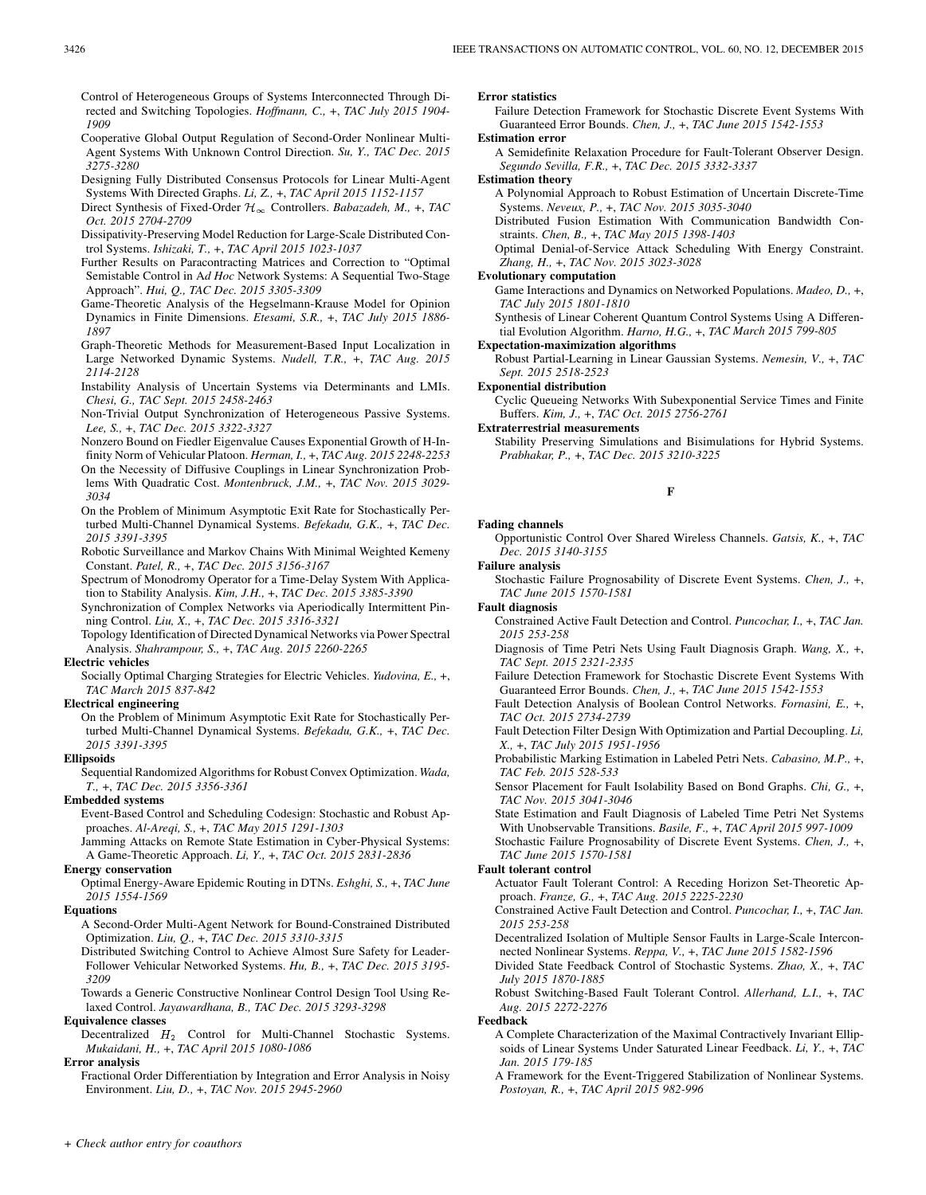Control of Heterogeneous Groups of Systems Interconnected Through Directed and Switching Topologies. *Hoffmann, C.,* +, *TAC July 2015 1904-1909*

Cooperative Global Output Regulation of Second-Order Nonlinear Multi-Agent Systems With Unknown Control Direction. *Su, Y., TAC Dec. 2015 3275-3280*

Designing Fully Distributed Consensus Protocols for Linear Multi-Agent Systems With Directed Graphs. *Li, Z.,* +, *TAC April 2015 1152-1157*

Direct Synthesis of Fixed-Order $\mathcal{H}_\infty$ Controllers. *Babazadeh, M.,* +, *TAC Oct. 2015 2704-2709*

Dissipativity-Preserving Model Reduction for Large-Scale Distributed Control Systems. *Ishizaki, T.,* +, *TAC April 2015 1023-1037*

Further Results on Paracontracting Matrices and Correction to "Optimal Semistable Control in A*d Hoc* Network Systems: A Sequential Two-Stage Approach". *Hui, Q., TAC Dec. 2015 3305-3309*

Game-Theoretic Analysis of the Hegselmann-Krause Model for Opinion Dynamics in Finite Dimensions. *Etesami, S.R.,* +, *TAC July 2015 1886-1897*

Graph-Theoretic Methods for Measurement-Based Input Localization in Large Networked Dynamic Systems. *Nudell, T.R.,* +, *TAC Aug. 2015 2114-2128*

Instability Analysis of Uncertain Systems via Determinants and LMIs. *Chesi, G., TAC Sept. 2015 2458-2463*

Non-Trivial Output Synchronization of Heterogeneous Passive Systems. *Lee, S.,* +, *TAC Dec. 2015 3322-3327*

Nonzero Bound on Fiedler Eigenvalue Causes Exponential Growth of H-Infinity Norm of Vehicular Platoon. *Herman, I.,* +, *TAC Aug. 2015 2248-2253*

On the Necessity of Diffusive Couplings in Linear Synchronization Problems With Quadratic Cost. *Montenbruck, J.M.,* +, *TAC Nov. 2015 3029-3034*

On the Problem of Minimum Asymptotic Exit Rate for Stochastically Perturbed Multi-Channel Dynamical Systems. *Befekadu, G.K.,* +, *TAC Dec. 2015 3391-3395*

Robotic Surveillance and Markov Chains With Minimal Weighted Kemeny Constant. *Patel, R.,* +, *TAC Dec. 2015 3156-3167*

Spectrum of Monodromy Operator for a Time-Delay System With Application to Stability Analysis. *Kim, J.H.,* +, *TAC Dec. 2015 3385-3390*

Synchronization of Complex Networks via Aperiodically Intermittent Pinning Control. *Liu, X.,* +, *TAC Dec. 2015 3316-3321*

Topology Identification of Directed Dynamical Networks via Power Spectral Analysis. *Shahrampour, S.,* +, *TAC Aug. 2015 2260-2265*

**Electric vehicles**

Socially Optimal Charging Strategies for Electric Vehicles. *Yudovina, E.,* +, *TAC March 2015 837-842*

**Electrical engineering**

On the Problem of Minimum Asymptotic Exit Rate for Stochastically Perturbed Multi-Channel Dynamical Systems. *Befekadu, G.K.,* +, *TAC Dec. 2015 3391-3395*

**Ellipsoids**

Sequential Randomized Algorithms for Robust Convex Optimization. *Wada, T.,* +, *TAC Dec. 2015 3356-3361*

**Embedded systems**

Event-Based Control and Scheduling Codesign: Stochastic and Robust Approaches. *Al-Areqi, S.,* +, *TAC May 2015 1291-1303*

Jamming Attacks on Remote State Estimation in Cyber-Physical Systems: A Game-Theoretic Approach. *Li, Y.,* +, *TAC Oct. 2015 2831-2836*

**Energy conservation**

Optimal Energy-Aware Epidemic Routing in DTNs. *Eshghi, S.,* +, *TAC June 2015 1554-1569*

**Equations**

A Second-Order Multi-Agent Network for Bound-Constrained Distributed Optimization. *Liu, Q.,* +, *TAC Dec. 2015 3310-3315*

Distributed Switching Control to Achieve Almost Sure Safety for Leader-Follower Vehicular Networked Systems. *Hu, B.,* +, *TAC Dec. 2015 3195-3209*

Towards a Generic Constructive Nonlinear Control Design Tool Using Relaxed Control. *Jayawardhana, B., TAC Dec. 2015 3293-3298*

**Equivalence classes**

Decentralized $H_2$ Control for Multi-Channel Stochastic Systems. *Mukaidani, H.,* +, *TAC April 2015 1080-1086*

**Error analysis**

Fractional Order Differentiation by Integration and Error Analysis in Noisy Environment. *Liu, D.,* +, *TAC Nov. 2015 2945-2960*

**Error statistics**

Failure Detection Framework for Stochastic Discrete Event Systems With Guaranteed Error Bounds. *Chen, J.,* +, *TAC June 2015 1542-1553*

**Estimation error**

A Semidefinite Relaxation Procedure for Fault-Tolerant Observer Design. *Segundo Sevilla, F.R.,* +, *TAC Dec. 2015 3332-3337*

**Estimation theory**

A Polynomial Approach to Robust Estimation of Uncertain Discrete-Time Systems. *Neveux, P.,* +, *TAC Nov. 2015 3035-3040*

Distributed Fusion Estimation With Communication Bandwidth Constraints. *Chen, B.,* +, *TAC May 2015 1398-1403*

Optimal Denial-of-Service Attack Scheduling With Energy Constraint. *Zhang, H.,* +, *TAC Nov. 2015 3023-3028*

**Evolutionary computation**

Game Interactions and Dynamics on Networked Populations. *Madeo, D.,* +, *TAC July 2015 1801-1810*

Synthesis of Linear Coherent Quantum Control Systems Using A Differential Evolution Algorithm. *Harno, H.G.,* +, *TAC March 2015 799-805*

**Expectation-maximization algorithms**

Robust Partial-Learning in Linear Gaussian Systems. *Nemesin, V.,* +, *TAC Sept. 2015 2518-2523*

**Exponential distribution**

Cyclic Queueing Networks With Subexponential Service Times and Finite Buffers. *Kim, J.,* +, *TAC Oct. 2015 2756-2761*

**Extraterrestrial measurements**

Stability Preserving Simulations and Bisimulations for Hybrid Systems. *Prabhakar, P.,* +, *TAC Dec. 2015 3210-3225*

## F

**Fading channels**

Opportunistic Control Over Shared Wireless Channels. *Gatsis, K.,* +, *TAC Dec. 2015 3140-3155*

**Failure analysis**

Stochastic Failure Prognosability of Discrete Event Systems. *Chen, J.,* +, *TAC June 2015 1570-1581*

**Fault diagnosis**

Constrained Active Fault Detection and Control. *Puncochar, I.,* +, *TAC Jan. 2015 253-258*

Diagnosis of Time Petri Nets Using Fault Diagnosis Graph. *Wang, X.,* +, *TAC Sept. 2015 2321-2335*

Failure Detection Framework for Stochastic Discrete Event Systems With Guaranteed Error Bounds. *Chen, J.,* +, *TAC June 2015 1542-1553*

Fault Detection Analysis of Boolean Control Networks. *Fornasini, E.,* +, *TAC Oct. 2015 2734-2739*

Fault Detection Filter Design With Optimization and Partial Decoupling. *Li, X.,* +, *TAC July 2015 1951-1956*

Probabilistic Marking Estimation in Labeled Petri Nets. *Cabasino, M.P.,* +, *TAC Feb. 2015 528-533*

Sensor Placement for Fault Isolability Based on Bond Graphs. *Chi, G.,* +, *TAC Nov. 2015 3041-3046*

State Estimation and Fault Diagnosis of Labeled Time Petri Net Systems With Unobservable Transitions. *Basile, F.,* +, *TAC April 2015 997-1009*

Stochastic Failure Prognosability of Discrete Event Systems. *Chen, J.,* +, *TAC June 2015 1570-1581*

**Fault tolerant control**

Actuator Fault Tolerant Control: A Receding Horizon Set-Theoretic Approach. *Franze, G.,* +, *TAC Aug. 2015 2225-2230*

Constrained Active Fault Detection and Control. *Puncochar, I.,* +, *TAC Jan. 2015 253-258*

Decentralized Isolation of Multiple Sensor Faults in Large-Scale Interconnected Nonlinear Systems. *Reppa, V.,* +, *TAC June 2015 1582-1596*

Divided State Feedback Control of Stochastic Systems. *Zhao, X.,* +, *TAC July 2015 1870-1885*

Robust Switching-Based Fault Tolerant Control. *Allerhand, L.I.,* +, *TAC Aug. 2015 2272-2276*

**Feedback**

A Complete Characterization of the Maximal Contractively Invariant Ellipsoids of Linear Systems Under Saturated Linear Feedback. *Li, Y.,* +, *TAC Jan. 2015 179-185*

A Framework for the Event-Triggered Stabilization of Nonlinear Systems. *Postoyan, R.,* +, *TAC April 2015 982-996*

+ *Check author entry for coauthors*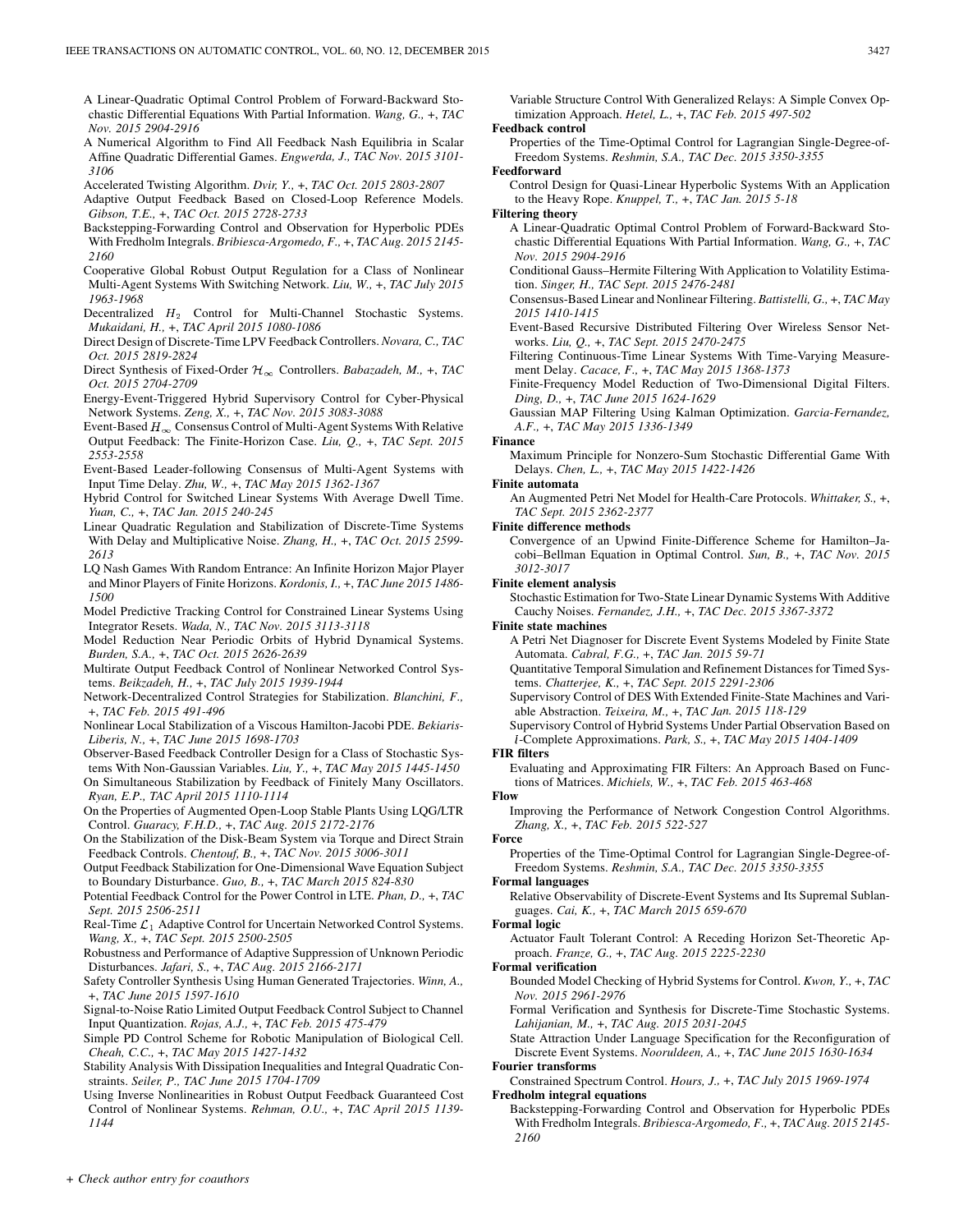A Linear-Quadratic Optimal Control Problem of Forward-Backward Stochastic Differential Equations With Partial Information. *Wang, G.,* +, *TAC Nov. 2015 2904-2916*

A Numerical Algorithm to Find All Feedback Nash Equilibria in Scalar Affine Quadratic Differential Games. *Engwerda, J., TAC Nov. 2015 3101-3106*

Accelerated Twisting Algorithm. *Dvir, Y.,* +, *TAC Oct. 2015 2803-2807*

Adaptive Output Feedback Based on Closed-Loop Reference Models. *Gibson, T.E.,* +, *TAC Oct. 2015 2728-2733*

Backstepping-Forwarding Control and Observation for Hyperbolic PDEs With Fredholm Integrals. *Bribiesca-Argomedo, F.,* +, *TAC Aug. 2015 2145-2160*

Cooperative Global Robust Output Regulation for a Class of Nonlinear Multi-Agent Systems With Switching Network. *Liu, W.,* +, *TAC July 2015 1963-1968*

Decentralized $H_2$ Control for Multi-Channel Stochastic Systems. *Mukaidani, H.,* +, *TAC April 2015 1080-1086*

Direct Design of Discrete-Time LPV Feedback Controllers. *Novara, C., TAC Oct. 2015 2819-2824*

Direct Synthesis of Fixed-Order $\mathcal{H}_\infty$ Controllers. *Babazadeh, M.,* +, *TAC Oct. 2015 2704-2709*

Energy-Event-Triggered Hybrid Supervisory Control for Cyber-Physical Network Systems. *Zeng, X.,* +, *TAC Nov. 2015 3083-3088*

Event-Based $H_\infty$ Consensus Control of Multi-Agent Systems With Relative Output Feedback: The Finite-Horizon Case. *Liu, Q.,* +, *TAC Sept. 2015 2553-2558*

Event-Based Leader-following Consensus of Multi-Agent Systems with Input Time Delay. *Zhu, W.,* +, *TAC May 2015 1362-1367*

Hybrid Control for Switched Linear Systems With Average Dwell Time. *Yuan, C.,* +, *TAC Jan. 2015 240-245*

Linear Quadratic Regulation and Stabilization of Discrete-Time Systems With Delay and Multiplicative Noise. *Zhang, H.,* +, *TAC Oct. 2015 2599-2613*

LQ Nash Games With Random Entrance: An Infinite Horizon Major Player and Minor Players of Finite Horizons. *Kordonis, I.,* +, *TAC June 2015 1486-1500*

Model Predictive Tracking Control for Constrained Linear Systems Using Integrator Resets. *Wada, N., TAC Nov. 2015 3113-3118*

Model Reduction Near Periodic Orbits of Hybrid Dynamical Systems. *Burden, S.A.,* +, *TAC Oct. 2015 2626-2639*

Multirate Output Feedback Control of Nonlinear Networked Control Systems. *Beikzadeh, H.,* +, *TAC July 2015 1939-1944*

Network-Decentralized Control Strategies for Stabilization. *Blanchini, F.,* +, *TAC Feb. 2015 491-496*

Nonlinear Local Stabilization of a Viscous Hamilton-Jacobi PDE. *Bekiaris-Liberis, N.,* +, *TAC June 2015 1698-1703*

Observer-Based Feedback Controller Design for a Class of Stochastic Systems With Non-Gaussian Variables. *Liu, Y.,* +, *TAC May 2015 1445-1450*

On Simultaneous Stabilization by Feedback of Finitely Many Oscillators. *Ryan, E.P., TAC April 2015 1110-1114*

On the Properties of Augmented Open-Loop Stable Plants Using LQG/LTR Control. *Guaracy, F.H.D.,* +, *TAC Aug. 2015 2172-2176*

On the Stabilization of the Disk-Beam System via Torque and Direct Strain Feedback Controls. *Chentouf, B.,* +, *TAC Nov. 2015 3006-3011*

Output Feedback Stabilization for One-Dimensional Wave Equation Subject to Boundary Disturbance. *Guo, B.,* +, *TAC March 2015 824-830*

Potential Feedback Control for the Power Control in LTE. *Phan, D.,* +, *TAC Sept. 2015 2506-2511*

Real-Time $\mathcal{L}_1$ Adaptive Control for Uncertain Networked Control Systems. *Wang, X.,* +, *TAC Sept. 2015 2500-2505*

Robustness and Performance of Adaptive Suppression of Unknown Periodic Disturbances. *Jafari, S.,* +, *TAC Aug. 2015 2166-2171*

Safety Controller Synthesis Using Human Generated Trajectories. *Winn, A.,* +, *TAC June 2015 1597-1610*

Signal-to-Noise Ratio Limited Output Feedback Control Subject to Channel Input Quantization. *Rojas, A.J.,* +, *TAC Feb. 2015 475-479*

Simple PD Control Scheme for Robotic Manipulation of Biological Cell. *Cheah, C.C.,* +, *TAC May 2015 1427-1432*

Stability Analysis With Dissipation Inequalities and Integral Quadratic Constraints. *Seiler, P., TAC June 2015 1704-1709*

Using Inverse Nonlinearities in Robust Output Feedback Guaranteed Cost Control of Nonlinear Systems. *Rehman, O.U.,* +, *TAC April 2015 1139-1144*

Variable Structure Control With Generalized Relays: A Simple Convex Optimization Approach. *Hetel, L.,* +, *TAC Feb. 2015 497-502*

**Feedback control**

Properties of the Time-Optimal Control for Lagrangian Single-Degree-of-Freedom Systems. *Reshmin, S.A., TAC Dec. 2015 3350-3355*

**Feedforward**

Control Design for Quasi-Linear Hyperbolic Systems With an Application to the Heavy Rope. *Knuppel, T.,* +, *TAC Jan. 2015 5-18*

**Filtering theory**

A Linear-Quadratic Optimal Control Problem of Forward-Backward Stochastic Differential Equations With Partial Information. *Wang, G.,* +, *TAC Nov. 2015 2904-2916*

Conditional Gauss–Hermite Filtering With Application to Volatility Estimation. *Singer, H., TAC Sept. 2015 2476-2481*

Consensus-Based Linear and Nonlinear Filtering. *Battistelli, G.,* +, *TAC May 2015 1410-1415*

Event-Based Recursive Distributed Filtering Over Wireless Sensor Networks. *Liu, Q.,* +, *TAC Sept. 2015 2470-2475*

Filtering Continuous-Time Linear Systems With Time-Varying Measurement Delay. *Cacace, F.,* +, *TAC May 2015 1368-1373*

Finite-Frequency Model Reduction of Two-Dimensional Digital Filters. *Ding, D.,* +, *TAC June 2015 1624-1629*

Gaussian MAP Filtering Using Kalman Optimization. *Garcia-Fernandez, A.F.,* +, *TAC May 2015 1336-1349*

**Finance**

Maximum Principle for Nonzero-Sum Stochastic Differential Game With Delays. *Chen, L.,* +, *TAC May 2015 1422-1426*

**Finite automata**

An Augmented Petri Net Model for Health-Care Protocols. *Whittaker, S.,* +, *TAC Sept. 2015 2362-2377*

**Finite difference methods**

Convergence of an Upwind Finite-Difference Scheme for Hamilton–Jacobi–Bellman Equation in Optimal Control. *Sun, B.,* +, *TAC Nov. 2015 3012-3017*

**Finite element analysis**

Stochastic Estimation for Two-State Linear Dynamic Systems With Additive Cauchy Noises. *Fernandez, J.H.,* +, *TAC Dec. 2015 3367-3372*

**Finite state machines**

A Petri Net Diagnoser for Discrete Event Systems Modeled by Finite State Automata. *Cabral, F.G.,* +, *TAC Jan. 2015 59-71*

Quantitative Temporal Simulation and Refinement Distances for Timed Systems. *Chatterjee, K.,* +, *TAC Sept. 2015 2291-2306*

Supervisory Control of DES With Extended Finite-State Machines and Variable Abstraction. *Teixeira, M.,* +, *TAC Jan. 2015 118-129*

Supervisory Control of Hybrid Systems Under Partial Observation Based on $l$-Complete Approximations. *Park, S.,* +, *TAC May 2015 1404-1409*

**FIR filters**

Evaluating and Approximating FIR Filters: An Approach Based on Functions of Matrices. *Michiels, W.,* +, *TAC Feb. 2015 463-468*

**Flow**

Improving the Performance of Network Congestion Control Algorithms. *Zhang, X.,* +, *TAC Feb. 2015 522-527*

**Force**

Properties of the Time-Optimal Control for Lagrangian Single-Degree-of-Freedom Systems. *Reshmin, S.A., TAC Dec. 2015 3350-3355*

**Formal languages**

Relative Observability of Discrete-Event Systems and Its Supremal Sublanguages. *Cai, K.,* +, *TAC March 2015 659-670*

**Formal logic**

Actuator Fault Tolerant Control: A Receding Horizon Set-Theoretic Approach. *Franze, G.,* +, *TAC Aug. 2015 2225-2230*

**Formal verification**

Bounded Model Checking of Hybrid Systems for Control. *Kwon, Y.,* +, *TAC Nov. 2015 2961-2976*

Formal Verification and Synthesis for Discrete-Time Stochastic Systems. *Lahijanian, M.,* +, *TAC Aug. 2015 2031-2045*

State Attraction Under Language Specification for the Reconfiguration of Discrete Event Systems. *Nooruldeen, A.,* +, *TAC June 2015 1630-1634*

**Fourier transforms**

Constrained Spectrum Control. *Hours, J.,* +, *TAC July 2015 1969-1974*

**Fredholm integral equations**

Backstepping-Forwarding Control and Observation for Hyperbolic PDEs With Fredholm Integrals. *Bribiesca-Argomedo, F.,* +, *TAC Aug. 2015 2145-2160*

+ *Check author entry for coauthors*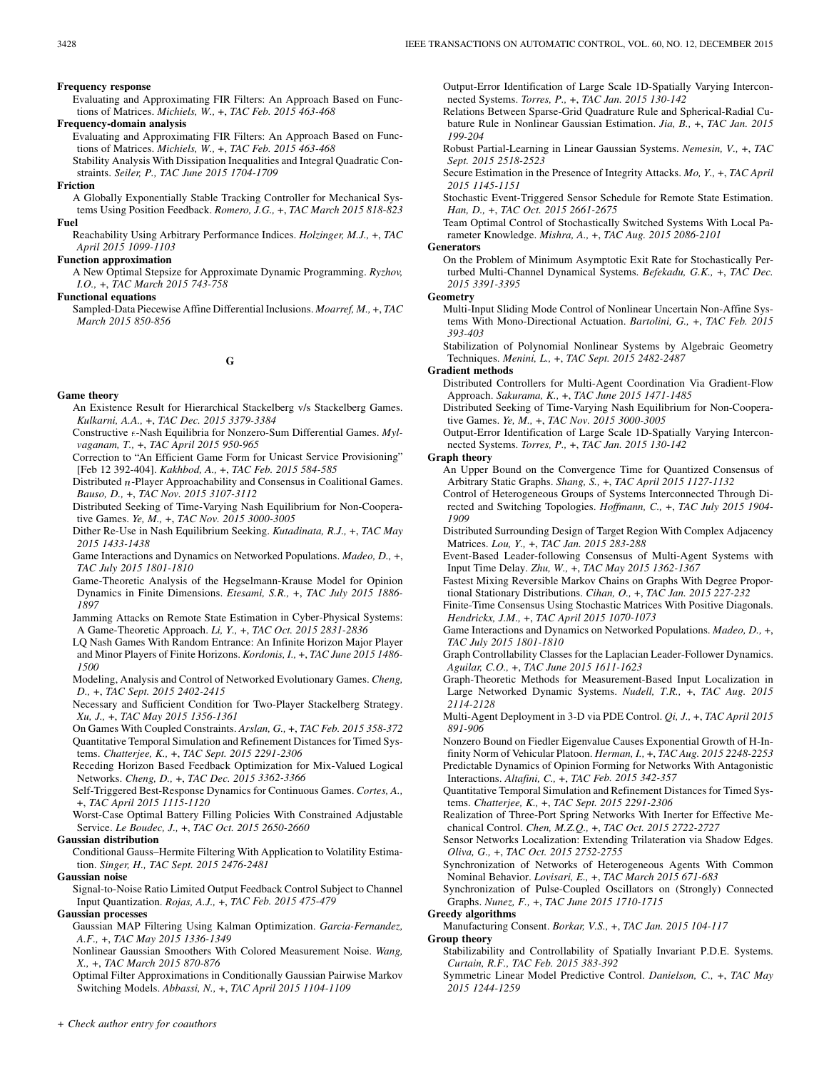**Frequency response**

Evaluating and Approximating FIR Filters: An Approach Based on Functions of Matrices. *Michiels, W.,* +, *TAC Feb. 2015 463-468*

**Frequency-domain analysis**

Evaluating and Approximating FIR Filters: An Approach Based on Functions of Matrices. *Michiels, W.,* +, *TAC Feb. 2015 463-468*

Stability Analysis With Dissipation Inequalities and Integral Quadratic Constraints. *Seiler, P., TAC June 2015 1704-1709*

**Friction**

A Globally Exponentially Stable Tracking Controller for Mechanical Systems Using Position Feedback. *Romero, J.G.,* +, *TAC March 2015 818-823*

**Fuel**

Reachability Using Arbitrary Performance Indices. *Holzinger, M.J.,* +, *TAC April 2015 1099-1103*

**Function approximation**

A New Optimal Stepsize for Approximate Dynamic Programming. *Ryzhov, I.O.,* +, *TAC March 2015 743-758*

**Functional equations**

Sampled-Data Piecewise Affine Differential Inclusions. *Moarref, M.,* +, *TAC March 2015 850-856*

## G

**Game theory**

An Existence Result for Hierarchical Stackelberg v/s Stackelberg Games. *Kulkarni, A.A.,* +, *TAC Dec. 2015 3379-3384*

Constructive $\epsilon$-Nash Equilibria for Nonzero-Sum Differential Games. *Mylvaganam, T.,* +, *TAC April 2015 950-965*

Correction to "An Efficient Game Form for Unicast Service Provisioning" [Feb 12 392-404]. *Kakhbod, A.,* +, *TAC Feb. 2015 584-585*

Distributed $n$-Player Approachability and Consensus in Coalitional Games. *Bauso, D.,* +, *TAC Nov. 2015 3107-3112*

Distributed Seeking of Time-Varying Nash Equilibrium for Non-Cooperative Games. *Ye, M.,* +, *TAC Nov. 2015 3000-3005*

Dither Re-Use in Nash Equilibrium Seeking. *Kutadinata, R.J.,* +, *TAC May 2015 1433-1438*

Game Interactions and Dynamics on Networked Populations. *Madeo, D.,* +, *TAC July 2015 1801-1810*

Game-Theoretic Analysis of the Hegselmann-Krause Model for Opinion Dynamics in Finite Dimensions. *Etesami, S.R.,* +, *TAC July 2015 1886-1897*

Jamming Attacks on Remote State Estimation in Cyber-Physical Systems: A Game-Theoretic Approach. *Li, Y.,* +, *TAC Oct. 2015 2831-2836*

LQ Nash Games With Random Entrance: An Infinite Horizon Major Player and Minor Players of Finite Horizons. *Kordonis, I.,* +, *TAC June 2015 1486-1500*

Modeling, Analysis and Control of Networked Evolutionary Games. *Cheng, D.,* +, *TAC Sept. 2015 2402-2415*

Necessary and Sufficient Condition for Two-Player Stackelberg Strategy. *Xu, J.,* +, *TAC May 2015 1356-1361*

On Games With Coupled Constraints. *Arslan, G.,* +, *TAC Feb. 2015 358-372*

Quantitative Temporal Simulation and Refinement Distances for Timed Systems. *Chatterjee, K.,* +, *TAC Sept. 2015 2291-2306*

Receding Horizon Based Feedback Optimization for Mix-Valued Logical Networks. *Cheng, D.,* +, *TAC Dec. 2015 3362-3366*

Self-Triggered Best-Response Dynamics for Continuous Games. *Cortes, A.,* +, *TAC April 2015 1115-1120*

Worst-Case Optimal Battery Filling Policies With Constrained Adjustable Service. *Le Boudec, J.,* +, *TAC Oct. 2015 2650-2660*

**Gaussian distribution**

Conditional Gauss–Hermite Filtering With Application to Volatility Estimation. *Singer, H., TAC Sept. 2015 2476-2481*

**Gaussian noise**

Signal-to-Noise Ratio Limited Output Feedback Control Subject to Channel Input Quantization. *Rojas, A.J.,* +, *TAC Feb. 2015 475-479*

**Gaussian processes**

Gaussian MAP Filtering Using Kalman Optimization. *Garcia-Fernandez, A.F.,* +, *TAC May 2015 1336-1349*

Nonlinear Gaussian Smoothers With Colored Measurement Noise. *Wang, X.,* +, *TAC March 2015 870-876*

Optimal Filter Approximations in Conditionally Gaussian Pairwise Markov Switching Models. *Abbassi, N.,* +, *TAC April 2015 1104-1109*

Output-Error Identification of Large Scale 1D-Spatially Varying Interconnected Systems. *Torres, P.,* +, *TAC Jan. 2015 130-142*

Relations Between Sparse-Grid Quadrature Rule and Spherical-Radial Cubature Rule in Nonlinear Gaussian Estimation. *Jia, B.,* +, *TAC Jan. 2015 199-204*

Robust Partial-Learning in Linear Gaussian Systems. *Nemesin, V.,* +, *TAC Sept. 2015 2518-2523*

Secure Estimation in the Presence of Integrity Attacks. *Mo, Y.,* +, *TAC April 2015 1145-1151*

Stochastic Event-Triggered Sensor Schedule for Remote State Estimation. *Han, D.,* +, *TAC Oct. 2015 2661-2675*

Team Optimal Control of Stochastically Switched Systems With Local Parameter Knowledge. *Mishra, A.,* +, *TAC Aug. 2015 2086-2101*

**Generators**

On the Problem of Minimum Asymptotic Exit Rate for Stochastically Perturbed Multi-Channel Dynamical Systems. *Befekadu, G.K.,* +, *TAC Dec. 2015 3391-3395*

**Geometry**

Multi-Input Sliding Mode Control of Nonlinear Uncertain Non-Affine Systems With Mono-Directional Actuation. *Bartolini, G.,* +, *TAC Feb. 2015 393-403*

Stabilization of Polynomial Nonlinear Systems by Algebraic Geometry Techniques. *Menini, L.,* +, *TAC Sept. 2015 2482-2487*

**Gradient methods**

Distributed Controllers for Multi-Agent Coordination Via Gradient-Flow Approach. *Sakurama, K.,* +, *TAC June 2015 1471-1485*

Distributed Seeking of Time-Varying Nash Equilibrium for Non-Cooperative Games. *Ye, M.,* +, *TAC Nov. 2015 3000-3005*

Output-Error Identification of Large Scale 1D-Spatially Varying Interconnected Systems. *Torres, P.,* +, *TAC Jan. 2015 130-142*

**Graph theory**

An Upper Bound on the Convergence Time for Quantized Consensus of Arbitrary Static Graphs. *Shang, S.,* +, *TAC April 2015 1127-1132*

Control of Heterogeneous Groups of Systems Interconnected Through Directed and Switching Topologies. *Hoffmann, C.,* +, *TAC July 2015 1904-1909*

Distributed Surrounding Design of Target Region With Complex Adjacency Matrices. *Lou, Y.,* +, *TAC Jan. 2015 283-288*

Event-Based Leader-following Consensus of Multi-Agent Systems with Input Time Delay. *Zhu, W.,* +, *TAC May 2015 1362-1367*

Fastest Mixing Reversible Markov Chains on Graphs With Degree Proportional Stationary Distributions. *Cihan, O.,* +, *TAC Jan. 2015 227-232*

Finite-Time Consensus Using Stochastic Matrices With Positive Diagonals. *Hendrickx, J.M.,* +, *TAC April 2015 1070-1073*

Game Interactions and Dynamics on Networked Populations. *Madeo, D.,* +, *TAC July 2015 1801-1810*

Graph Controllability Classes for the Laplacian Leader-Follower Dynamics. *Aguilar, C.O.,* +, *TAC June 2015 1611-1623*

Graph-Theoretic Methods for Measurement-Based Input Localization in Large Networked Dynamic Systems. *Nudell, T.R.,* +, *TAC Aug. 2015 2114-2128*

Multi-Agent Deployment in 3-D via PDE Control. *Qi, J.,* +, *TAC April 2015 891-906*

Nonzero Bound on Fiedler Eigenvalue Causes Exponential Growth of H-Infinity Norm of Vehicular Platoon. *Herman, I.,* +, *TAC Aug. 2015 2248-2253*

Predictable Dynamics of Opinion Forming for Networks With Antagonistic Interactions. *Altafini, C.,* +, *TAC Feb. 2015 342-357*

Quantitative Temporal Simulation and Refinement Distances for Timed Systems. *Chatterjee, K.,* +, *TAC Sept. 2015 2291-2306*

Realization of Three-Port Spring Networks With Inerter for Effective Mechanical Control. *Chen, M.Z.Q.,* +, *TAC Oct. 2015 2722-2727*

Sensor Networks Localization: Extending Trilateration via Shadow Edges. *Oliva, G.,* +, *TAC Oct. 2015 2752-2755*

Synchronization of Networks of Heterogeneous Agents With Common Nominal Behavior. *Lovisari, E.,* +, *TAC March 2015 671-683*

Synchronization of Pulse-Coupled Oscillators on (Strongly) Connected Graphs. *Nunez, F.,* +, *TAC June 2015 1710-1715*

**Greedy algorithms**

Manufacturing Consent. *Borkar, V.S.,* +, *TAC Jan. 2015 104-117*

**Group theory**

Stabilizability and Controllability of Spatially Invariant P.D.E. Systems. *Curtain, R.F., TAC Feb. 2015 383-392*

Symmetric Linear Model Predictive Control. *Danielson, C.,* +, *TAC May 2015 1244-1259*

+ Check author entry for coauthors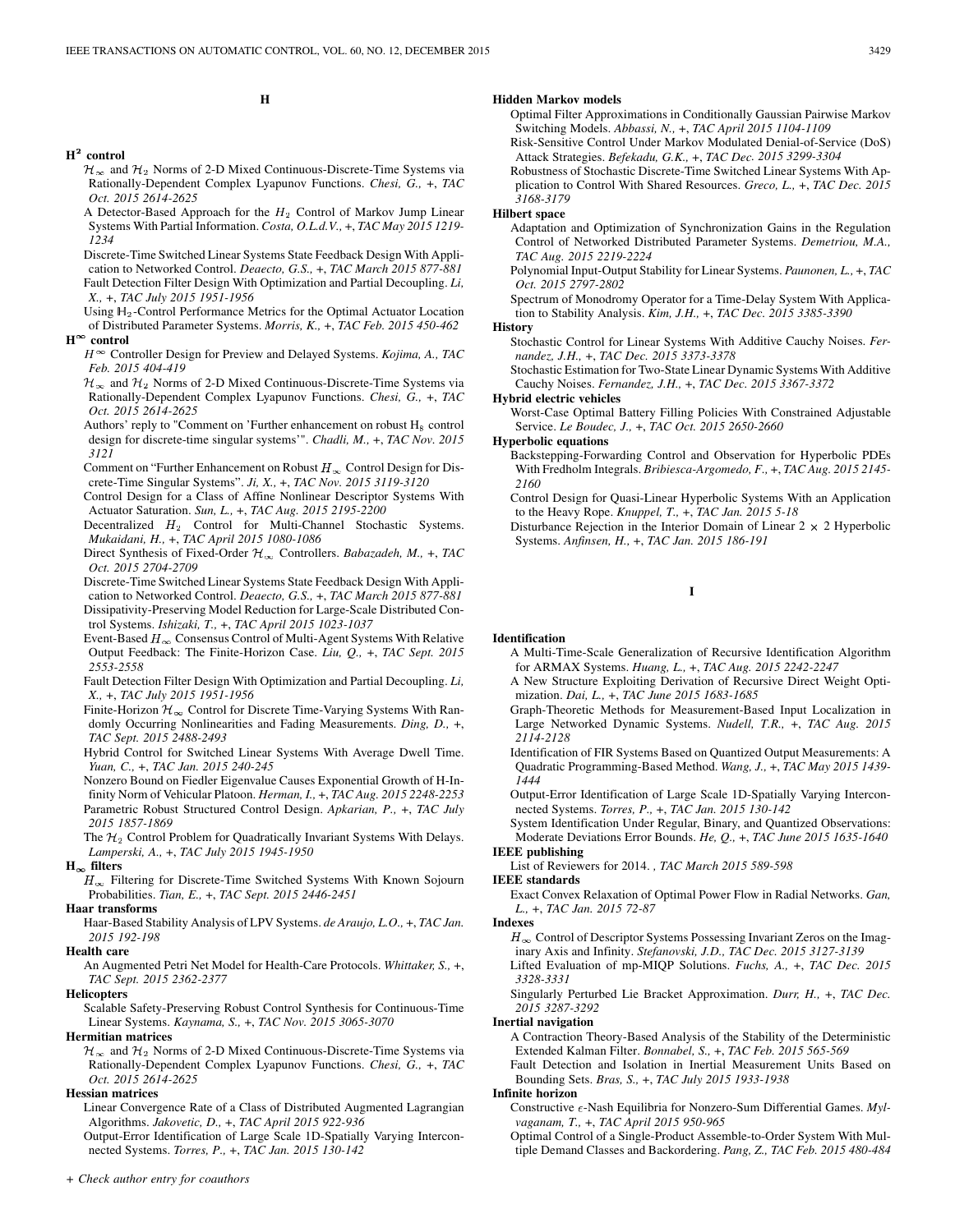# H

## $H^2$ control

$\mathcal{H}_\infty$ and $\mathcal{H}_2$ Norms of 2-D Mixed Continuous-Discrete-Time Systems via Rationally-Dependent Complex Lyapunov Functions. *Chesi, G.,* +, *TAC Oct. 2015 2614-2625*

A Detector-Based Approach for the $H_2$ Control of Markov Jump Linear Systems With Partial Information. *Costa, O.L.d.V.,* +, *TAC May 2015 1219-1234*

Discrete-Time Switched Linear Systems State Feedback Design With Application to Networked Control. *Deaecto, G.S.,* +, *TAC March 2015 877-881*

Fault Detection Filter Design With Optimization and Partial Decoupling. *Li, X.,* +, *TAC July 2015 1951-1956*

Using $\mathbb{H}_2$-Control Performance Metrics for the Optimal Actuator Location of Distributed Parameter Systems. *Morris, K.,* +, *TAC Feb. 2015 450-462*

## $H^\infty$ control

$H^\infty$ Controller Design for Preview and Delayed Systems. *Kojima, A., TAC Feb. 2015 404-419*

$\mathcal{H}_\infty$ and $\mathcal{H}_2$ Norms of 2-D Mixed Continuous-Discrete-Time Systems via Rationally-Dependent Complex Lyapunov Functions. *Chesi, G.,* +, *TAC Oct. 2015 2614-2625*

Authors' reply to "Comment on 'Further enhancement on robust $H_8$ control design for discrete-time singular systems'". *Chadli, M.,* +, *TAC Nov. 2015 3121*

Comment on "Further Enhancement on Robust $H_\infty$ Control Design for Discrete-Time Singular Systems". *Ji, X.,* +, *TAC Nov. 2015 3119-3120*

Control Design for a Class of Affine Nonlinear Descriptor Systems With Actuator Saturation. *Sun, L.,* +, *TAC Aug. 2015 2195-2200*

Decentralized $H_2$ Control for Multi-Channel Stochastic Systems. *Mukaidani, H.,* +, *TAC April 2015 1080-1086*

Direct Synthesis of Fixed-Order $\mathcal{H}_\infty$ Controllers. *Babazadeh, M.,* +, *TAC Oct. 2015 2704-2709*

Discrete-Time Switched Linear Systems State Feedback Design With Application to Networked Control. *Deaecto, G.S.,* +, *TAC March 2015 877-881*

Dissipativity-Preserving Model Reduction for Large-Scale Distributed Control Systems. *Ishizaki, T.,* +, *TAC April 2015 1023-1037*

Event-Based $H_\infty$ Consensus Control of Multi-Agent Systems With Relative Output Feedback: The Finite-Horizon Case. *Liu, Q.,* +, *TAC Sept. 2015 2553-2558*

Fault Detection Filter Design With Optimization and Partial Decoupling. *Li, X.,* +, *TAC July 2015 1951-1956*

Finite-Horizon $\mathcal{H}_\infty$ Control for Discrete Time-Varying Systems With Randomly Occurring Nonlinearities and Fading Measurements. *Ding, D.,* +, *TAC Sept. 2015 2488-2493*

Hybrid Control for Switched Linear Systems With Average Dwell Time. *Yuan, C.,* +, *TAC Jan. 2015 240-245*

Nonzero Bound on Fiedler Eigenvalue Causes Exponential Growth of H-Infinity Norm of Vehicular Platoon. *Herman, I.,* +, *TAC Aug. 2015 2248-2253*

Parametric Robust Structured Control Design. *Apkarian, P.,* +, *TAC July 2015 1857-1869*

The $\mathcal{H}_2$ Control Problem for Quadratically Invariant Systems With Delays. *Lamperski, A.,* +, *TAC July 2015 1945-1950*

## $H_\infty$ filters

$H_\infty$ Filtering for Discrete-Time Switched Systems With Known Sojourn Probabilities. *Tian, E.,* +, *TAC Sept. 2015 2446-2451*

## Haar transforms

Haar-Based Stability Analysis of LPV Systems. *de Araujo, L.O.,* +, *TAC Jan. 2015 192-198*

## Health care

An Augmented Petri Net Model for Health-Care Protocols. *Whittaker, S.,* +, *TAC Sept. 2015 2362-2377*

## Helicopters

Scalable Safety-Preserving Robust Control Synthesis for Continuous-Time Linear Systems. *Kaynama, S.,* +, *TAC Nov. 2015 3065-3070*

## Hermitian matrices

$\mathcal{H}_\infty$ and $\mathcal{H}_2$ Norms of 2-D Mixed Continuous-Discrete-Time Systems via Rationally-Dependent Complex Lyapunov Functions. *Chesi, G.,* +, *TAC Oct. 2015 2614-2625*

## Hessian matrices

Linear Convergence Rate of a Class of Distributed Augmented Lagrangian Algorithms. *Jakovetic, D.,* +, *TAC April 2015 922-936*

Output-Error Identification of Large Scale 1D-Spatially Varying Interconnected Systems. *Torres, P.,* +, *TAC Jan. 2015 130-142*

## Hidden Markov models

Optimal Filter Approximations in Conditionally Gaussian Pairwise Markov Switching Models. *Abbassi, N.,* +, *TAC April 2015 1104-1109*

Risk-Sensitive Control Under Markov Modulated Denial-of-Service (DoS) Attack Strategies. *Befekadu, G.K.,* +, *TAC Dec. 2015 3299-3304*

Robustness of Stochastic Discrete-Time Switched Linear Systems With Application to Control With Shared Resources. *Greco, L.,* +, *TAC Dec. 2015 3168-3179*

## Hilbert space

Adaptation and Optimization of Synchronization Gains in the Regulation Control of Networked Distributed Parameter Systems. *Demetriou, M.A., TAC Aug. 2015 2219-2224*

Polynomial Input-Output Stability for Linear Systems. *Paunonen, L.,* +, *TAC Oct. 2015 2797-2802*

Spectrum of Monodromy Operator for a Time-Delay System With Application to Stability Analysis. *Kim, J.H.,* +, *TAC Dec. 2015 3385-3390*

## History

Stochastic Control for Linear Systems With Additive Cauchy Noises. *Fernandez, J.H.,* +, *TAC Dec. 2015 3373-3378*

Stochastic Estimation for Two-State Linear Dynamic Systems With Additive Cauchy Noises. *Fernandez, J.H.,* +, *TAC Dec. 2015 3367-3372*

## Hybrid electric vehicles

Worst-Case Optimal Battery Filling Policies With Constrained Adjustable Service. *Le Boudec, J.,* +, *TAC Oct. 2015 2650-2660*

## Hyperbolic equations

Backstepping-Forwarding Control and Observation for Hyperbolic PDEs With Fredholm Integrals. *Bribiesca-Argomedo, F.,* +, *TAC Aug. 2015 2145-2160*

Control Design for Quasi-Linear Hyperbolic Systems With an Application to the Heavy Rope. *Knuppel, T.,* +, *TAC Jan. 2015 5-18*

Disturbance Rejection in the Interior Domain of Linear $2 \times 2$ Hyperbolic Systems. *Anfinsen, H.,* +, *TAC Jan. 2015 186-191*

# I

## Identification

A Multi-Time-Scale Generalization of Recursive Identification Algorithm for ARMAX Systems. *Huang, L.,* +, *TAC Aug. 2015 2242-2247*

A New Structure Exploiting Derivation of Recursive Direct Weight Optimization. *Dai, L.,* +, *TAC June 2015 1683-1685*

Graph-Theoretic Methods for Measurement-Based Input Localization in Large Networked Dynamic Systems. *Nudell, T.R.,* +, *TAC Aug. 2015 2114-2128*

Identification of FIR Systems Based on Quantized Output Measurements: A Quadratic Programming-Based Method. *Wang, J.,* +, *TAC May 2015 1439-1444*

Output-Error Identification of Large Scale 1D-Spatially Varying Interconnected Systems. *Torres, P.,* +, *TAC Jan. 2015 130-142*

System Identification Under Regular, Binary, and Quantized Observations: Moderate Deviations Error Bounds. *He, Q.,* +, *TAC June 2015 1635-1640*

## IEEE publishing

List of Reviewers for 2014. *, TAC March 2015 589-598*

## IEEE standards

Exact Convex Relaxation of Optimal Power Flow in Radial Networks. *Gan, L.,* +, *TAC Jan. 2015 72-87*

## Indexes

$H_\infty$ Control of Descriptor Systems Possessing Invariant Zeros on the Imaginary Axis and Infinity. *Stefanovski, J.D., TAC Dec. 2015 3127-3139*

Lifted Evaluation of mp-MIQP Solutions. *Fuchs, A.,* +, *TAC Dec. 2015 3328-3331*

Singularly Perturbed Lie Bracket Approximation. *Durr, H.,* +, *TAC Dec. 2015 3287-3292*

## Inertial navigation

A Contraction Theory-Based Analysis of the Stability of the Deterministic Extended Kalman Filter. *Bonnabel, S.,* +, *TAC Feb. 2015 565-569*

Fault Detection and Isolation in Inertial Measurement Units Based on Bounding Sets. *Bras, S.,* +, *TAC July 2015 1933-1938*

## Infinite horizon

Constructive $\epsilon$-Nash Equilibria for Nonzero-Sum Differential Games. *Mylvaganam, T.,* +, *TAC April 2015 950-965*

Optimal Control of a Single-Product Assemble-to-Order System With Multiple Demand Classes and Backordering. *Pang, Z., TAC Feb. 2015 480-484*

+ *Check author entry for coauthors*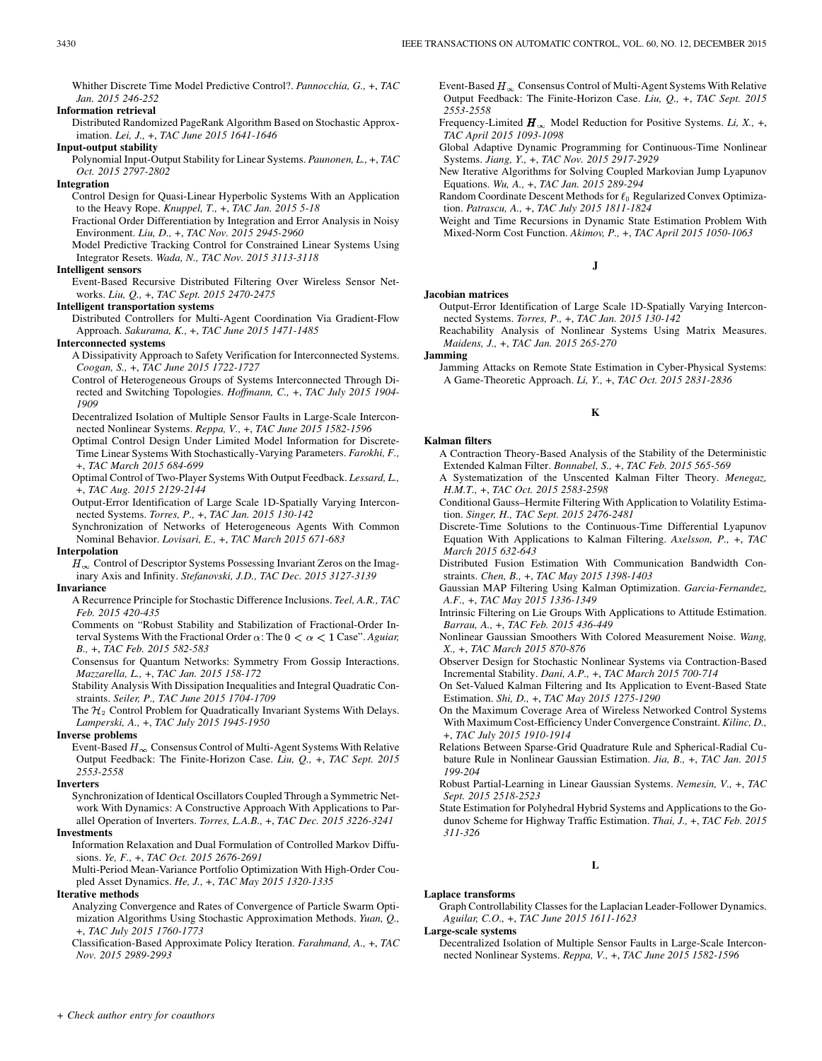Whither Discrete Time Model Predictive Control?. *Pannocchia, G.,* +, *TAC Jan. 2015 246-252*

**Information retrieval**

Distributed Randomized PageRank Algorithm Based on Stochastic Approximation. *Lei, J.,* +, *TAC June 2015 1641-1646*

**Input-output stability**

Polynomial Input-Output Stability for Linear Systems. *Paunonen, L.,* +, *TAC Oct. 2015 2797-2802*

**Integration**

Control Design for Quasi-Linear Hyperbolic Systems With an Application to the Heavy Rope. *Knuppel, T.,* +, *TAC Jan. 2015 5-18*

Fractional Order Differentiation by Integration and Error Analysis in Noisy Environment. *Liu, D.,* +, *TAC Nov. 2015 2945-2960*

Model Predictive Tracking Control for Constrained Linear Systems Using Integrator Resets. *Wada, N., TAC Nov. 2015 3113-3118*

**Intelligent sensors**

Event-Based Recursive Distributed Filtering Over Wireless Sensor Networks. *Liu, Q.,* +, *TAC Sept. 2015 2470-2475*

**Intelligent transportation systems**

Distributed Controllers for Multi-Agent Coordination Via Gradient-Flow Approach. *Sakurama, K.,* +, *TAC June 2015 1471-1485*

**Interconnected systems**

A Dissipativity Approach to Safety Verification for Interconnected Systems. *Coogan, S.,* +, *TAC June 2015 1722-1727*

Control of Heterogeneous Groups of Systems Interconnected Through Directed and Switching Topologies. *Hoffmann, C.,* +, *TAC July 2015 1904-1909*

Decentralized Isolation of Multiple Sensor Faults in Large-Scale Interconnected Nonlinear Systems. *Reppa, V.,* +, *TAC June 2015 1582-1596*

Optimal Control Design Under Limited Model Information for Discrete-Time Linear Systems With Stochastically-Varying Parameters. *Farokhi, F.,* +, *TAC March 2015 684-699*

Optimal Control of Two-Player Systems With Output Feedback. *Lessard, L.,* +, *TAC Aug. 2015 2129-2144*

Output-Error Identification of Large Scale 1D-Spatially Varying Interconnected Systems. *Torres, P.,* +, *TAC Jan. 2015 130-142*

Synchronization of Networks of Heterogeneous Agents With Common Nominal Behavior. *Lovisari, E.,* +, *TAC March 2015 671-683*

**Interpolation**

$H_\infty$ Control of Descriptor Systems Possessing Invariant Zeros on the Imaginary Axis and Infinity. *Stefanovski, J.D., TAC Dec. 2015 3127-3139*

**Invariance**

A Recurrence Principle for Stochastic Difference Inclusions. *Teel, A.R., TAC Feb. 2015 420-435*

Comments on "Robust Stability and Stabilization of Fractional-Order Interval Systems With the Fractional Order $\alpha$: The $0 < \alpha < 1$ Case". *Aguiar, B.,* +, *TAC Feb. 2015 582-583*

Consensus for Quantum Networks: Symmetry From Gossip Interactions. *Mazzarella, L.,* +, *TAC Jan. 2015 158-172*

Stability Analysis With Dissipation Inequalities and Integral Quadratic Constraints. *Seiler, P., TAC June 2015 1704-1709*

The $\mathcal{H}_2$ Control Problem for Quadratically Invariant Systems With Delays. *Lamperski, A.,* +, *TAC July 2015 1945-1950*

**Inverse problems**

Event-Based $H_\infty$ Consensus Control of Multi-Agent Systems With Relative Output Feedback: The Finite-Horizon Case. *Liu, Q.,* +, *TAC Sept. 2015 2553-2558*

**Inverters**

Synchronization of Identical Oscillators Coupled Through a Symmetric Network With Dynamics: A Constructive Approach With Applications to Parallel Operation of Inverters. *Torres, L.A.B.,* +, *TAC Dec. 2015 3226-3241*

**Investments**

Information Relaxation and Dual Formulation of Controlled Markov Diffusions. *Ye, F.,* +, *TAC Oct. 2015 2676-2691*

Multi-Period Mean-Variance Portfolio Optimization With High-Order Coupled Asset Dynamics. *He, J.,* +, *TAC May 2015 1320-1335*

**Iterative methods**

Analyzing Convergence and Rates of Convergence of Particle Swarm Optimization Algorithms Using Stochastic Approximation Methods. *Yuan, Q.,* +, *TAC July 2015 1760-1773*

Classification-Based Approximate Policy Iteration. *Farahmand, A.,* +, *TAC Nov. 2015 2989-2993*

Event-Based $H_\infty$ Consensus Control of Multi-Agent Systems With Relative Output Feedback: The Finite-Horizon Case. *Liu, Q.,* +, *TAC Sept. 2015 2553-2558*

Frequency-Limited $\boldsymbol{H}_\infty$ Model Reduction for Positive Systems. *Li, X.,* +, *TAC April 2015 1093-1098*

Global Adaptive Dynamic Programming for Continuous-Time Nonlinear Systems. *Jiang, Y.,* +, *TAC Nov. 2015 2917-2929*

New Iterative Algorithms for Solving Coupled Markovian Jump Lyapunov Equations. *Wu, A.,* +, *TAC Jan. 2015 289-294*

Random Coordinate Descent Methods for $\ell_0$ Regularized Convex Optimization. *Patrascu, A.,* +, *TAC July 2015 1811-1824*

Weight and Time Recursions in Dynamic State Estimation Problem With Mixed-Norm Cost Function. *Akimov, P.,* +, *TAC April 2015 1050-1063*

## J

**Jacobian matrices**

Output-Error Identification of Large Scale 1D-Spatially Varying Interconnected Systems. *Torres, P.,* +, *TAC Jan. 2015 130-142*

Reachability Analysis of Nonlinear Systems Using Matrix Measures. *Maidens, J.,* +, *TAC Jan. 2015 265-270*

**Jamming**

Jamming Attacks on Remote State Estimation in Cyber-Physical Systems: A Game-Theoretic Approach. *Li, Y.,* +, *TAC Oct. 2015 2831-2836*

## K

**Kalman filters**

A Contraction Theory-Based Analysis of the Stability of the Deterministic Extended Kalman Filter. *Bonnabel, S.,* +, *TAC Feb. 2015 565-569*

A Systematization of the Unscented Kalman Filter Theory. *Menegaz, H.M.T.,* +, *TAC Oct. 2015 2583-2598*

Conditional Gauss–Hermite Filtering With Application to Volatility Estimation. *Singer, H., TAC Sept. 2015 2476-2481*

Discrete-Time Solutions to the Continuous-Time Differential Lyapunov Equation With Applications to Kalman Filtering. *Axelsson, P.,* +, *TAC March 2015 632-643*

Distributed Fusion Estimation With Communication Bandwidth Constraints. *Chen, B.,* +, *TAC May 2015 1398-1403*

Gaussian MAP Filtering Using Kalman Optimization. *Garcia-Fernandez, A.F.,* +, *TAC May 2015 1336-1349*

Intrinsic Filtering on Lie Groups With Applications to Attitude Estimation. *Barrau, A.,* +, *TAC Feb. 2015 436-449*

Nonlinear Gaussian Smoothers With Colored Measurement Noise. *Wang, X.,* +, *TAC March 2015 870-876*

Observer Design for Stochastic Nonlinear Systems via Contraction-Based Incremental Stability. *Dani, A.P.,* +, *TAC March 2015 700-714*

On Set-Valued Kalman Filtering and Its Application to Event-Based State Estimation. *Shi, D.,* +, *TAC May 2015 1275-1290*

On the Maximum Coverage Area of Wireless Networked Control Systems With Maximum Cost-Efficiency Under Convergence Constraint. *Kilinc, D.,* +, *TAC July 2015 1910-1914*

Relations Between Sparse-Grid Quadrature Rule and Spherical-Radial Cubature Rule in Nonlinear Gaussian Estimation. *Jia, B.,* +, *TAC Jan. 2015 199-204*

Robust Partial-Learning in Linear Gaussian Systems. *Nemesin, V.,* +, *TAC Sept. 2015 2518-2523*

State Estimation for Polyhedral Hybrid Systems and Applications to the Godunov Scheme for Highway Traffic Estimation. *Thai, J.,* +, *TAC Feb. 2015 311-326*

## L

**Laplace transforms**

Graph Controllability Classes for the Laplacian Leader-Follower Dynamics. *Aguilar, C.O.,* +, *TAC June 2015 1611-1623*

**Large-scale systems**

Decentralized Isolation of Multiple Sensor Faults in Large-Scale Interconnected Nonlinear Systems. *Reppa, V.,* +, *TAC June 2015 1582-1596*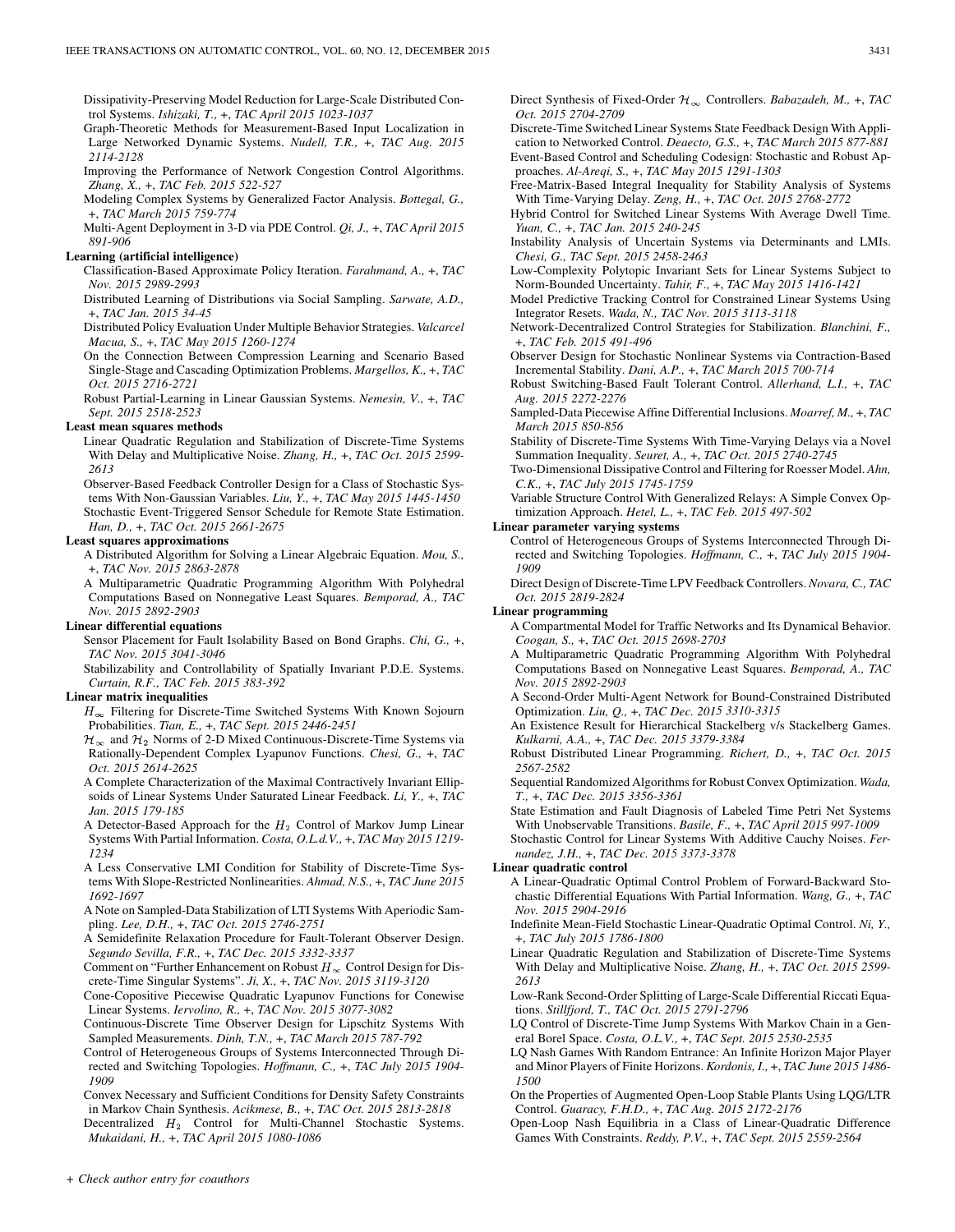Dissipativity-Preserving Model Reduction for Large-Scale Distributed Control Systems. *Ishizaki, T.,* +, *TAC April 2015 1023-1037*

Graph-Theoretic Methods for Measurement-Based Input Localization in Large Networked Dynamic Systems. *Nudell, T.R.,* +, *TAC Aug. 2015 2114-2128*

Improving the Performance of Network Congestion Control Algorithms. *Zhang, X.,* +, *TAC Feb. 2015 522-527*

Modeling Complex Systems by Generalized Factor Analysis. *Bottegal, G.,* +, *TAC March 2015 759-774*

Multi-Agent Deployment in 3-D via PDE Control. *Qi, J.,* +, *TAC April 2015 891-906*

**Learning (artificial intelligence)**

Classification-Based Approximate Policy Iteration. *Farahmand, A.,* +, *TAC Nov. 2015 2989-2993*

Distributed Learning of Distributions via Social Sampling. *Sarwate, A.D.,* +, *TAC Jan. 2015 34-45*

Distributed Policy Evaluation Under Multiple Behavior Strategies. *Valcarcel Macua, S.,* +, *TAC May 2015 1260-1274*

On the Connection Between Compression Learning and Scenario Based Single-Stage and Cascading Optimization Problems. *Margellos, K.,* +, *TAC Oct. 2015 2716-2721*

Robust Partial-Learning in Linear Gaussian Systems. *Nemesin, V.,* +, *TAC Sept. 2015 2518-2523*

**Least mean squares methods**

Linear Quadratic Regulation and Stabilization of Discrete-Time Systems With Delay and Multiplicative Noise. *Zhang, H.,* +, *TAC Oct. 2015 2599-2613*

Observer-Based Feedback Controller Design for a Class of Stochastic Systems With Non-Gaussian Variables. *Liu, Y.,* +, *TAC May 2015 1445-1450*

Stochastic Event-Triggered Sensor Schedule for Remote State Estimation. *Han, D.,* +, *TAC Oct. 2015 2661-2675*

**Least squares approximations**

A Distributed Algorithm for Solving a Linear Algebraic Equation. *Mou, S.,* +, *TAC Nov. 2015 2863-2878*

A Multiparametric Quadratic Programming Algorithm With Polyhedral Computations Based on Nonnegative Least Squares. *Bemporad, A., TAC Nov. 2015 2892-2903*

**Linear differential equations**

Sensor Placement for Fault Isolability Based on Bond Graphs. *Chi, G.,* +, *TAC Nov. 2015 3041-3046*

Stabilizability and Controllability of Spatially Invariant P.D.E. Systems. *Curtain, R.F., TAC Feb. 2015 383-392*

**Linear matrix inequalities**

$H_\infty$ Filtering for Discrete-Time Switched Systems With Known Sojourn Probabilities. *Tian, E.,* +, *TAC Sept. 2015 2446-2451*

$\mathcal{H}_\infty$ and $\mathcal{H}_2$ Norms of 2-D Mixed Continuous-Discrete-Time Systems via Rationally-Dependent Complex Lyapunov Functions. *Chesi, G.,* +, *TAC Oct. 2015 2614-2625*

A Complete Characterization of the Maximal Contractively Invariant Ellipsoids of Linear Systems Under Saturated Linear Feedback. *Li, Y.,* +, *TAC Jan. 2015 179-185*

A Detector-Based Approach for the $H_2$ Control of Markov Jump Linear Systems With Partial Information. *Costa, O.L.d.V.,* +, *TAC May 2015 1219-1234*

A Less Conservative LMI Condition for Stability of Discrete-Time Systems With Slope-Restricted Nonlinearities. *Ahmad, N.S.,* +, *TAC June 2015 1692-1697*

A Note on Sampled-Data Stabilization of LTI Systems With Aperiodic Sampling. *Lee, D.H.,* +, *TAC Oct. 2015 2746-2751*

A Semidefinite Relaxation Procedure for Fault-Tolerant Observer Design. *Segundo Sevilla, F.R.,* +, *TAC Dec. 2015 3332-3337*

Comment on "Further Enhancement on Robust $H_\infty$ Control Design for Discrete-Time Singular Systems". *Ji, X.,* +, *TAC Nov. 2015 3119-3120*

Cone-Copositive Piecewise Quadratic Lyapunov Functions for Conewise Linear Systems. *Iervolino, R.,* +, *TAC Nov. 2015 3077-3082*

Continuous-Discrete Time Observer Design for Lipschitz Systems With Sampled Measurements. *Dinh, T.N.,* +, *TAC March 2015 787-792*

Control of Heterogeneous Groups of Systems Interconnected Through Directed and Switching Topologies. *Hoffmann, C.,* +, *TAC July 2015 1904-1909*

Convex Necessary and Sufficient Conditions for Density Safety Constraints in Markov Chain Synthesis. *Acikmese, B.,* +, *TAC Oct. 2015 2813-2818*

Decentralized $H_2$ Control for Multi-Channel Stochastic Systems. *Mukaidani, H.,* +, *TAC April 2015 1080-1086*

Direct Synthesis of Fixed-Order $\mathcal{H}_\infty$ Controllers. *Babazadeh, M.,* +, *TAC Oct. 2015 2704-2709*

Discrete-Time Switched Linear Systems State Feedback Design With Application to Networked Control. *Deaecto, G.S.,* +, *TAC March 2015 877-881*

Event-Based Control and Scheduling Codesign: Stochastic and Robust Approaches. *Al-Areqi, S.,* +, *TAC May 2015 1291-1303*

Free-Matrix-Based Integral Inequality for Stability Analysis of Systems With Time-Varying Delay. *Zeng, H.,* +, *TAC Oct. 2015 2768-2772*

Hybrid Control for Switched Linear Systems With Average Dwell Time. *Yuan, C.,* +, *TAC Jan. 2015 240-245*

Instability Analysis of Uncertain Systems via Determinants and LMIs. *Chesi, G., TAC Sept. 2015 2458-2463*

Low-Complexity Polytopic Invariant Sets for Linear Systems Subject to Norm-Bounded Uncertainty. *Tahir, F.,* +, *TAC May 2015 1416-1421*

Model Predictive Tracking Control for Constrained Linear Systems Using Integrator Resets. *Wada, N., TAC Nov. 2015 3113-3118*

Network-Decentralized Control Strategies for Stabilization. *Blanchini, F.,* +, *TAC Feb. 2015 491-496*

Observer Design for Stochastic Nonlinear Systems via Contraction-Based Incremental Stability. *Dani, A.P.,* +, *TAC March 2015 700-714*

Robust Switching-Based Fault Tolerant Control. *Allerhand, L.I.,* +, *TAC Aug. 2015 2272-2276*

Sampled-Data Piecewise Affine Differential Inclusions. *Moarref, M.,* +, *TAC March 2015 850-856*

Stability of Discrete-Time Systems With Time-Varying Delays via a Novel Summation Inequality. *Seuret, A.,* +, *TAC Oct. 2015 2740-2745*

Two-Dimensional Dissipative Control and Filtering for Roesser Model. *Ahn, C.K.,* +, *TAC July 2015 1745-1759*

Variable Structure Control With Generalized Relays: A Simple Convex Optimization Approach. *Hetel, L.,* +, *TAC Feb. 2015 497-502*

**Linear parameter varying systems**

Control of Heterogeneous Groups of Systems Interconnected Through Directed and Switching Topologies. *Hoffmann, C.,* +, *TAC July 2015 1904-1909*

Direct Design of Discrete-Time LPV Feedback Controllers. *Novara, C., TAC Oct. 2015 2819-2824*

**Linear programming**

A Compartmental Model for Traffic Networks and Its Dynamical Behavior. *Coogan, S.,* +, *TAC Oct. 2015 2698-2703*

A Multiparametric Quadratic Programming Algorithm With Polyhedral Computations Based on Nonnegative Least Squares. *Bemporad, A., TAC Nov. 2015 2892-2903*

A Second-Order Multi-Agent Network for Bound-Constrained Distributed Optimization. *Liu, Q.,* +, *TAC Dec. 2015 3310-3315*

An Existence Result for Hierarchical Stackelberg v/s Stackelberg Games. *Kulkarni, A.A.,* +, *TAC Dec. 2015 3379-3384*

Robust Distributed Linear Programming. *Richert, D.,* +, *TAC Oct. 2015 2567-2582*

Sequential Randomized Algorithms for Robust Convex Optimization. *Wada, T.,* +, *TAC Dec. 2015 3356-3361*

State Estimation and Fault Diagnosis of Labeled Time Petri Net Systems With Unobservable Transitions. *Basile, F.,* +, *TAC April 2015 997-1009*

Stochastic Control for Linear Systems With Additive Cauchy Noises. *Fernandez, J.H.,* +, *TAC Dec. 2015 3373-3378*

**Linear quadratic control**

A Linear-Quadratic Optimal Control Problem of Forward-Backward Stochastic Differential Equations With Partial Information. *Wang, G.,* +, *TAC Nov. 2015 2904-2916*

Indefinite Mean-Field Stochastic Linear-Quadratic Optimal Control. *Ni, Y.,* +, *TAC July 2015 1786-1800*

Linear Quadratic Regulation and Stabilization of Discrete-Time Systems With Delay and Multiplicative Noise. *Zhang, H.,* +, *TAC Oct. 2015 2599-2613*

Low-Rank Second-Order Splitting of Large-Scale Differential Riccati Equations. *Stillfjord, T., TAC Oct. 2015 2791-2796*

LQ Control of Discrete-Time Jump Systems With Markov Chain in a General Borel Space. *Costa, O.L.V.,* +, *TAC Sept. 2015 2530-2535*

LQ Nash Games With Random Entrance: An Infinite Horizon Major Player and Minor Players of Finite Horizons. *Kordonis, I.,* +, *TAC June 2015 1486-1500*

On the Properties of Augmented Open-Loop Stable Plants Using LQG/LTR Control. *Guaracy, F.H.D.,* +, *TAC Aug. 2015 2172-2176*

Open-Loop Nash Equilibria in a Class of Linear-Quadratic Difference Games With Constraints. *Reddy, P.V.,* +, *TAC Sept. 2015 2559-2564*

+ *Check author entry for coauthors*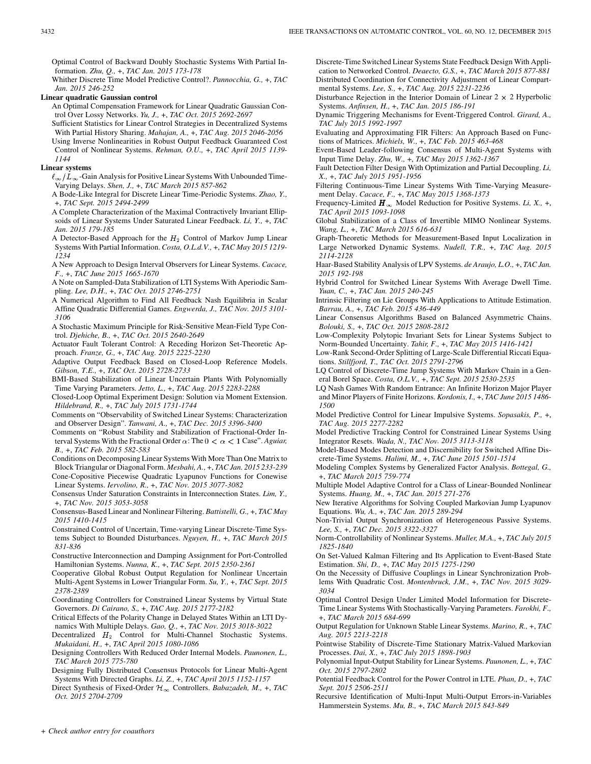Optimal Control of Backward Doubly Stochastic Systems With Partial Information. *Zhu, Q.,* +, *TAC Jan. 2015 173-178*

Whither Discrete Time Model Predictive Control?. *Pannocchia, G.,* +, *TAC Jan. 2015 246-252*

**Linear quadratic Gaussian control**

An Optimal Compensation Framework for Linear Quadratic Gaussian Control Over Lossy Networks. *Yu, J.,* +, *TAC Oct. 2015 2692-2697*

Sufficient Statistics for Linear Control Strategies in Decentralized Systems With Partial History Sharing. *Mahajan, A.,* +, *TAC Aug. 2015 2046-2056*

Using Inverse Nonlinearities in Robust Output Feedback Guaranteed Cost Control of Nonlinear Systems. *Rehman, O.U.,* +, *TAC April 2015 1139-1144*

**Linear systems**

$\ell_\infty/L_\infty$-Gain Analysis for Positive Linear Systems With Unbounded Time-Varying Delays. *Shen, J.,* +, *TAC March 2015 857-862*

A Bode-Like Integral for Discrete Linear Time-Periodic Systems. *Zhao, Y.,* +, *TAC Sept. 2015 2494-2499*

A Complete Characterization of the Maximal Contractively Invariant Ellipsoids of Linear Systems Under Saturated Linear Feedback. *Li, Y.,* +, *TAC Jan. 2015 179-185*

A Detector-Based Approach for the $H_2$ Control of Markov Jump Linear Systems With Partial Information. *Costa, O.L.d.V.,* +, *TAC May 2015 1219-1234*

A New Approach to Design Interval Observers for Linear Systems. *Cacace, F.,* +, *TAC June 2015 1665-1670*

A Note on Sampled-Data Stabilization of LTI Systems With Aperiodic Sampling. *Lee, D.H.,* +, *TAC Oct. 2015 2746-2751*

A Numerical Algorithm to Find All Feedback Nash Equilibria in Scalar Affine Quadratic Differential Games. *Engwerda, J., TAC Nov. 2015 3101-3106*

A Stochastic Maximum Principle for Risk-Sensitive Mean-Field Type Control. *Djehiche, B.,* +, *TAC Oct. 2015 2640-2649*

Actuator Fault Tolerant Control: A Receding Horizon Set-Theoretic Approach. *Franze, G.,* +, *TAC Aug. 2015 2225-2230*

Adaptive Output Feedback Based on Closed-Loop Reference Models. *Gibson, T.E.,* +, *TAC Oct. 2015 2728-2733*

BMI-Based Stabilization of Linear Uncertain Plants With Polynomially Time Varying Parameters. *Jetto, L.,* +, *TAC Aug. 2015 2283-2288*

Closed-Loop Optimal Experiment Design: Solution via Moment Extension. *Hildebrand, R.,* +, *TAC July 2015 1731-1744*

Comments on "Observability of Switched Linear Systems: Characterization and Observer Design". *Tanwani, A.,* +, *TAC Dec. 2015 3396-3400*

Comments on "Robust Stability and Stabilization of Fractional-Order Interval Systems With the Fractional Order $\alpha$: The $0 < \alpha < 1$ Case". *Aguiar, B.,* +, *TAC Feb. 2015 582-583*

Conditions on Decomposing Linear Systems With More Than One Matrix to Block Triangular or Diagonal Form. *Mesbahi, A.,* +, *TAC Jan. 2015 233-239*

Cone-Copositive Piecewise Quadratic Lyapunov Functions for Conewise Linear Systems. *Iervolino, R.,* +, *TAC Nov. 2015 3077-3082*

Consensus Under Saturation Constraints in Interconnection States. *Lim, Y.,* +, *TAC Nov. 2015 3053-3058*

Consensus-Based Linear and Nonlinear Filtering. *Battistelli, G.,* +, *TAC May 2015 1410-1415*

Constrained Control of Uncertain, Time-varying Linear Discrete-Time Systems Subject to Bounded Disturbances. *Nguyen, H.,* +, *TAC March 2015 831-836*

Constructive Interconnection and Damping Assignment for Port-Controlled Hamiltonian Systems. *Nunna, K.,* +, *TAC Sept. 2015 2350-2361*

Cooperative Global Robust Output Regulation for Nonlinear Uncertain Multi-Agent Systems in Lower Triangular Form. *Su, Y.,* +, *TAC Sept. 2015 2378-2389*

Coordinating Controllers for Constrained Linear Systems by Virtual State Governors. *Di Cairano, S.,* +, *TAC Aug. 2015 2177-2182*

Critical Effects of the Polarity Change in Delayed States Within an LTI Dynamics With Multiple Delays. *Gao, Q.,* +, *TAC Nov. 2015 3018-3022*

Decentralized $H_2$ Control for Multi-Channel Stochastic Systems. *Mukaidani, H.,* +, *TAC April 2015 1080-1086*

Designing Controllers With Reduced Order Internal Models. *Paunonen, L., TAC March 2015 775-780*

Designing Fully Distributed Consensus Protocols for Linear Multi-Agent Systems With Directed Graphs. *Li, Z.,* +, *TAC April 2015 1152-1157*

Direct Synthesis of Fixed-Order $\mathcal{H}_\infty$ Controllers. *Babazadeh, M.,* +, *TAC Oct. 2015 2704-2709*

Discrete-Time Switched Linear Systems State Feedback Design With Application to Networked Control. *Deaecto, G.S.,* +, *TAC March 2015 877-881*

Distributed Coordination for Connectivity Adjustment of Linear Compartmental Systems. *Lee, S.,* +, *TAC Aug. 2015 2231-2236*

Disturbance Rejection in the Interior Domain of Linear $2 \times 2$ Hyperbolic Systems. *Anfinsen, H.,* +, *TAC Jan. 2015 186-191*

Dynamic Triggering Mechanisms for Event-Triggered Control. *Girard, A., TAC July 2015 1992-1997*

Evaluating and Approximating FIR Filters: An Approach Based on Functions of Matrices. *Michiels, W.,* +, *TAC Feb. 2015 463-468*

Event-Based Leader-following Consensus of Multi-Agent Systems with Input Time Delay. *Zhu, W.,* +, *TAC May 2015 1362-1367*

Fault Detection Filter Design With Optimization and Partial Decoupling. *Li, X.,* +, *TAC July 2015 1951-1956*

Filtering Continuous-Time Linear Systems With Time-Varying Measurement Delay. *Cacace, F.,* +, *TAC May 2015 1368-1373*

Frequency-Limited $\boldsymbol{H}_\infty$ Model Reduction for Positive Systems. *Li, X.,* +, *TAC April 2015 1093-1098*

Global Stabilization of a Class of Invertible MIMO Nonlinear Systems. *Wang, L.,* +, *TAC March 2015 616-631*

Graph-Theoretic Methods for Measurement-Based Input Localization in Large Networked Dynamic Systems. *Nudell, T.R.,* +, *TAC Aug. 2015 2114-2128*

Haar-Based Stability Analysis of LPV Systems. *de Araujo, L.O.,* +, *TAC Jan. 2015 192-198*

Hybrid Control for Switched Linear Systems With Average Dwell Time. *Yuan, C.,* +, *TAC Jan. 2015 240-245*

Intrinsic Filtering on Lie Groups With Applications to Attitude Estimation. *Barrau, A.,* +, *TAC Feb. 2015 436-449*

Linear Consensus Algorithms Based on Balanced Asymmetric Chains. *Bolouki, S.,* +, *TAC Oct. 2015 2808-2812*

Low-Complexity Polytopic Invariant Sets for Linear Systems Subject to Norm-Bounded Uncertainty. *Tahir, F.,* +, *TAC May 2015 1416-1421*

Low-Rank Second-Order Splitting of Large-Scale Differential Riccati Equations. *Stillfjord, T., TAC Oct. 2015 2791-2796*

LQ Control of Discrete-Time Jump Systems With Markov Chain in a General Borel Space. *Costa, O.L.V.,* +, *TAC Sept. 2015 2530-2535*

LQ Nash Games With Random Entrance: An Infinite Horizon Major Player and Minor Players of Finite Horizons. *Kordonis, I.,* +, *TAC June 2015 1486-1500*

Model Predictive Control for Linear Impulsive Systems. *Sopasakis, P.,* +, *TAC Aug. 2015 2277-2282*

Model Predictive Tracking Control for Constrained Linear Systems Using Integrator Resets. *Wada, N., TAC Nov. 2015 3113-3118*

Model-Based Modes Detection and Discernibility for Switched Affine Discrete-Time Systems. *Halimi, M.,* +, *TAC June 2015 1501-1514*

Modeling Complex Systems by Generalized Factor Analysis. *Bottegal, G.,* +, *TAC March 2015 759-774*

Multiple Model Adaptive Control for a Class of Linear-Bounded Nonlinear Systems. *Huang, M.,* +, *TAC Jan. 2015 271-276*

New Iterative Algorithms for Solving Coupled Markovian Jump Lyapunov Equations. *Wu, A.,* +, *TAC Jan. 2015 289-294*

Non-Trivial Output Synchronization of Heterogeneous Passive Systems. *Lee, S.,* +, *TAC Dec. 2015 3322-3327*

Norm-Controllability of Nonlinear Systems. *Muller, M.A.,* +, *TAC July 2015 1825-1840*

On Set-Valued Kalman Filtering and Its Application to Event-Based State Estimation. *Shi, D.,* +, *TAC May 2015 1275-1290*

On the Necessity of Diffusive Couplings in Linear Synchronization Problems With Quadratic Cost. *Montenbruck, J.M.,* +, *TAC Nov. 2015 3029-3034*

Optimal Control Design Under Limited Model Information for Discrete-Time Linear Systems With Stochastically-Varying Parameters. *Farokhi, F.,* +, *TAC March 2015 684-699*

Output Regulation for Unknown Stable Linear Systems. *Marino, R.,* +, *TAC Aug. 2015 2213-2218*

Pointwise Stability of Discrete-Time Stationary Matrix-Valued Markovian Processes. *Dai, X.,* +, *TAC July 2015 1898-1903*

Polynomial Input-Output Stability for Linear Systems. *Paunonen, L.,* +, *TAC Oct. 2015 2797-2802*

Potential Feedback Control for the Power Control in LTE. *Phan, D.,* +, *TAC Sept. 2015 2506-2511*

Recursive Identification of Multi-Input Multi-Output Errors-in-Variables Hammerstein Systems. *Mu, B.,* +, *TAC March 2015 843-849*

+ *Check author entry for coauthors*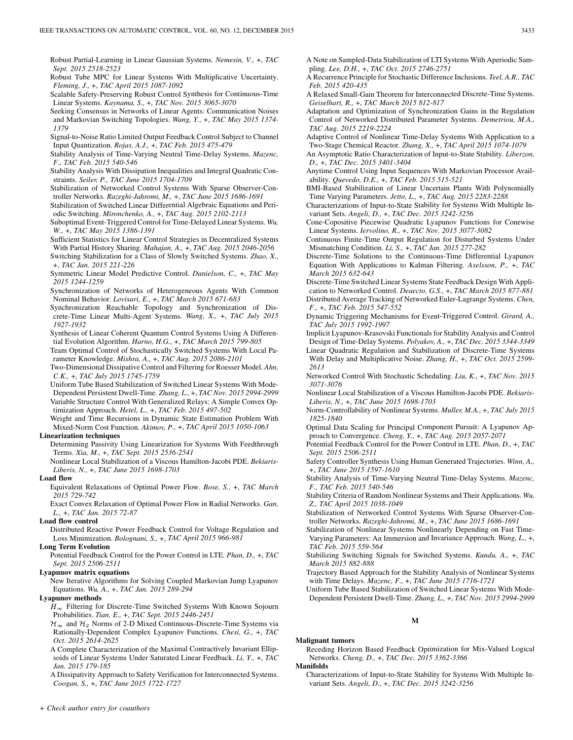Robust Partial-Learning in Linear Gaussian Systems. *Nemesin, V.,* +, *TAC Sept. 2015 2518-2523*

Robust Tube MPC for Linear Systems With Multiplicative Uncertainty. *Fleming, J.,* +, *TAC April 2015 1087-1092*

Scalable Safety-Preserving Robust Control Synthesis for Continuous-Time Linear Systems. *Kaynama, S.,* +, *TAC Nov. 2015 3065-3070*

Seeking Consensus in Networks of Linear Agents: Communication Noises and Markovian Switching Topologies. *Wang, Y.,* +, *TAC May 2015 1374-1379*

Signal-to-Noise Ratio Limited Output Feedback Control Subject to Channel Input Quantization. *Rojas, A.J.,* +, *TAC Feb. 2015 475-479*

Stability Analysis of Time-Varying Neutral Time-Delay Systems. *Mazenc, F., TAC Feb. 2015 540-546*

Stability Analysis With Dissipation Inequalities and Integral Quadratic Constraints. *Seiler, P., TAC June 2015 1704-1709*

Stabilization of Networked Control Systems With Sparse Observer-Controller Networks. *Razeghi-Jahromi, M.,* +, *TAC June 2015 1686-1691*

Stabilization of Switched Linear Differential Algebraic Equations and Periodic Switching. *Mironchenko, A.,* +, *TAC Aug. 2015 2102-2113*

Suboptimal Event-Triggered Control for Time-Delayed Linear Systems. *Wu, W.,* +, *TAC May 2015 1386-1391*

Sufficient Statistics for Linear Control Strategies in Decentralized Systems With Partial History Sharing. *Mahajan, A.,* +, *TAC Aug. 2015 2046-2056*

Switching Stabilization for a Class of Slowly Switched Systems. *Zhao, X.,* +, *TAC Jan. 2015 221-226*

Symmetric Linear Model Predictive Control. *Danielson, C.,* +, *TAC May 2015 1244-1259*

Synchronization of Networks of Heterogeneous Agents With Common Nominal Behavior. *Lovisari, E.,* +, *TAC March 2015 671-683*

Synchronization Reachable Topology and Synchronization of Discrete-Time Linear Multi-Agent Systems. *Wang, X.,* +, *TAC July 2015 1927-1932*

Synthesis of Linear Coherent Quantum Control Systems Using A Differential Evolution Algorithm. *Harno, H.G.,* +, *TAC March 2015 799-805*

Team Optimal Control of Stochastically Switched Systems With Local Parameter Knowledge. *Mishra, A.,* +, *TAC Aug. 2015 2086-2101*

Two-Dimensional Dissipative Control and Filtering for Roesser Model. *Ahn, C.K.,* +, *TAC July 2015 1745-1759*

Uniform Tube Based Stabilization of Switched Linear Systems With Mode-Dependent Persistent Dwell-Time. *Zhang, L.,* +, *TAC Nov. 2015 2994-2999*

Variable Structure Control With Generalized Relays: A Simple Convex Optimization Approach. *Hetel, L.,* +, *TAC Feb. 2015 497-502*

Weight and Time Recursions in Dynamic State Estimation Problem With Mixed-Norm Cost Function. *Akimov, P.,* +, *TAC April 2015 1050-1063*

**Linearization techniques**

Determining Passivity Using Linearization for Systems With Feedthrough Terms. *Xia, M.,* +, *TAC Sept. 2015 2536-2541*

Nonlinear Local Stabilization of a Viscous Hamilton-Jacobi PDE. *Bekiaris-Liberis, N.,* +, *TAC June 2015 1698-1703*

**Load flow**

Equivalent Relaxations of Optimal Power Flow. *Bose, S.,* +, *TAC March 2015 729-742*

Exact Convex Relaxation of Optimal Power Flow in Radial Networks. *Gan, L.,* +, *TAC Jan. 2015 72-87*

**Load flow control**

Distributed Reactive Power Feedback Control for Voltage Regulation and Loss Minimization. *Bolognani, S.,* +, *TAC April 2015 966-981*

**Long Term Evolution**

Potential Feedback Control for the Power Control in LTE. *Phan, D.,* +, *TAC Sept. 2015 2506-2511*

**Lyapunov matrix equations**

New Iterative Algorithms for Solving Coupled Markovian Jump Lyapunov Equations. *Wu, A.,* +, *TAC Jan. 2015 289-294*

**Lyapunov methods**

$H_\infty$ Filtering for Discrete-Time Switched Systems With Known Sojourn Probabilities. *Tian, E.,* +, *TAC Sept. 2015 2446-2451*

$\mathcal{H}_\infty$ and $\mathcal{H}_2$ Norms of 2-D Mixed Continuous-Discrete-Time Systems via Rationally-Dependent Complex Lyapunov Functions. *Chesi, G.,* +, *TAC Oct. 2015 2614-2625*

A Complete Characterization of the Maximal Contractively Invariant Ellipsoids of Linear Systems Under Saturated Linear Feedback. *Li, Y.,* +, *TAC Jan. 2015 179-185*

A Dissipativity Approach to Safety Verification for Interconnected Systems. *Coogan, S.,* +, *TAC June 2015 1722-1727*

A Note on Sampled-Data Stabilization of LTI Systems With Aperiodic Sampling. *Lee, D.H.,* +, *TAC Oct. 2015 2746-2751*

A Recurrence Principle for Stochastic Difference Inclusions. *Teel, A.R., TAC Feb. 2015 420-435*

A Relaxed Small-Gain Theorem for Interconnected Discrete-Time Systems. *Geiselhart, R.,* +, *TAC March 2015 812-817*

Adaptation and Optimization of Synchronization Gains in the Regulation Control of Networked Distributed Parameter Systems. *Demetriou, M.A., TAC Aug. 2015 2219-2224*

Adaptive Control of Nonlinear Time-Delay Systems With Application to a Two-Stage Chemical Reactor. *Zhang, X.,* +, *TAC April 2015 1074-1079*

An Asymptotic Ratio Characterization of Input-to-State Stability. *Liberzon, D.,* +, *TAC Dec. 2015 3401-3404*

Anytime Control Using Input Sequences With Markovian Processor Availability. *Quevedo, D.E.,* +, *TAC Feb. 2015 515-521*

BMI-Based Stabilization of Linear Uncertain Plants With Polynomially Time Varying Parameters. *Jetto, L.,* +, *TAC Aug. 2015 2283-2288*

Characterizations of Input-to-State Stability for Systems With Multiple Invariant Sets. *Angeli, D.,* +, *TAC Dec. 2015 3242-3256*

Cone-Copositive Piecewise Quadratic Lyapunov Functions for Conewise Linear Systems. *Iervolino, R.,* +, *TAC Nov. 2015 3077-3082*

Continuous Finite-Time Output Regulation for Disturbed Systems Under Mismatching Condition. *Li, S.,* +, *TAC Jan. 2015 277-282*

Discrete-Time Solutions to the Continuous-Time Differential Lyapunov Equation With Applications to Kalman Filtering. *Axelsson, P.,* +, *TAC March 2015 632-643*

Discrete-Time Switched Linear Systems State Feedback Design With Application to Networked Control. *Deaecto, G.S.,* +, *TAC March 2015 877-881*

Distributed Average Tracking of Networked Euler-Lagrange Systems. *Chen, F.,* +, *TAC Feb. 2015 547-552*

Dynamic Triggering Mechanisms for Event-Triggered Control. *Girard, A., TAC July 2015 1992-1997*

Implicit Lyapunov-Krasovski Functionals for Stability Analysis and Control Design of Time-Delay Systems. *Polyakov, A.,* +, *TAC Dec. 2015 3344-3349*

Linear Quadratic Regulation and Stabilization of Discrete-Time Systems With Delay and Multiplicative Noise. *Zhang, H.,* +, *TAC Oct. 2015 2599-2613*

Networked Control With Stochastic Scheduling. *Liu, K.,* +, *TAC Nov. 2015 3071-3076*

Nonlinear Local Stabilization of a Viscous Hamilton-Jacobi PDE. *Bekiaris-Liberis, N.,* +, *TAC June 2015 1698-1703*

Norm-Controllability of Nonlinear Systems. *Muller, M.A.,* +, *TAC July 2015 1825-1840*

Optimal Data Scaling for Principal Component Pursuit: A Lyapunov Approach to Convergence. *Cheng, Y.,* +, *TAC Aug. 2015 2057-2071*

Potential Feedback Control for the Power Control in LTE. *Phan, D.,* +, *TAC Sept. 2015 2506-2511*

Safety Controller Synthesis Using Human Generated Trajectories. *Winn, A.,* +, *TAC June 2015 1597-1610*

Stability Analysis of Time-Varying Neutral Time-Delay Systems. *Mazenc, F., TAC Feb. 2015 540-546*

Stability Criteria of Random Nonlinear Systems and Their Applications. *Wu, Z., TAC April 2015 1038-1049*

Stabilization of Networked Control Systems With Sparse Observer-Controller Networks. *Razeghi-Jahromi, M.,* +, *TAC June 2015 1686-1691*

Stabilization of Nonlinear Systems Nonlinearly Depending on Fast Time-Varying Parameters: An Immersion and Invariance Approach. *Wang, L.,* +, *TAC Feb. 2015 559-564*

Stabilizing Switching Signals for Switched Systems. *Kundu, A.,* +, *TAC March 2015 882-888*

Trajectory Based Approach for the Stability Analysis of Nonlinear Systems with Time Delays. *Mazenc, F.,* +, *TAC June 2015 1716-1721*

Uniform Tube Based Stabilization of Switched Linear Systems With Mode-Dependent Persistent Dwell-Time. *Zhang, L.,* +, *TAC Nov. 2015 2994-2999*

## M

**Malignant tumors**

Receding Horizon Based Feedback Optimization for Mix-Valued Logical Networks. *Cheng, D.,* +, *TAC Dec. 2015 3362-3366*

**Manifolds**

Characterizations of Input-to-State Stability for Systems With Multiple Invariant Sets. *Angeli, D.,* +, *TAC Dec. 2015 3242-3256*

+ *Check author entry for coauthors*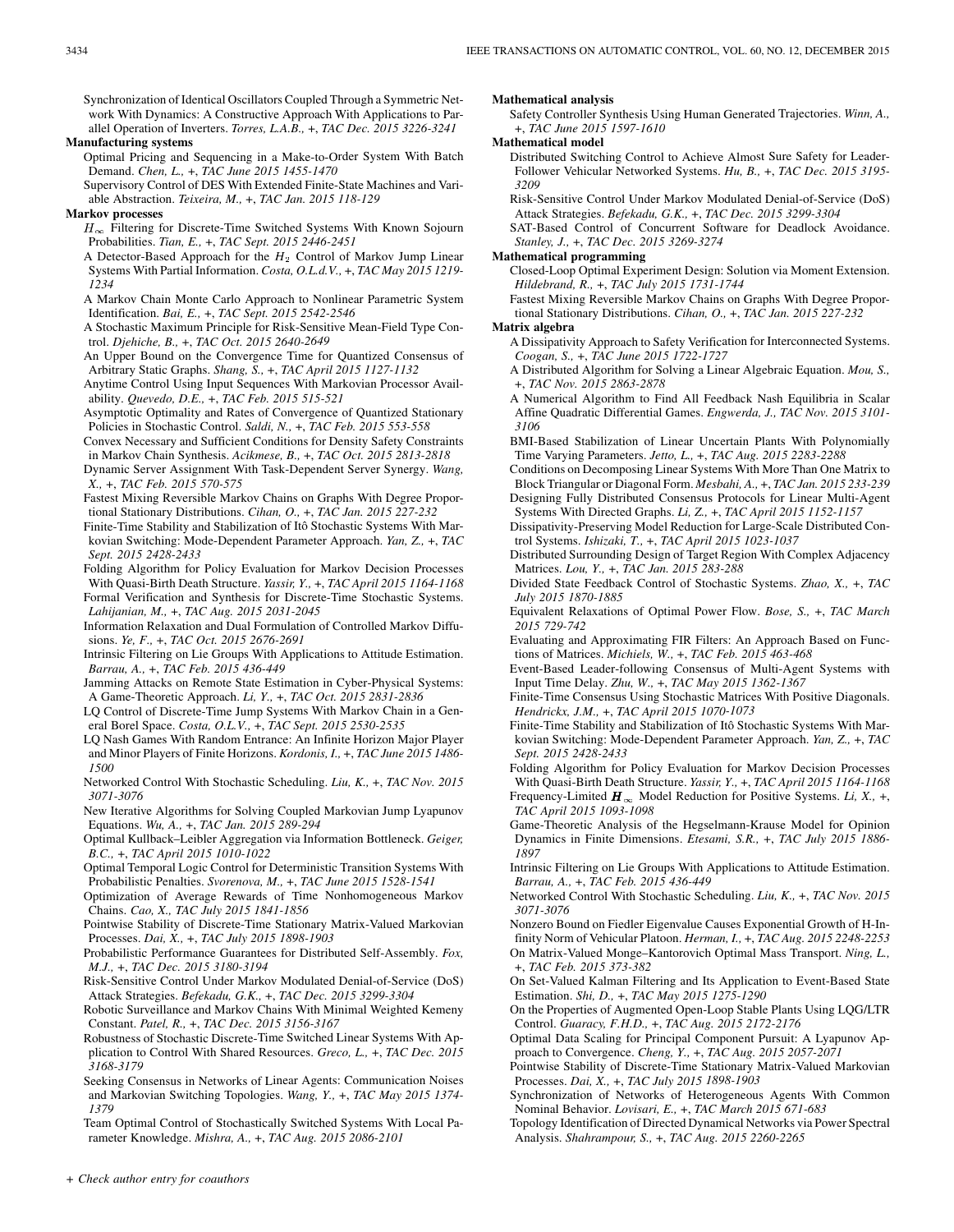Synchronization of Identical Oscillators Coupled Through a Symmetric Network With Dynamics: A Constructive Approach With Applications to Parallel Operation of Inverters. *Torres, L.A.B., +, TAC Dec. 2015 3226-3241*

**Manufacturing systems**

Optimal Pricing and Sequencing in a Make-to-Order System With Batch Demand. *Chen, L., +, TAC June 2015 1455-1470*

Supervisory Control of DES With Extended Finite-State Machines and Variable Abstraction. *Teixeira, M., +, TAC Jan. 2015 118-129*

**Markov processes**

$H_\infty$ Filtering for Discrete-Time Switched Systems With Known Sojourn Probabilities. *Tian, E., +, TAC Sept. 2015 2446-2451*

A Detector-Based Approach for the $H_2$ Control of Markov Jump Linear Systems With Partial Information. *Costa, O.L.d.V., +, TAC May 2015 1219-1234*

A Markov Chain Monte Carlo Approach to Nonlinear Parametric System Identification. *Bai, E., +, TAC Sept. 2015 2542-2546*

A Stochastic Maximum Principle for Risk-Sensitive Mean-Field Type Control. *Djehiche, B., +, TAC Oct. 2015 2640-2649*

An Upper Bound on the Convergence Time for Quantized Consensus of Arbitrary Static Graphs. *Shang, S., +, TAC April 2015 1127-1132*

Anytime Control Using Input Sequences With Markovian Processor Availability. *Quevedo, D.E., +, TAC Feb. 2015 515-521*

Asymptotic Optimality and Rates of Convergence of Quantized Stationary Policies in Stochastic Control. *Saldi, N., +, TAC Feb. 2015 553-558*

Convex Necessary and Sufficient Conditions for Density Safety Constraints in Markov Chain Synthesis. *Acikmese, B., +, TAC Oct. 2015 2813-2818*

Dynamic Server Assignment With Task-Dependent Server Synergy. *Wang, X., +, TAC Feb. 2015 570-575*

Fastest Mixing Reversible Markov Chains on Graphs With Degree Proportional Stationary Distributions. *Cihan, O., +, TAC Jan. 2015 227-232*

Finite-Time Stability and Stabilization of Itô Stochastic Systems With Markovian Switching: Mode-Dependent Parameter Approach. *Yan, Z., +, TAC Sept. 2015 2428-2433*

Folding Algorithm for Policy Evaluation for Markov Decision Processes With Quasi-Birth Death Structure. *Yassir, Y., +, TAC April 2015 1164-1168*

Formal Verification and Synthesis for Discrete-Time Stochastic Systems. *Lahijanian, M., +, TAC Aug. 2015 2031-2045*

Information Relaxation and Dual Formulation of Controlled Markov Diffusions. *Ye, F., +, TAC Oct. 2015 2676-2691*

Intrinsic Filtering on Lie Groups With Applications to Attitude Estimation. *Barrau, A., +, TAC Feb. 2015 436-449*

Jamming Attacks on Remote State Estimation in Cyber-Physical Systems: A Game-Theoretic Approach. *Li, Y., +, TAC Oct. 2015 2831-2836*

LQ Control of Discrete-Time Jump Systems With Markov Chain in a General Borel Space. *Costa, O.L.V., +, TAC Sept. 2015 2530-2535*

LQ Nash Games With Random Entrance: An Infinite Horizon Major Player and Minor Players of Finite Horizons. *Kordonis, I., +, TAC June 2015 1486-1500*

Networked Control With Stochastic Scheduling. *Liu, K., +, TAC Nov. 2015 3071-3076*

New Iterative Algorithms for Solving Coupled Markovian Jump Lyapunov Equations. *Wu, A., +, TAC Jan. 2015 289-294*

Optimal Kullback–Leibler Aggregation via Information Bottleneck. *Geiger, B.C., +, TAC April 2015 1010-1022*

Optimal Temporal Logic Control for Deterministic Transition Systems With Probabilistic Penalties. *Svorenova, M., +, TAC June 2015 1528-1541*

Optimization of Average Rewards of Time Nonhomogeneous Markov Chains. *Cao, X., TAC July 2015 1841-1856*

Pointwise Stability of Discrete-Time Stationary Matrix-Valued Markovian Processes. *Dai, X., +, TAC July 2015 1898-1903*

Probabilistic Performance Guarantees for Distributed Self-Assembly. *Fox, M.J., +, TAC Dec. 2015 3180-3194*

Risk-Sensitive Control Under Markov Modulated Denial-of-Service (DoS) Attack Strategies. *Befekadu, G.K., +, TAC Dec. 2015 3299-3304*

Robotic Surveillance and Markov Chains With Minimal Weighted Kemeny Constant. *Patel, R., +, TAC Dec. 2015 3156-3167*

Robustness of Stochastic Discrete-Time Switched Linear Systems With Application to Control With Shared Resources. *Greco, L., +, TAC Dec. 2015 3168-3179*

Seeking Consensus in Networks of Linear Agents: Communication Noises and Markovian Switching Topologies. *Wang, Y., +, TAC May 2015 1374-1379*

Team Optimal Control of Stochastically Switched Systems With Local Parameter Knowledge. *Mishra, A., +, TAC Aug. 2015 2086-2101*

**Mathematical analysis**

Safety Controller Synthesis Using Human Generated Trajectories. *Winn, A., +, TAC June 2015 1597-1610*

**Mathematical model**

Distributed Switching Control to Achieve Almost Sure Safety for Leader-Follower Vehicular Networked Systems. *Hu, B., +, TAC Dec. 2015 3195-3209*

Risk-Sensitive Control Under Markov Modulated Denial-of-Service (DoS) Attack Strategies. *Befekadu, G.K., +, TAC Dec. 2015 3299-3304*

SAT-Based Control of Concurrent Software for Deadlock Avoidance. *Stanley, J., +, TAC Dec. 2015 3269-3274*

**Mathematical programming**

Closed-Loop Optimal Experiment Design: Solution via Moment Extension. *Hildebrand, R., +, TAC July 2015 1731-1744*

Fastest Mixing Reversible Markov Chains on Graphs With Degree Proportional Stationary Distributions. *Cihan, O., +, TAC Jan. 2015 227-232*

**Matrix algebra**

A Dissipativity Approach to Safety Verification for Interconnected Systems. *Coogan, S., +, TAC June 2015 1722-1727*

A Distributed Algorithm for Solving a Linear Algebraic Equation. *Mou, S., +, TAC Nov. 2015 2863-2878*

A Numerical Algorithm to Find All Feedback Nash Equilibria in Scalar Affine Quadratic Differential Games. *Engwerda, J., TAC Nov. 2015 3101-3106*

BMI-Based Stabilization of Linear Uncertain Plants With Polynomially Time Varying Parameters. *Jetto, L., +, TAC Aug. 2015 2283-2288*

Conditions on Decomposing Linear Systems With More Than One Matrix to Block Triangular or Diagonal Form. *Mesbahi, A., +, TAC Jan. 2015 233-239*

Designing Fully Distributed Consensus Protocols for Linear Multi-Agent Systems With Directed Graphs. *Li, Z., +, TAC April 2015 1152-1157*

Dissipativity-Preserving Model Reduction for Large-Scale Distributed Control Systems. *Ishizaki, T., +, TAC April 2015 1023-1037*

Distributed Surrounding Design of Target Region With Complex Adjacency Matrices. *Lou, Y., +, TAC Jan. 2015 283-288*

Divided State Feedback Control of Stochastic Systems. *Zhao, X., +, TAC July 2015 1870-1885*

Equivalent Relaxations of Optimal Power Flow. *Bose, S., +, TAC March 2015 729-742*

Evaluating and Approximating FIR Filters: An Approach Based on Functions of Matrices. *Michiels, W., +, TAC Feb. 2015 463-468*

Event-Based Leader-following Consensus of Multi-Agent Systems with Input Time Delay. *Zhu, W., +, TAC May 2015 1362-1367*

Finite-Time Consensus Using Stochastic Matrices With Positive Diagonals. *Hendrickx, J.M., +, TAC April 2015 1070-1073*

Finite-Time Stability and Stabilization of Itô Stochastic Systems With Markovian Switching: Mode-Dependent Parameter Approach. *Yan, Z., +, TAC Sept. 2015 2428-2433*

Folding Algorithm for Policy Evaluation for Markov Decision Processes With Quasi-Birth Death Structure. *Yassir, Y., +, TAC April 2015 1164-1168*

Frequency-Limited $H_\infty$ Model Reduction for Positive Systems. *Li, X., +, TAC April 2015 1093-1098*

Game-Theoretic Analysis of the Hegselmann-Krause Model for Opinion Dynamics in Finite Dimensions. *Etesami, S.R., +, TAC July 2015 1886-1897*

Intrinsic Filtering on Lie Groups With Applications to Attitude Estimation. *Barrau, A., +, TAC Feb. 2015 436-449*

Networked Control With Stochastic Scheduling. *Liu, K., +, TAC Nov. 2015 3071-3076*

Nonzero Bound on Fiedler Eigenvalue Causes Exponential Growth of H-Infinity Norm of Vehicular Platoon. *Herman, I., +, TAC Aug. 2015 2248-2253*

On Matrix-Valued Monge–Kantorovich Optimal Mass Transport. *Ning, L., +, TAC Feb. 2015 373-382*

On Set-Valued Kalman Filtering and Its Application to Event-Based State Estimation. *Shi, D., +, TAC May 2015 1275-1290*

On the Properties of Augmented Open-Loop Stable Plants Using LQG/LTR Control. *Guaracy, F.H.D., +, TAC Aug. 2015 2172-2176*

Optimal Data Scaling for Principal Component Pursuit: A Lyapunov Approach to Convergence. *Cheng, Y., +, TAC Aug. 2015 2057-2071*

Pointwise Stability of Discrete-Time Stationary Matrix-Valued Markovian Processes. *Dai, X., +, TAC July 2015 1898-1903*

Synchronization of Networks of Heterogeneous Agents With Common Nominal Behavior. *Lovisari, E., +, TAC March 2015 671-683*

Topology Identification of Directed Dynamical Networks via Power Spectral Analysis. *Shahrampour, S., +, TAC Aug. 2015 2260-2265*

*+ Check author entry for coauthors*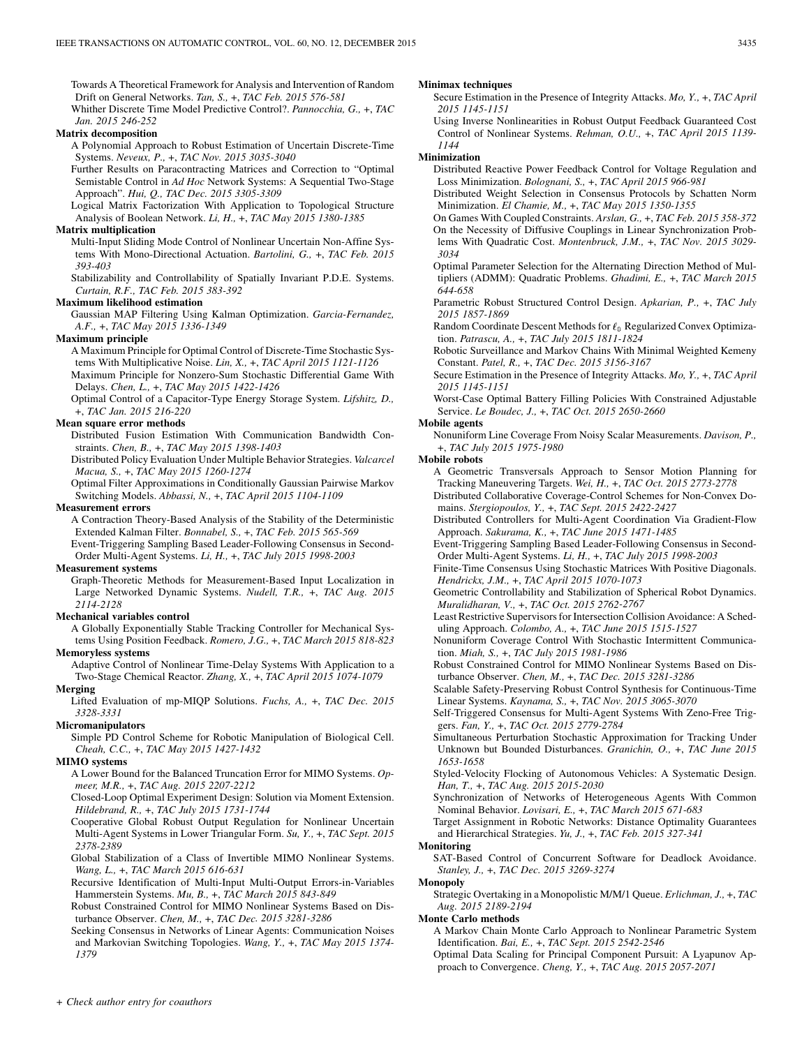Towards A Theoretical Framework for Analysis and Intervention of Random Drift on General Networks. *Tan, S.,* +, *TAC Feb. 2015 576-581*

Whither Discrete Time Model Predictive Control?. *Pannocchia, G.,* +, *TAC Jan. 2015 246-252*

**Matrix decomposition**

A Polynomial Approach to Robust Estimation of Uncertain Discrete-Time Systems. *Neveux, P.,* +, *TAC Nov. 2015 3035-3040*

Further Results on Paracontracting Matrices and Correction to "Optimal Semistable Control in *Ad Hoc* Network Systems: A Sequential Two-Stage Approach". *Hui, Q., TAC Dec. 2015 3305-3309*

Logical Matrix Factorization With Application to Topological Structure Analysis of Boolean Network. *Li, H.,* +, *TAC May 2015 1380-1385*

**Matrix multiplication**

Multi-Input Sliding Mode Control of Nonlinear Uncertain Non-Affine Systems With Mono-Directional Actuation. *Bartolini, G.,* +, *TAC Feb. 2015 393-403*

Stabilizability and Controllability of Spatially Invariant P.D.E. Systems. *Curtain, R.F., TAC Feb. 2015 383-392*

**Maximum likelihood estimation**

Gaussian MAP Filtering Using Kalman Optimization. *Garcia-Fernandez, A.F.,* +, *TAC May 2015 1336-1349*

**Maximum principle**

A Maximum Principle for Optimal Control of Discrete-Time Stochastic Systems With Multiplicative Noise. *Lin, X.,* +, *TAC April 2015 1121-1126*

Maximum Principle for Nonzero-Sum Stochastic Differential Game With Delays. *Chen, L.,* +, *TAC May 2015 1422-1426*

Optimal Control of a Capacitor-Type Energy Storage System. *Lifshitz, D.,* +, *TAC Jan. 2015 216-220*

**Mean square error methods**

Distributed Fusion Estimation With Communication Bandwidth Constraints. *Chen, B.,* +, *TAC May 2015 1398-1403*

Distributed Policy Evaluation Under Multiple Behavior Strategies. *Valcarcel Macua, S.,* +, *TAC May 2015 1260-1274*

Optimal Filter Approximations in Conditionally Gaussian Pairwise Markov Switching Models. *Abbassi, N.,* +, *TAC April 2015 1104-1109*

**Measurement errors**

A Contraction Theory-Based Analysis of the Stability of the Deterministic Extended Kalman Filter. *Bonnabel, S.,* +, *TAC Feb. 2015 565-569*

Event-Triggering Sampling Based Leader-Following Consensus in Second-Order Multi-Agent Systems. *Li, H.,* +, *TAC July 2015 1998-2003*

**Measurement systems**

Graph-Theoretic Methods for Measurement-Based Input Localization in Large Networked Dynamic Systems. *Nudell, T.R.,* +, *TAC Aug. 2015 2114-2128*

**Mechanical variables control**

A Globally Exponentially Stable Tracking Controller for Mechanical Systems Using Position Feedback. *Romero, J.G.,* +, *TAC March 2015 818-823*

**Memoryless systems**

Adaptive Control of Nonlinear Time-Delay Systems With Application to a Two-Stage Chemical Reactor. *Zhang, X.,* +, *TAC April 2015 1074-1079*

**Merging**

Lifted Evaluation of mp-MIQP Solutions. *Fuchs, A.,* +, *TAC Dec. 2015 3328-3331*

**Micromanipulators**

Simple PD Control Scheme for Robotic Manipulation of Biological Cell. *Cheah, C.C.,* +, *TAC May 2015 1427-1432*

**MIMO systems**

A Lower Bound for the Balanced Truncation Error for MIMO Systems. *Opmeer, M.R.,* +, *TAC Aug. 2015 2207-2212*

Closed-Loop Optimal Experiment Design: Solution via Moment Extension. *Hildebrand, R.,* +, *TAC July 2015 1731-1744*

Cooperative Global Robust Output Regulation for Nonlinear Uncertain Multi-Agent Systems in Lower Triangular Form. *Su, Y.,* +, *TAC Sept. 2015 2378-2389*

Global Stabilization of a Class of Invertible MIMO Nonlinear Systems. *Wang, L.,* +, *TAC March 2015 616-631*

Recursive Identification of Multi-Input Multi-Output Errors-in-Variables Hammerstein Systems. *Mu, B.,* +, *TAC March 2015 843-849*

Robust Constrained Control for MIMO Nonlinear Systems Based on Disturbance Observer. *Chen, M.,* +, *TAC Dec. 2015 3281-3286*

Seeking Consensus in Networks of Linear Agents: Communication Noises and Markovian Switching Topologies. *Wang, Y.,* +, *TAC May 2015 1374-1379*

**Minimax techniques**

Secure Estimation in the Presence of Integrity Attacks. *Mo, Y.,* +, *TAC April 2015 1145-1151*

Using Inverse Nonlinearities in Robust Output Feedback Guaranteed Cost Control of Nonlinear Systems. *Rehman, O.U.,* +, *TAC April 2015 1139-1144*

**Minimization**

Distributed Reactive Power Feedback Control for Voltage Regulation and Loss Minimization. *Bolognani, S.,* +, *TAC April 2015 966-981*

Distributed Weight Selection in Consensus Protocols by Schatten Norm Minimization. *El Chamie, M.,* +, *TAC May 2015 1350-1355*

On Games With Coupled Constraints. *Arslan, G.,* +, *TAC Feb. 2015 358-372*

On the Necessity of Diffusive Couplings in Linear Synchronization Problems With Quadratic Cost. *Montenbruck, J.M.,* +, *TAC Nov. 2015 3029-3034*

Optimal Parameter Selection for the Alternating Direction Method of Multipliers (ADMM): Quadratic Problems. *Ghadimi, E.,* +, *TAC March 2015 644-658*

Parametric Robust Structured Control Design. *Apkarian, P.,* +, *TAC July 2015 1857-1869*

Random Coordinate Descent Methods for $\ell_0$ Regularized Convex Optimization. *Patrascu, A.,* +, *TAC July 2015 1811-1824*

Robotic Surveillance and Markov Chains With Minimal Weighted Kemeny Constant. *Patel, R.,* +, *TAC Dec. 2015 3156-3167*

Secure Estimation in the Presence of Integrity Attacks. *Mo, Y.,* +, *TAC April 2015 1145-1151*

Worst-Case Optimal Battery Filling Policies With Constrained Adjustable Service. *Le Boudec, J.,* +, *TAC Oct. 2015 2650-2660*

**Mobile agents**

Nonuniform Line Coverage From Noisy Scalar Measurements. *Davison, P.,* +, *TAC July 2015 1975-1980*

**Mobile robots**

A Geometric Transversals Approach to Sensor Motion Planning for Tracking Maneuvering Targets. *Wei, H.,* +, *TAC Oct. 2015 2773-2778*

Distributed Collaborative Coverage-Control Schemes for Non-Convex Domains. *Stergiopoulos, Y.,* +, *TAC Sept. 2015 2422-2427*

Distributed Controllers for Multi-Agent Coordination Via Gradient-Flow Approach. *Sakurama, K.,* +, *TAC June 2015 1471-1485*

Event-Triggering Sampling Based Leader-Following Consensus in Second-Order Multi-Agent Systems. *Li, H.,* +, *TAC July 2015 1998-2003*

Finite-Time Consensus Using Stochastic Matrices With Positive Diagonals. *Hendrickx, J.M.,* +, *TAC April 2015 1070-1073*

Geometric Controllability and Stabilization of Spherical Robot Dynamics. *Muralidharan, V.,* +, *TAC Oct. 2015 2762-2767*

Least Restrictive Supervisors for Intersection Collision Avoidance: A Scheduling Approach. *Colombo, A.,* +, *TAC June 2015 1515-1527*

Nonuniform Coverage Control With Stochastic Intermittent Communication. *Miah, S.,* +, *TAC July 2015 1981-1986*

Robust Constrained Control for MIMO Nonlinear Systems Based on Disturbance Observer. *Chen, M.,* +, *TAC Dec. 2015 3281-3286*

Scalable Safety-Preserving Robust Control Synthesis for Continuous-Time Linear Systems. *Kaynama, S.,* +, *TAC Nov. 2015 3065-3070*

Self-Triggered Consensus for Multi-Agent Systems With Zeno-Free Triggers. *Fan, Y.,* +, *TAC Oct. 2015 2779-2784*

Simultaneous Perturbation Stochastic Approximation for Tracking Under Unknown but Bounded Disturbances. *Granichin, O.,* +, *TAC June 2015 1653-1658*

Styled-Velocity Flocking of Autonomous Vehicles: A Systematic Design. *Han, T.,* +, *TAC Aug. 2015 2015-2030*

Synchronization of Networks of Heterogeneous Agents With Common Nominal Behavior. *Lovisari, E.,* +, *TAC March 2015 671-683*

Target Assignment in Robotic Networks: Distance Optimality Guarantees and Hierarchical Strategies. *Yu, J.,* +, *TAC Feb. 2015 327-341*

**Monitoring**

SAT-Based Control of Concurrent Software for Deadlock Avoidance. *Stanley, J.,* +, *TAC Dec. 2015 3269-3274*

**Monopoly**

Strategic Overtaking in a Monopolistic M/M/1 Queue. *Erlichman, J.,* +, *TAC Aug. 2015 2189-2194*

**Monte Carlo methods**

A Markov Chain Monte Carlo Approach to Nonlinear Parametric System Identification. *Bai, E.,* +, *TAC Sept. 2015 2542-2546*

Optimal Data Scaling for Principal Component Pursuit: A Lyapunov Approach to Convergence. *Cheng, Y.,* +, *TAC Aug. 2015 2057-2071*

*+ Check author entry for coauthors*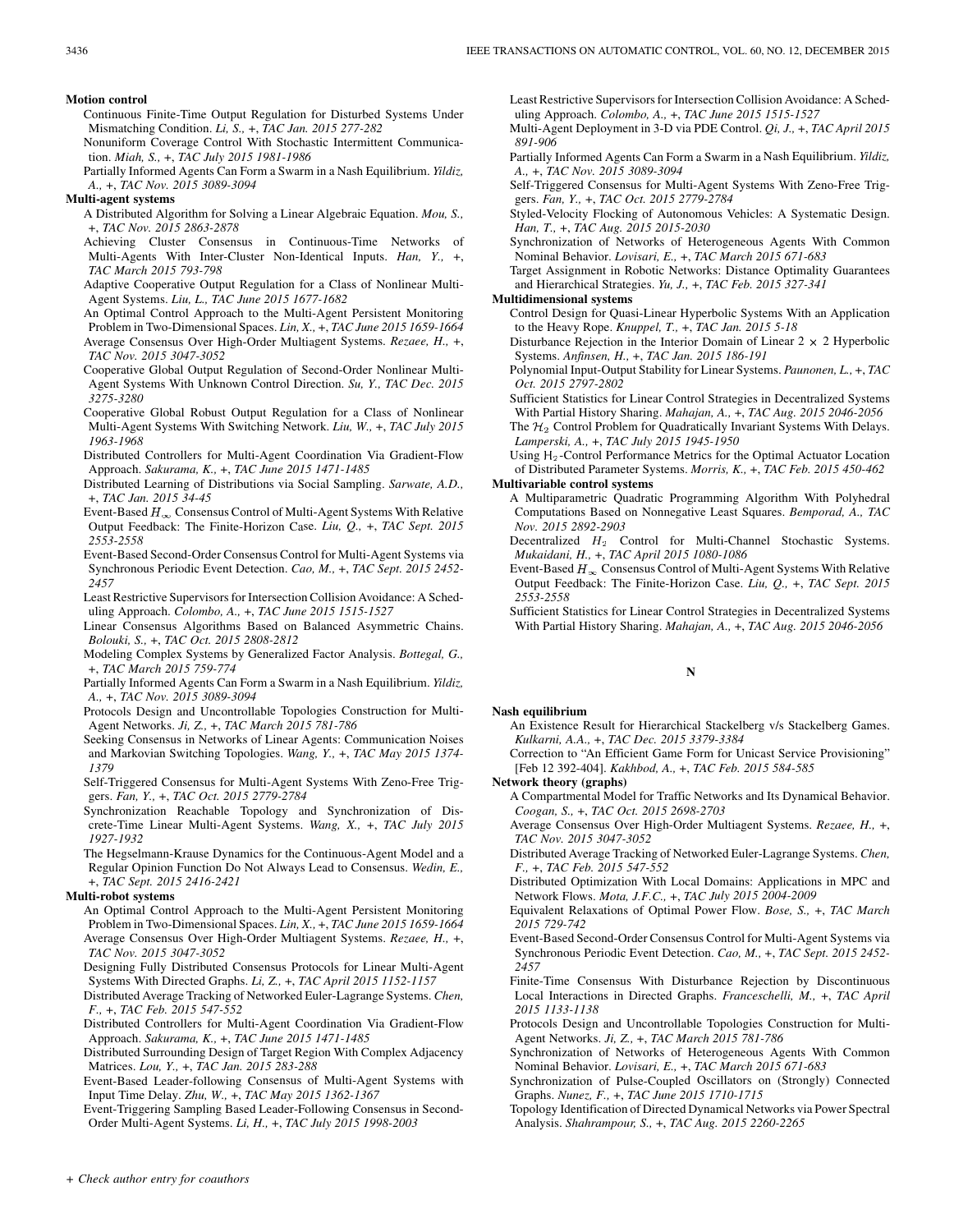**Motion control**

Continuous Finite-Time Output Regulation for Disturbed Systems Under Mismatching Condition. *Li, S.,* +, *TAC Jan. 2015 277-282*

Nonuniform Coverage Control With Stochastic Intermittent Communication. *Miah, S.,* +, *TAC July 2015 1981-1986*

Partially Informed Agents Can Form a Swarm in a Nash Equilibrium. *Yildiz, A.,* +, *TAC Nov. 2015 3089-3094*

**Multi-agent systems**

A Distributed Algorithm for Solving a Linear Algebraic Equation. *Mou, S.,* +, *TAC Nov. 2015 2863-2878*

Achieving Cluster Consensus in Continuous-Time Networks of Multi-Agents With Inter-Cluster Non-Identical Inputs. *Han, Y.,* +, *TAC March 2015 793-798*

Adaptive Cooperative Output Regulation for a Class of Nonlinear Multi-Agent Systems. *Liu, L., TAC June 2015 1677-1682*

An Optimal Control Approach to the Multi-Agent Persistent Monitoring Problem in Two-Dimensional Spaces. *Lin, X.,* +, *TAC June 2015 1659-1664*

Average Consensus Over High-Order Multiagent Systems. *Rezaee, H.,* +, *TAC Nov. 2015 3047-3052*

Cooperative Global Output Regulation of Second-Order Nonlinear Multi-Agent Systems With Unknown Control Direction. *Su, Y., TAC Dec. 2015 3275-3280*

Cooperative Global Robust Output Regulation for a Class of Nonlinear Multi-Agent Systems With Switching Network. *Liu, W.,* +, *TAC July 2015 1963-1968*

Distributed Controllers for Multi-Agent Coordination Via Gradient-Flow Approach. *Sakurama, K.,* +, *TAC June 2015 1471-1485*

Distributed Learning of Distributions via Social Sampling. *Sarwate, A.D.,* +, *TAC Jan. 2015 34-45*

Event-Based $H_\infty$ Consensus Control of Multi-Agent Systems With Relative Output Feedback: The Finite-Horizon Case. *Liu, Q.,* +, *TAC Sept. 2015 2553-2558*

Event-Based Second-Order Consensus Control for Multi-Agent Systems via Synchronous Periodic Event Detection. *Cao, M.,* +, *TAC Sept. 2015 2452-2457*

Least Restrictive Supervisors for Intersection Collision Avoidance: A Scheduling Approach. *Colombo, A.,* +, *TAC June 2015 1515-1527*

Linear Consensus Algorithms Based on Balanced Asymmetric Chains. *Bolouki, S.,* +, *TAC Oct. 2015 2808-2812*

Modeling Complex Systems by Generalized Factor Analysis. *Bottegal, G.,* +, *TAC March 2015 759-774*

Partially Informed Agents Can Form a Swarm in a Nash Equilibrium. *Yildiz, A.,* +, *TAC Nov. 2015 3089-3094*

Protocols Design and Uncontrollable Topologies Construction for Multi-Agent Networks. *Ji, Z.,* +, *TAC March 2015 781-786*

Seeking Consensus in Networks of Linear Agents: Communication Noises and Markovian Switching Topologies. *Wang, Y.,* +, *TAC May 2015 1374-1379*

Self-Triggered Consensus for Multi-Agent Systems With Zeno-Free Triggers. *Fan, Y.,* +, *TAC Oct. 2015 2779-2784*

Synchronization Reachable Topology and Synchronization of Discrete-Time Linear Multi-Agent Systems. *Wang, X.,* +, *TAC July 2015 1927-1932*

The Hegselmann-Krause Dynamics for the Continuous-Agent Model and a Regular Opinion Function Do Not Always Lead to Consensus. *Wedin, E.,* +, *TAC Sept. 2015 2416-2421*

**Multi-robot systems**

An Optimal Control Approach to the Multi-Agent Persistent Monitoring Problem in Two-Dimensional Spaces. *Lin, X.,* +, *TAC June 2015 1659-1664*

Average Consensus Over High-Order Multiagent Systems. *Rezaee, H.,* +, *TAC Nov. 2015 3047-3052*

Designing Fully Distributed Consensus Protocols for Linear Multi-Agent Systems With Directed Graphs. *Li, Z.,* +, *TAC April 2015 1152-1157*

Distributed Average Tracking of Networked Euler-Lagrange Systems. *Chen, F.,* +, *TAC Feb. 2015 547-552*

Distributed Controllers for Multi-Agent Coordination Via Gradient-Flow Approach. *Sakurama, K.,* +, *TAC June 2015 1471-1485*

Distributed Surrounding Design of Target Region With Complex Adjacency Matrices. *Lou, Y.,* +, *TAC Jan. 2015 283-288*

Event-Based Leader-following Consensus of Multi-Agent Systems with Input Time Delay. *Zhu, W.,* +, *TAC May 2015 1362-1367*

Event-Triggering Sampling Based Leader-Following Consensus in Second-Order Multi-Agent Systems. *Li, H.,* +, *TAC July 2015 1998-2003*

Least Restrictive Supervisors for Intersection Collision Avoidance: A Scheduling Approach. *Colombo, A.,* +, *TAC June 2015 1515-1527*

Multi-Agent Deployment in 3-D via PDE Control. *Qi, J.,* +, *TAC April 2015 891-906*

Partially Informed Agents Can Form a Swarm in a Nash Equilibrium. *Yildiz, A.,* +, *TAC Nov. 2015 3089-3094*

Self-Triggered Consensus for Multi-Agent Systems With Zeno-Free Triggers. *Fan, Y.,* +, *TAC Oct. 2015 2779-2784*

Styled-Velocity Flocking of Autonomous Vehicles: A Systematic Design. *Han, T.,* +, *TAC Aug. 2015 2015-2030*

Synchronization of Networks of Heterogeneous Agents With Common Nominal Behavior. *Lovisari, E.,* +, *TAC March 2015 671-683*

Target Assignment in Robotic Networks: Distance Optimality Guarantees and Hierarchical Strategies. *Yu, J.,* +, *TAC Feb. 2015 327-341*

**Multidimensional systems**

Control Design for Quasi-Linear Hyperbolic Systems With an Application to the Heavy Rope. *Knuppel, T.,* +, *TAC Jan. 2015 5-18*

Disturbance Rejection in the Interior Domain of Linear $2 \times 2$ Hyperbolic Systems. *Anfinsen, H.,* +, *TAC Jan. 2015 186-191*

Polynomial Input-Output Stability for Linear Systems. *Paunonen, L.,* +, *TAC Oct. 2015 2797-2802*

Sufficient Statistics for Linear Control Strategies in Decentralized Systems With Partial History Sharing. *Mahajan, A.,* +, *TAC Aug. 2015 2046-2056*

The $\mathcal{H}_2$ Control Problem for Quadratically Invariant Systems With Delays. *Lamperski, A.,* +, *TAC July 2015 1945-1950*

Using $H_2$-Control Performance Metrics for the Optimal Actuator Location of Distributed Parameter Systems. *Morris, K.,* +, *TAC Feb. 2015 450-462*

**Multivariable control systems**

A Multiparametric Quadratic Programming Algorithm With Polyhedral Computations Based on Nonnegative Least Squares. *Bemporad, A., TAC Nov. 2015 2892-2903*

Decentralized $H_2$ Control for Multi-Channel Stochastic Systems. *Mukaidani, H.,* +, *TAC April 2015 1080-1086*

Event-Based $H_\infty$ Consensus Control of Multi-Agent Systems With Relative Output Feedback: The Finite-Horizon Case. *Liu, Q.,* +, *TAC Sept. 2015 2553-2558*

Sufficient Statistics for Linear Control Strategies in Decentralized Systems With Partial History Sharing. *Mahajan, A.,* +, *TAC Aug. 2015 2046-2056*

## N

**Nash equilibrium**

An Existence Result for Hierarchical Stackelberg v/s Stackelberg Games. *Kulkarni, A.A.,* +, *TAC Dec. 2015 3379-3384*

Correction to "An Efficient Game Form for Unicast Service Provisioning" [Feb 12 392-404]. *Kakhbod, A.,* +, *TAC Feb. 2015 584-585*

**Network theory (graphs)**

A Compartmental Model for Traffic Networks and Its Dynamical Behavior. *Coogan, S.,* +, *TAC Oct. 2015 2698-2703*

Average Consensus Over High-Order Multiagent Systems. *Rezaee, H.,* +, *TAC Nov. 2015 3047-3052*

Distributed Average Tracking of Networked Euler-Lagrange Systems. *Chen, F.,* +, *TAC Feb. 2015 547-552*

Distributed Optimization With Local Domains: Applications in MPC and Network Flows. *Mota, J.F.C.,* +, *TAC July 2015 2004-2009*

Equivalent Relaxations of Optimal Power Flow. *Bose, S.,* +, *TAC March 2015 729-742*

Event-Based Second-Order Consensus Control for Multi-Agent Systems via Synchronous Periodic Event Detection. *Cao, M.,* +, *TAC Sept. 2015 2452-2457*

Finite-Time Consensus With Disturbance Rejection by Discontinuous Local Interactions in Directed Graphs. *Franceschelli, M.,* +, *TAC April 2015 1133-1138*

Protocols Design and Uncontrollable Topologies Construction for Multi-Agent Networks. *Ji, Z.,* +, *TAC March 2015 781-786*

Synchronization of Networks of Heterogeneous Agents With Common Nominal Behavior. *Lovisari, E.,* +, *TAC March 2015 671-683*

Synchronization of Pulse-Coupled Oscillators on (Strongly) Connected Graphs. *Nunez, F.,* +, *TAC June 2015 1710-1715*

Topology Identification of Directed Dynamical Networks via Power Spectral Analysis. *Shahrampour, S.,* +, *TAC Aug. 2015 2260-2265*

+ *Check author entry for coauthors*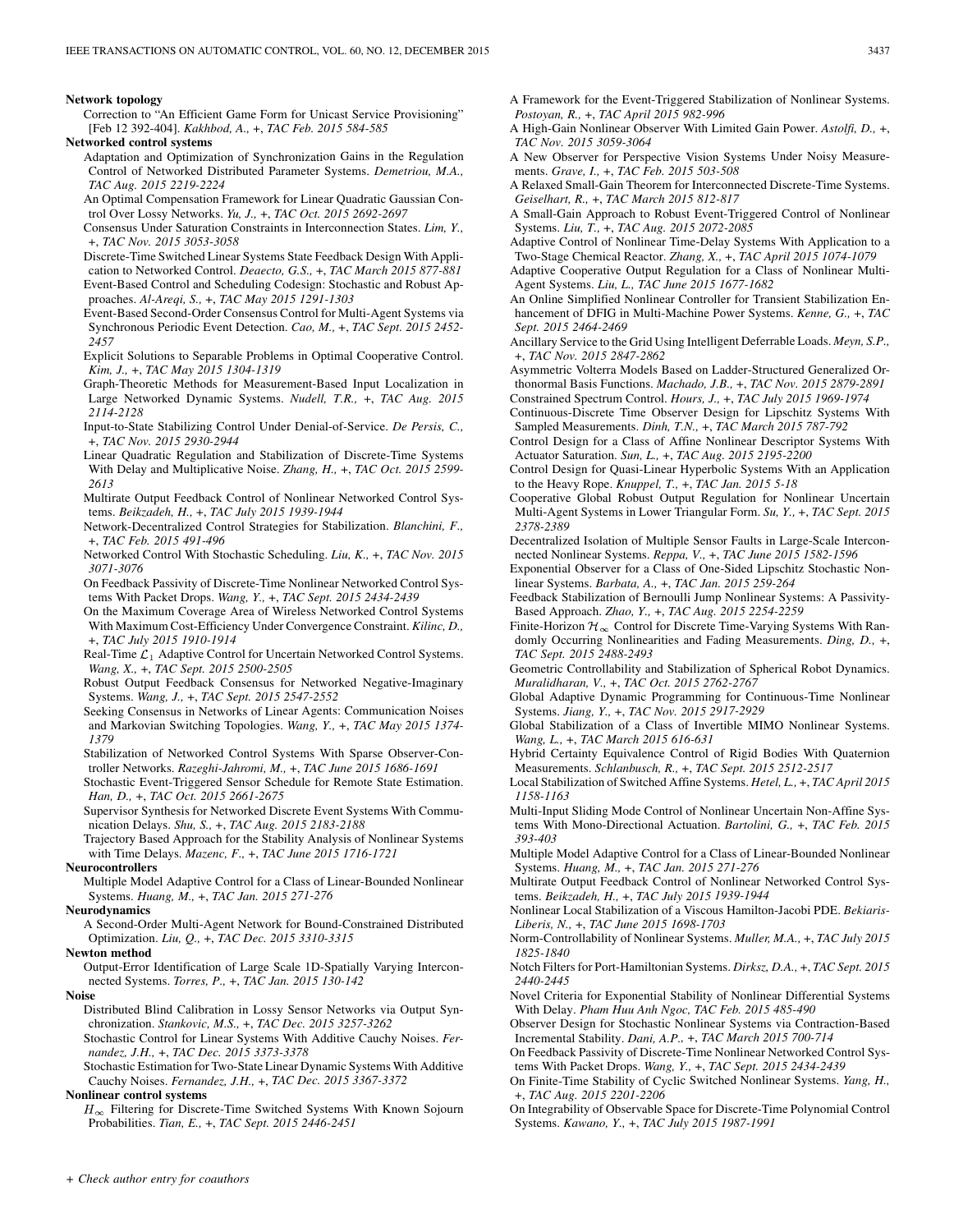**Network topology**

Correction to "An Efficient Game Form for Unicast Service Provisioning" [Feb 12 392-404]. *Kakhbod, A.,* +, *TAC Feb. 2015 584-585*

**Networked control systems**

Adaptation and Optimization of Synchronization Gains in the Regulation Control of Networked Distributed Parameter Systems. *Demetriou, M.A., TAC Aug. 2015 2219-2224*

An Optimal Compensation Framework for Linear Quadratic Gaussian Control Over Lossy Networks. *Yu, J.,* +, *TAC Oct. 2015 2692-2697*

Consensus Under Saturation Constraints in Interconnection States. *Lim, Y.,* +, *TAC Nov. 2015 3053-3058*

Discrete-Time Switched Linear Systems State Feedback Design With Application to Networked Control. *Deaecto, G.S.,* +, *TAC March 2015 877-881*

Event-Based Control and Scheduling Codesign: Stochastic and Robust Approaches. *Al-Areqi, S.,* +, *TAC May 2015 1291-1303*

Event-Based Second-Order Consensus Control for Multi-Agent Systems via Synchronous Periodic Event Detection. *Cao, M.,* +, *TAC Sept. 2015 2452-2457*

Explicit Solutions to Separable Problems in Optimal Cooperative Control. *Kim, J.,* +, *TAC May 2015 1304-1319*

Graph-Theoretic Methods for Measurement-Based Input Localization in Large Networked Dynamic Systems. *Nudell, T.R.,* +, *TAC Aug. 2015 2114-2128*

Input-to-State Stabilizing Control Under Denial-of-Service. *De Persis, C.,* +, *TAC Nov. 2015 2930-2944*

Linear Quadratic Regulation and Stabilization of Discrete-Time Systems With Delay and Multiplicative Noise. *Zhang, H.,* +, *TAC Oct. 2015 2599-2613*

Multirate Output Feedback Control of Nonlinear Networked Control Systems. *Beikzadeh, H.,* +, *TAC July 2015 1939-1944*

Network-Decentralized Control Strategies for Stabilization. *Blanchini, F.,* +, *TAC Feb. 2015 491-496*

Networked Control With Stochastic Scheduling. *Liu, K.,* +, *TAC Nov. 2015 3071-3076*

On Feedback Passivity of Discrete-Time Nonlinear Networked Control Systems With Packet Drops. *Wang, Y.,* +, *TAC Sept. 2015 2434-2439*

On the Maximum Coverage Area of Wireless Networked Control Systems With Maximum Cost-Efficiency Under Convergence Constraint. *Kilinc, D.,* +, *TAC July 2015 1910-1914*

Real-Time $\mathcal{L}_1$ Adaptive Control for Uncertain Networked Control Systems. *Wang, X.,* +, *TAC Sept. 2015 2500-2505*

Robust Output Feedback Consensus for Networked Negative-Imaginary Systems. *Wang, J.,* +, *TAC Sept. 2015 2547-2552*

Seeking Consensus in Networks of Linear Agents: Communication Noises and Markovian Switching Topologies. *Wang, Y.,* +, *TAC May 2015 1374-1379*

Stabilization of Networked Control Systems With Sparse Observer-Controller Networks. *Razeghi-Jahromi, M.,* +, *TAC June 2015 1686-1691*

Stochastic Event-Triggered Sensor Schedule for Remote State Estimation. *Han, D.,* +, *TAC Oct. 2015 2661-2675*

Supervisor Synthesis for Networked Discrete Event Systems With Communication Delays. *Shu, S.,* +, *TAC Aug. 2015 2183-2188*

Trajectory Based Approach for the Stability Analysis of Nonlinear Systems with Time Delays. *Mazenc, F.,* +, *TAC June 2015 1716-1721*

**Neurocontrollers**

Multiple Model Adaptive Control for a Class of Linear-Bounded Nonlinear Systems. *Huang, M.,* +, *TAC Jan. 2015 271-276*

**Neurodynamics**

A Second-Order Multi-Agent Network for Bound-Constrained Distributed Optimization. *Liu, Q.,* +, *TAC Dec. 2015 3310-3315*

**Newton method**

Output-Error Identification of Large Scale 1D-Spatially Varying Interconnected Systems. *Torres, P.,* +, *TAC Jan. 2015 130-142*

**Noise**

Distributed Blind Calibration in Lossy Sensor Networks via Output Synchronization. *Stankovic, M.S.,* +, *TAC Dec. 2015 3257-3262*

Stochastic Control for Linear Systems With Additive Cauchy Noises. *Fernandez, J.H.,* +, *TAC Dec. 2015 3373-3378*

Stochastic Estimation for Two-State Linear Dynamic Systems With Additive Cauchy Noises. *Fernandez, J.H.,* +, *TAC Dec. 2015 3367-3372*

**Nonlinear control systems**

$H_\infty$ Filtering for Discrete-Time Switched Systems With Known Sojourn Probabilities. *Tian, E.,* +, *TAC Sept. 2015 2446-2451*

A Framework for the Event-Triggered Stabilization of Nonlinear Systems. *Postoyan, R.,* +, *TAC April 2015 982-996*

A High-Gain Nonlinear Observer With Limited Gain Power. *Astolfi, D.,* +, *TAC Nov. 2015 3059-3064*

A New Observer for Perspective Vision Systems Under Noisy Measurements. *Grave, I.,* +, *TAC Feb. 2015 503-508*

A Relaxed Small-Gain Theorem for Interconnected Discrete-Time Systems. *Geiselhart, R.,* +, *TAC March 2015 812-817*

A Small-Gain Approach to Robust Event-Triggered Control of Nonlinear Systems. *Liu, T.,* +, *TAC Aug. 2015 2072-2085*

Adaptive Control of Nonlinear Time-Delay Systems With Application to a Two-Stage Chemical Reactor. *Zhang, X.,* +, *TAC April 2015 1074-1079*

Adaptive Cooperative Output Regulation for a Class of Nonlinear Multi-Agent Systems. *Liu, L., TAC June 2015 1677-1682*

An Online Simplified Nonlinear Controller for Transient Stabilization Enhancement of DFIG in Multi-Machine Power Systems. *Kenne, G.,* +, *TAC Sept. 2015 2464-2469*

Ancillary Service to the Grid Using Intelligent Deferrable Loads. *Meyn, S.P.,* +, *TAC Nov. 2015 2847-2862*

Asymmetric Volterra Models Based on Ladder-Structured Generalized Orthonormal Basis Functions. *Machado, J.B.,* +, *TAC Nov. 2015 2879-2891*

Constrained Spectrum Control. *Hours, J.,* +, *TAC July 2015 1969-1974*

Continuous-Discrete Time Observer Design for Lipschitz Systems With Sampled Measurements. *Dinh, T.N.,* +, *TAC March 2015 787-792*

Control Design for a Class of Affine Nonlinear Descriptor Systems With Actuator Saturation. *Sun, L.,* +, *TAC Aug. 2015 2195-2200*

Control Design for Quasi-Linear Hyperbolic Systems With an Application to the Heavy Rope. *Knuppel, T.,* +, *TAC Jan. 2015 5-18*

Cooperative Global Robust Output Regulation for Nonlinear Uncertain Multi-Agent Systems in Lower Triangular Form. *Su, Y.,* +, *TAC Sept. 2015 2378-2389*

Decentralized Isolation of Multiple Sensor Faults in Large-Scale Interconnected Nonlinear Systems. *Reppa, V.,* +, *TAC June 2015 1582-1596*

Exponential Observer for a Class of One-Sided Lipschitz Stochastic Nonlinear Systems. *Barbata, A.,* +, *TAC Jan. 2015 259-264*

Feedback Stabilization of Bernoulli Jump Nonlinear Systems: A Passivity-Based Approach. *Zhao, Y.,* +, *TAC Aug. 2015 2254-2259*

Finite-Horizon $\mathcal{H}_\infty$ Control for Discrete Time-Varying Systems With Randomly Occurring Nonlinearities and Fading Measurements. *Ding, D.,* +, *TAC Sept. 2015 2488-2493*

Geometric Controllability and Stabilization of Spherical Robot Dynamics. *Muralidharan, V.,* +, *TAC Oct. 2015 2762-2767*

Global Adaptive Dynamic Programming for Continuous-Time Nonlinear Systems. *Jiang, Y.,* +, *TAC Nov. 2015 2917-2929*

Global Stabilization of a Class of Invertible MIMO Nonlinear Systems. *Wang, L.,* +, *TAC March 2015 616-631*

Hybrid Certainty Equivalence Control of Rigid Bodies With Quaternion Measurements. *Schlanbusch, R.,* +, *TAC Sept. 2015 2512-2517*

Local Stabilization of Switched Affine Systems. *Hetel, L.,* +, *TAC April 2015 1158-1163*

Multi-Input Sliding Mode Control of Nonlinear Uncertain Non-Affine Systems With Mono-Directional Actuation. *Bartolini, G.,* +, *TAC Feb. 2015 393-403*

Multiple Model Adaptive Control for a Class of Linear-Bounded Nonlinear Systems. *Huang, M.,* +, *TAC Jan. 2015 271-276*

Multirate Output Feedback Control of Nonlinear Networked Control Systems. *Beikzadeh, H.,* +, *TAC July 2015 1939-1944*

Nonlinear Local Stabilization of a Viscous Hamilton-Jacobi PDE. *Bekiaris-Liberis, N.,* +, *TAC June 2015 1698-1703*

Norm-Controllability of Nonlinear Systems. *Muller, M.A.,* +, *TAC July 2015 1825-1840*

Notch Filters for Port-Hamiltonian Systems. *Dirksz, D.A.,* +, *TAC Sept. 2015 2440-2445*

Novel Criteria for Exponential Stability of Nonlinear Differential Systems With Delay. *Pham Huu Anh Ngoc, TAC Feb. 2015 485-490*

Observer Design for Stochastic Nonlinear Systems via Contraction-Based Incremental Stability. *Dani, A.P.,* +, *TAC March 2015 700-714*

On Feedback Passivity of Discrete-Time Nonlinear Networked Control Systems With Packet Drops. *Wang, Y.,* +, *TAC Sept. 2015 2434-2439*

On Finite-Time Stability of Cyclic Switched Nonlinear Systems. *Yang, H.,* +, *TAC Aug. 2015 2201-2206*

On Integrability of Observable Space for Discrete-Time Polynomial Control Systems. *Kawano, Y.,* +, *TAC July 2015 1987-1991*

+ *Check author entry for coauthors*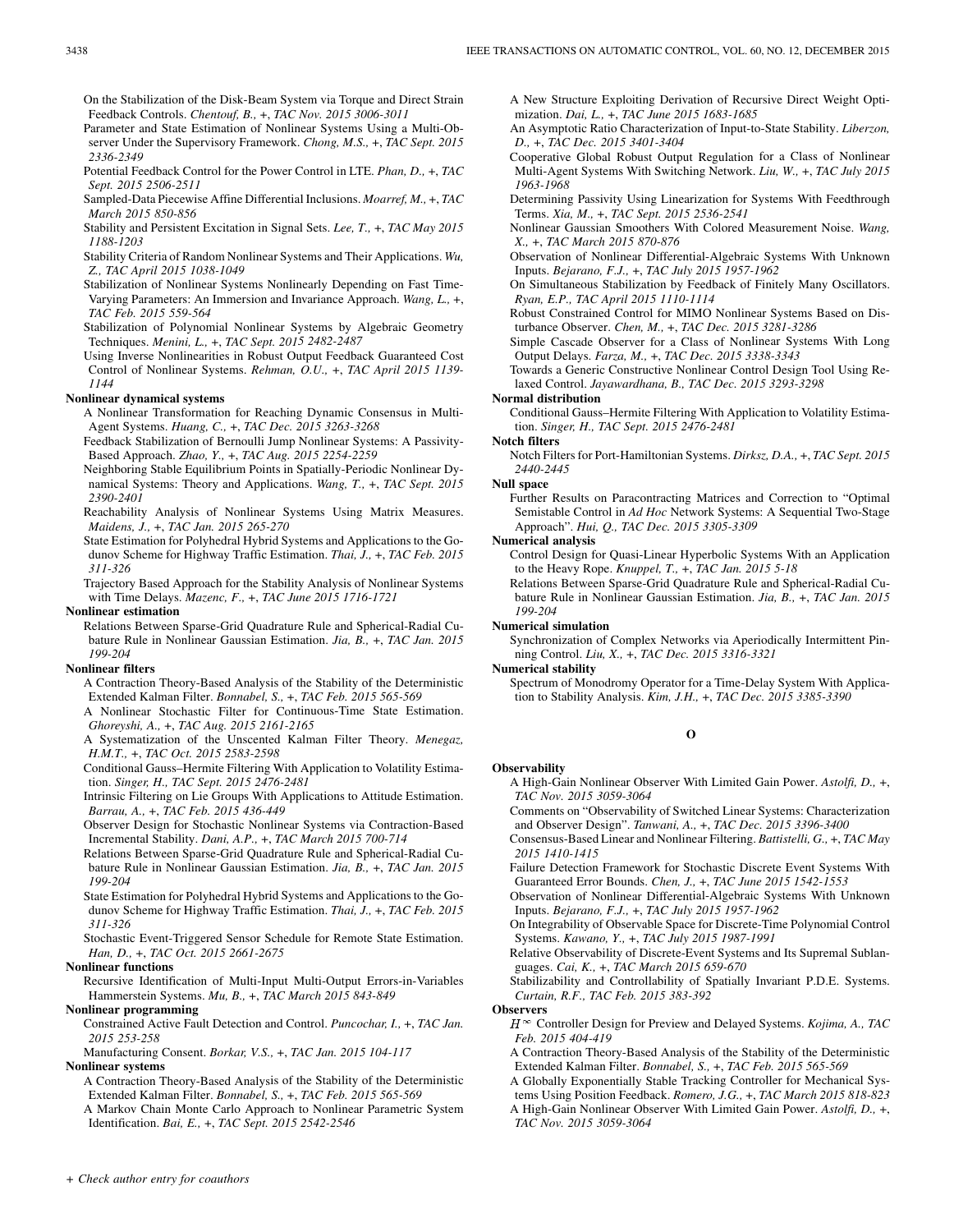On the Stabilization of the Disk-Beam System via Torque and Direct Strain Feedback Controls. *Chentouf, B.*, +, *TAC Nov. 2015 3006-3011*

Parameter and State Estimation of Nonlinear Systems Using a Multi-Observer Under the Supervisory Framework. *Chong, M.S.*, +, *TAC Sept. 2015 2336-2349*

Potential Feedback Control for the Power Control in LTE. *Phan, D.*, +, *TAC Sept. 2015 2506-2511*

Sampled-Data Piecewise Affine Differential Inclusions. *Moarref, M.*, +, *TAC March 2015 850-856*

Stability and Persistent Excitation in Signal Sets. *Lee, T.*, +, *TAC May 2015 1188-1203*

Stability Criteria of Random Nonlinear Systems and Their Applications. *Wu, Z., TAC April 2015 1038-1049*

Stabilization of Nonlinear Systems Nonlinearly Depending on Fast Time-Varying Parameters: An Immersion and Invariance Approach. *Wang, L.*, +, *TAC Feb. 2015 559-564*

Stabilization of Polynomial Nonlinear Systems by Algebraic Geometry Techniques. *Menini, L.*, +, *TAC Sept. 2015 2482-2487*

Using Inverse Nonlinearities in Robust Output Feedback Guaranteed Cost Control of Nonlinear Systems. *Rehman, O.U.*, +, *TAC April 2015 1139-1144*

**Nonlinear dynamical systems**

A Nonlinear Transformation for Reaching Dynamic Consensus in Multi-Agent Systems. *Huang, C.*, +, *TAC Dec. 2015 3263-3268*

Feedback Stabilization of Bernoulli Jump Nonlinear Systems: A Passivity-Based Approach. *Zhao, Y.*, +, *TAC Aug. 2015 2254-2259*

Neighboring Stable Equilibrium Points in Spatially-Periodic Nonlinear Dynamical Systems: Theory and Applications. *Wang, T.*, +, *TAC Sept. 2015 2390-2401*

Reachability Analysis of Nonlinear Systems Using Matrix Measures. *Maidens, J.*, +, *TAC Jan. 2015 265-270*

State Estimation for Polyhedral Hybrid Systems and Applications to the Godunov Scheme for Highway Traffic Estimation. *Thai, J.*, +, *TAC Feb. 2015 311-326*

Trajectory Based Approach for the Stability Analysis of Nonlinear Systems with Time Delays. *Mazenc, F.*, +, *TAC June 2015 1716-1721*

**Nonlinear estimation**

Relations Between Sparse-Grid Quadrature Rule and Spherical-Radial Cubature Rule in Nonlinear Gaussian Estimation. *Jia, B.*, +, *TAC Jan. 2015 199-204*

**Nonlinear filters**

A Contraction Theory-Based Analysis of the Stability of the Deterministic Extended Kalman Filter. *Bonnabel, S.*, +, *TAC Feb. 2015 565-569*

A Nonlinear Stochastic Filter for Continuous-Time State Estimation. *Ghoreyshi, A.*, +, *TAC Aug. 2015 2161-2165*

A Systematization of the Unscented Kalman Filter Theory. *Menegaz, H.M.T.*, +, *TAC Oct. 2015 2583-2598*

Conditional Gauss–Hermite Filtering With Application to Volatility Estimation. *Singer, H., TAC Sept. 2015 2476-2481*

Intrinsic Filtering on Lie Groups With Applications to Attitude Estimation. *Barrau, A.*, +, *TAC Feb. 2015 436-449*

Observer Design for Stochastic Nonlinear Systems via Contraction-Based Incremental Stability. *Dani, A.P.*, +, *TAC March 2015 700-714*

Relations Between Sparse-Grid Quadrature Rule and Spherical-Radial Cubature Rule in Nonlinear Gaussian Estimation. *Jia, B.*, +, *TAC Jan. 2015 199-204*

State Estimation for Polyhedral Hybrid Systems and Applications to the Godunov Scheme for Highway Traffic Estimation. *Thai, J.*, +, *TAC Feb. 2015 311-326*

Stochastic Event-Triggered Sensor Schedule for Remote State Estimation. *Han, D.*, +, *TAC Oct. 2015 2661-2675*

**Nonlinear functions**

Recursive Identification of Multi-Input Multi-Output Errors-in-Variables Hammerstein Systems. *Mu, B.*, +, *TAC March 2015 843-849*

**Nonlinear programming**

Constrained Active Fault Detection and Control. *Puncochar, I.*, +, *TAC Jan. 2015 253-258*

Manufacturing Consent. *Borkar, V.S.*, +, *TAC Jan. 2015 104-117*

**Nonlinear systems**

A Contraction Theory-Based Analysis of the Stability of the Deterministic Extended Kalman Filter. *Bonnabel, S.*, +, *TAC Feb. 2015 565-569*

A Markov Chain Monte Carlo Approach to Nonlinear Parametric System Identification. *Bai, E.*, +, *TAC Sept. 2015 2542-2546*

A New Structure Exploiting Derivation of Recursive Direct Weight Optimization. *Dai, L.*, +, *TAC June 2015 1683-1685*

An Asymptotic Ratio Characterization of Input-to-State Stability. *Liberzon, D.*, +, *TAC Dec. 2015 3401-3404*

Cooperative Global Robust Output Regulation for a Class of Nonlinear Multi-Agent Systems With Switching Network. *Liu, W.*, +, *TAC July 2015 1963-1968*

Determining Passivity Using Linearization for Systems With Feedthrough Terms. *Xia, M.*, +, *TAC Sept. 2015 2536-2541*

Nonlinear Gaussian Smoothers With Colored Measurement Noise. *Wang, X.*, +, *TAC March 2015 870-876*

Observation of Nonlinear Differential-Algebraic Systems With Unknown Inputs. *Bejarano, F.J.*, +, *TAC July 2015 1957-1962*

On Simultaneous Stabilization by Feedback of Finitely Many Oscillators. *Ryan, E.P., TAC April 2015 1110-1114*

Robust Constrained Control for MIMO Nonlinear Systems Based on Disturbance Observer. *Chen, M.*, +, *TAC Dec. 2015 3281-3286*

Simple Cascade Observer for a Class of Nonlinear Systems With Long Output Delays. *Farza, M.*, +, *TAC Dec. 2015 3338-3343*

Towards a Generic Constructive Nonlinear Control Design Tool Using Relaxed Control. *Jayawardhana, B., TAC Dec. 2015 3293-3298*

**Normal distribution**

Conditional Gauss–Hermite Filtering With Application to Volatility Estimation. *Singer, H., TAC Sept. 2015 2476-2481*

**Notch filters**

Notch Filters for Port-Hamiltonian Systems. *Dirksz, D.A.*, +, *TAC Sept. 2015 2440-2445*

**Null space**

Further Results on Paracontracting Matrices and Correction to "Optimal Semistable Control in *Ad Hoc* Network Systems: A Sequential Two-Stage Approach". *Hui, Q., TAC Dec. 2015 3305-3309*

**Numerical analysis**

Control Design for Quasi-Linear Hyperbolic Systems With an Application to the Heavy Rope. *Knuppel, T.*, +, *TAC Jan. 2015 5-18*

Relations Between Sparse-Grid Quadrature Rule and Spherical-Radial Cubature Rule in Nonlinear Gaussian Estimation. *Jia, B.*, +, *TAC Jan. 2015 199-204*

**Numerical simulation**

Synchronization of Complex Networks via Aperiodically Intermittent Pinning Control. *Liu, X.*, +, *TAC Dec. 2015 3316-3321*

**Numerical stability**

Spectrum of Monodromy Operator for a Time-Delay System With Application to Stability Analysis. *Kim, J.H.*, +, *TAC Dec. 2015 3385-3390*

## O

**Observability**

A High-Gain Nonlinear Observer With Limited Gain Power. *Astolfi, D.*, +, *TAC Nov. 2015 3059-3064*

Comments on "Observability of Switched Linear Systems: Characterization and Observer Design". *Tanwani, A.*, +, *TAC Dec. 2015 3396-3400*

Consensus-Based Linear and Nonlinear Filtering. *Battistelli, G.*, +, *TAC May 2015 1410-1415*

Failure Detection Framework for Stochastic Discrete Event Systems With Guaranteed Error Bounds. *Chen, J.*, +, *TAC June 2015 1542-1553*

Observation of Nonlinear Differential-Algebraic Systems With Unknown Inputs. *Bejarano, F.J.*, +, *TAC July 2015 1957-1962*

On Integrability of Observable Space for Discrete-Time Polynomial Control Systems. *Kawano, Y.*, +, *TAC July 2015 1987-1991*

Relative Observability of Discrete-Event Systems and Its Supremal Sublanguages. *Cai, K.*, +, *TAC March 2015 659-670*

Stabilizability and Controllability of Spatially Invariant P.D.E. Systems. *Curtain, R.F., TAC Feb. 2015 383-392*

**Observers**

$H^\infty$ Controller Design for Preview and Delayed Systems. *Kojima, A., TAC Feb. 2015 404-419*

A Contraction Theory-Based Analysis of the Stability of the Deterministic Extended Kalman Filter. *Bonnabel, S.*, +, *TAC Feb. 2015 565-569*

A Globally Exponentially Stable Tracking Controller for Mechanical Systems Using Position Feedback. *Romero, J.G.*, +, *TAC March 2015 818-823*

A High-Gain Nonlinear Observer With Limited Gain Power. *Astolfi, D.*, +, *TAC Nov. 2015 3059-3064*

*+ Check author entry for coauthors*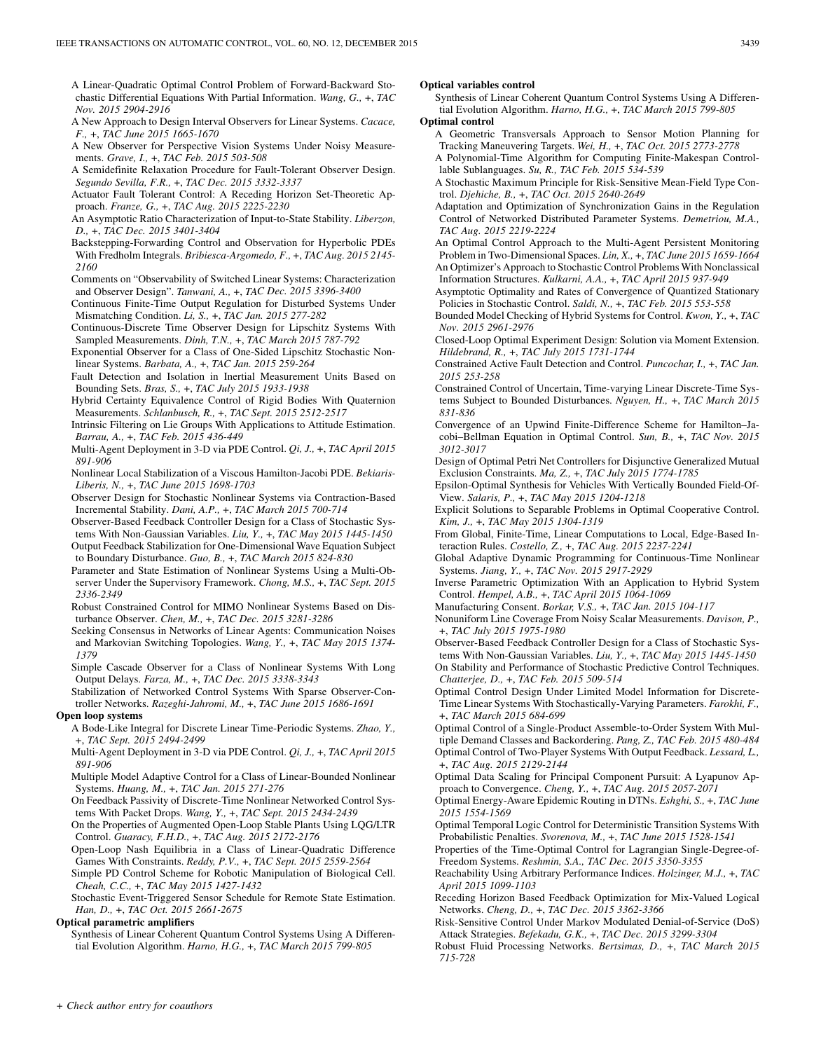A Linear-Quadratic Optimal Control Problem of Forward-Backward Stochastic Differential Equations With Partial Information. *Wang, G.,* +, *TAC Nov. 2015 2904-2916*

A New Approach to Design Interval Observers for Linear Systems. *Cacace, F.,* +, *TAC June 2015 1665-1670*

A New Observer for Perspective Vision Systems Under Noisy Measurements. *Grave, I.,* +, *TAC Feb. 2015 503-508*

A Semidefinite Relaxation Procedure for Fault-Tolerant Observer Design. *Segundo Sevilla, F.R.,* +, *TAC Dec. 2015 3332-3337*

Actuator Fault Tolerant Control: A Receding Horizon Set-Theoretic Approach. *Franze, G.,* +, *TAC Aug. 2015 2225-2230*

An Asymptotic Ratio Characterization of Input-to-State Stability. *Liberzon, D.,* +, *TAC Dec. 2015 3401-3404*

Backstepping-Forwarding Control and Observation for Hyperbolic PDEs With Fredholm Integrals. *Bribiesca-Argomedo, F.,* +, *TAC Aug. 2015 2145-2160*

Comments on "Observability of Switched Linear Systems: Characterization and Observer Design". *Tanwani, A.,* +, *TAC Dec. 2015 3396-3400*

Continuous Finite-Time Output Regulation for Disturbed Systems Under Mismatching Condition. *Li, S.,* +, *TAC Jan. 2015 277-282*

Continuous-Discrete Time Observer Design for Lipschitz Systems With Sampled Measurements. *Dinh, T.N.,* +, *TAC March 2015 787-792*

Exponential Observer for a Class of One-Sided Lipschitz Stochastic Nonlinear Systems. *Barbata, A.,* +, *TAC Jan. 2015 259-264*

Fault Detection and Isolation in Inertial Measurement Units Based on Bounding Sets. *Bras, S.,* +, *TAC July 2015 1933-1938*

Hybrid Certainty Equivalence Control of Rigid Bodies With Quaternion Measurements. *Schlanbusch, R.,* +, *TAC Sept. 2015 2512-2517*

Intrinsic Filtering on Lie Groups With Applications to Attitude Estimation. *Barrau, A.,* +, *TAC Feb. 2015 436-449*

Multi-Agent Deployment in 3-D via PDE Control. *Qi, J.,* +, *TAC April 2015 891-906*

Nonlinear Local Stabilization of a Viscous Hamilton-Jacobi PDE. *Bekiaris-Liberis, N.,* +, *TAC June 2015 1698-1703*

Observer Design for Stochastic Nonlinear Systems via Contraction-Based Incremental Stability. *Dani, A.P.,* +, *TAC March 2015 700-714*

Observer-Based Feedback Controller Design for a Class of Stochastic Systems With Non-Gaussian Variables. *Liu, Y.,* +, *TAC May 2015 1445-1450*

Output Feedback Stabilization for One-Dimensional Wave Equation Subject to Boundary Disturbance. *Guo, B.,* +, *TAC March 2015 824-830*

Parameter and State Estimation of Nonlinear Systems Using a Multi-Observer Under the Supervisory Framework. *Chong, M.S.,* +, *TAC Sept. 2015 2336-2349*

Robust Constrained Control for MIMO Nonlinear Systems Based on Disturbance Observer. *Chen, M.,* +, *TAC Dec. 2015 3281-3286*

Seeking Consensus in Networks of Linear Agents: Communication Noises and Markovian Switching Topologies. *Wang, Y.,* +, *TAC May 2015 1374-1379*

Simple Cascade Observer for a Class of Nonlinear Systems With Long Output Delays. *Farza, M.,* +, *TAC Dec. 2015 3338-3343*

Stabilization of Networked Control Systems With Sparse Observer-Controller Networks. *Razeghi-Jahromi, M.,* +, *TAC June 2015 1686-1691*

**Open loop systems**

A Bode-Like Integral for Discrete Linear Time-Periodic Systems. *Zhao, Y.,* +, *TAC Sept. 2015 2494-2499*

Multi-Agent Deployment in 3-D via PDE Control. *Qi, J.,* +, *TAC April 2015 891-906*

Multiple Model Adaptive Control for a Class of Linear-Bounded Nonlinear Systems. *Huang, M.,* +, *TAC Jan. 2015 271-276*

On Feedback Passivity of Discrete-Time Nonlinear Networked Control Systems With Packet Drops. *Wang, Y.,* +, *TAC Sept. 2015 2434-2439*

On the Properties of Augmented Open-Loop Stable Plants Using LQG/LTR Control. *Guaracy, F.H.D.,* +, *TAC Aug. 2015 2172-2176*

Open-Loop Nash Equilibria in a Class of Linear-Quadratic Difference Games With Constraints. *Reddy, P.V.,* +, *TAC Sept. 2015 2559-2564*

Simple PD Control Scheme for Robotic Manipulation of Biological Cell. *Cheah, C.C.,* +, *TAC May 2015 1427-1432*

Stochastic Event-Triggered Sensor Schedule for Remote State Estimation. *Han, D.,* +, *TAC Oct. 2015 2661-2675*

**Optical parametric amplifiers**

Synthesis of Linear Coherent Quantum Control Systems Using A Differential Evolution Algorithm. *Harno, H.G.,* +, *TAC March 2015 799-805*

**Optical variables control**

Synthesis of Linear Coherent Quantum Control Systems Using A Differential Evolution Algorithm. *Harno, H.G.,* +, *TAC March 2015 799-805*

**Optimal control**

A Geometric Transversals Approach to Sensor Motion Planning for Tracking Maneuvering Targets. *Wei, H.,* +, *TAC Oct. 2015 2773-2778*

A Polynomial-Time Algorithm for Computing Finite-Makespan Controllable Sublanguages. *Su, R., TAC Feb. 2015 534-539*

A Stochastic Maximum Principle for Risk-Sensitive Mean-Field Type Control. *Djehiche, B.,* +, *TAC Oct. 2015 2640-2649*

Adaptation and Optimization of Synchronization Gains in the Regulation Control of Networked Distributed Parameter Systems. *Demetriou, M.A., TAC Aug. 2015 2219-2224*

An Optimal Control Approach to the Multi-Agent Persistent Monitoring Problem in Two-Dimensional Spaces. *Lin, X.,* +, *TAC June 2015 1659-1664*

An Optimizer's Approach to Stochastic Control Problems With Nonclassical Information Structures. *Kulkarni, A.A.,* +, *TAC April 2015 937-949*

Asymptotic Optimality and Rates of Convergence of Quantized Stationary Policies in Stochastic Control. *Saldi, N.,* +, *TAC Feb. 2015 553-558*

Bounded Model Checking of Hybrid Systems for Control. *Kwon, Y.,* +, *TAC Nov. 2015 2961-2976*

Closed-Loop Optimal Experiment Design: Solution via Moment Extension. *Hildebrand, R.,* +, *TAC July 2015 1731-1744*

Constrained Active Fault Detection and Control. *Puncochar, I.,* +, *TAC Jan. 2015 253-258*

Constrained Control of Uncertain, Time-varying Linear Discrete-Time Systems Subject to Bounded Disturbances. *Nguyen, H.,* +, *TAC March 2015 831-836*

Convergence of an Upwind Finite-Difference Scheme for Hamilton–Jacobi–Bellman Equation in Optimal Control. *Sun, B.,* +, *TAC Nov. 2015 3012-3017*

Design of Optimal Petri Net Controllers for Disjunctive Generalized Mutual Exclusion Constraints. *Ma, Z.,* +, *TAC July 2015 1774-1785*

Epsilon-Optimal Synthesis for Vehicles With Vertically Bounded Field-Of-View. *Salaris, P.,* +, *TAC May 2015 1204-1218*

Explicit Solutions to Separable Problems in Optimal Cooperative Control. *Kim, J.,* +, *TAC May 2015 1304-1319*

From Global, Finite-Time, Linear Computations to Local, Edge-Based Interaction Rules. *Costello, Z.,* +, *TAC Aug. 2015 2237-2241*

Global Adaptive Dynamic Programming for Continuous-Time Nonlinear Systems. *Jiang, Y.,* +, *TAC Nov. 2015 2917-2929*

Inverse Parametric Optimization With an Application to Hybrid System Control. *Hempel, A.B.,* +, *TAC April 2015 1064-1069*

Manufacturing Consent. *Borkar, V.S.,* +, *TAC Jan. 2015 104-117*

Nonuniform Line Coverage From Noisy Scalar Measurements. *Davison, P.,* +, *TAC July 2015 1975-1980*

Observer-Based Feedback Controller Design for a Class of Stochastic Systems With Non-Gaussian Variables. *Liu, Y.,* +, *TAC May 2015 1445-1450*

On Stability and Performance of Stochastic Predictive Control Techniques. *Chatterjee, D.,* +, *TAC Feb. 2015 509-514*

Optimal Control Design Under Limited Model Information for Discrete-Time Linear Systems With Stochastically-Varying Parameters. *Farokhi, F.,* +, *TAC March 2015 684-699*

Optimal Control of a Single-Product Assemble-to-Order System With Multiple Demand Classes and Backordering. *Pang, Z., TAC Feb. 2015 480-484*

Optimal Control of Two-Player Systems With Output Feedback. *Lessard, L.,* +, *TAC Aug. 2015 2129-2144*

Optimal Data Scaling for Principal Component Pursuit: A Lyapunov Approach to Convergence. *Cheng, Y.,* +, *TAC Aug. 2015 2057-2071*

Optimal Energy-Aware Epidemic Routing in DTNs. *Eshghi, S.,* +, *TAC June 2015 1554-1569*

Optimal Temporal Logic Control for Deterministic Transition Systems With Probabilistic Penalties. *Svorenova, M.,* +, *TAC June 2015 1528-1541*

Properties of the Time-Optimal Control for Lagrangian Single-Degree-of-Freedom Systems. *Reshmin, S.A., TAC Dec. 2015 3350-3355*

Reachability Using Arbitrary Performance Indices. *Holzinger, M.J.,* +, *TAC April 2015 1099-1103*

Receding Horizon Based Feedback Optimization for Mix-Valued Logical Networks. *Cheng, D.,* +, *TAC Dec. 2015 3362-3366*

Risk-Sensitive Control Under Markov Modulated Denial-of-Service (DoS) Attack Strategies. *Befekadu, G.K.,* +, *TAC Dec. 2015 3299-3304*

Robust Fluid Processing Networks. *Bertsimas, D.,* +, *TAC March 2015 715-728*

*+ Check author entry for coauthors*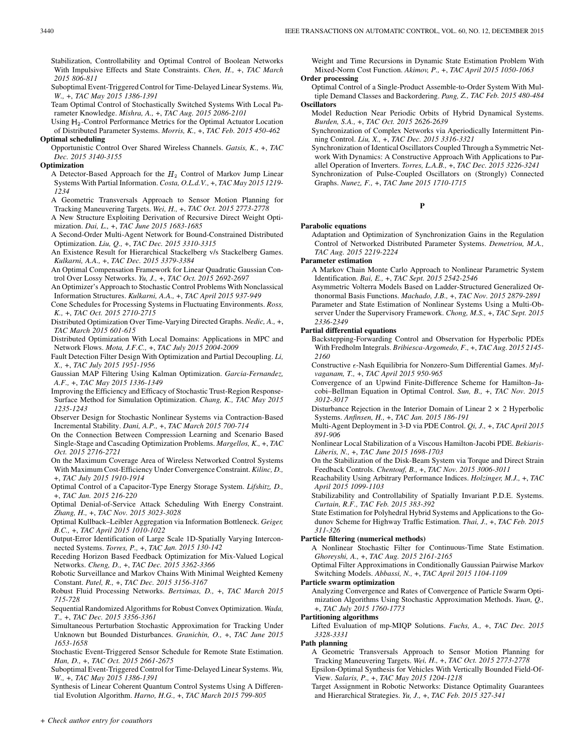Stabilization, Controllability and Optimal Control of Boolean Networks With Impulsive Effects and State Constraints. *Chen, H.,* +, *TAC March 2015 806-811*

Suboptimal Event-Triggered Control for Time-Delayed Linear Systems. *Wu, W.,* +, *TAC May 2015 1386-1391*

Team Optimal Control of Stochastically Switched Systems With Local Parameter Knowledge. *Mishra, A.,* +, *TAC Aug. 2015 2086-2101*

Using $\mathbb{H}_2$-Control Performance Metrics for the Optimal Actuator Location of Distributed Parameter Systems. *Morris, K.,* +, *TAC Feb. 2015 450-462*

**Optimal scheduling**

Opportunistic Control Over Shared Wireless Channels. *Gatsis, K.,* +, *TAC Dec. 2015 3140-3155*

**Optimization**

A Detector-Based Approach for the $H_2$ Control of Markov Jump Linear Systems With Partial Information. *Costa, O.L.d.V.,* +, *TAC May 2015 1219-1234*

A Geometric Transversals Approach to Sensor Motion Planning for Tracking Maneuvering Targets. *Wei, H.,* +, *TAC Oct. 2015 2773-2778*

A New Structure Exploiting Derivation of Recursive Direct Weight Optimization. *Dai, L.,* +, *TAC June 2015 1683-1685*

A Second-Order Multi-Agent Network for Bound-Constrained Distributed Optimization. *Liu, Q.,* +, *TAC Dec. 2015 3310-3315*

An Existence Result for Hierarchical Stackelberg v/s Stackelberg Games. *Kulkarni, A.A.,* +, *TAC Dec. 2015 3379-3384*

An Optimal Compensation Framework for Linear Quadratic Gaussian Control Over Lossy Networks. *Yu, J.,* +, *TAC Oct. 2015 2692-2697*

An Optimizer's Approach to Stochastic Control Problems With Nonclassical Information Structures. *Kulkarni, A.A.,* +, *TAC April 2015 937-949*

Cone Schedules for Processing Systems in Fluctuating Environments. *Ross, K.,* +, *TAC Oct. 2015 2710-2715*

Distributed Optimization Over Time-Varying Directed Graphs. *Nedic, A.,* +, *TAC March 2015 601-615*

Distributed Optimization With Local Domains: Applications in MPC and Network Flows. *Mota, J.F.C.,* +, *TAC July 2015 2004-2009*

Fault Detection Filter Design With Optimization and Partial Decoupling. *Li, X.,* +, *TAC July 2015 1951-1956*

Gaussian MAP Filtering Using Kalman Optimization. *Garcia-Fernandez, A.F.,* +, *TAC May 2015 1336-1349*

Improving the Efficiency and Efficacy of Stochastic Trust-Region Response-Surface Method for Simulation Optimization. *Chang, K., TAC May 2015 1235-1243*

Observer Design for Stochastic Nonlinear Systems via Contraction-Based Incremental Stability. *Dani, A.P.,* +, *TAC March 2015 700-714*

On the Connection Between Compression Learning and Scenario Based Single-Stage and Cascading Optimization Problems. *Margellos, K.,* +, *TAC Oct. 2015 2716-2721*

On the Maximum Coverage Area of Wireless Networked Control Systems With Maximum Cost-Efficiency Under Convergence Constraint. *Kilinc, D.,* +, *TAC July 2015 1910-1914*

Optimal Control of a Capacitor-Type Energy Storage System. *Lifshitz, D.,* +, *TAC Jan. 2015 216-220*

Optimal Denial-of-Service Attack Scheduling With Energy Constraint. *Zhang, H.,* +, *TAC Nov. 2015 3023-3028*

Optimal Kullback–Leibler Aggregation via Information Bottleneck. *Geiger, B.C.,* +, *TAC April 2015 1010-1022*

Output-Error Identification of Large Scale 1D-Spatially Varying Interconnected Systems. *Torres, P.,* +, *TAC Jan. 2015 130-142*

Receding Horizon Based Feedback Optimization for Mix-Valued Logical Networks. *Cheng, D.,* +, *TAC Dec. 2015 3362-3366*

Robotic Surveillance and Markov Chains With Minimal Weighted Kemeny Constant. *Patel, R.,* +, *TAC Dec. 2015 3156-3167*

Robust Fluid Processing Networks. *Bertsimas, D.,* +, *TAC March 2015 715-728*

Sequential Randomized Algorithms for Robust Convex Optimization. *Wada, T.,* +, *TAC Dec. 2015 3356-3361*

Simultaneous Perturbation Stochastic Approximation for Tracking Under Unknown but Bounded Disturbances. *Granichin, O.,* +, *TAC June 2015 1653-1658*

Stochastic Event-Triggered Sensor Schedule for Remote State Estimation. *Han, D.,* +, *TAC Oct. 2015 2661-2675*

Suboptimal Event-Triggered Control for Time-Delayed Linear Systems. *Wu, W.,* +, *TAC May 2015 1386-1391*

Synthesis of Linear Coherent Quantum Control Systems Using A Differential Evolution Algorithm. *Harno, H.G.,* +, *TAC March 2015 799-805*

Weight and Time Recursions in Dynamic State Estimation Problem With Mixed-Norm Cost Function. *Akimov, P.,* +, *TAC April 2015 1050-1063*

**Order processing**

Optimal Control of a Single-Product Assemble-to-Order System With Multiple Demand Classes and Backordering. *Pang, Z., TAC Feb. 2015 480-484*

**Oscillators**

Model Reduction Near Periodic Orbits of Hybrid Dynamical Systems. *Burden, S.A.,* +, *TAC Oct. 2015 2626-2639*

Synchronization of Complex Networks via Aperiodically Intermittent Pinning Control. *Liu, X.,* +, *TAC Dec. 2015 3316-3321*

Synchronization of Identical Oscillators Coupled Through a Symmetric Network With Dynamics: A Constructive Approach With Applications to Parallel Operation of Inverters. *Torres, L.A.B.,* +, *TAC Dec. 2015 3226-3241*

Synchronization of Pulse-Coupled Oscillators on (Strongly) Connected Graphs. *Nunez, F.,* +, *TAC June 2015 1710-1715*

## P

**Parabolic equations**

Adaptation and Optimization of Synchronization Gains in the Regulation Control of Networked Distributed Parameter Systems. *Demetriou, M.A., TAC Aug. 2015 2219-2224*

**Parameter estimation**

A Markov Chain Monte Carlo Approach to Nonlinear Parametric System Identification. *Bai, E.,* +, *TAC Sept. 2015 2542-2546*

Asymmetric Volterra Models Based on Ladder-Structured Generalized Orthonormal Basis Functions. *Machado, J.B.,* +, *TAC Nov. 2015 2879-2891*

Parameter and State Estimation of Nonlinear Systems Using a Multi-Observer Under the Supervisory Framework. *Chong, M.S.,* +, *TAC Sept. 2015 2336-2349*

**Partial differential equations**

Backstepping-Forwarding Control and Observation for Hyperbolic PDEs With Fredholm Integrals. *Bribiesca-Argomedo, F.,* +, *TAC Aug. 2015 2145-2160*

Constructive $\epsilon$-Nash Equilibria for Nonzero-Sum Differential Games. *Mylvaganam, T.,* +, *TAC April 2015 950-965*

Convergence of an Upwind Finite-Difference Scheme for Hamilton–Jacobi–Bellman Equation in Optimal Control. *Sun, B.,* +, *TAC Nov. 2015 3012-3017*

Disturbance Rejection in the Interior Domain of Linear $2 \times 2$ Hyperbolic Systems. *Anfinsen, H.,* +, *TAC Jan. 2015 186-191*

Multi-Agent Deployment in 3-D via PDE Control. *Qi, J.,* +, *TAC April 2015 891-906*

Nonlinear Local Stabilization of a Viscous Hamilton-Jacobi PDE. *Bekiaris-Liberis, N.,* +, *TAC June 2015 1698-1703*

On the Stabilization of the Disk-Beam System via Torque and Direct Strain Feedback Controls. *Chentouf, B.,* +, *TAC Nov. 2015 3006-3011*

Reachability Using Arbitrary Performance Indices. *Holzinger, M.J.,* +, *TAC April 2015 1099-1103*

Stabilizability and Controllability of Spatially Invariant P.D.E. Systems. *Curtain, R.F., TAC Feb. 2015 383-392*

State Estimation for Polyhedral Hybrid Systems and Applications to the Godunov Scheme for Highway Traffic Estimation. *Thai, J.,* +, *TAC Feb. 2015 311-326*

**Particle filtering (numerical methods)**

A Nonlinear Stochastic Filter for Continuous-Time State Estimation. *Ghoreyshi, A.,* +, *TAC Aug. 2015 2161-2165*

Optimal Filter Approximations in Conditionally Gaussian Pairwise Markov Switching Models. *Abbassi, N.,* +, *TAC April 2015 1104-1109*

**Particle swarm optimization**

Analyzing Convergence and Rates of Convergence of Particle Swarm Optimization Algorithms Using Stochastic Approximation Methods. *Yuan, Q.,* +, *TAC July 2015 1760-1773*

**Partitioning algorithms**

Lifted Evaluation of mp-MIQP Solutions. *Fuchs, A.,* +, *TAC Dec. 2015 3328-3331*

**Path planning**

A Geometric Transversals Approach to Sensor Motion Planning for Tracking Maneuvering Targets. *Wei, H.,* +, *TAC Oct. 2015 2773-2778*

Epsilon-Optimal Synthesis for Vehicles With Vertically Bounded Field-Of-View. *Salaris, P.,* +, *TAC May 2015 1204-1218*

Target Assignment in Robotic Networks: Distance Optimality Guarantees and Hierarchical Strategies. *Yu, J.,* +, *TAC Feb. 2015 327-341*

+ *Check author entry for coauthors*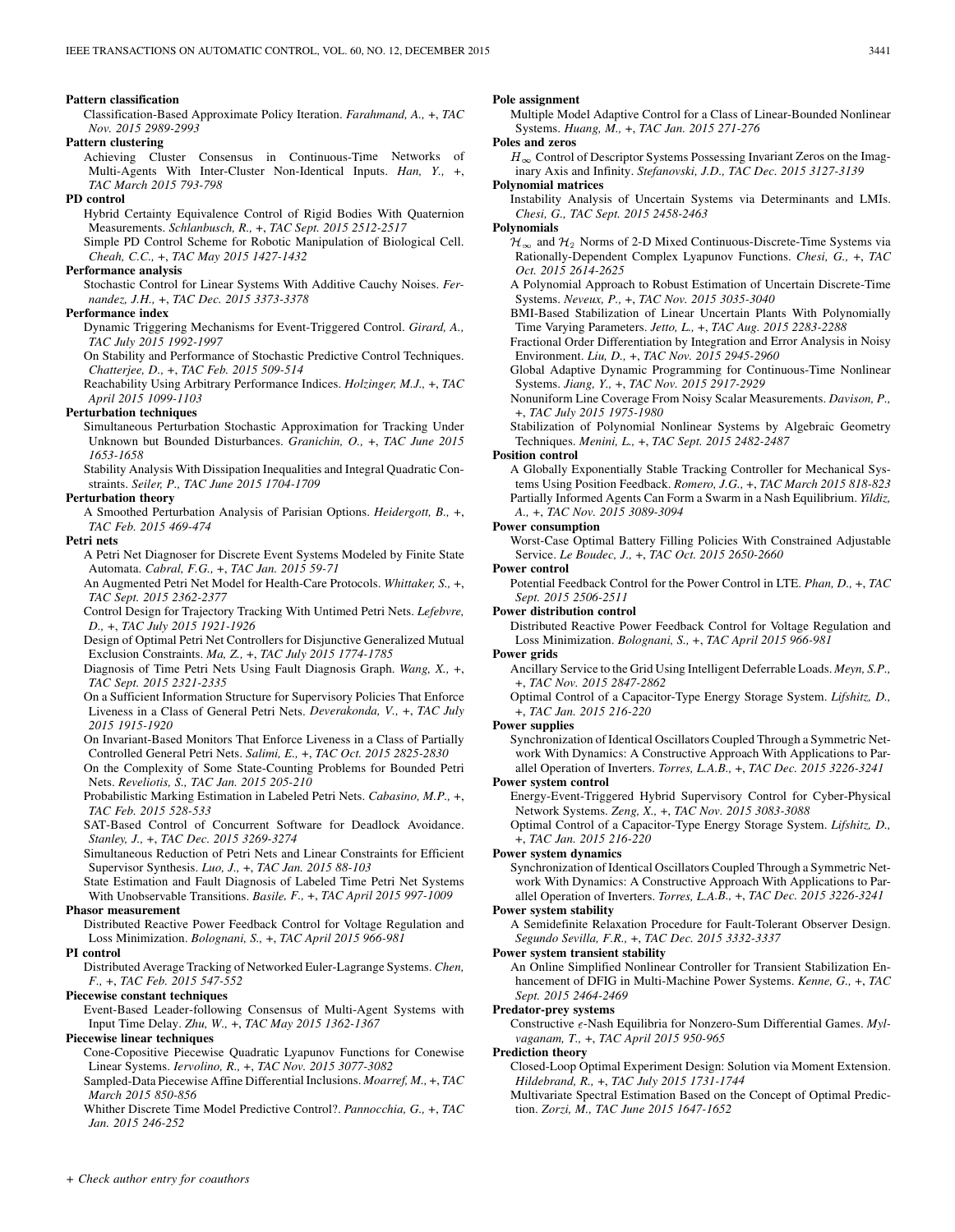**Pattern classification**

Classification-Based Approximate Policy Iteration. *Farahmand, A.,* +, *TAC Nov. 2015 2989-2993*

**Pattern clustering**

Achieving Cluster Consensus in Continuous-Time Networks of Multi-Agents With Inter-Cluster Non-Identical Inputs. *Han, Y.,* +, *TAC March 2015 793-798*

**PD control**

Hybrid Certainty Equivalence Control of Rigid Bodies With Quaternion Measurements. *Schlanbusch, R.,* +, *TAC Sept. 2015 2512-2517*

Simple PD Control Scheme for Robotic Manipulation of Biological Cell. *Cheah, C.C.,* +, *TAC May 2015 1427-1432*

**Performance analysis**

Stochastic Control for Linear Systems With Additive Cauchy Noises. *Fernandez, J.H.,* +, *TAC Dec. 2015 3373-3378*

**Performance index**

Dynamic Triggering Mechanisms for Event-Triggered Control. *Girard, A., TAC July 2015 1992-1997*

On Stability and Performance of Stochastic Predictive Control Techniques. *Chatterjee, D.,* +, *TAC Feb. 2015 509-514*

Reachability Using Arbitrary Performance Indices. *Holzinger, M.J.,* +, *TAC April 2015 1099-1103*

**Perturbation techniques**

Simultaneous Perturbation Stochastic Approximation for Tracking Under Unknown but Bounded Disturbances. *Granichin, O.,* +, *TAC June 2015 1653-1658*

Stability Analysis With Dissipation Inequalities and Integral Quadratic Constraints. *Seiler, P., TAC June 2015 1704-1709*

**Perturbation theory**

A Smoothed Perturbation Analysis of Parisian Options. *Heidergott, B.,* +, *TAC Feb. 2015 469-474*

**Petri nets**

A Petri Net Diagnoser for Discrete Event Systems Modeled by Finite State Automata. *Cabral, F.G.,* +, *TAC Jan. 2015 59-71*

An Augmented Petri Net Model for Health-Care Protocols. *Whittaker, S.,* +, *TAC Sept. 2015 2362-2377*

Control Design for Trajectory Tracking With Untimed Petri Nets. *Lefebvre, D.,* +, *TAC July 2015 1921-1926*

Design of Optimal Petri Net Controllers for Disjunctive Generalized Mutual Exclusion Constraints. *Ma, Z.,* +, *TAC July 2015 1774-1785*

Diagnosis of Time Petri Nets Using Fault Diagnosis Graph. *Wang, X.,* +, *TAC Sept. 2015 2321-2335*

On a Sufficient Information Structure for Supervisory Policies That Enforce Liveness in a Class of General Petri Nets. *Deverakonda, V.,* +, *TAC July 2015 1915-1920*

On Invariant-Based Monitors That Enforce Liveness in a Class of Partially Controlled General Petri Nets. *Salimi, E.,* +, *TAC Oct. 2015 2825-2830*

On the Complexity of Some State-Counting Problems for Bounded Petri Nets. *Reveliotis, S., TAC Jan. 2015 205-210*

Probabilistic Marking Estimation in Labeled Petri Nets. *Cabasino, M.P.,* +, *TAC Feb. 2015 528-533*

SAT-Based Control of Concurrent Software for Deadlock Avoidance. *Stanley, J.,* +, *TAC Dec. 2015 3269-3274*

Simultaneous Reduction of Petri Nets and Linear Constraints for Efficient Supervisor Synthesis. *Luo, J.,* +, *TAC Jan. 2015 88-103*

State Estimation and Fault Diagnosis of Labeled Time Petri Net Systems With Unobservable Transitions. *Basile, F.,* +, *TAC April 2015 997-1009*

**Phasor measurement**

Distributed Reactive Power Feedback Control for Voltage Regulation and Loss Minimization. *Bolognani, S.,* +, *TAC April 2015 966-981*

**PI control**

Distributed Average Tracking of Networked Euler-Lagrange Systems. *Chen, F.,* +, *TAC Feb. 2015 547-552*

**Piecewise constant techniques**

Event-Based Leader-following Consensus of Multi-Agent Systems with Input Time Delay. *Zhu, W.,* +, *TAC May 2015 1362-1367*

**Piecewise linear techniques**

Cone-Copositive Piecewise Quadratic Lyapunov Functions for Conewise Linear Systems. *Iervolino, R.,* +, *TAC Nov. 2015 3077-3082*

Sampled-Data Piecewise Affine Differential Inclusions. *Moarref, M.,* +, *TAC March 2015 850-856*

Whither Discrete Time Model Predictive Control?. *Pannocchia, G.,* +, *TAC Jan. 2015 246-252*

**Pole assignment**

Multiple Model Adaptive Control for a Class of Linear-Bounded Nonlinear Systems. *Huang, M.,* +, *TAC Jan. 2015 271-276*

**Poles and zeros**

$H_\infty$ Control of Descriptor Systems Possessing Invariant Zeros on the Imaginary Axis and Infinity. *Stefanovski, J.D., TAC Dec. 2015 3127-3139*

**Polynomial matrices**

Instability Analysis of Uncertain Systems via Determinants and LMIs. *Chesi, G., TAC Sept. 2015 2458-2463*

**Polynomials**

$\mathcal{H}_\infty$ and $\mathcal{H}_2$ Norms of 2-D Mixed Continuous-Discrete-Time Systems via Rationally-Dependent Complex Lyapunov Functions. *Chesi, G.,* +, *TAC Oct. 2015 2614-2625*

A Polynomial Approach to Robust Estimation of Uncertain Discrete-Time Systems. *Neveux, P.,* +, *TAC Nov. 2015 3035-3040*

BMI-Based Stabilization of Linear Uncertain Plants With Polynomially Time Varying Parameters. *Jetto, L.,* +, *TAC Aug. 2015 2283-2288*

Fractional Order Differentiation by Integration and Error Analysis in Noisy Environment. *Liu, D.,* +, *TAC Nov. 2015 2945-2960*

Global Adaptive Dynamic Programming for Continuous-Time Nonlinear Systems. *Jiang, Y.,* +, *TAC Nov. 2015 2917-2929*

Nonuniform Line Coverage From Noisy Scalar Measurements. *Davison, P.,* +, *TAC July 2015 1975-1980*

Stabilization of Polynomial Nonlinear Systems by Algebraic Geometry Techniques. *Menini, L.,* +, *TAC Sept. 2015 2482-2487*

**Position control**

A Globally Exponentially Stable Tracking Controller for Mechanical Systems Using Position Feedback. *Romero, J.G.,* +, *TAC March 2015 818-823*

Partially Informed Agents Can Form a Swarm in a Nash Equilibrium. *Yildiz, A.,* +, *TAC Nov. 2015 3089-3094*

**Power consumption**

Worst-Case Optimal Battery Filling Policies With Constrained Adjustable Service. *Le Boudec, J.,* +, *TAC Oct. 2015 2650-2660*

**Power control**

Potential Feedback Control for the Power Control in LTE. *Phan, D.,* +, *TAC Sept. 2015 2506-2511*

**Power distribution control**

Distributed Reactive Power Feedback Control for Voltage Regulation and Loss Minimization. *Bolognani, S.,* +, *TAC April 2015 966-981*

**Power grids**

Ancillary Service to the Grid Using Intelligent Deferrable Loads. *Meyn, S.P.,* +, *TAC Nov. 2015 2847-2862*

Optimal Control of a Capacitor-Type Energy Storage System. *Lifshitz, D.,* +, *TAC Jan. 2015 216-220*

**Power supplies**

Synchronization of Identical Oscillators Coupled Through a Symmetric Network With Dynamics: A Constructive Approach With Applications to Parallel Operation of Inverters. *Torres, L.A.B.,* +, *TAC Dec. 2015 3226-3241*

**Power system control**

Energy-Event-Triggered Hybrid Supervisory Control for Cyber-Physical Network Systems. *Zeng, X.,* +, *TAC Nov. 2015 3083-3088*

Optimal Control of a Capacitor-Type Energy Storage System. *Lifshitz, D.,* +, *TAC Jan. 2015 216-220*

**Power system dynamics**

Synchronization of Identical Oscillators Coupled Through a Symmetric Network With Dynamics: A Constructive Approach With Applications to Parallel Operation of Inverters. *Torres, L.A.B.,* +, *TAC Dec. 2015 3226-3241*

**Power system stability**

A Semidefinite Relaxation Procedure for Fault-Tolerant Observer Design. *Segundo Sevilla, F.R.,* +, *TAC Dec. 2015 3332-3337*

**Power system transient stability**

An Online Simplified Nonlinear Controller for Transient Stabilization Enhancement of DFIG in Multi-Machine Power Systems. *Kenne, G.,* +, *TAC Sept. 2015 2464-2469*

**Predator-prey systems**

Constructive $\epsilon$-Nash Equilibria for Nonzero-Sum Differential Games. *Mylvaganam, T.,* +, *TAC April 2015 950-965*

**Prediction theory**

Closed-Loop Optimal Experiment Design: Solution via Moment Extension. *Hildebrand, R.,* +, *TAC July 2015 1731-1744*

Multivariate Spectral Estimation Based on the Concept of Optimal Prediction. *Zorzi, M., TAC June 2015 1647-1652*

*+ Check author entry for coauthors*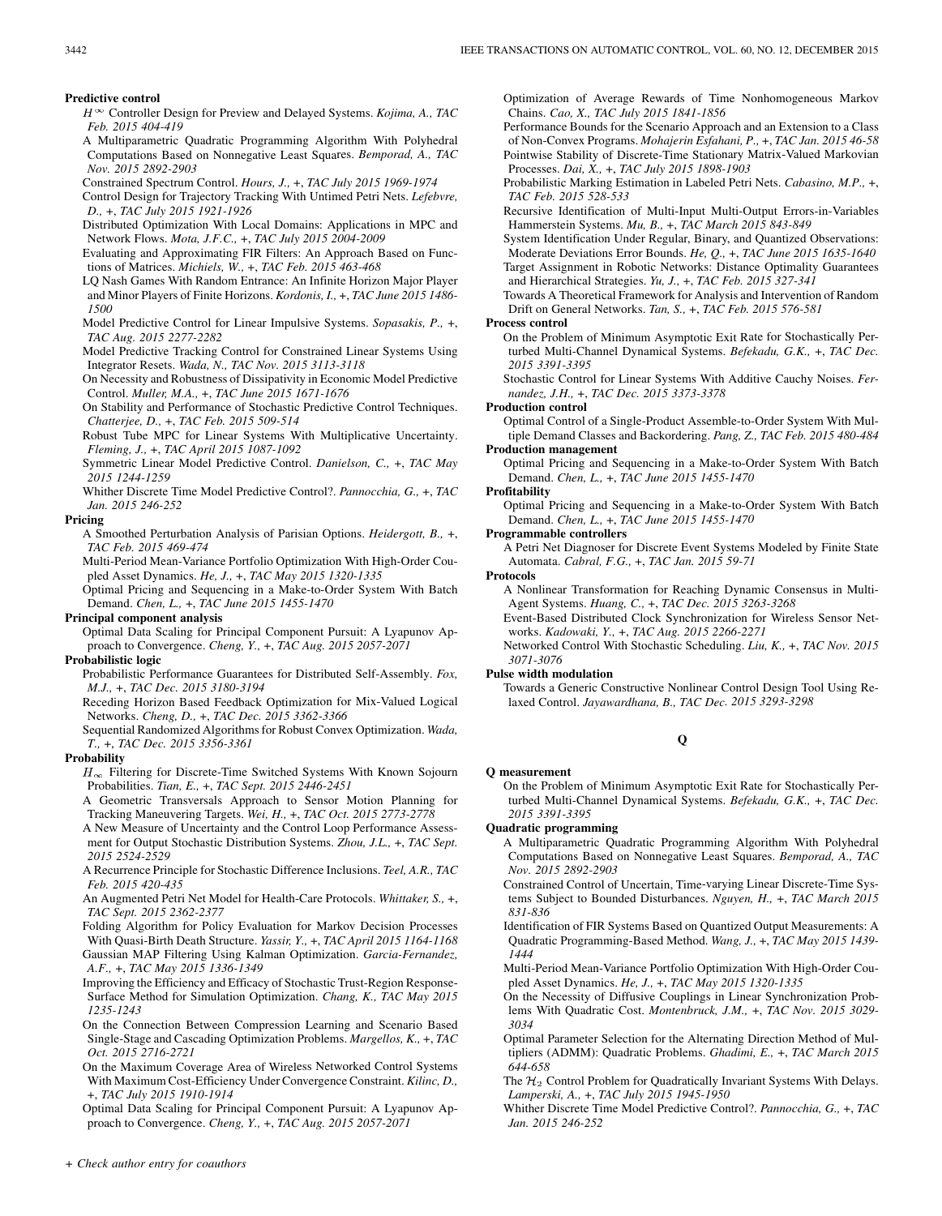**Predictive control**

$H^\infty$ Controller Design for Preview and Delayed Systems. *Kojima, A., TAC Feb. 2015 404-419*

A Multiparametric Quadratic Programming Algorithm With Polyhedral Computations Based on Nonnegative Least Squares. *Bemporad, A., TAC Nov. 2015 2892-2903*

Constrained Spectrum Control. *Hours, J., +, TAC July 2015 1969-1974*

Control Design for Trajectory Tracking With Untimed Petri Nets. *Lefebvre, D., +, TAC July 2015 1921-1926*

Distributed Optimization With Local Domains: Applications in MPC and Network Flows. *Mota, J.F.C., +, TAC July 2015 2004-2009*

Evaluating and Approximating FIR Filters: An Approach Based on Functions of Matrices. *Michiels, W., +, TAC Feb. 2015 463-468*

LQ Nash Games With Random Entrance: An Infinite Horizon Major Player and Minor Players of Finite Horizons. *Kordonis, I., +, TAC June 2015 1486-1500*

Model Predictive Control for Linear Impulsive Systems. *Sopasakis, P., +, TAC Aug. 2015 2277-2282*

Model Predictive Tracking Control for Constrained Linear Systems Using Integrator Resets. *Wada, N., TAC Nov. 2015 3113-3118*

On Necessity and Robustness of Dissipativity in Economic Model Predictive Control. *Muller, M.A., +, TAC June 2015 1671-1676*

On Stability and Performance of Stochastic Predictive Control Techniques. *Chatterjee, D., +, TAC Feb. 2015 509-514*

Robust Tube MPC for Linear Systems With Multiplicative Uncertainty. *Fleming, J., +, TAC April 2015 1087-1092*

Symmetric Linear Model Predictive Control. *Danielson, C., +, TAC May 2015 1244-1259*

Whither Discrete Time Model Predictive Control?. *Pannocchia, G., +, TAC Jan. 2015 246-252*

**Pricing**

A Smoothed Perturbation Analysis of Parisian Options. *Heidergott, B., +, TAC Feb. 2015 469-474*

Multi-Period Mean-Variance Portfolio Optimization With High-Order Coupled Asset Dynamics. *He, J., +, TAC May 2015 1320-1335*

Optimal Pricing and Sequencing in a Make-to-Order System With Batch Demand. *Chen, L., +, TAC June 2015 1455-1470*

**Principal component analysis**

Optimal Data Scaling for Principal Component Pursuit: A Lyapunov Approach to Convergence. *Cheng, Y., +, TAC Aug. 2015 2057-2071*

**Probabilistic logic**

Probabilistic Performance Guarantees for Distributed Self-Assembly. *Fox, M.J., +, TAC Dec. 2015 3180-3194*

Receding Horizon Based Feedback Optimization for Mix-Valued Logical Networks. *Cheng, D., +, TAC Dec. 2015 3362-3366*

Sequential Randomized Algorithms for Robust Convex Optimization. *Wada, T., +, TAC Dec. 2015 3356-3361*

**Probability**

$H_\infty$ Filtering for Discrete-Time Switched Systems With Known Sojourn Probabilities. *Tian, E., +, TAC Sept. 2015 2446-2451*

A Geometric Transversals Approach to Sensor Motion Planning for Tracking Maneuvering Targets. *Wei, H., +, TAC Oct. 2015 2773-2778*

A New Measure of Uncertainty and the Control Loop Performance Assessment for Output Stochastic Distribution Systems. *Zhou, J.L., +, TAC Sept. 2015 2524-2529*

A Recurrence Principle for Stochastic Difference Inclusions. *Teel, A.R., TAC Feb. 2015 420-435*

An Augmented Petri Net Model for Health-Care Protocols. *Whittaker, S., +, TAC Sept. 2015 2362-2377*

Folding Algorithm for Policy Evaluation for Markov Decision Processes With Quasi-Birth Death Structure. *Yassir, Y., +, TAC April 2015 1164-1168*

Gaussian MAP Filtering Using Kalman Optimization. *Garcia-Fernandez, A.F., +, TAC May 2015 1336-1349*

Improving the Efficiency and Efficacy of Stochastic Trust-Region Response-Surface Method for Simulation Optimization. *Chang, K., TAC May 2015 1235-1243*

On the Connection Between Compression Learning and Scenario Based Single-Stage and Cascading Optimization Problems. *Margellos, K., +, TAC Oct. 2015 2716-2721*

On the Maximum Coverage Area of Wireless Networked Control Systems With Maximum Cost-Efficiency Under Convergence Constraint. *Kilinc, D., +, TAC July 2015 1910-1914*

Optimal Data Scaling for Principal Component Pursuit: A Lyapunov Approach to Convergence. *Cheng, Y., +, TAC Aug. 2015 2057-2071*

Optimization of Average Rewards of Time Nonhomogeneous Markov Chains. *Cao, X., TAC July 2015 1841-1856*

Performance Bounds for the Scenario Approach and an Extension to a Class of Non-Convex Programs. *Mohajerin Esfahani, P., +, TAC Jan. 2015 46-58*

Pointwise Stability of Discrete-Time Stationary Matrix-Valued Markovian Processes. *Dai, X., +, TAC July 2015 1898-1903*

Probabilistic Marking Estimation in Labeled Petri Nets. *Cabasino, M.P., +, TAC Feb. 2015 528-533*

Recursive Identification of Multi-Input Multi-Output Errors-in-Variables Hammerstein Systems. *Mu, B., +, TAC March 2015 843-849*

System Identification Under Regular, Binary, and Quantized Observations: Moderate Deviations Error Bounds. *He, Q., +, TAC June 2015 1635-1640*

Target Assignment in Robotic Networks: Distance Optimality Guarantees and Hierarchical Strategies. *Yu, J., +, TAC Feb. 2015 327-341*

Towards A Theoretical Framework for Analysis and Intervention of Random Drift on General Networks. *Tan, S., +, TAC Feb. 2015 576-581*

**Process control**

On the Problem of Minimum Asymptotic Exit Rate for Stochastically Perturbed Multi-Channel Dynamical Systems. *Befekadu, G.K., +, TAC Dec. 2015 3391-3395*

Stochastic Control for Linear Systems With Additive Cauchy Noises. *Fernandez, J.H., +, TAC Dec. 2015 3373-3378*

**Production control**

Optimal Control of a Single-Product Assemble-to-Order System With Multiple Demand Classes and Backordering. *Pang, Z., TAC Feb. 2015 480-484*

**Production management**

Optimal Pricing and Sequencing in a Make-to-Order System With Batch Demand. *Chen, L., +, TAC June 2015 1455-1470*

**Profitability**

Optimal Pricing and Sequencing in a Make-to-Order System With Batch Demand. *Chen, L., +, TAC June 2015 1455-1470*

**Programmable controllers**

A Petri Net Diagnoser for Discrete Event Systems Modeled by Finite State Automata. *Cabral, F.G., +, TAC Jan. 2015 59-71*

**Protocols**

A Nonlinear Transformation for Reaching Dynamic Consensus in Multi-Agent Systems. *Huang, C., +, TAC Dec. 2015 3263-3268*

Event-Based Distributed Clock Synchronization for Wireless Sensor Networks. *Kadowaki, Y., +, TAC Aug. 2015 2266-2271*

Networked Control With Stochastic Scheduling. *Liu, K., +, TAC Nov. 2015 3071-3076*

**Pulse width modulation**

Towards a Generic Constructive Nonlinear Control Design Tool Using Relaxed Control. *Jayawardhana, B., TAC Dec. 2015 3293-3298*

## Q

**Q measurement**

On the Problem of Minimum Asymptotic Exit Rate for Stochastically Perturbed Multi-Channel Dynamical Systems. *Befekadu, G.K., +, TAC Dec. 2015 3391-3395*

**Quadratic programming**

A Multiparametric Quadratic Programming Algorithm With Polyhedral Computations Based on Nonnegative Least Squares. *Bemporad, A., TAC Nov. 2015 2892-2903*

Constrained Control of Uncertain, Time-varying Linear Discrete-Time Systems Subject to Bounded Disturbances. *Nguyen, H., +, TAC March 2015 831-836*

Identification of FIR Systems Based on Quantized Output Measurements: A Quadratic Programming-Based Method. *Wang, J., +, TAC May 2015 1439-1444*

Multi-Period Mean-Variance Portfolio Optimization With High-Order Coupled Asset Dynamics. *He, J., +, TAC May 2015 1320-1335*

On the Necessity of Diffusive Couplings in Linear Synchronization Problems With Quadratic Cost. *Montenbruck, J.M., +, TAC Nov. 2015 3029-3034*

Optimal Parameter Selection for the Alternating Direction Method of Multipliers (ADMM): Quadratic Problems. *Ghadimi, E., +, TAC March 2015 644-658*

The $\mathcal{H}_2$ Control Problem for Quadratically Invariant Systems With Delays. *Lamperski, A., +, TAC July 2015 1945-1950*

Whither Discrete Time Model Predictive Control?. *Pannocchia, G., +, TAC Jan. 2015 246-252*

*+ Check author entry for coauthors*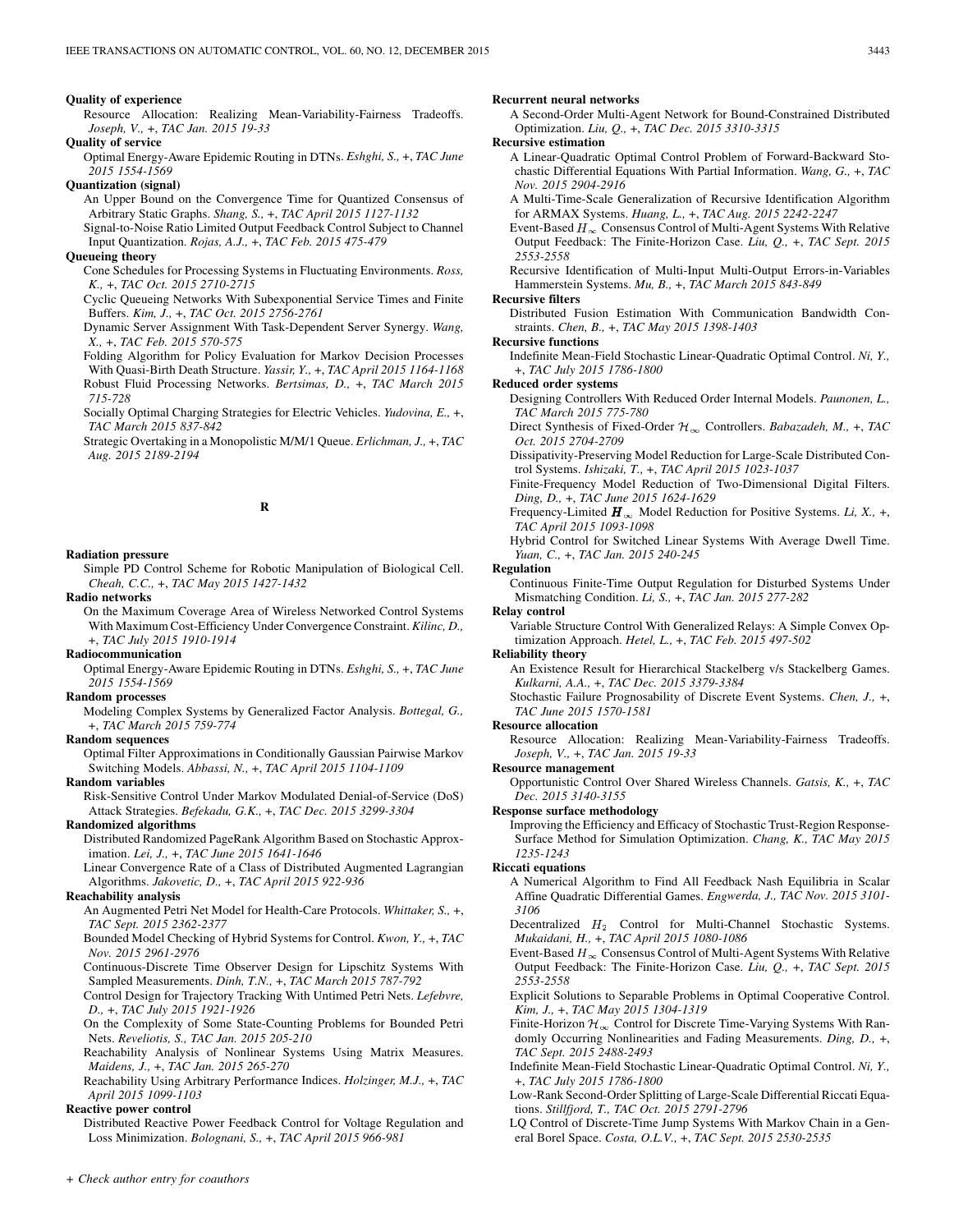**Quality of experience**

Resource Allocation: Realizing Mean-Variability-Fairness Tradeoffs. *Joseph, V., +, TAC Jan. 2015 19-33*

**Quality of service**

Optimal Energy-Aware Epidemic Routing in DTNs. *Eshghi, S., +, TAC June 2015 1554-1569*

**Quantization (signal)**

An Upper Bound on the Convergence Time for Quantized Consensus of Arbitrary Static Graphs. *Shang, S., +, TAC April 2015 1127-1132*

Signal-to-Noise Ratio Limited Output Feedback Control Subject to Channel Input Quantization. *Rojas, A.J., +, TAC Feb. 2015 475-479*

**Queueing theory**

Cone Schedules for Processing Systems in Fluctuating Environments. *Ross, K., +, TAC Oct. 2015 2710-2715*

Cyclic Queueing Networks With Subexponential Service Times and Finite Buffers. *Kim, J., +, TAC Oct. 2015 2756-2761*

Dynamic Server Assignment With Task-Dependent Server Synergy. *Wang, X., +, TAC Feb. 2015 570-575*

Folding Algorithm for Policy Evaluation for Markov Decision Processes With Quasi-Birth Death Structure. *Yassir, Y., +, TAC April 2015 1164-1168*

Robust Fluid Processing Networks. *Bertsimas, D., +, TAC March 2015 715-728*

Socially Optimal Charging Strategies for Electric Vehicles. *Yudovina, E., +, TAC March 2015 837-842*

Strategic Overtaking in a Monopolistic M/M/1 Queue. *Erlichman, J., +, TAC Aug. 2015 2189-2194*

## R

**Radiation pressure**

Simple PD Control Scheme for Robotic Manipulation of Biological Cell. *Cheah, C.C., +, TAC May 2015 1427-1432*

**Radio networks**

On the Maximum Coverage Area of Wireless Networked Control Systems With Maximum Cost-Efficiency Under Convergence Constraint. *Kilinc, D., +, TAC July 2015 1910-1914*

**Radiocommunication**

Optimal Energy-Aware Epidemic Routing in DTNs. *Eshghi, S., +, TAC June 2015 1554-1569*

**Random processes**

Modeling Complex Systems by Generalized Factor Analysis. *Bottegal, G., +, TAC March 2015 759-774*

**Random sequences**

Optimal Filter Approximations in Conditionally Gaussian Pairwise Markov Switching Models. *Abbassi, N., +, TAC April 2015 1104-1109*

**Random variables**

Risk-Sensitive Control Under Markov Modulated Denial-of-Service (DoS) Attack Strategies. *Befekadu, G.K., +, TAC Dec. 2015 3299-3304*

**Randomized algorithms**

Distributed Randomized PageRank Algorithm Based on Stochastic Approximation. *Lei, J., +, TAC June 2015 1641-1646*

Linear Convergence Rate of a Class of Distributed Augmented Lagrangian Algorithms. *Jakovetic, D., +, TAC April 2015 922-936*

**Reachability analysis**

An Augmented Petri Net Model for Health-Care Protocols. *Whittaker, S., +, TAC Sept. 2015 2362-2377*

Bounded Model Checking of Hybrid Systems for Control. *Kwon, Y., +, TAC Nov. 2015 2961-2976*

Continuous-Discrete Time Observer Design for Lipschitz Systems With Sampled Measurements. *Dinh, T.N., +, TAC March 2015 787-792*

Control Design for Trajectory Tracking With Untimed Petri Nets. *Lefebvre, D., +, TAC July 2015 1921-1926*

On the Complexity of Some State-Counting Problems for Bounded Petri Nets. *Reveliotis, S., TAC Jan. 2015 205-210*

Reachability Analysis of Nonlinear Systems Using Matrix Measures. *Maidens, J., +, TAC Jan. 2015 265-270*

Reachability Using Arbitrary Performance Indices. *Holzinger, M.J., +, TAC April 2015 1099-1103*

**Reactive power control**

Distributed Reactive Power Feedback Control for Voltage Regulation and Loss Minimization. *Bolognani, S., +, TAC April 2015 966-981*

**Recurrent neural networks**

A Second-Order Multi-Agent Network for Bound-Constrained Distributed Optimization. *Liu, Q., +, TAC Dec. 2015 3310-3315*

**Recursive estimation**

A Linear-Quadratic Optimal Control Problem of Forward-Backward Stochastic Differential Equations With Partial Information. *Wang, G., +, TAC Nov. 2015 2904-2916*

A Multi-Time-Scale Generalization of Recursive Identification Algorithm for ARMAX Systems. *Huang, L., +, TAC Aug. 2015 2242-2247*

Event-Based $H_\infty$ Consensus Control of Multi-Agent Systems With Relative Output Feedback: The Finite-Horizon Case. *Liu, Q., +, TAC Sept. 2015 2553-2558*

Recursive Identification of Multi-Input Multi-Output Errors-in-Variables Hammerstein Systems. *Mu, B., +, TAC March 2015 843-849*

**Recursive filters**

Distributed Fusion Estimation With Communication Bandwidth Constraints. *Chen, B., +, TAC May 2015 1398-1403*

**Recursive functions**

Indefinite Mean-Field Stochastic Linear-Quadratic Optimal Control. *Ni, Y., +, TAC July 2015 1786-1800*

**Reduced order systems**

Designing Controllers With Reduced Order Internal Models. *Paunonen, L., TAC March 2015 775-780*

Direct Synthesis of Fixed-Order $\mathcal{H}_\infty$ Controllers. *Babazadeh, M., +, TAC Oct. 2015 2704-2709*

Dissipativity-Preserving Model Reduction for Large-Scale Distributed Control Systems. *Ishizaki, T., +, TAC April 2015 1023-1037*

Finite-Frequency Model Reduction of Two-Dimensional Digital Filters. *Ding, D., +, TAC June 2015 1624-1629*

Frequency-Limited $\boldsymbol{H}_\infty$ Model Reduction for Positive Systems. *Li, X., +, TAC April 2015 1093-1098*

Hybrid Control for Switched Linear Systems With Average Dwell Time. *Yuan, C., +, TAC Jan. 2015 240-245*

**Regulation**

Continuous Finite-Time Output Regulation for Disturbed Systems Under Mismatching Condition. *Li, S., +, TAC Jan. 2015 277-282*

**Relay control**

Variable Structure Control With Generalized Relays: A Simple Convex Optimization Approach. *Hetel, L., +, TAC Feb. 2015 497-502*

**Reliability theory**

An Existence Result for Hierarchical Stackelberg v/s Stackelberg Games. *Kulkarni, A.A., +, TAC Dec. 2015 3379-3384*

Stochastic Failure Prognosability of Discrete Event Systems. *Chen, J., +, TAC June 2015 1570-1581*

**Resource allocation**

Resource Allocation: Realizing Mean-Variability-Fairness Tradeoffs. *Joseph, V., +, TAC Jan. 2015 19-33*

**Resource management**

Opportunistic Control Over Shared Wireless Channels. *Gatsis, K., +, TAC Dec. 2015 3140-3155*

**Response surface methodology**

Improving the Efficiency and Efficacy of Stochastic Trust-Region Response-Surface Method for Simulation Optimization. *Chang, K., TAC May 2015 1235-1243*

**Riccati equations**

A Numerical Algorithm to Find All Feedback Nash Equilibria in Scalar Affine Quadratic Differential Games. *Engwerda, J., TAC Nov. 2015 3101-3106*

Decentralized $H_2$ Control for Multi-Channel Stochastic Systems. *Mukaidani, H., +, TAC April 2015 1080-1086*

Event-Based $H_\infty$ Consensus Control of Multi-Agent Systems With Relative Output Feedback: The Finite-Horizon Case. *Liu, Q., +, TAC Sept. 2015 2553-2558*

Explicit Solutions to Separable Problems in Optimal Cooperative Control. *Kim, J., +, TAC May 2015 1304-1319*

Finite-Horizon $\mathcal{H}_\infty$ Control for Discrete Time-Varying Systems With Randomly Occurring Nonlinearities and Fading Measurements. *Ding, D., +, TAC Sept. 2015 2488-2493*

Indefinite Mean-Field Stochastic Linear-Quadratic Optimal Control. *Ni, Y., +, TAC July 2015 1786-1800*

Low-Rank Second-Order Splitting of Large-Scale Differential Riccati Equations. *Stillfjord, T., TAC Oct. 2015 2791-2796*

LQ Control of Discrete-Time Jump Systems With Markov Chain in a General Borel Space. *Costa, O.L.V., +, TAC Sept. 2015 2530-2535*

*+ Check author entry for coauthors*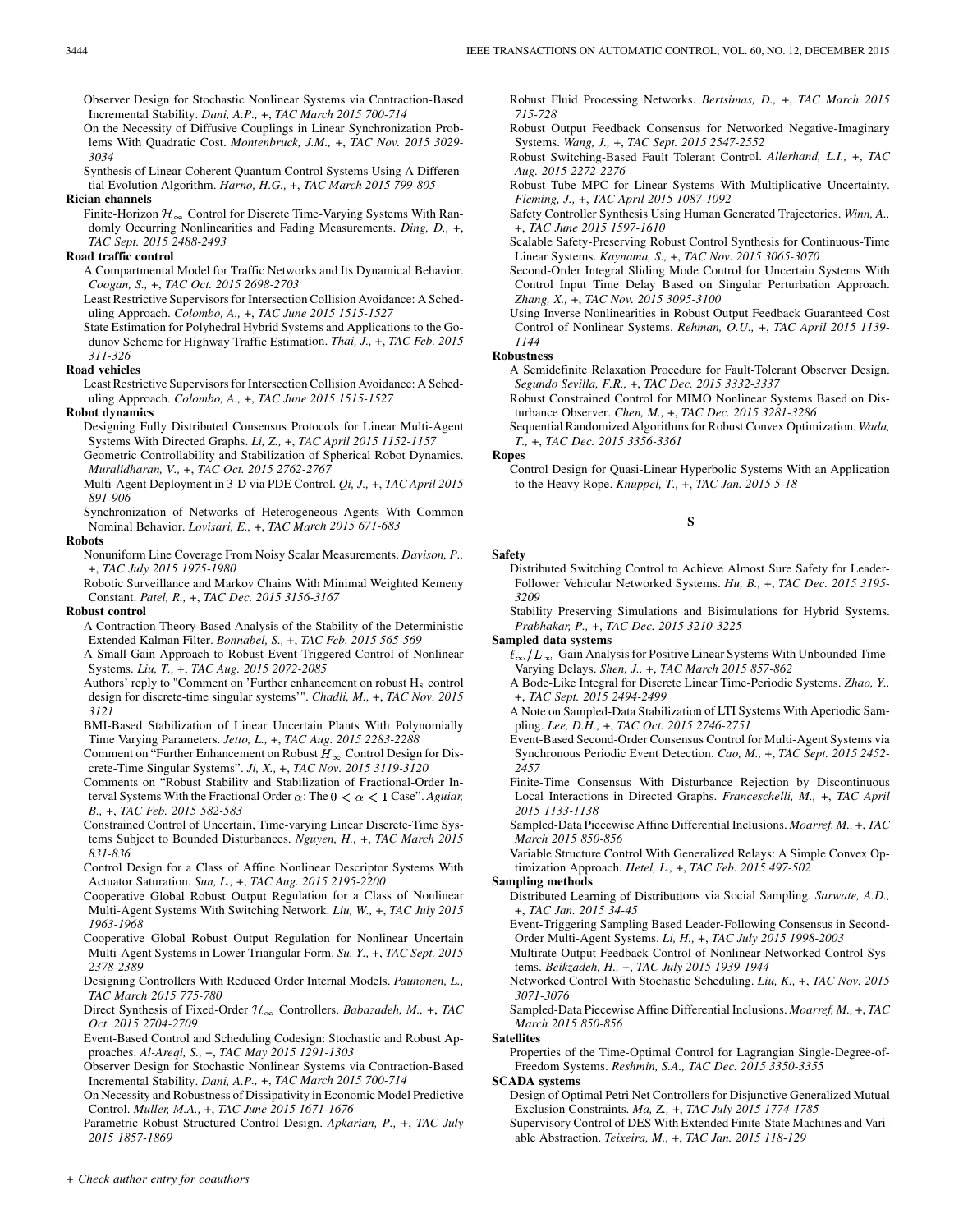Observer Design for Stochastic Nonlinear Systems via Contraction-Based Incremental Stability. *Dani, A.P.*, +, *TAC March 2015 700-714*

On the Necessity of Diffusive Couplings in Linear Synchronization Problems With Quadratic Cost. *Montenbruck, J.M.*, +, *TAC Nov. 2015 3029-3034*

Synthesis of Linear Coherent Quantum Control Systems Using A Differential Evolution Algorithm. *Harno, H.G.*, +, *TAC March 2015 799-805*

**Rician channels**

Finite-Horizon $\mathcal{H}_\infty$ Control for Discrete Time-Varying Systems With Randomly Occurring Nonlinearities and Fading Measurements. *Ding, D.*, +, *TAC Sept. 2015 2488-2493*

**Road traffic control**

A Compartmental Model for Traffic Networks and Its Dynamical Behavior. *Coogan, S.*, +, *TAC Oct. 2015 2698-2703*

Least Restrictive Supervisors for Intersection Collision Avoidance: A Scheduling Approach. *Colombo, A.*, +, *TAC June 2015 1515-1527*

State Estimation for Polyhedral Hybrid Systems and Applications to the Godunov Scheme for Highway Traffic Estimation. *Thai, J.*, +, *TAC Feb. 2015 311-326*

**Road vehicles**

Least Restrictive Supervisors for Intersection Collision Avoidance: A Scheduling Approach. *Colombo, A.*, +, *TAC June 2015 1515-1527*

**Robot dynamics**

Designing Fully Distributed Consensus Protocols for Linear Multi-Agent Systems With Directed Graphs. *Li, Z.*, +, *TAC April 2015 1152-1157*

Geometric Controllability and Stabilization of Spherical Robot Dynamics. *Muralidharan, V.*, +, *TAC Oct. 2015 2762-2767*

Multi-Agent Deployment in 3-D via PDE Control. *Qi, J.*, +, *TAC April 2015 891-906*

Synchronization of Networks of Heterogeneous Agents With Common Nominal Behavior. *Lovisari, E.*, +, *TAC March 2015 671-683*

**Robots**

Nonuniform Line Coverage From Noisy Scalar Measurements. *Davison, P.*, +, *TAC July 2015 1975-1980*

Robotic Surveillance and Markov Chains With Minimal Weighted Kemeny Constant. *Patel, R.*, +, *TAC Dec. 2015 3156-3167*

**Robust control**

A Contraction Theory-Based Analysis of the Stability of the Deterministic Extended Kalman Filter. *Bonnabel, S.*, +, *TAC Feb. 2015 565-569*

A Small-Gain Approach to Robust Event-Triggered Control of Nonlinear Systems. *Liu, T.*, +, *TAC Aug. 2015 2072-2085*

Authors' reply to "Comment on 'Further enhancement on robust $H_\infty$ control design for discrete-time singular systems'". *Chadli, M.*, +, *TAC Nov. 2015 3121*

BMI-Based Stabilization of Linear Uncertain Plants With Polynomially Time Varying Parameters. *Jetto, L.*, +, *TAC Aug. 2015 2283-2288*

Comment on "Further Enhancement on Robust $H_\infty$ Control Design for Discrete-Time Singular Systems". *Ji, X.*, +, *TAC Nov. 2015 3119-3120*

Comments on "Robust Stability and Stabilization of Fractional-Order Interval Systems With the Fractional Order $\alpha$: The $0 < \alpha < 1$ Case". *Aguiar, B.*, +, *TAC Feb. 2015 582-583*

Constrained Control of Uncertain, Time-varying Linear Discrete-Time Systems Subject to Bounded Disturbances. *Nguyen, H.*, +, *TAC March 2015 831-836*

Control Design for a Class of Affine Nonlinear Descriptor Systems With Actuator Saturation. *Sun, L.*, +, *TAC Aug. 2015 2195-2200*

Cooperative Global Robust Output Regulation for a Class of Nonlinear Multi-Agent Systems With Switching Network. *Liu, W.*, +, *TAC July 2015 1963-1968*

Cooperative Global Robust Output Regulation for Nonlinear Uncertain Multi-Agent Systems in Lower Triangular Form. *Su, Y.*, +, *TAC Sept. 2015 2378-2389*

Designing Controllers With Reduced Order Internal Models. *Paunonen, L.*, *TAC March 2015 775-780*

Direct Synthesis of Fixed-Order $\mathcal{H}_\infty$ Controllers. *Babazadeh, M.*, +, *TAC Oct. 2015 2704-2709*

Event-Based Control and Scheduling Codesign: Stochastic and Robust Approaches. *Al-Areqi, S.*, +, *TAC May 2015 1291-1303*

Observer Design for Stochastic Nonlinear Systems via Contraction-Based Incremental Stability. *Dani, A.P.*, +, *TAC March 2015 700-714*

On Necessity and Robustness of Dissipativity in Economic Model Predictive Control. *Muller, M.A.*, +, *TAC June 2015 1671-1676*

Parametric Robust Structured Control Design. *Apkarian, P.*, +, *TAC July 2015 1857-1869*

Robust Fluid Processing Networks. *Bertsimas, D.*, +, *TAC March 2015 715-728*

Robust Output Feedback Consensus for Networked Negative-Imaginary Systems. *Wang, J.*, +, *TAC Sept. 2015 2547-2552*

Robust Switching-Based Fault Tolerant Control. *Allerhand, L.I.*, +, *TAC Aug. 2015 2272-2276*

Robust Tube MPC for Linear Systems With Multiplicative Uncertainty. *Fleming, J.*, +, *TAC April 2015 1087-1092*

Safety Controller Synthesis Using Human Generated Trajectories. *Winn, A.*, +, *TAC June 2015 1597-1610*

Scalable Safety-Preserving Robust Control Synthesis for Continuous-Time Linear Systems. *Kaynama, S.*, +, *TAC Nov. 2015 3065-3070*

Second-Order Integral Sliding Mode Control for Uncertain Systems With Control Input Time Delay Based on Singular Perturbation Approach. *Zhang, X.*, +, *TAC Nov. 2015 3095-3100*

Using Inverse Nonlinearities in Robust Output Feedback Guaranteed Cost Control of Nonlinear Systems. *Rehman, O.U.*, +, *TAC April 2015 1139-1144*

**Robustness**

A Semidefinite Relaxation Procedure for Fault-Tolerant Observer Design. *Segundo Sevilla, F.R.*, +, *TAC Dec. 2015 3332-3337*

Robust Constrained Control for MIMO Nonlinear Systems Based on Disturbance Observer. *Chen, M.*, +, *TAC Dec. 2015 3281-3286*

Sequential Randomized Algorithms for Robust Convex Optimization. *Wada, T.*, +, *TAC Dec. 2015 3356-3361*

**Ropes**

Control Design for Quasi-Linear Hyperbolic Systems With an Application to the Heavy Rope. *Knuppel, T.*, +, *TAC Jan. 2015 5-18*

## S

**Safety**

Distributed Switching Control to Achieve Almost Sure Safety for Leader-Follower Vehicular Networked Systems. *Hu, B.*, +, *TAC Dec. 2015 3195-3209*

Stability Preserving Simulations and Bisimulations for Hybrid Systems. *Prabhakar, P.*, +, *TAC Dec. 2015 3210-3225*

**Sampled data systems**

$\ell_\infty/L_\infty$-Gain Analysis for Positive Linear Systems With Unbounded Time-Varying Delays. *Shen, J.*, +, *TAC March 2015 857-862*

A Bode-Like Integral for Discrete Linear Time-Periodic Systems. *Zhao, Y.*, +, *TAC Sept. 2015 2494-2499*

A Note on Sampled-Data Stabilization of LTI Systems With Aperiodic Sampling. *Lee, D.H.*, +, *TAC Oct. 2015 2746-2751*

Event-Based Second-Order Consensus Control for Multi-Agent Systems via Synchronous Periodic Event Detection. *Cao, M.*, +, *TAC Sept. 2015 2452-2457*

Finite-Time Consensus With Disturbance Rejection by Discontinuous Local Interactions in Directed Graphs. *Franceschelli, M.*, +, *TAC April 2015 1133-1138*

Sampled-Data Piecewise Affine Differential Inclusions. *Moarref, M.*, +, *TAC March 2015 850-856*

Variable Structure Control With Generalized Relays: A Simple Convex Optimization Approach. *Hetel, L.*, +, *TAC Feb. 2015 497-502*

**Sampling methods**

Distributed Learning of Distributions via Social Sampling. *Sarwate, A.D.*, +, *TAC Jan. 2015 34-45*

Event-Triggering Sampling Based Leader-Following Consensus in Second-Order Multi-Agent Systems. *Li, H.*, +, *TAC July 2015 1998-2003*

Multirate Output Feedback Control of Nonlinear Networked Control Systems. *Beikzadeh, H.*, +, *TAC July 2015 1939-1944*

Networked Control With Stochastic Scheduling. *Liu, K.*, +, *TAC Nov. 2015 3071-3076*

Sampled-Data Piecewise Affine Differential Inclusions. *Moarref, M.*, +, *TAC March 2015 850-856*

**Satellites**

Properties of the Time-Optimal Control for Lagrangian Single-Degree-of-Freedom Systems. *Reshmin, S.A.*, *TAC Dec. 2015 3350-3355*

**SCADA systems**

Design of Optimal Petri Net Controllers for Disjunctive Generalized Mutual Exclusion Constraints. *Ma, Z.*, +, *TAC July 2015 1774-1785*

Supervisory Control of DES With Extended Finite-State Machines and Variable Abstraction. *Teixeira, M.*, +, *TAC Jan. 2015 118-129*

+ *Check author entry for coauthors*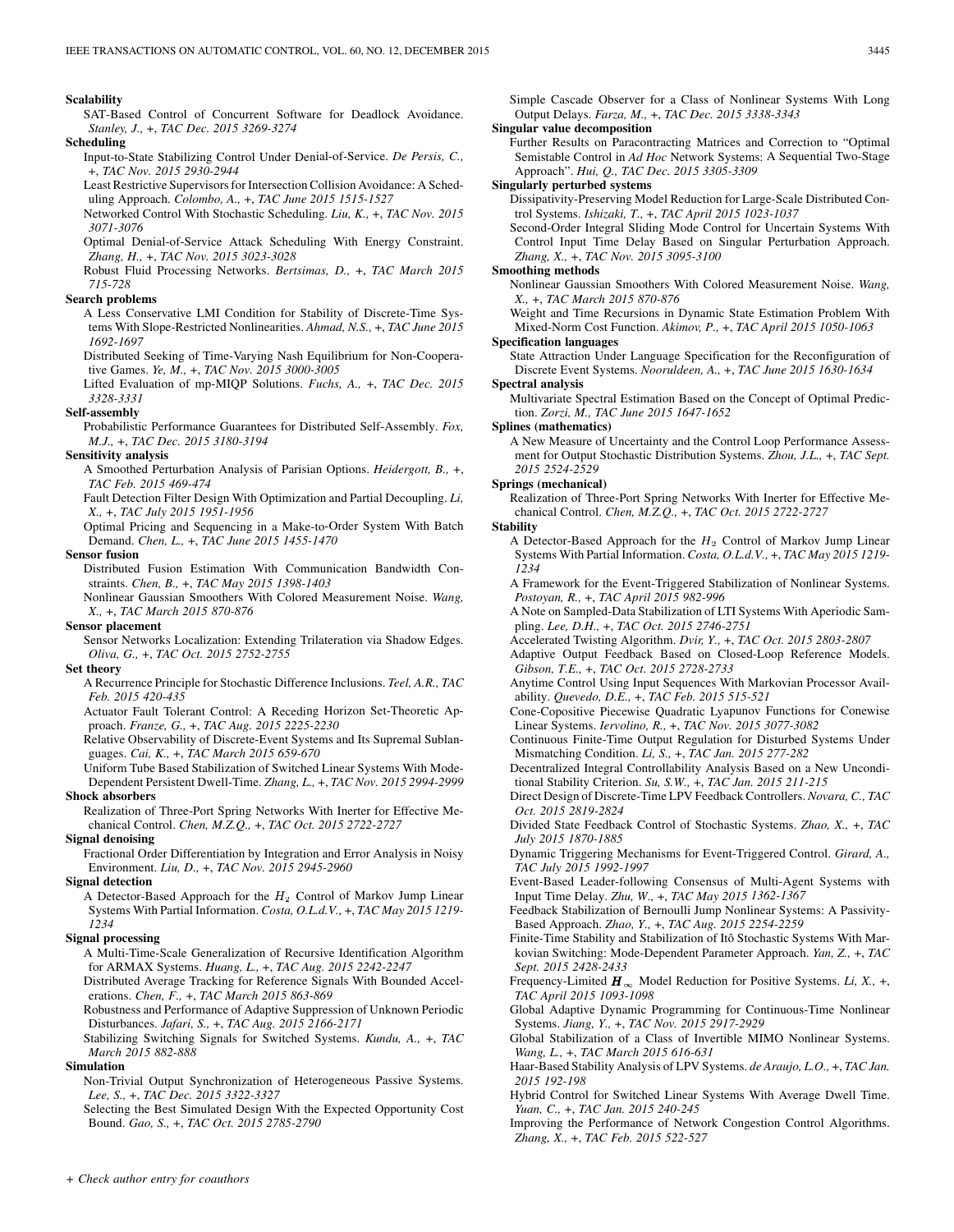**Scalability**

SAT-Based Control of Concurrent Software for Deadlock Avoidance. *Stanley, J.,* +, *TAC Dec. 2015 3269-3274*

**Scheduling**

Input-to-State Stabilizing Control Under Denial-of-Service. *De Persis, C.,* +, *TAC Nov. 2015 2930-2944*

Least Restrictive Supervisors for Intersection Collision Avoidance: A Scheduling Approach. *Colombo, A.,* +, *TAC June 2015 1515-1527*

Networked Control With Stochastic Scheduling. *Liu, K.,* +, *TAC Nov. 2015 3071-3076*

Optimal Denial-of-Service Attack Scheduling With Energy Constraint. *Zhang, H.,* +, *TAC Nov. 2015 3023-3028*

Robust Fluid Processing Networks. *Bertsimas, D.,* +, *TAC March 2015 715-728*

**Search problems**

A Less Conservative LMI Condition for Stability of Discrete-Time Systems With Slope-Restricted Nonlinearities. *Ahmad, N.S.,* +, *TAC June 2015 1692-1697*

Distributed Seeking of Time-Varying Nash Equilibrium for Non-Cooperative Games. *Ye, M.,* +, *TAC Nov. 2015 3000-3005*

Lifted Evaluation of mp-MIQP Solutions. *Fuchs, A.,* +, *TAC Dec. 2015 3328-3331*

**Self-assembly**

Probabilistic Performance Guarantees for Distributed Self-Assembly. *Fox, M.J.,* +, *TAC Dec. 2015 3180-3194*

**Sensitivity analysis**

A Smoothed Perturbation Analysis of Parisian Options. *Heidergott, B.,* +, *TAC Feb. 2015 469-474*

Fault Detection Filter Design With Optimization and Partial Decoupling. *Li, X.,* +, *TAC July 2015 1951-1956*

Optimal Pricing and Sequencing in a Make-to-Order System With Batch Demand. *Chen, L.,* +, *TAC June 2015 1455-1470*

**Sensor fusion**

Distributed Fusion Estimation With Communication Bandwidth Constraints. *Chen, B.,* +, *TAC May 2015 1398-1403*

Nonlinear Gaussian Smoothers With Colored Measurement Noise. *Wang, X.,* +, *TAC March 2015 870-876*

**Sensor placement**

Sensor Networks Localization: Extending Trilateration via Shadow Edges. *Oliva, G.,* +, *TAC Oct. 2015 2752-2755*

**Set theory**

A Recurrence Principle for Stochastic Difference Inclusions. *Teel, A.R., TAC Feb. 2015 420-435*

Actuator Fault Tolerant Control: A Receding Horizon Set-Theoretic Approach. *Franze, G.,* +, *TAC Aug. 2015 2225-2230*

Relative Observability of Discrete-Event Systems and Its Supremal Sublanguages. *Cai, K.,* +, *TAC March 2015 659-670*

Uniform Tube Based Stabilization of Switched Linear Systems With Mode-Dependent Persistent Dwell-Time. *Zhang, L.,* +, *TAC Nov. 2015 2994-2999*

**Shock absorbers**

Realization of Three-Port Spring Networks With Inerter for Effective Mechanical Control. *Chen, M.Z.Q.,* +, *TAC Oct. 2015 2722-2727*

**Signal denoising**

Fractional Order Differentiation by Integration and Error Analysis in Noisy Environment. *Liu, D.,* +, *TAC Nov. 2015 2945-2960*

**Signal detection**

A Detector-Based Approach for the $H_2$ Control of Markov Jump Linear Systems With Partial Information. *Costa, O.L.d.V.,* +, *TAC May 2015 1219-1234*

**Signal processing**

A Multi-Time-Scale Generalization of Recursive Identification Algorithm for ARMAX Systems. *Huang, L.,* +, *TAC Aug. 2015 2242-2247*

Distributed Average Tracking for Reference Signals With Bounded Accelerations. *Chen, F.,* +, *TAC March 2015 863-869*

Robustness and Performance of Adaptive Suppression of Unknown Periodic Disturbances. *Jafari, S.,* +, *TAC Aug. 2015 2166-2171*

Stabilizing Switching Signals for Switched Systems. *Kundu, A.,* +, *TAC March 2015 882-888*

**Simulation**

Non-Trivial Output Synchronization of Heterogeneous Passive Systems. *Lee, S.,* +, *TAC Dec. 2015 3322-3327*

Selecting the Best Simulated Design With the Expected Opportunity Cost Bound. *Gao, S.,* +, *TAC Oct. 2015 2785-2790*

Simple Cascade Observer for a Class of Nonlinear Systems With Long Output Delays. *Farza, M.,* +, *TAC Dec. 2015 3338-3343*

**Singular value decomposition**

Further Results on Paracontracting Matrices and Correction to "Optimal Semistable Control in *Ad Hoc* Network Systems: A Sequential Two-Stage Approach". *Hui, Q., TAC Dec. 2015 3305-3309*

**Singularly perturbed systems**

Dissipativity-Preserving Model Reduction for Large-Scale Distributed Control Systems. *Ishizaki, T.,* +, *TAC April 2015 1023-1037*

Second-Order Integral Sliding Mode Control for Uncertain Systems With Control Input Time Delay Based on Singular Perturbation Approach. *Zhang, X.,* +, *TAC Nov. 2015 3095-3100*

**Smoothing methods**

Nonlinear Gaussian Smoothers With Colored Measurement Noise. *Wang, X.,* +, *TAC March 2015 870-876*

Weight and Time Recursions in Dynamic State Estimation Problem With Mixed-Norm Cost Function. *Akimov, P.,* +, *TAC April 2015 1050-1063*

**Specification languages**

State Attraction Under Language Specification for the Reconfiguration of Discrete Event Systems. *Nooruldeen, A.,* +, *TAC June 2015 1630-1634*

**Spectral analysis**

Multivariate Spectral Estimation Based on the Concept of Optimal Prediction. *Zorzi, M., TAC June 2015 1647-1652*

**Splines (mathematics)**

A New Measure of Uncertainty and the Control Loop Performance Assessment for Output Stochastic Distribution Systems. *Zhou, J.L.,* +, *TAC Sept. 2015 2524-2529*

**Springs (mechanical)**

Realization of Three-Port Spring Networks With Inerter for Effective Mechanical Control. *Chen, M.Z.Q.,* +, *TAC Oct. 2015 2722-2727*

**Stability**

A Detector-Based Approach for the $H_2$ Control of Markov Jump Linear Systems With Partial Information. *Costa, O.L.d.V.,* +, *TAC May 2015 1219-1234*

A Framework for the Event-Triggered Stabilization of Nonlinear Systems. *Postoyan, R.,* +, *TAC April 2015 982-996*

A Note on Sampled-Data Stabilization of LTI Systems With Aperiodic Sampling. *Lee, D.H.,* +, *TAC Oct. 2015 2746-2751*

Accelerated Twisting Algorithm. *Dvir, Y.,* +, *TAC Oct. 2015 2803-2807*

Adaptive Output Feedback Based on Closed-Loop Reference Models. *Gibson, T.E.,* +, *TAC Oct. 2015 2728-2733*

Anytime Control Using Input Sequences With Markovian Processor Availability. *Quevedo, D.E.,* +, *TAC Feb. 2015 515-521*

Cone-Copositive Piecewise Quadratic Lyapunov Functions for Conewise Linear Systems. *Iervolino, R.,* +, *TAC Nov. 2015 3077-3082*

Continuous Finite-Time Output Regulation for Disturbed Systems Under Mismatching Condition. *Li, S.,* +, *TAC Jan. 2015 277-282*

Decentralized Integral Controllability Analysis Based on a New Unconditional Stability Criterion. *Su, S.W.,* +, *TAC Jan. 2015 211-215*

Direct Design of Discrete-Time LPV Feedback Controllers. *Novara, C., TAC Oct. 2015 2819-2824*

Divided State Feedback Control of Stochastic Systems. *Zhao, X.,* +, *TAC July 2015 1870-1885*

Dynamic Triggering Mechanisms for Event-Triggered Control. *Girard, A., TAC July 2015 1992-1997*

Event-Based Leader-following Consensus of Multi-Agent Systems with Input Time Delay. *Zhu, W.,* +, *TAC May 2015 1362-1367*

Feedback Stabilization of Bernoulli Jump Nonlinear Systems: A Passivity-Based Approach. *Zhao, Y.,* +, *TAC Aug. 2015 2254-2259*

Finite-Time Stability and Stabilization of Itô Stochastic Systems With Markovian Switching: Mode-Dependent Parameter Approach. *Yan, Z.,* +, *TAC Sept. 2015 2428-2433*

Frequency-Limited $H_\infty$ Model Reduction for Positive Systems. *Li, X.,* +, *TAC April 2015 1093-1098*

Global Adaptive Dynamic Programming for Continuous-Time Nonlinear Systems. *Jiang, Y.,* +, *TAC Nov. 2015 2917-2929*

Global Stabilization of a Class of Invertible MIMO Nonlinear Systems. *Wang, L.,* +, *TAC March 2015 616-631*

Haar-Based Stability Analysis of LPV Systems. *de Araujo, L.O.,* +, *TAC Jan. 2015 192-198*

Hybrid Control for Switched Linear Systems With Average Dwell Time. *Yuan, C.,* +, *TAC Jan. 2015 240-245*

Improving the Performance of Network Congestion Control Algorithms. *Zhang, X.,* +, *TAC Feb. 2015 522-527*

+ *Check author entry for coauthors*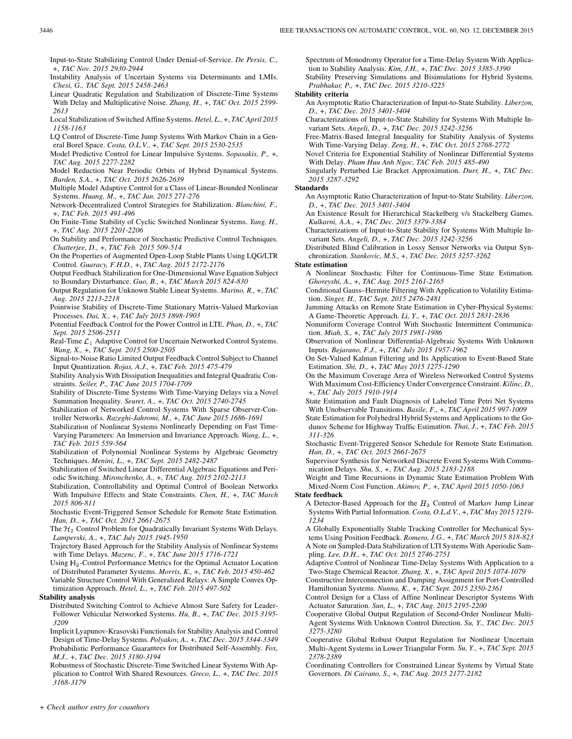Input-to-State Stabilizing Control Under Denial-of-Service. *De Persis, C.,* +, *TAC Nov. 2015 2930-2944*

Instability Analysis of Uncertain Systems via Determinants and LMIs. *Chesi, G., TAC Sept. 2015 2458-2463*

Linear Quadratic Regulation and Stabilization of Discrete-Time Systems With Delay and Multiplicative Noise. *Zhang, H.,* +, *TAC Oct. 2015 2599-2613*

Local Stabilization of Switched Affine Systems. *Hetel, L.,* +, *TAC April 2015 1158-1163*

LQ Control of Discrete-Time Jump Systems With Markov Chain in a General Borel Space. *Costa, O.L.V.,* +, *TAC Sept. 2015 2530-2535*

Model Predictive Control for Linear Impulsive Systems. *Sopasakis, P.,* +, *TAC Aug. 2015 2277-2282*

Model Reduction Near Periodic Orbits of Hybrid Dynamical Systems. *Burden, S.A.,* +, *TAC Oct. 2015 2626-2639*

Multiple Model Adaptive Control for a Class of Linear-Bounded Nonlinear Systems. *Huang, M.,* +, *TAC Jan. 2015 271-276*

Network-Decentralized Control Strategies for Stabilization. *Blanchini, F.,* +, *TAC Feb. 2015 491-496*

On Finite-Time Stability of Cyclic Switched Nonlinear Systems. *Yang, H.,* +, *TAC Aug. 2015 2201-2206*

On Stability and Performance of Stochastic Predictive Control Techniques. *Chatterjee, D.,* +, *TAC Feb. 2015 509-514*

On the Properties of Augmented Open-Loop Stable Plants Using LQG/LTR Control. *Guaracy, F.H.D.,* +, *TAC Aug. 2015 2172-2176*

Output Feedback Stabilization for One-Dimensional Wave Equation Subject to Boundary Disturbance. *Guo, B.,* +, *TAC March 2015 824-830*

Output Regulation for Unknown Stable Linear Systems. *Marino, R.,* +, *TAC Aug. 2015 2213-2218*

Pointwise Stability of Discrete-Time Stationary Matrix-Valued Markovian Processes. *Dai, X.,* +, *TAC July 2015 1898-1903*

Potential Feedback Control for the Power Control in LTE. *Phan, D.,* +, *TAC Sept. 2015 2506-2511*

Real-Time $\mathcal{L}_1$ Adaptive Control for Uncertain Networked Control Systems. *Wang, X.,* +, *TAC Sept. 2015 2500-2505*

Signal-to-Noise Ratio Limited Output Feedback Control Subject to Channel Input Quantization. *Rojas, A.J.,* +, *TAC Feb. 2015 475-479*

Stability Analysis With Dissipation Inequalities and Integral Quadratic Constraints. *Seiler, P., TAC June 2015 1704-1709*

Stability of Discrete-Time Systems With Time-Varying Delays via a Novel Summation Inequality. *Seuret, A.,* +, *TAC Oct. 2015 2740-2745*

Stabilization of Networked Control Systems With Sparse Observer-Controller Networks. *Razeghi-Jahromi, M.,* +, *TAC June 2015 1686-1691*

Stabilization of Nonlinear Systems Nonlinearly Depending on Fast Time-Varying Parameters: An Immersion and Invariance Approach. *Wang, L.,* +, *TAC Feb. 2015 559-564*

Stabilization of Polynomial Nonlinear Systems by Algebraic Geometry Techniques. *Menini, L.,* +, *TAC Sept. 2015 2482-2487*

Stabilization of Switched Linear Differential Algebraic Equations and Periodic Switching. *Mironchenko, A.,* +, *TAC Aug. 2015 2102-2113*

Stabilization, Controllability and Optimal Control of Boolean Networks With Impulsive Effects and State Constraints. *Chen, H.,* +, *TAC March 2015 806-811*

Stochastic Event-Triggered Sensor Schedule for Remote State Estimation. *Han, D.,* +, *TAC Oct. 2015 2661-2675*

The $\mathcal{H}_2$ Control Problem for Quadratically Invariant Systems With Delays. *Lamperski, A.,* +, *TAC July 2015 1945-1950*

Trajectory Based Approach for the Stability Analysis of Nonlinear Systems with Time Delays. *Mazenc, F.,* +, *TAC June 2015 1716-1721*

Using $\mathbb{H}_2$-Control Performance Metrics for the Optimal Actuator Location of Distributed Parameter Systems. *Morris, K.,* +, *TAC Feb. 2015 450-462*

Variable Structure Control With Generalized Relays: A Simple Convex Optimization Approach. *Hetel, L.,* +, *TAC Feb. 2015 497-502*

**Stability analysis**

Distributed Switching Control to Achieve Almost Sure Safety for Leader-Follower Vehicular Networked Systems. *Hu, B.,* +, *TAC Dec. 2015 3195-3209*

Implicit Lyapunov-Krasovski Functionals for Stability Analysis and Control Design of Time-Delay Systems. *Polyakov, A.,* +, *TAC Dec. 2015 3344-3349*

Probabilistic Performance Guarantees for Distributed Self-Assembly. *Fox, M.J.,* +, *TAC Dec. 2015 3180-3194*

Robustness of Stochastic Discrete-Time Switched Linear Systems With Application to Control With Shared Resources. *Greco, L.,* +, *TAC Dec. 2015 3168-3179*

Spectrum of Monodromy Operator for a Time-Delay System With Application to Stability Analysis. *Kim, J.H.,* +, *TAC Dec. 2015 3385-3390*

Stability Preserving Simulations and Bisimulations for Hybrid Systems. *Prabhakar, P.,* +, *TAC Dec. 2015 3210-3225*

**Stability criteria**

An Asymptotic Ratio Characterization of Input-to-State Stability. *Liberzon, D.,* +, *TAC Dec. 2015 3401-3404*

Characterizations of Input-to-State Stability for Systems With Multiple Invariant Sets. *Angeli, D.,* +, *TAC Dec. 2015 3242-3256*

Free-Matrix-Based Integral Inequality for Stability Analysis of Systems With Time-Varying Delay. *Zeng, H.,* +, *TAC Oct. 2015 2768-2772*

Novel Criteria for Exponential Stability of Nonlinear Differential Systems With Delay. *Pham Huu Anh Ngoc, TAC Feb. 2015 485-490*

Singularly Perturbed Lie Bracket Approximation. *Durr, H.,* +, *TAC Dec. 2015 3287-3292*

**Standards**

An Asymptotic Ratio Characterization of Input-to-State Stability. *Liberzon, D.,* +, *TAC Dec. 2015 3401-3404*

An Existence Result for Hierarchical Stackelberg v/s Stackelberg Games. *Kulkarni, A.A.,* +, *TAC Dec. 2015 3379-3384*

Characterizations of Input-to-State Stability for Systems With Multiple Invariant Sets. *Angeli, D.,* +, *TAC Dec. 2015 3242-3256*

Distributed Blind Calibration in Lossy Sensor Networks via Output Synchronization. *Stankovic, M.S.,* +, *TAC Dec. 2015 3257-3262*

**State estimation**

A Nonlinear Stochastic Filter for Continuous-Time State Estimation. *Ghoreyshi, A.,* +, *TAC Aug. 2015 2161-2165*

Conditional Gauss–Hermite Filtering With Application to Volatility Estimation. *Singer, H., TAC Sept. 2015 2476-2481*

Jamming Attacks on Remote State Estimation in Cyber-Physical Systems: A Game-Theoretic Approach. *Li, Y.,* +, *TAC Oct. 2015 2831-2836*

Nonuniform Coverage Control With Stochastic Intermittent Communication. *Miah, S.,* +, *TAC July 2015 1981-1986*

Observation of Nonlinear Differential-Algebraic Systems With Unknown Inputs. *Bejarano, F.J.,* +, *TAC July 2015 1957-1962*

On Set-Valued Kalman Filtering and Its Application to Event-Based State Estimation. *Shi, D.,* +, *TAC May 2015 1275-1290*

On the Maximum Coverage Area of Wireless Networked Control Systems With Maximum Cost-Efficiency Under Convergence Constraint. *Kilinc, D.,* +, *TAC July 2015 1910-1914*

State Estimation and Fault Diagnosis of Labeled Time Petri Net Systems With Unobservable Transitions. *Basile, F.,* +, *TAC April 2015 997-1009*

State Estimation for Polyhedral Hybrid Systems and Applications to the Godunov Scheme for Highway Traffic Estimation. *Thai, J.,* +, *TAC Feb. 2015 311-326*

Stochastic Event-Triggered Sensor Schedule for Remote State Estimation. *Han, D.,* +, *TAC Oct. 2015 2661-2675*

Supervisor Synthesis for Networked Discrete Event Systems With Communication Delays. *Shu, S.,* +, *TAC Aug. 2015 2183-2188*

Weight and Time Recursions in Dynamic State Estimation Problem With Mixed-Norm Cost Function. *Akimov, P.,* +, *TAC April 2015 1050-1063*

**State feedback**

A Detector-Based Approach for the $H_2$ Control of Markov Jump Linear Systems With Partial Information. *Costa, O.L.d.V.,* +, *TAC May 2015 1219-1234*

A Globally Exponentially Stable Tracking Controller for Mechanical Systems Using Position Feedback. *Romero, J.G.,* +, *TAC March 2015 818-823*

A Note on Sampled-Data Stabilization of LTI Systems With Aperiodic Sampling. *Lee, D.H.,* +, *TAC Oct. 2015 2746-2751*

Adaptive Control of Nonlinear Time-Delay Systems With Application to a Two-Stage Chemical Reactor. *Zhang, X.,* +, *TAC April 2015 1074-1079*

Constructive Interconnection and Damping Assignment for Port-Controlled Hamiltonian Systems. *Nunna, K.,* +, *TAC Sept. 2015 2350-2361*

Control Design for a Class of Affine Nonlinear Descriptor Systems With Actuator Saturation. *Sun, L.,* +, *TAC Aug. 2015 2195-2200*

Cooperative Global Output Regulation of Second-Order Nonlinear Multi-Agent Systems With Unknown Control Direction. *Su, Y., TAC Dec. 2015 3275-3280*

Cooperative Global Robust Output Regulation for Nonlinear Uncertain Multi-Agent Systems in Lower Triangular Form. *Su, Y.,* +, *TAC Sept. 2015 2378-2389*

Coordinating Controllers for Constrained Linear Systems by Virtual State Governors. *Di Cairano, S.,* +, *TAC Aug. 2015 2177-2182*

+ *Check author entry for coauthors*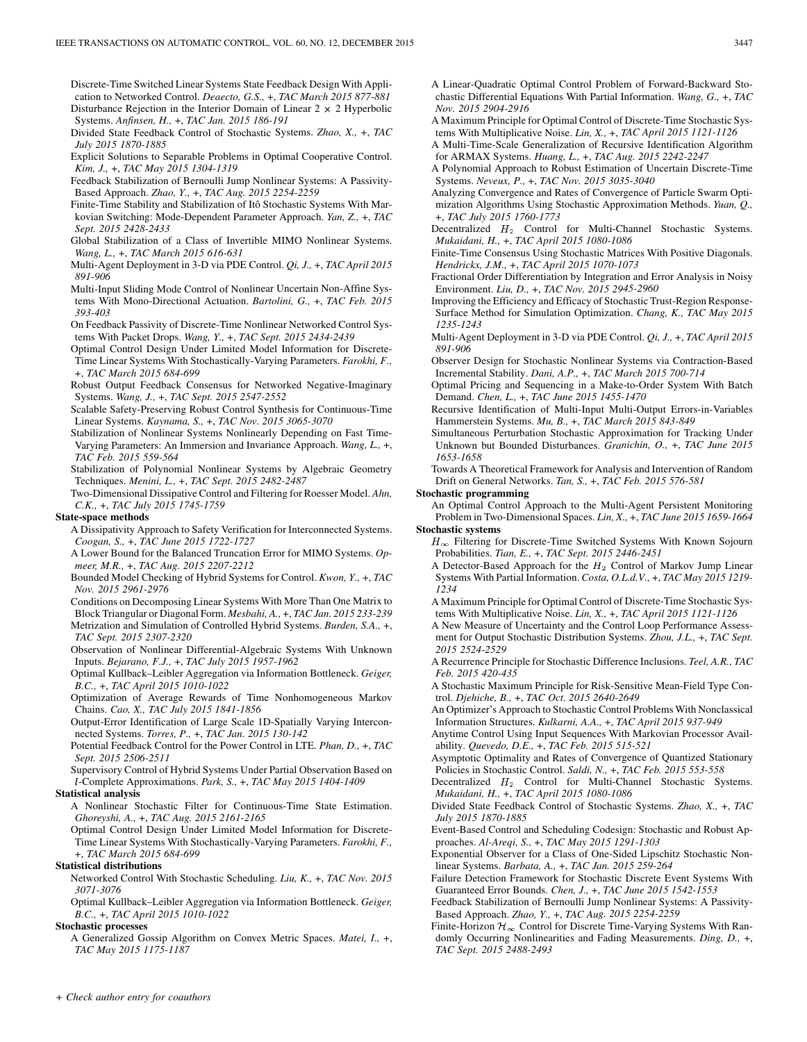Discrete-Time Switched Linear Systems State Feedback Design With Application to Networked Control. *Deaecto, G.S.*, +, *TAC March 2015 877-881*

Disturbance Rejection in the Interior Domain of Linear $2 \times 2$ Hyperbolic Systems. *Anfinsen, H.*, +, *TAC Jan. 2015 186-191*

Divided State Feedback Control of Stochastic Systems. *Zhao, X.*, +, *TAC July 2015 1870-1885*

Explicit Solutions to Separable Problems in Optimal Cooperative Control. *Kim, J.*, +, *TAC May 2015 1304-1319*

Feedback Stabilization of Bernoulli Jump Nonlinear Systems: A Passivity-Based Approach. *Zhao, Y.*, +, *TAC Aug. 2015 2254-2259*

Finite-Time Stability and Stabilization of Itô Stochastic Systems With Markovian Switching: Mode-Dependent Parameter Approach. *Yan, Z.*, +, *TAC Sept. 2015 2428-2433*

Global Stabilization of a Class of Invertible MIMO Nonlinear Systems. *Wang, L.*, +, *TAC March 2015 616-631*

Multi-Agent Deployment in 3-D via PDE Control. *Qi, J.*, +, *TAC April 2015 891-906*

Multi-Input Sliding Mode Control of Nonlinear Uncertain Non-Affine Systems With Mono-Directional Actuation. *Bartolini, G.*, +, *TAC Feb. 2015 393-403*

On Feedback Passivity of Discrete-Time Nonlinear Networked Control Systems With Packet Drops. *Wang, Y.*, +, *TAC Sept. 2015 2434-2439*

Optimal Control Design Under Limited Model Information for Discrete-Time Linear Systems With Stochastically-Varying Parameters. *Farokhi, F.*, +, *TAC March 2015 684-699*

Robust Output Feedback Consensus for Networked Negative-Imaginary Systems. *Wang, J.*, +, *TAC Sept. 2015 2547-2552*

Scalable Safety-Preserving Robust Control Synthesis for Continuous-Time Linear Systems. *Kaynama, S.*, +, *TAC Nov. 2015 3065-3070*

Stabilization of Nonlinear Systems Nonlinearly Depending on Fast Time-Varying Parameters: An Immersion and Invariance Approach. *Wang, L.*, +, *TAC Feb. 2015 559-564*

Stabilization of Polynomial Nonlinear Systems by Algebraic Geometry Techniques. *Menini, L.*, +, *TAC Sept. 2015 2482-2487*

Two-Dimensional Dissipative Control and Filtering for Roesser Model. *Ahn, C.K.*, +, *TAC July 2015 1745-1759*

**State-space methods**

A Dissipativity Approach to Safety Verification for Interconnected Systems. *Coogan, S.*, +, *TAC June 2015 1722-1727*

A Lower Bound for the Balanced Truncation Error for MIMO Systems. *Opmeer, M.R.*, +, *TAC Aug. 2015 2207-2212*

Bounded Model Checking of Hybrid Systems for Control. *Kwon, Y.*, +, *TAC Nov. 2015 2961-2976*

Conditions on Decomposing Linear Systems With More Than One Matrix to Block Triangular or Diagonal Form. *Mesbahi, A.*, +, *TAC Jan. 2015 233-239*

Metrization and Simulation of Controlled Hybrid Systems. *Burden, S.A.*, +, *TAC Sept. 2015 2307-2320*

Observation of Nonlinear Differential-Algebraic Systems With Unknown Inputs. *Bejarano, F.J.*, +, *TAC July 2015 1957-1962*

Optimal Kullback–Leibler Aggregation via Information Bottleneck. *Geiger, B.C.*, +, *TAC April 2015 1010-1022*

Optimization of Average Rewards of Time Nonhomogeneous Markov Chains. *Cao, X.*, *TAC July 2015 1841-1856*

Output-Error Identification of Large Scale 1D-Spatially Varying Interconnected Systems. *Torres, P.*, +, *TAC Jan. 2015 130-142*

Potential Feedback Control for the Power Control in LTE. *Phan, D.*, +, *TAC Sept. 2015 2506-2511*

Supervisory Control of Hybrid Systems Under Partial Observation Based on *l*-Complete Approximations. *Park, S.*, +, *TAC May 2015 1404-1409*

**Statistical analysis**

A Nonlinear Stochastic Filter for Continuous-Time State Estimation. *Ghoreyshi, A.*, +, *TAC Aug. 2015 2161-2165*

Optimal Control Design Under Limited Model Information for Discrete-Time Linear Systems With Stochastically-Varying Parameters. *Farokhi, F.*, +, *TAC March 2015 684-699*

**Statistical distributions**

Networked Control With Stochastic Scheduling. *Liu, K.*, +, *TAC Nov. 2015 3071-3076*

Optimal Kullback–Leibler Aggregation via Information Bottleneck. *Geiger, B.C.*, +, *TAC April 2015 1010-1022*

**Stochastic processes**

A Generalized Gossip Algorithm on Convex Metric Spaces. *Matei, I.*, +, *TAC May 2015 1175-1187*

A Linear-Quadratic Optimal Control Problem of Forward-Backward Stochastic Differential Equations With Partial Information. *Wang, G.*, +, *TAC Nov. 2015 2904-2916*

A Maximum Principle for Optimal Control of Discrete-Time Stochastic Systems With Multiplicative Noise. *Lin, X.*, +, *TAC April 2015 1121-1126*

A Multi-Time-Scale Generalization of Recursive Identification Algorithm for ARMAX Systems. *Huang, L.*, +, *TAC Aug. 2015 2242-2247*

A Polynomial Approach to Robust Estimation of Uncertain Discrete-Time Systems. *Neveux, P.*, +, *TAC Nov. 2015 3035-3040*

Analyzing Convergence and Rates of Convergence of Particle Swarm Optimization Algorithms Using Stochastic Approximation Methods. *Yuan, Q.*, +, *TAC July 2015 1760-1773*

Decentralized $H_2$ Control for Multi-Channel Stochastic Systems. *Mukaidani, H.*, +, *TAC April 2015 1080-1086*

Finite-Time Consensus Using Stochastic Matrices With Positive Diagonals. *Hendrickx, J.M.*, +, *TAC April 2015 1070-1073*

Fractional Order Differentiation by Integration and Error Analysis in Noisy Environment. *Liu, D.*, +, *TAC Nov. 2015 2945-2960*

Improving the Efficiency and Efficacy of Stochastic Trust-Region Response-Surface Method for Simulation Optimization. *Chang, K.*, *TAC May 2015 1235-1243*

Multi-Agent Deployment in 3-D via PDE Control. *Qi, J.*, +, *TAC April 2015 891-906*

Observer Design for Stochastic Nonlinear Systems via Contraction-Based Incremental Stability. *Dani, A.P.*, +, *TAC March 2015 700-714*

Optimal Pricing and Sequencing in a Make-to-Order System With Batch Demand. *Chen, L.*, +, *TAC June 2015 1455-1470*

Recursive Identification of Multi-Input Multi-Output Errors-in-Variables Hammerstein Systems. *Mu, B.*, +, *TAC March 2015 843-849*

Simultaneous Perturbation Stochastic Approximation for Tracking Under Unknown but Bounded Disturbances. *Granichin, O.*, +, *TAC June 2015 1653-1658*

Towards A Theoretical Framework for Analysis and Intervention of Random Drift on General Networks. *Tan, S.*, +, *TAC Feb. 2015 576-581*

**Stochastic programming**

An Optimal Control Approach to the Multi-Agent Persistent Monitoring Problem in Two-Dimensional Spaces. *Lin, X.*, +, *TAC June 2015 1659-1664*

**Stochastic systems**

$H_\infty$ Filtering for Discrete-Time Switched Systems With Known Sojourn Probabilities. *Tian, E.*, +, *TAC Sept. 2015 2446-2451*

A Detector-Based Approach for the $H_2$ Control of Markov Jump Linear Systems With Partial Information. *Costa, O.L.d.V.*, +, *TAC May 2015 1219-1234*

A Maximum Principle for Optimal Control of Discrete-Time Stochastic Systems With Multiplicative Noise. *Lin, X.*, +, *TAC April 2015 1121-1126*

A New Measure of Uncertainty and the Control Loop Performance Assessment for Output Stochastic Distribution Systems. *Zhou, J.L.*, +, *TAC Sept. 2015 2524-2529*

A Recurrence Principle for Stochastic Difference Inclusions. *Teel, A.R.*, *TAC Feb. 2015 420-435*

A Stochastic Maximum Principle for Risk-Sensitive Mean-Field Type Control. *Djehiche, B.*, +, *TAC Oct. 2015 2640-2649*

An Optimizer's Approach to Stochastic Control Problems With Nonclassical Information Structures. *Kulkarni, A.A.*, +, *TAC April 2015 937-949*

Anytime Control Using Input Sequences With Markovian Processor Availability. *Quevedo, D.E.*, +, *TAC Feb. 2015 515-521*

Asymptotic Optimality and Rates of Convergence of Quantized Stationary Policies in Stochastic Control. *Saldi, N.*, +, *TAC Feb. 2015 553-558*

Decentralized $H_2$ Control for Multi-Channel Stochastic Systems. *Mukaidani, H.*, +, *TAC April 2015 1080-1086*

Divided State Feedback Control of Stochastic Systems. *Zhao, X.*, +, *TAC July 2015 1870-1885*

Event-Based Control and Scheduling Codesign: Stochastic and Robust Approaches. *Al-Areqi, S.*, +, *TAC May 2015 1291-1303*

Exponential Observer for a Class of One-Sided Lipschitz Stochastic Nonlinear Systems. *Barbata, A.*, +, *TAC Jan. 2015 259-264*

Failure Detection Framework for Stochastic Discrete Event Systems With Guaranteed Error Bounds. *Chen, J.*, +, *TAC June 2015 1542-1553*

Feedback Stabilization of Bernoulli Jump Nonlinear Systems: A Passivity-Based Approach. *Zhao, Y.*, +, *TAC Aug. 2015 2254-2259*

Finite-Horizon $\mathcal{H}_\infty$ Control for Discrete Time-Varying Systems With Randomly Occurring Nonlinearities and Fading Measurements. *Ding, D.*, +, *TAC Sept. 2015 2488-2493*

+ *Check author entry for coauthors*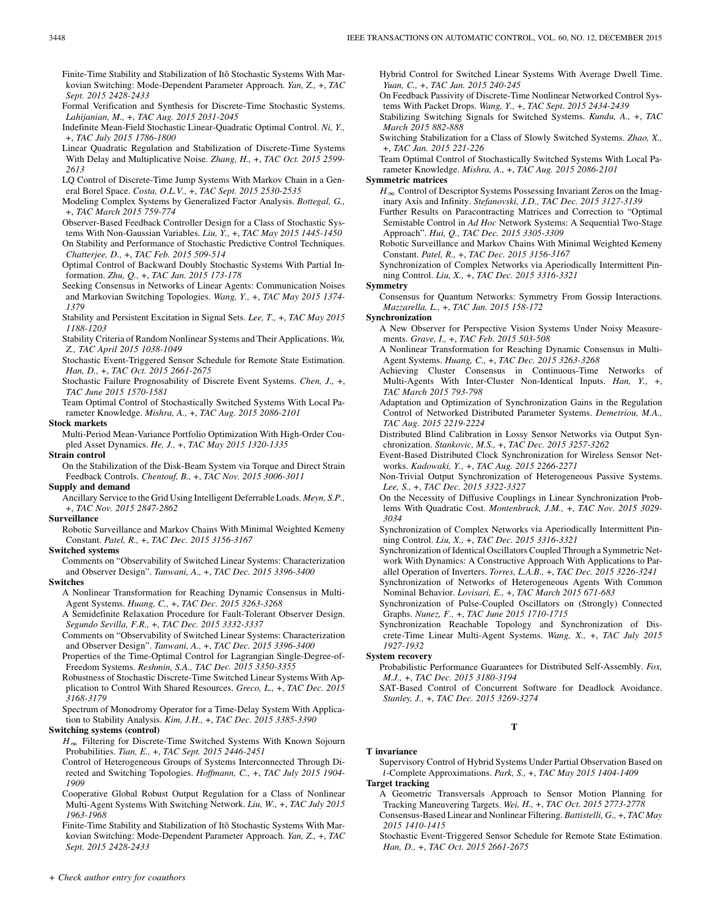Finite-Time Stability and Stabilization of Itô Stochastic Systems With Markovian Switching: Mode-Dependent Parameter Approach. *Yan, Z.,* +, *TAC Sept. 2015 2428-2433*

Formal Verification and Synthesis for Discrete-Time Stochastic Systems. *Lahijanian, M.,* +, *TAC Aug. 2015 2031-2045*

Indefinite Mean-Field Stochastic Linear-Quadratic Optimal Control. *Ni, Y.,* +, *TAC July 2015 1786-1800*

Linear Quadratic Regulation and Stabilization of Discrete-Time Systems With Delay and Multiplicative Noise. *Zhang, H.,* +, *TAC Oct. 2015 2599-2613*

LQ Control of Discrete-Time Jump Systems With Markov Chain in a General Borel Space. *Costa, O.L.V.,* +, *TAC Sept. 2015 2530-2535*

Modeling Complex Systems by Generalized Factor Analysis. *Bottegal, G.,* +, *TAC March 2015 759-774*

Observer-Based Feedback Controller Design for a Class of Stochastic Systems With Non-Gaussian Variables. *Liu, Y.,* +, *TAC May 2015 1445-1450*

On Stability and Performance of Stochastic Predictive Control Techniques. *Chatterjee, D.,* +, *TAC Feb. 2015 509-514*

Optimal Control of Backward Doubly Stochastic Systems With Partial Information. *Zhu, Q.,* +, *TAC Jan. 2015 173-178*

Seeking Consensus in Networks of Linear Agents: Communication Noises and Markovian Switching Topologies. *Wang, Y.,* +, *TAC May 2015 1374-1379*

Stability and Persistent Excitation in Signal Sets. *Lee, T.,* +, *TAC May 2015 1188-1203*

Stability Criteria of Random Nonlinear Systems and Their Applications. *Wu, Z., TAC April 2015 1038-1049*

Stochastic Event-Triggered Sensor Schedule for Remote State Estimation. *Han, D.,* +, *TAC Oct. 2015 2661-2675*

Stochastic Failure Prognosability of Discrete Event Systems. *Chen, J.,* +, *TAC June 2015 1570-1581*

Team Optimal Control of Stochastically Switched Systems With Local Parameter Knowledge. *Mishra, A.,* +, *TAC Aug. 2015 2086-2101*

**Stock markets**

Multi-Period Mean-Variance Portfolio Optimization With High-Order Coupled Asset Dynamics. *He, J.,* +, *TAC May 2015 1320-1335*

**Strain control**

On the Stabilization of the Disk-Beam System via Torque and Direct Strain Feedback Controls. *Chentouf, B.,* +, *TAC Nov. 2015 3006-3011*

**Supply and demand**

Ancillary Service to the Grid Using Intelligent Deferrable Loads. *Meyn, S.P.,* +, *TAC Nov. 2015 2847-2862*

**Surveillance**

Robotic Surveillance and Markov Chains With Minimal Weighted Kemeny Constant. *Patel, R.,* +, *TAC Dec. 2015 3156-3167*

**Switched systems**

Comments on "Observability of Switched Linear Systems: Characterization and Observer Design". *Tanwani, A.,* +, *TAC Dec. 2015 3396-3400*

**Switches**

A Nonlinear Transformation for Reaching Dynamic Consensus in Multi-Agent Systems. *Huang, C.,* +, *TAC Dec. 2015 3263-3268*

A Semidefinite Relaxation Procedure for Fault-Tolerant Observer Design. *Segundo Sevilla, F.R.,* +, *TAC Dec. 2015 3332-3337*

Comments on "Observability of Switched Linear Systems: Characterization and Observer Design". *Tanwani, A.,* +, *TAC Dec. 2015 3396-3400*

Properties of the Time-Optimal Control for Lagrangian Single-Degree-of-Freedom Systems. *Reshmin, S.A., TAC Dec. 2015 3350-3355*

Robustness of Stochastic Discrete-Time Switched Linear Systems With Application to Control With Shared Resources. *Greco, L.,* +, *TAC Dec. 2015 3168-3179*

Spectrum of Monodromy Operator for a Time-Delay System With Application to Stability Analysis. *Kim, J.H.,* +, *TAC Dec. 2015 3385-3390*

**Switching systems (control)**

$H_\infty$ Filtering for Discrete-Time Switched Systems With Known Sojourn Probabilities. *Tian, E.,* +, *TAC Sept. 2015 2446-2451*

Control of Heterogeneous Groups of Systems Interconnected Through Directed and Switching Topologies. *Hoffmann, C.,* +, *TAC July 2015 1904-1909*

Cooperative Global Robust Output Regulation for a Class of Nonlinear Multi-Agent Systems With Switching Network. *Liu, W.,* +, *TAC July 2015 1963-1968*

Finite-Time Stability and Stabilization of Itô Stochastic Systems With Markovian Switching: Mode-Dependent Parameter Approach. *Yan, Z.,* +, *TAC Sept. 2015 2428-2433*

Hybrid Control for Switched Linear Systems With Average Dwell Time. *Yuan, C.,* +, *TAC Jan. 2015 240-245*

On Feedback Passivity of Discrete-Time Nonlinear Networked Control Systems With Packet Drops. *Wang, Y.,* +, *TAC Sept. 2015 2434-2439*

Stabilizing Switching Signals for Switched Systems. *Kundu, A.,* +, *TAC March 2015 882-888*

Switching Stabilization for a Class of Slowly Switched Systems. *Zhao, X.,* +, *TAC Jan. 2015 221-226*

Team Optimal Control of Stochastically Switched Systems With Local Parameter Knowledge. *Mishra, A.,* +, *TAC Aug. 2015 2086-2101*

**Symmetric matrices**

$H_\infty$ Control of Descriptor Systems Possessing Invariant Zeros on the Imaginary Axis and Infinity. *Stefanovski, J.D., TAC Dec. 2015 3127-3139*

Further Results on Paracontracting Matrices and Correction to "Optimal Semistable Control in *Ad Hoc* Network Systems: A Sequential Two-Stage Approach". *Hui, Q., TAC Dec. 2015 3305-3309*

Robotic Surveillance and Markov Chains With Minimal Weighted Kemeny Constant. *Patel, R.,* +, *TAC Dec. 2015 3156-3167*

Synchronization of Complex Networks via Aperiodically Intermittent Pinning Control. *Liu, X.,* +, *TAC Dec. 2015 3316-3321*

**Symmetry**

Consensus for Quantum Networks: Symmetry From Gossip Interactions. *Mazzarella, L.,* +, *TAC Jan. 2015 158-172*

**Synchronization**

A New Observer for Perspective Vision Systems Under Noisy Measurements. *Grave, I.,* +, *TAC Feb. 2015 503-508*

A Nonlinear Transformation for Reaching Dynamic Consensus in Multi-Agent Systems. *Huang, C.,* +, *TAC Dec. 2015 3263-3268*

Achieving Cluster Consensus in Continuous-Time Networks of Multi-Agents With Inter-Cluster Non-Identical Inputs. *Han, Y.,* +, *TAC March 2015 793-798*

Adaptation and Optimization of Synchronization Gains in the Regulation Control of Networked Distributed Parameter Systems. *Demetriou, M.A., TAC Aug. 2015 2219-2224*

Distributed Blind Calibration in Lossy Sensor Networks via Output Synchronization. *Stankovic, M.S.,* +, *TAC Dec. 2015 3257-3262*

Event-Based Distributed Clock Synchronization for Wireless Sensor Networks. *Kadowaki, Y.,* +, *TAC Aug. 2015 2266-2271*

Non-Trivial Output Synchronization of Heterogeneous Passive Systems. *Lee, S.,* +, *TAC Dec. 2015 3322-3327*

On the Necessity of Diffusive Couplings in Linear Synchronization Problems With Quadratic Cost. *Montenbruck, J.M.,* +, *TAC Nov. 2015 3029-3034*

Synchronization of Complex Networks via Aperiodically Intermittent Pinning Control. *Liu, X.,* +, *TAC Dec. 2015 3316-3321*

Synchronization of Identical Oscillators Coupled Through a Symmetric Network With Dynamics: A Constructive Approach With Applications to Parallel Operation of Inverters. *Torres, L.A.B.,* +, *TAC Dec. 2015 3226-3241*

Synchronization of Networks of Heterogeneous Agents With Common Nominal Behavior. *Lovisari, E.,* +, *TAC March 2015 671-683*

Synchronization of Pulse-Coupled Oscillators on (Strongly) Connected Graphs. *Nunez, F.,* +, *TAC June 2015 1710-1715*

Synchronization Reachable Topology and Synchronization of Discrete-Time Linear Multi-Agent Systems. *Wang, X.,* +, *TAC July 2015 1927-1932*

**System recovery**

Probabilistic Performance Guarantees for Distributed Self-Assembly. *Fox, M.J.,* +, *TAC Dec. 2015 3180-3194*

SAT-Based Control of Concurrent Software for Deadlock Avoidance. *Stanley, J.,* +, *TAC Dec. 2015 3269-3274*

## T

**T invariance**

Supervisory Control of Hybrid Systems Under Partial Observation Based on *l*-Complete Approximations. *Park, S.,* +, *TAC May 2015 1404-1409*

**Target tracking**

A Geometric Transversals Approach to Sensor Motion Planning for Tracking Maneuvering Targets. *Wei, H.,* +, *TAC Oct. 2015 2773-2778*

Consensus-Based Linear and Nonlinear Filtering. *Battistelli, G.,* +, *TAC May 2015 1410-1415*

Stochastic Event-Triggered Sensor Schedule for Remote State Estimation. *Han, D.,* +, *TAC Oct. 2015 2661-2675*

+ *Check author entry for coauthors*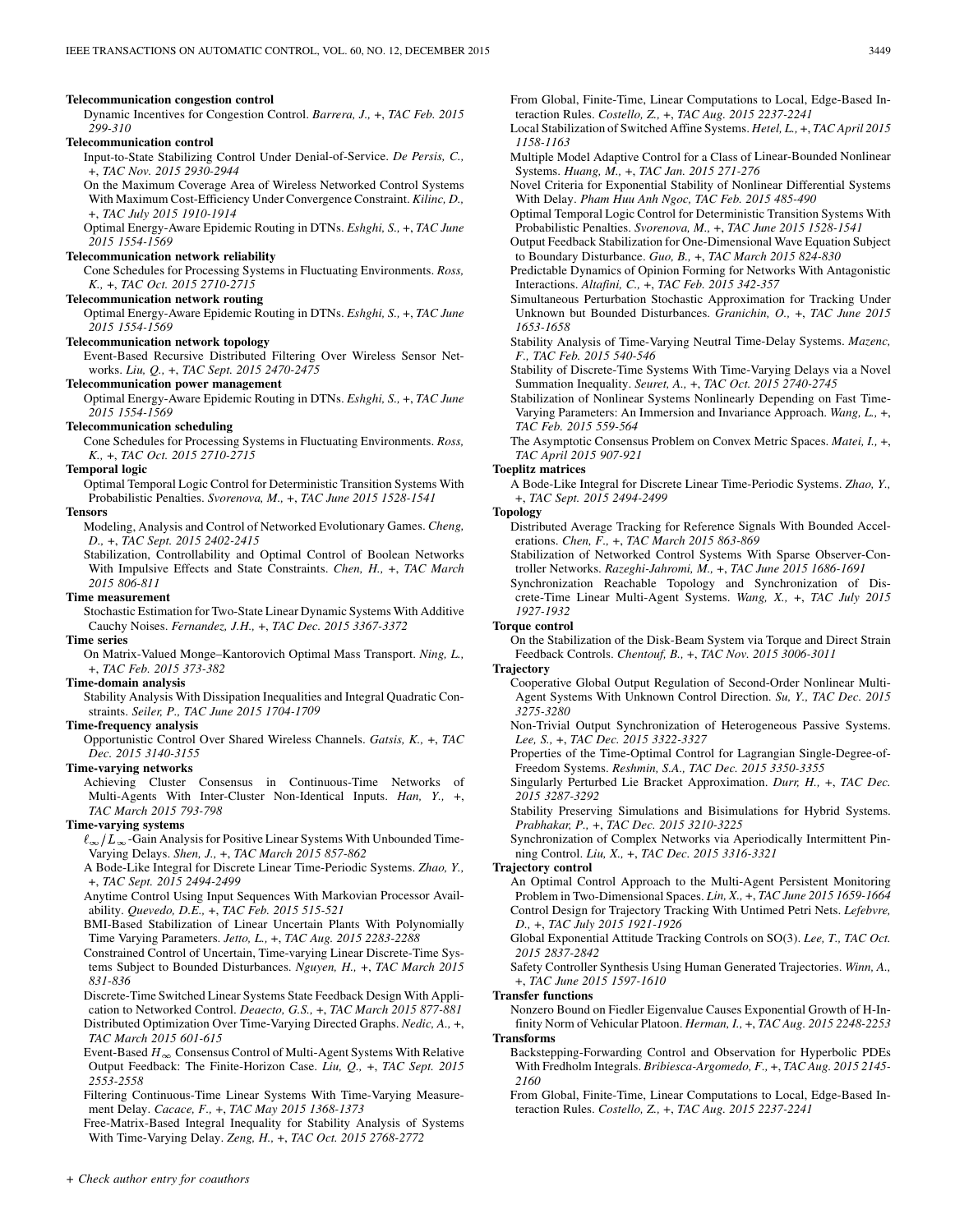**Telecommunication congestion control**

Dynamic Incentives for Congestion Control. *Barrera, J.*, +, *TAC Feb. 2015 299-310*

**Telecommunication control**

Input-to-State Stabilizing Control Under Denial-of-Service. *De Persis, C.*, +, *TAC Nov. 2015 2930-2944*

On the Maximum Coverage Area of Wireless Networked Control Systems With Maximum Cost-Efficiency Under Convergence Constraint. *Kilinc, D.*, +, *TAC July 2015 1910-1914*

Optimal Energy-Aware Epidemic Routing in DTNs. *Eshghi, S.*, +, *TAC June 2015 1554-1569*

**Telecommunication network reliability**

Cone Schedules for Processing Systems in Fluctuating Environments. *Ross, K.*, +, *TAC Oct. 2015 2710-2715*

**Telecommunication network routing**

Optimal Energy-Aware Epidemic Routing in DTNs. *Eshghi, S.*, +, *TAC June 2015 1554-1569*

**Telecommunication network topology**

Event-Based Recursive Distributed Filtering Over Wireless Sensor Networks. *Liu, Q.*, +, *TAC Sept. 2015 2470-2475*

**Telecommunication power management**

Optimal Energy-Aware Epidemic Routing in DTNs. *Eshghi, S.*, +, *TAC June 2015 1554-1569*

**Telecommunication scheduling**

Cone Schedules for Processing Systems in Fluctuating Environments. *Ross, K.*, +, *TAC Oct. 2015 2710-2715*

**Temporal logic**

Optimal Temporal Logic Control for Deterministic Transition Systems With Probabilistic Penalties. *Svorenova, M.*, +, *TAC June 2015 1528-1541*

**Tensors**

Modeling, Analysis and Control of Networked Evolutionary Games. *Cheng, D.*, +, *TAC Sept. 2015 2402-2415*

Stabilization, Controllability and Optimal Control of Boolean Networks With Impulsive Effects and State Constraints. *Chen, H.*, +, *TAC March 2015 806-811*

**Time measurement**

Stochastic Estimation for Two-State Linear Dynamic Systems With Additive Cauchy Noises. *Fernandez, J.H.*, +, *TAC Dec. 2015 3367-3372*

**Time series**

On Matrix-Valued Monge–Kantorovich Optimal Mass Transport. *Ning, L.*, +, *TAC Feb. 2015 373-382*

**Time-domain analysis**

Stability Analysis With Dissipation Inequalities and Integral Quadratic Constraints. *Seiler, P.*, *TAC June 2015 1704-1709*

**Time-frequency analysis**

Opportunistic Control Over Shared Wireless Channels. *Gatsis, K.*, +, *TAC Dec. 2015 3140-3155*

**Time-varying networks**

Achieving Cluster Consensus in Continuous-Time Networks of Multi-Agents With Inter-Cluster Non-Identical Inputs. *Han, Y.*, +, *TAC March 2015 793-798*

**Time-varying systems**

$\ell_\infty/L_\infty$-Gain Analysis for Positive Linear Systems With Unbounded Time-Varying Delays. *Shen, J.*, +, *TAC March 2015 857-862*

A Bode-Like Integral for Discrete Linear Time-Periodic Systems. *Zhao, Y.*, +, *TAC Sept. 2015 2494-2499*

Anytime Control Using Input Sequences With Markovian Processor Availability. *Quevedo, D.E.*, +, *TAC Feb. 2015 515-521*

BMI-Based Stabilization of Linear Uncertain Plants With Polynomially Time Varying Parameters. *Jetto, L.*, +, *TAC Aug. 2015 2283-2288*

Constrained Control of Uncertain, Time-varying Linear Discrete-Time Systems Subject to Bounded Disturbances. *Nguyen, H.*, +, *TAC March 2015 831-836*

Discrete-Time Switched Linear Systems State Feedback Design With Application to Networked Control. *Deaecto, G.S.*, +, *TAC March 2015 877-881*

Distributed Optimization Over Time-Varying Directed Graphs. *Nedic, A.*, +, *TAC March 2015 601-615*

Event-Based $H_\infty$ Consensus Control of Multi-Agent Systems With Relative Output Feedback: The Finite-Horizon Case. *Liu, Q.*, +, *TAC Sept. 2015 2553-2558*

Filtering Continuous-Time Linear Systems With Time-Varying Measurement Delay. *Cacace, F.*, +, *TAC May 2015 1368-1373*

Free-Matrix-Based Integral Inequality for Stability Analysis of Systems With Time-Varying Delay. *Zeng, H.*, +, *TAC Oct. 2015 2768-2772*

From Global, Finite-Time, Linear Computations to Local, Edge-Based Interaction Rules. *Costello, Z.*, +, *TAC Aug. 2015 2237-2241*

Local Stabilization of Switched Affine Systems. *Hetel, L.*, +, *TAC April 2015 1158-1163*

Multiple Model Adaptive Control for a Class of Linear-Bounded Nonlinear Systems. *Huang, M.*, +, *TAC Jan. 2015 271-276*

Novel Criteria for Exponential Stability of Nonlinear Differential Systems With Delay. *Pham Huu Anh Ngoc*, *TAC Feb. 2015 485-490*

Optimal Temporal Logic Control for Deterministic Transition Systems With Probabilistic Penalties. *Svorenova, M.*, +, *TAC June 2015 1528-1541*

Output Feedback Stabilization for One-Dimensional Wave Equation Subject to Boundary Disturbance. *Guo, B.*, +, *TAC March 2015 824-830*

Predictable Dynamics of Opinion Forming for Networks With Antagonistic Interactions. *Altafini, C.*, +, *TAC Feb. 2015 342-357*

Simultaneous Perturbation Stochastic Approximation for Tracking Under Unknown but Bounded Disturbances. *Granichin, O.*, +, *TAC June 2015 1653-1658*

Stability Analysis of Time-Varying Neutral Time-Delay Systems. *Mazenc, F.*, *TAC Feb. 2015 540-546*

Stability of Discrete-Time Systems With Time-Varying Delays via a Novel Summation Inequality. *Seuret, A.*, +, *TAC Oct. 2015 2740-2745*

Stabilization of Nonlinear Systems Nonlinearly Depending on Fast Time-Varying Parameters: An Immersion and Invariance Approach. *Wang, L.*, +, *TAC Feb. 2015 559-564*

The Asymptotic Consensus Problem on Convex Metric Spaces. *Matei, I.*, +, *TAC April 2015 907-921*

**Toeplitz matrices**

A Bode-Like Integral for Discrete Linear Time-Periodic Systems. *Zhao, Y.*, +, *TAC Sept. 2015 2494-2499*

**Topology**

Distributed Average Tracking for Reference Signals With Bounded Accelerations. *Chen, F.*, +, *TAC March 2015 863-869*

Stabilization of Networked Control Systems With Sparse Observer-Controller Networks. *Razeghi-Jahromi, M.*, +, *TAC June 2015 1686-1691*

Synchronization Reachable Topology and Synchronization of Discrete-Time Linear Multi-Agent Systems. *Wang, X.*, +, *TAC July 2015 1927-1932*

**Torque control**

On the Stabilization of the Disk-Beam System via Torque and Direct Strain Feedback Controls. *Chentouf, B.*, +, *TAC Nov. 2015 3006-3011*

**Trajectory**

Cooperative Global Output Regulation of Second-Order Nonlinear Multi-Agent Systems With Unknown Control Direction. *Su, Y.*, *TAC Dec. 2015 3275-3280*

Non-Trivial Output Synchronization of Heterogeneous Passive Systems. *Lee, S.*, +, *TAC Dec. 2015 3322-3327*

Properties of the Time-Optimal Control for Lagrangian Single-Degree-of-Freedom Systems. *Reshmin, S.A.*, *TAC Dec. 2015 3350-3355*

Singularly Perturbed Lie Bracket Approximation. *Durr, H.*, +, *TAC Dec. 2015 3287-3292*

Stability Preserving Simulations and Bisimulations for Hybrid Systems. *Prabhakar, P.*, +, *TAC Dec. 2015 3210-3225*

Synchronization of Complex Networks via Aperiodically Intermittent Pinning Control. *Liu, X.*, +, *TAC Dec. 2015 3316-3321*

**Trajectory control**

An Optimal Control Approach to the Multi-Agent Persistent Monitoring Problem in Two-Dimensional Spaces. *Lin, X.*, +, *TAC June 2015 1659-1664*

Control Design for Trajectory Tracking With Untimed Petri Nets. *Lefebvre, D.*, +, *TAC July 2015 1921-1926*

Global Exponential Attitude Tracking Controls on SO(3). *Lee, T.*, *TAC Oct. 2015 2837-2842*

Safety Controller Synthesis Using Human Generated Trajectories. *Winn, A.*, +, *TAC June 2015 1597-1610*

**Transfer functions**

Nonzero Bound on Fiedler Eigenvalue Causes Exponential Growth of H-Infinity Norm of Vehicular Platoon. *Herman, I.*, +, *TAC Aug. 2015 2248-2253*

**Transforms**

Backstepping-Forwarding Control and Observation for Hyperbolic PDEs With Fredholm Integrals. *Bribiesca-Argomedo, F.*, +, *TAC Aug. 2015 2145-2160*

From Global, Finite-Time, Linear Computations to Local, Edge-Based Interaction Rules. *Costello, Z.*, +, *TAC Aug. 2015 2237-2241*

+ *Check author entry for coauthors*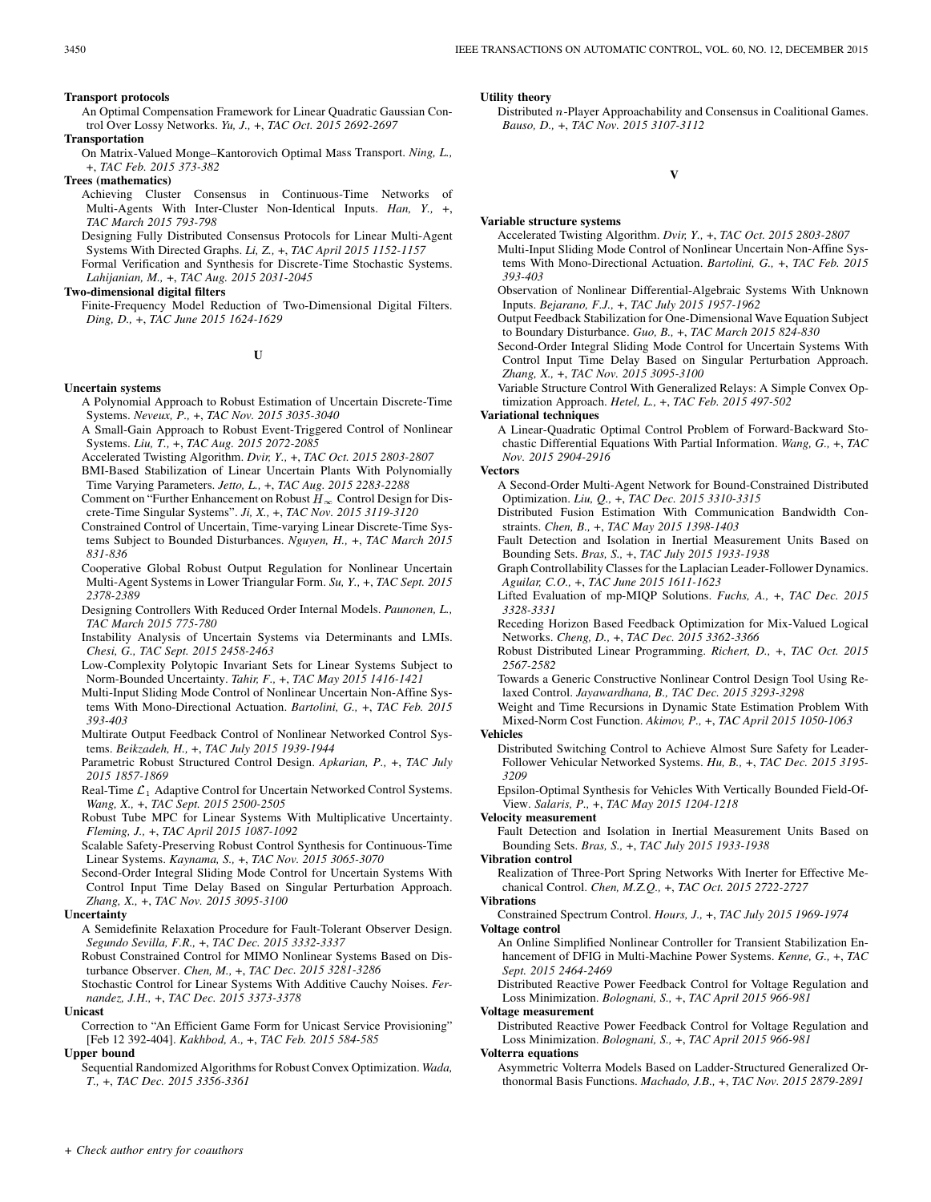**Transport protocols**

An Optimal Compensation Framework for Linear Quadratic Gaussian Control Over Lossy Networks. *Yu, J.,* +, *TAC Oct. 2015 2692-2697*

**Transportation**

On Matrix-Valued Monge–Kantorovich Optimal Mass Transport. *Ning, L.,* +, *TAC Feb. 2015 373-382*

**Trees (mathematics)**

Achieving Cluster Consensus in Continuous-Time Networks of Multi-Agents With Inter-Cluster Non-Identical Inputs. *Han, Y.,* +, *TAC March 2015 793-798*

Designing Fully Distributed Consensus Protocols for Linear Multi-Agent Systems With Directed Graphs. *Li, Z.,* +, *TAC April 2015 1152-1157*

Formal Verification and Synthesis for Discrete-Time Stochastic Systems. *Lahijanian, M.,* +, *TAC Aug. 2015 2031-2045*

**Two-dimensional digital filters**

Finite-Frequency Model Reduction of Two-Dimensional Digital Filters. *Ding, D.,* +, *TAC June 2015 1624-1629*

## U

**Uncertain systems**

A Polynomial Approach to Robust Estimation of Uncertain Discrete-Time Systems. *Neveux, P.,* +, *TAC Nov. 2015 3035-3040*

A Small-Gain Approach to Robust Event-Triggered Control of Nonlinear Systems. *Liu, T.,* +, *TAC Aug. 2015 2072-2085*

Accelerated Twisting Algorithm. *Dvir, Y.,* +, *TAC Oct. 2015 2803-2807*

BMI-Based Stabilization of Linear Uncertain Plants With Polynomially Time Varying Parameters. *Jetto, L.,* +, *TAC Aug. 2015 2283-2288*

Comment on "Further Enhancement on Robust $H_\infty$ Control Design for Discrete-Time Singular Systems". *Ji, X.,* +, *TAC Nov. 2015 3119-3120*

Constrained Control of Uncertain, Time-varying Linear Discrete-Time Systems Subject to Bounded Disturbances. *Nguyen, H.,* +, *TAC March 2015 831-836*

Cooperative Global Robust Output Regulation for Nonlinear Uncertain Multi-Agent Systems in Lower Triangular Form. *Su, Y.,* +, *TAC Sept. 2015 2378-2389*

Designing Controllers With Reduced Order Internal Models. *Paunonen, L., TAC March 2015 775-780*

Instability Analysis of Uncertain Systems via Determinants and LMIs. *Chesi, G., TAC Sept. 2015 2458-2463*

Low-Complexity Polytopic Invariant Sets for Linear Systems Subject to Norm-Bounded Uncertainty. *Tahir, F.,* +, *TAC May 2015 1416-1421*

Multi-Input Sliding Mode Control of Nonlinear Uncertain Non-Affine Systems With Mono-Directional Actuation. *Bartolini, G.,* +, *TAC Feb. 2015 393-403*

Multirate Output Feedback Control of Nonlinear Networked Control Systems. *Beikzadeh, H.,* +, *TAC July 2015 1939-1944*

Parametric Robust Structured Control Design. *Apkarian, P.,* +, *TAC July 2015 1857-1869*

Real-Time $\mathcal{L}_1$ Adaptive Control for Uncertain Networked Control Systems. *Wang, X.,* +, *TAC Sept. 2015 2500-2505*

Robust Tube MPC for Linear Systems With Multiplicative Uncertainty. *Fleming, J.,* +, *TAC April 2015 1087-1092*

Scalable Safety-Preserving Robust Control Synthesis for Continuous-Time Linear Systems. *Kaynama, S.,* +, *TAC Nov. 2015 3065-3070*

Second-Order Integral Sliding Mode Control for Uncertain Systems With Control Input Time Delay Based on Singular Perturbation Approach. *Zhang, X.,* +, *TAC Nov. 2015 3095-3100*

**Uncertainty**

A Semidefinite Relaxation Procedure for Fault-Tolerant Observer Design. *Segundo Sevilla, F.R.,* +, *TAC Dec. 2015 3332-3337*

Robust Constrained Control for MIMO Nonlinear Systems Based on Disturbance Observer. *Chen, M.,* +, *TAC Dec. 2015 3281-3286*

Stochastic Control for Linear Systems With Additive Cauchy Noises. *Fernandez, J.H.,* +, *TAC Dec. 2015 3373-3378*

**Unicast**

Correction to "An Efficient Game Form for Unicast Service Provisioning" [Feb 12 392-404]. *Kakhbod, A.,* +, *TAC Feb. 2015 584-585*

**Upper bound**

Sequential Randomized Algorithms for Robust Convex Optimization. *Wada, T.,* +, *TAC Dec. 2015 3356-3361*

**Utility theory**

Distributed $n$-Player Approachability and Consensus in Coalitional Games. *Bauso, D.,* +, *TAC Nov. 2015 3107-3112*

## V

**Variable structure systems**

Accelerated Twisting Algorithm. *Dvir, Y.,* +, *TAC Oct. 2015 2803-2807*

Multi-Input Sliding Mode Control of Nonlinear Uncertain Non-Affine Systems With Mono-Directional Actuation. *Bartolini, G.,* +, *TAC Feb. 2015 393-403*

Observation of Nonlinear Differential-Algebraic Systems With Unknown Inputs. *Bejarano, F.J.,* +, *TAC July 2015 1957-1962*

Output Feedback Stabilization for One-Dimensional Wave Equation Subject to Boundary Disturbance. *Guo, B.,* +, *TAC March 2015 824-830*

Second-Order Integral Sliding Mode Control for Uncertain Systems With Control Input Time Delay Based on Singular Perturbation Approach. *Zhang, X.,* +, *TAC Nov. 2015 3095-3100*

Variable Structure Control With Generalized Relays: A Simple Convex Optimization Approach. *Hetel, L.,* +, *TAC Feb. 2015 497-502*

**Variational techniques**

A Linear-Quadratic Optimal Control Problem of Forward-Backward Stochastic Differential Equations With Partial Information. *Wang, G.,* +, *TAC Nov. 2015 2904-2916*

**Vectors**

A Second-Order Multi-Agent Network for Bound-Constrained Distributed Optimization. *Liu, Q.,* +, *TAC Dec. 2015 3310-3315*

Distributed Fusion Estimation With Communication Bandwidth Constraints. *Chen, B.,* +, *TAC May 2015 1398-1403*

Fault Detection and Isolation in Inertial Measurement Units Based on Bounding Sets. *Bras, S.,* +, *TAC July 2015 1933-1938*

Graph Controllability Classes for the Laplacian Leader-Follower Dynamics. *Aguilar, C.O.,* +, *TAC June 2015 1611-1623*

Lifted Evaluation of mp-MIQP Solutions. *Fuchs, A.,* +, *TAC Dec. 2015 3328-3331*

Receding Horizon Based Feedback Optimization for Mix-Valued Logical Networks. *Cheng, D.,* +, *TAC Dec. 2015 3362-3366*

Robust Distributed Linear Programming. *Richert, D.,* +, *TAC Oct. 2015 2567-2582*

Towards a Generic Constructive Nonlinear Control Design Tool Using Relaxed Control. *Jayawardhana, B., TAC Dec. 2015 3293-3298*

Weight and Time Recursions in Dynamic State Estimation Problem With Mixed-Norm Cost Function. *Akimov, P.,* +, *TAC April 2015 1050-1063*

**Vehicles**

Distributed Switching Control to Achieve Almost Sure Safety for Leader-Follower Vehicular Networked Systems. *Hu, B.,* +, *TAC Dec. 2015 3195-3209*

Epsilon-Optimal Synthesis for Vehicles With Vertically Bounded Field-Of-View. *Salaris, P.,* +, *TAC May 2015 1204-1218*

**Velocity measurement**

Fault Detection and Isolation in Inertial Measurement Units Based on Bounding Sets. *Bras, S.,* +, *TAC July 2015 1933-1938*

**Vibration control**

Realization of Three-Port Spring Networks With Inerter for Effective Mechanical Control. *Chen, M.Z.Q.,* +, *TAC Oct. 2015 2722-2727*

**Vibrations**

Constrained Spectrum Control. *Hours, J.,* +, *TAC July 2015 1969-1974*

**Voltage control**

An Online Simplified Nonlinear Controller for Transient Stabilization Enhancement of DFIG in Multi-Machine Power Systems. *Kenne, G.,* +, *TAC Sept. 2015 2464-2469*

Distributed Reactive Power Feedback Control for Voltage Regulation and Loss Minimization. *Bolognani, S.,* +, *TAC April 2015 966-981*

**Voltage measurement**

Distributed Reactive Power Feedback Control for Voltage Regulation and Loss Minimization. *Bolognani, S.,* +, *TAC April 2015 966-981*

**Volterra equations**

Asymmetric Volterra Models Based on Ladder-Structured Generalized Orthonormal Basis Functions. *Machado, J.B.,* +, *TAC Nov. 2015 2879-2891*

*+ Check author entry for coauthors*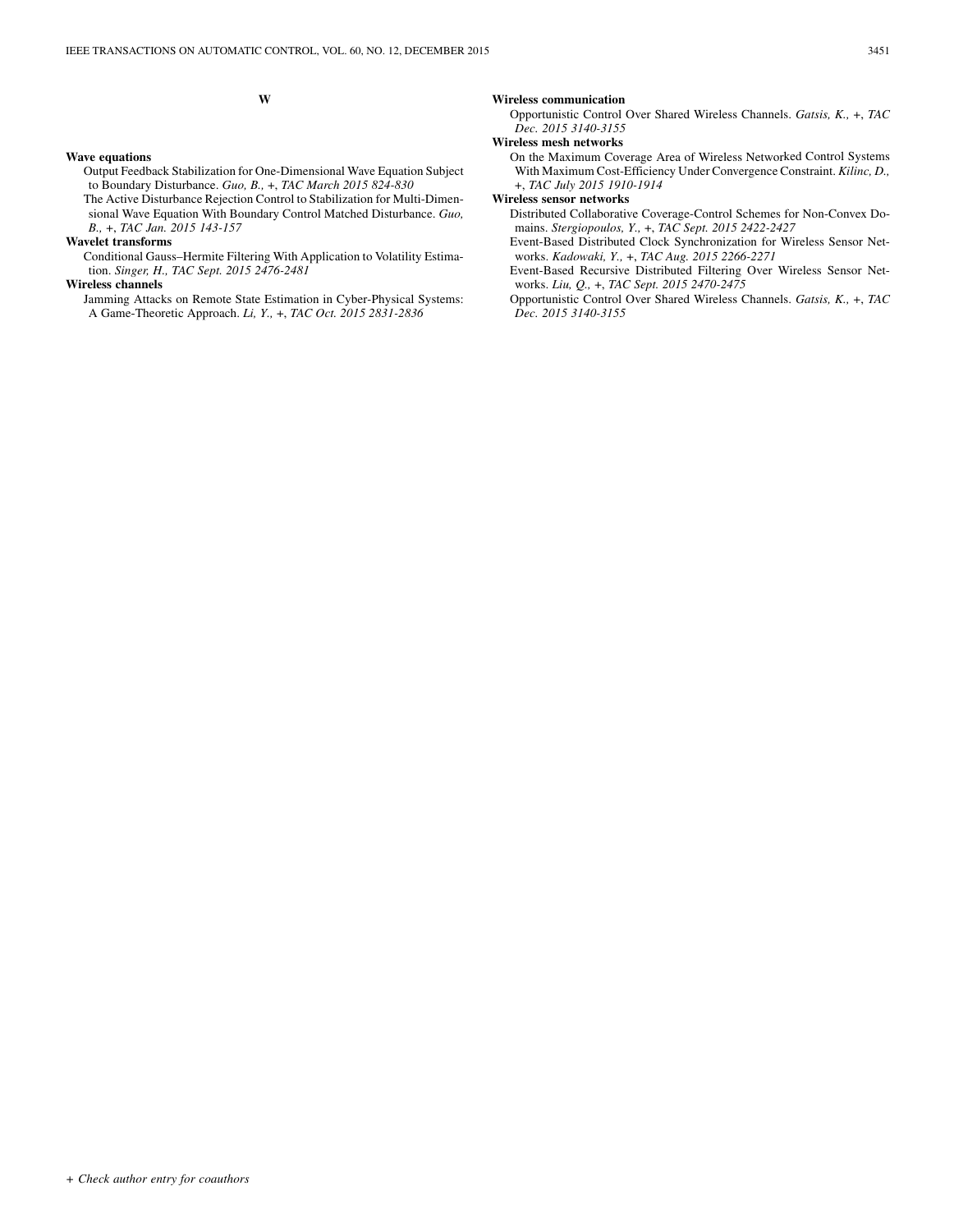## W

**Wave equations**

Output Feedback Stabilization for One-Dimensional Wave Equation Subject to Boundary Disturbance. *Guo, B.,* +, *TAC March 2015 824-830*

The Active Disturbance Rejection Control to Stabilization for Multi-Dimensional Wave Equation With Boundary Control Matched Disturbance. *Guo, B.,* +, *TAC Jan. 2015 143-157*

**Wavelet transforms**

Conditional Gauss–Hermite Filtering With Application to Volatility Estimation. *Singer, H., TAC Sept. 2015 2476-2481*

**Wireless channels**

Jamming Attacks on Remote State Estimation in Cyber-Physical Systems: A Game-Theoretic Approach. *Li, Y.,* +, *TAC Oct. 2015 2831-2836*

**Wireless communication**

Opportunistic Control Over Shared Wireless Channels. *Gatsis, K.,* +, *TAC Dec. 2015 3140-3155*

**Wireless mesh networks**

On the Maximum Coverage Area of Wireless Networked Control Systems With Maximum Cost-Efficiency Under Convergence Constraint. *Kilinc, D.,* +, *TAC July 2015 1910-1914*

**Wireless sensor networks**

Distributed Collaborative Coverage-Control Schemes for Non-Convex Domains. *Stergiopoulos, Y.,* +, *TAC Sept. 2015 2422-2427*

Event-Based Distributed Clock Synchronization for Wireless Sensor Networks. *Kadowaki, Y.,* +, *TAC Aug. 2015 2266-2271*

Event-Based Recursive Distributed Filtering Over Wireless Sensor Networks. *Liu, Q.,* +, *TAC Sept. 2015 2470-2475*

Opportunistic Control Over Shared Wireless Channels. *Gatsis, K.,* +, *TAC Dec. 2015 3140-3155*

*+ Check author entry for coauthors*